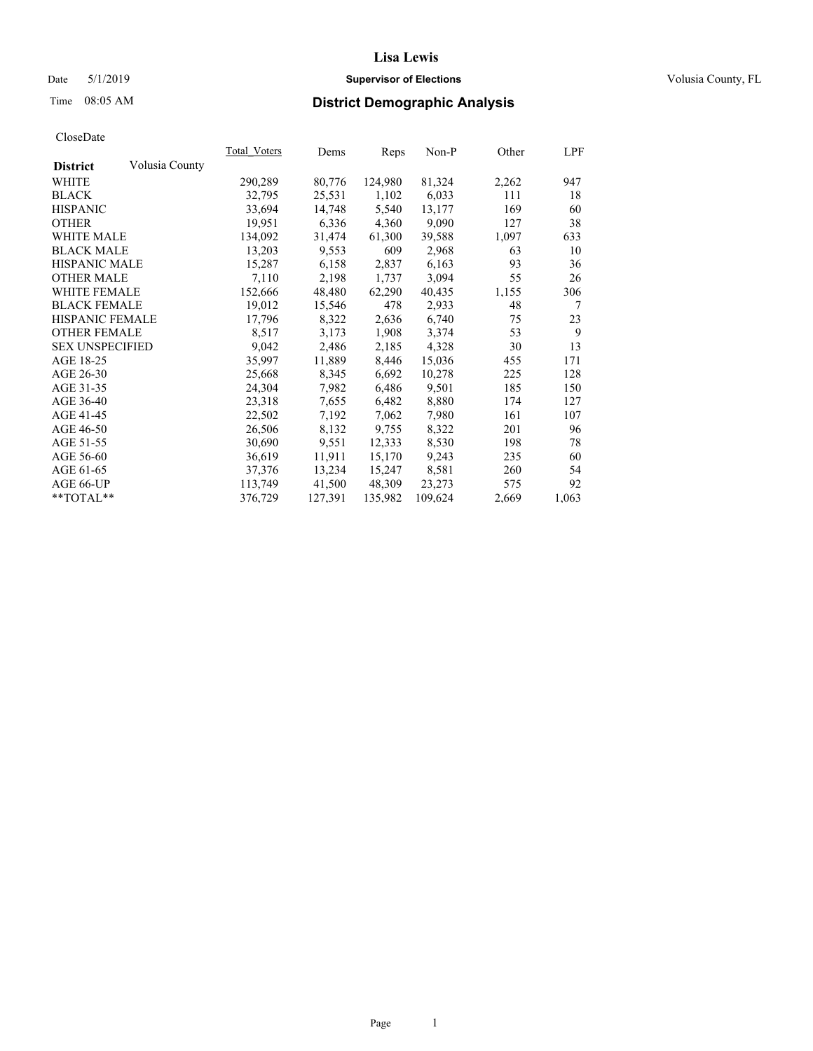# Lisa Lewis

Date 5/1/2019 **Supervisor of Elections** Volusia County, FL

Time 08:05 AM **District Demographic Analysis**

CloseDate

| **District** Volusia County | Total_Voters | Dems | Reps | Non-P | Other | LPF |
|---|---|---|---|---|---|---|
| WHITE | 290,289 | 80,776 | 124,980 | 81,324 | 2,262 | 947 |
| BLACK | 32,795 | 25,531 | 1,102 | 6,033 | 111 | 18 |
| HISPANIC | 33,694 | 14,748 | 5,540 | 13,177 | 169 | 60 |
| OTHER | 19,951 | 6,336 | 4,360 | 9,090 | 127 | 38 |
| WHITE MALE | 134,092 | 31,474 | 61,300 | 39,588 | 1,097 | 633 |
| BLACK MALE | 13,203 | 9,553 | 609 | 2,968 | 63 | 10 |
| HISPANIC MALE | 15,287 | 6,158 | 2,837 | 6,163 | 93 | 36 |
| OTHER MALE | 7,110 | 2,198 | 1,737 | 3,094 | 55 | 26 |
| WHITE FEMALE | 152,666 | 48,480 | 62,290 | 40,435 | 1,155 | 306 |
| BLACK FEMALE | 19,012 | 15,546 | 478 | 2,933 | 48 | 7 |
| HISPANIC FEMALE | 17,796 | 8,322 | 2,636 | 6,740 | 75 | 23 |
| OTHER FEMALE | 8,517 | 3,173 | 1,908 | 3,374 | 53 | 9 |
| SEX UNSPECIFIED | 9,042 | 2,486 | 2,185 | 4,328 | 30 | 13 |
| AGE 18-25 | 35,997 | 11,889 | 8,446 | 15,036 | 455 | 171 |
| AGE 26-30 | 25,668 | 8,345 | 6,692 | 10,278 | 225 | 128 |
| AGE 31-35 | 24,304 | 7,982 | 6,486 | 9,501 | 185 | 150 |
| AGE 36-40 | 23,318 | 7,655 | 6,482 | 8,880 | 174 | 127 |
| AGE 41-45 | 22,502 | 7,192 | 7,062 | 7,980 | 161 | 107 |
| AGE 46-50 | 26,506 | 8,132 | 9,755 | 8,322 | 201 | 96 |
| AGE 51-55 | 30,690 | 9,551 | 12,333 | 8,530 | 198 | 78 |
| AGE 56-60 | 36,619 | 11,911 | 15,170 | 9,243 | 235 | 60 |
| AGE 61-65 | 37,376 | 13,234 | 15,247 | 8,581 | 260 | 54 |
| AGE 66-UP | 113,749 | 41,500 | 48,309 | 23,273 | 575 | 92 |
| **TOTAL** | 376,729 | 127,391 | 135,982 | 109,624 | 2,669 | 1,063 |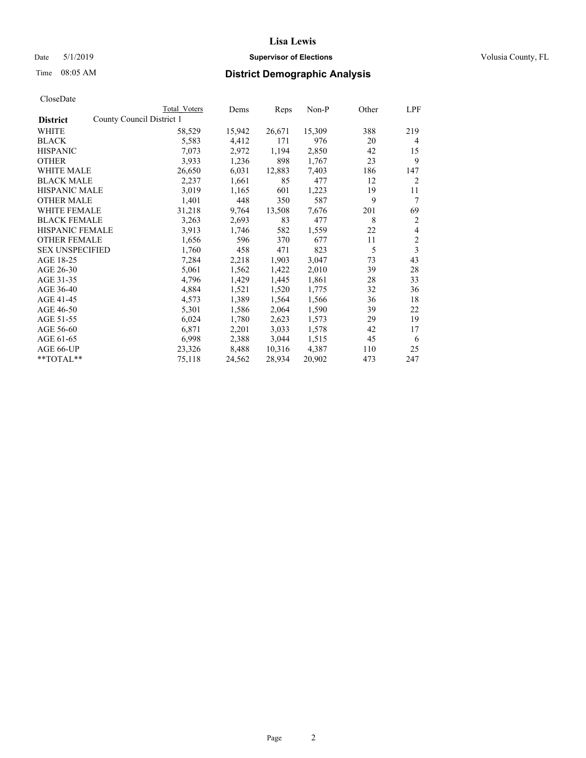Lisa Lewis

Date 5/1/2019 **Supervisor of Elections** Volusia County, FL

Time 08:05 AM **District Demographic Analysis**

CloseDate

| District | Total Voters | Dems | Reps | Non-P | Other | LPF |
|---|---|---|---|---|---|---|
| County Council District 1 | | | | | | |
| WHITE | 58,529 | 15,942 | 26,671 | 15,309 | 388 | 219 |
| BLACK | 5,583 | 4,412 | 171 | 976 | 20 | 4 |
| HISPANIC | 7,073 | 2,972 | 1,194 | 2,850 | 42 | 15 |
| OTHER | 3,933 | 1,236 | 898 | 1,767 | 23 | 9 |
| WHITE MALE | 26,650 | 6,031 | 12,883 | 7,403 | 186 | 147 |
| BLACK MALE | 2,237 | 1,661 | 85 | 477 | 12 | 2 |
| HISPANIC MALE | 3,019 | 1,165 | 601 | 1,223 | 19 | 11 |
| OTHER MALE | 1,401 | 448 | 350 | 587 | 9 | 7 |
| WHITE FEMALE | 31,218 | 9,764 | 13,508 | 7,676 | 201 | 69 |
| BLACK FEMALE | 3,263 | 2,693 | 83 | 477 | 8 | 2 |
| HISPANIC FEMALE | 3,913 | 1,746 | 582 | 1,559 | 22 | 4 |
| OTHER FEMALE | 1,656 | 596 | 370 | 677 | 11 | 2 |
| SEX UNSPECIFIED | 1,760 | 458 | 471 | 823 | 5 | 3 |
| AGE 18-25 | 7,284 | 2,218 | 1,903 | 3,047 | 73 | 43 |
| AGE 26-30 | 5,061 | 1,562 | 1,422 | 2,010 | 39 | 28 |
| AGE 31-35 | 4,796 | 1,429 | 1,445 | 1,861 | 28 | 33 |
| AGE 36-40 | 4,884 | 1,521 | 1,520 | 1,775 | 32 | 36 |
| AGE 41-45 | 4,573 | 1,389 | 1,564 | 1,566 | 36 | 18 |
| AGE 46-50 | 5,301 | 1,586 | 2,064 | 1,590 | 39 | 22 |
| AGE 51-55 | 6,024 | 1,780 | 2,623 | 1,573 | 29 | 19 |
| AGE 56-60 | 6,871 | 2,201 | 3,033 | 1,578 | 42 | 17 |
| AGE 61-65 | 6,998 | 2,388 | 3,044 | 1,515 | 45 | 6 |
| AGE 66-UP | 23,326 | 8,488 | 10,316 | 4,387 | 110 | 25 |
| **TOTAL** | 75,118 | 24,562 | 28,934 | 20,902 | 473 | 247 |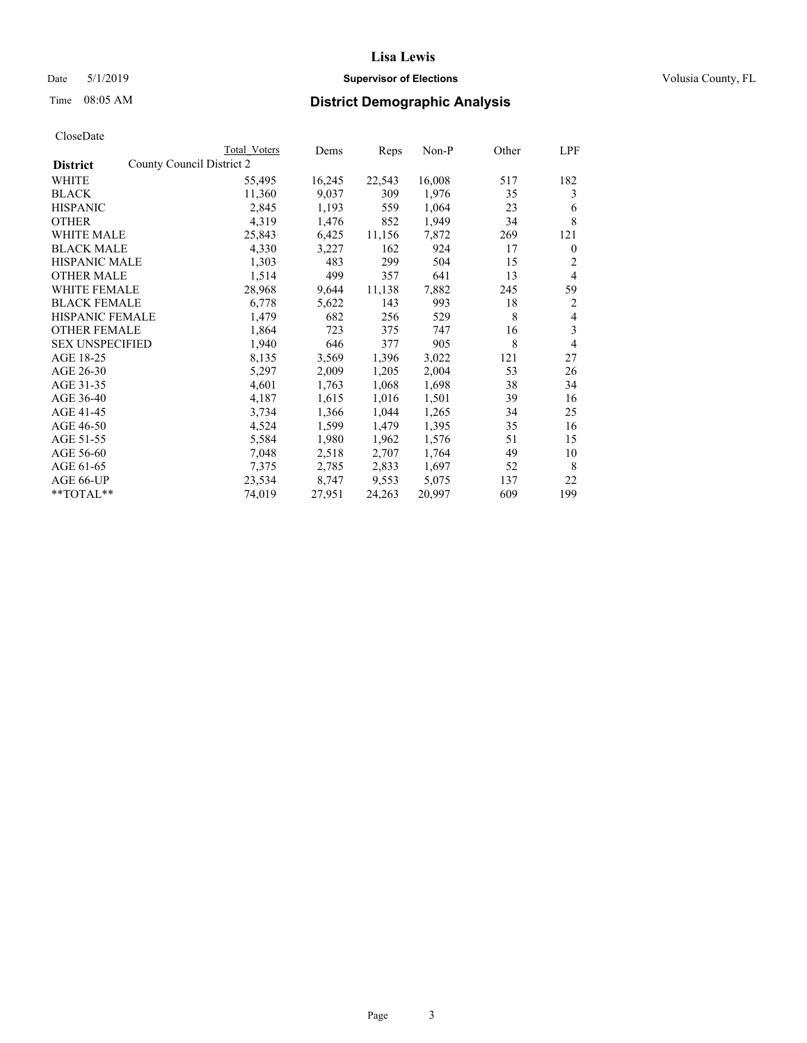# Lisa Lewis

Date 5/1/2019 **Supervisor of Elections** Volusia County, FL

Time 08:05 AM **District Demographic Analysis**

CloseDate

| District | Total Voters | Dems | Reps | Non-P | Other | LPF |
|---|---|---|---|---|---|---|
| **County Council District 2** | | | | | | |
| WHITE | 55,495 | 16,245 | 22,543 | 16,008 | 517 | 182 |
| BLACK | 11,360 | 9,037 | 309 | 1,976 | 35 | 3 |
| HISPANIC | 2,845 | 1,193 | 559 | 1,064 | 23 | 6 |
| OTHER | 4,319 | 1,476 | 852 | 1,949 | 34 | 8 |
| WHITE MALE | 25,843 | 6,425 | 11,156 | 7,872 | 269 | 121 |
| BLACK MALE | 4,330 | 3,227 | 162 | 924 | 17 | 0 |
| HISPANIC MALE | 1,303 | 483 | 299 | 504 | 15 | 2 |
| OTHER MALE | 1,514 | 499 | 357 | 641 | 13 | 4 |
| WHITE FEMALE | 28,968 | 9,644 | 11,138 | 7,882 | 245 | 59 |
| BLACK FEMALE | 6,778 | 5,622 | 143 | 993 | 18 | 2 |
| HISPANIC FEMALE | 1,479 | 682 | 256 | 529 | 8 | 4 |
| OTHER FEMALE | 1,864 | 723 | 375 | 747 | 16 | 3 |
| SEX UNSPECIFIED | 1,940 | 646 | 377 | 905 | 8 | 4 |
| AGE 18-25 | 8,135 | 3,569 | 1,396 | 3,022 | 121 | 27 |
| AGE 26-30 | 5,297 | 2,009 | 1,205 | 2,004 | 53 | 26 |
| AGE 31-35 | 4,601 | 1,763 | 1,068 | 1,698 | 38 | 34 |
| AGE 36-40 | 4,187 | 1,615 | 1,016 | 1,501 | 39 | 16 |
| AGE 41-45 | 3,734 | 1,366 | 1,044 | 1,265 | 34 | 25 |
| AGE 46-50 | 4,524 | 1,599 | 1,479 | 1,395 | 35 | 16 |
| AGE 51-55 | 5,584 | 1,980 | 1,962 | 1,576 | 51 | 15 |
| AGE 56-60 | 7,048 | 2,518 | 2,707 | 1,764 | 49 | 10 |
| AGE 61-65 | 7,375 | 2,785 | 2,833 | 1,697 | 52 | 8 |
| AGE 66-UP | 23,534 | 8,747 | 9,553 | 5,075 | 137 | 22 |
| **TOTAL** | 74,019 | 27,951 | 24,263 | 20,997 | 609 | 199 |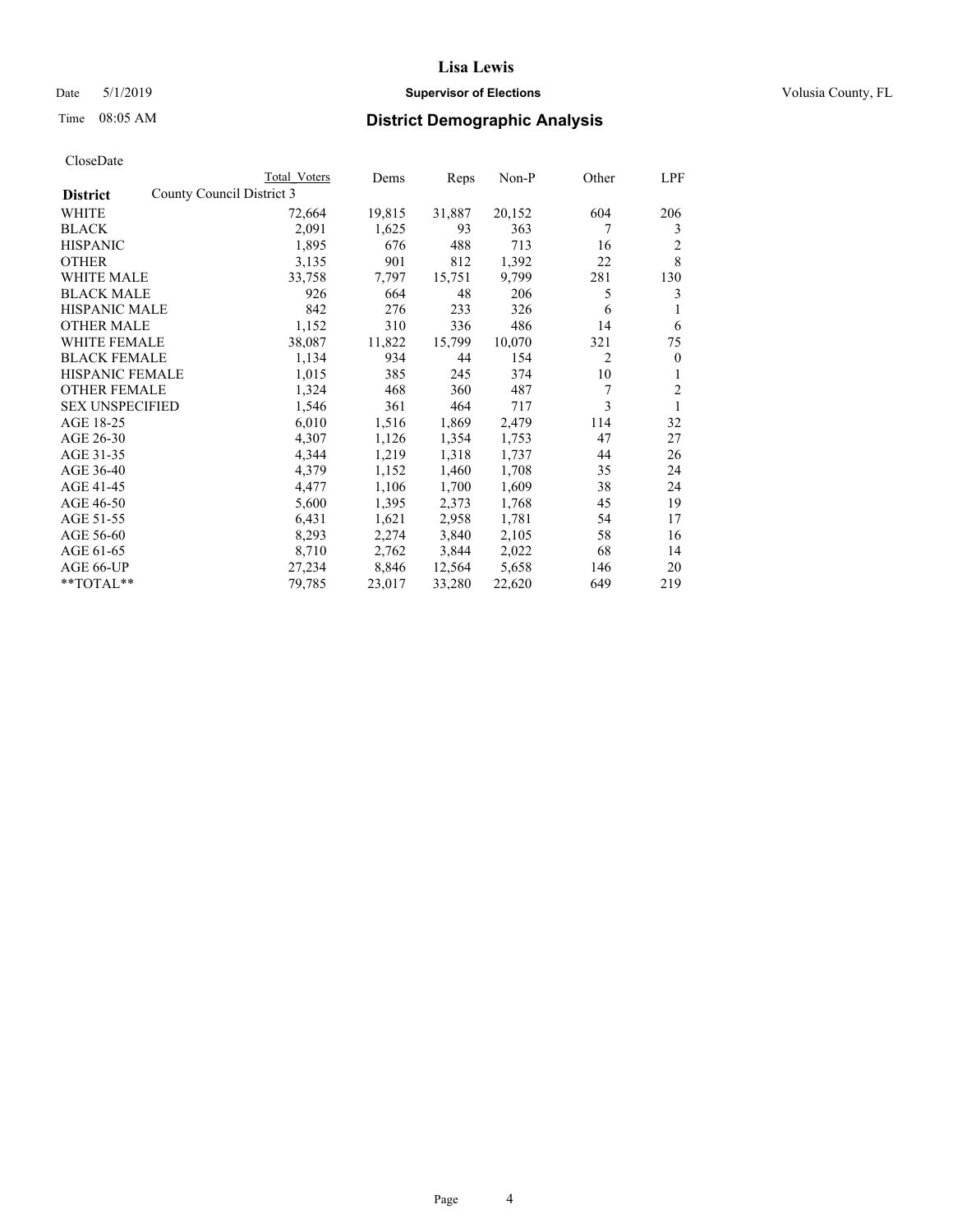**Lisa Lewis**

Date 5/1/2019 **Supervisor of Elections** Volusia County, FL

Time 08:05 AM **District Demographic Analysis**

CloseDate

| District | Total Voters | Dems | Reps | Non-P | Other | LPF |
|---|---|---|---|---|---|---|
| **County Council District 3** | | | | | | |
| WHITE | 72,664 | 19,815 | 31,887 | 20,152 | 604 | 206 |
| BLACK | 2,091 | 1,625 | 93 | 363 | 7 | 3 |
| HISPANIC | 1,895 | 676 | 488 | 713 | 16 | 2 |
| OTHER | 3,135 | 901 | 812 | 1,392 | 22 | 8 |
| WHITE MALE | 33,758 | 7,797 | 15,751 | 9,799 | 281 | 130 |
| BLACK MALE | 926 | 664 | 48 | 206 | 5 | 3 |
| HISPANIC MALE | 842 | 276 | 233 | 326 | 6 | 1 |
| OTHER MALE | 1,152 | 310 | 336 | 486 | 14 | 6 |
| WHITE FEMALE | 38,087 | 11,822 | 15,799 | 10,070 | 321 | 75 |
| BLACK FEMALE | 1,134 | 934 | 44 | 154 | 2 | 0 |
| HISPANIC FEMALE | 1,015 | 385 | 245 | 374 | 10 | 1 |
| OTHER FEMALE | 1,324 | 468 | 360 | 487 | 7 | 2 |
| SEX UNSPECIFIED | 1,546 | 361 | 464 | 717 | 3 | 1 |
| AGE 18-25 | 6,010 | 1,516 | 1,869 | 2,479 | 114 | 32 |
| AGE 26-30 | 4,307 | 1,126 | 1,354 | 1,753 | 47 | 27 |
| AGE 31-35 | 4,344 | 1,219 | 1,318 | 1,737 | 44 | 26 |
| AGE 36-40 | 4,379 | 1,152 | 1,460 | 1,708 | 35 | 24 |
| AGE 41-45 | 4,477 | 1,106 | 1,700 | 1,609 | 38 | 24 |
| AGE 46-50 | 5,600 | 1,395 | 2,373 | 1,768 | 45 | 19 |
| AGE 51-55 | 6,431 | 1,621 | 2,958 | 1,781 | 54 | 17 |
| AGE 56-60 | 8,293 | 2,274 | 3,840 | 2,105 | 58 | 16 |
| AGE 61-65 | 8,710 | 2,762 | 3,844 | 2,022 | 68 | 14 |
| AGE 66-UP | 27,234 | 8,846 | 12,564 | 5,658 | 146 | 20 |
| **TOTAL** | 79,785 | 23,017 | 33,280 | 22,620 | 649 | 219 |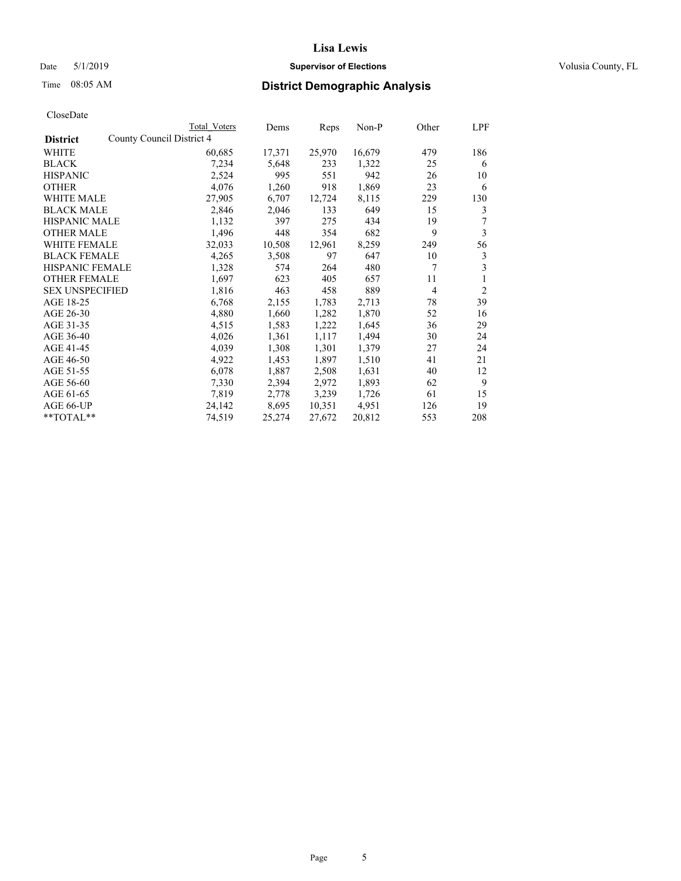# Lisa Lewis

Date 5/1/2019 **Supervisor of Elections** Volusia County, FL

Time 08:05 AM **District Demographic Analysis**

CloseDate

| **District** | County Council District 4 | Total Voters | Dems | Reps | Non-P | Other | LPF |
|---|---|---|---|---|---|---|---|
| WHITE | | 60,685 | 17,371 | 25,970 | 16,679 | 479 | 186 |
| BLACK | | 7,234 | 5,648 | 233 | 1,322 | 25 | 6 |
| HISPANIC | | 2,524 | 995 | 551 | 942 | 26 | 10 |
| OTHER | | 4,076 | 1,260 | 918 | 1,869 | 23 | 6 |
| WHITE MALE | | 27,905 | 6,707 | 12,724 | 8,115 | 229 | 130 |
| BLACK MALE | | 2,846 | 2,046 | 133 | 649 | 15 | 3 |
| HISPANIC MALE | | 1,132 | 397 | 275 | 434 | 19 | 7 |
| OTHER MALE | | 1,496 | 448 | 354 | 682 | 9 | 3 |
| WHITE FEMALE | | 32,033 | 10,508 | 12,961 | 8,259 | 249 | 56 |
| BLACK FEMALE | | 4,265 | 3,508 | 97 | 647 | 10 | 3 |
| HISPANIC FEMALE | | 1,328 | 574 | 264 | 480 | 7 | 3 |
| OTHER FEMALE | | 1,697 | 623 | 405 | 657 | 11 | 1 |
| SEX UNSPECIFIED | | 1,816 | 463 | 458 | 889 | 4 | 2 |
| AGE 18-25 | | 6,768 | 2,155 | 1,783 | 2,713 | 78 | 39 |
| AGE 26-30 | | 4,880 | 1,660 | 1,282 | 1,870 | 52 | 16 |
| AGE 31-35 | | 4,515 | 1,583 | 1,222 | 1,645 | 36 | 29 |
| AGE 36-40 | | 4,026 | 1,361 | 1,117 | 1,494 | 30 | 24 |
| AGE 41-45 | | 4,039 | 1,308 | 1,301 | 1,379 | 27 | 24 |
| AGE 46-50 | | 4,922 | 1,453 | 1,897 | 1,510 | 41 | 21 |
| AGE 51-55 | | 6,078 | 1,887 | 2,508 | 1,631 | 40 | 12 |
| AGE 56-60 | | 7,330 | 2,394 | 2,972 | 1,893 | 62 | 9 |
| AGE 61-65 | | 7,819 | 2,778 | 3,239 | 1,726 | 61 | 15 |
| AGE 66-UP | | 24,142 | 8,695 | 10,351 | 4,951 | 126 | 19 |
| **TOTAL** | | 74,519 | 25,274 | 27,672 | 20,812 | 553 | 208 |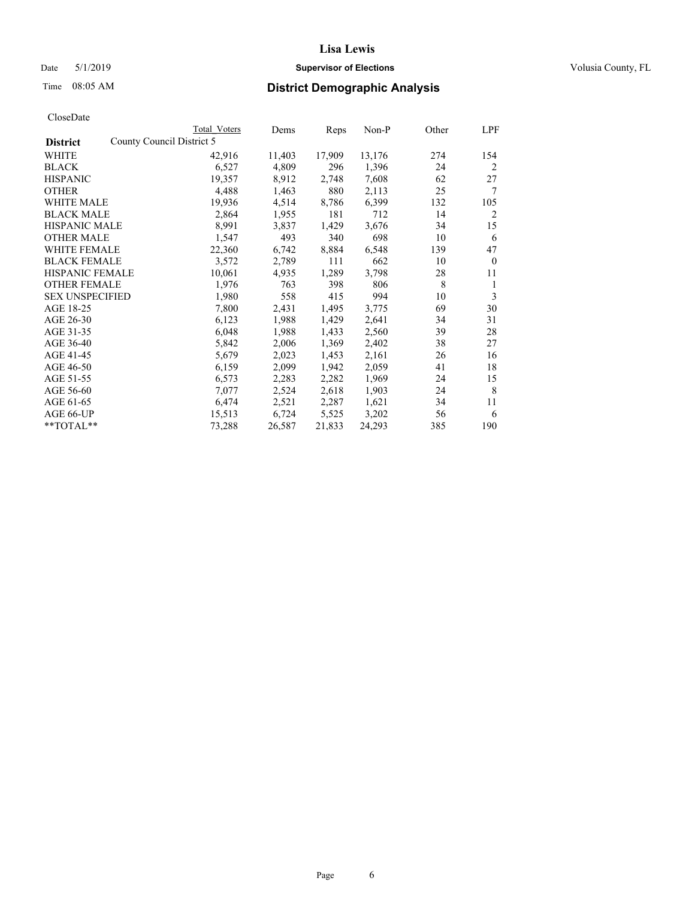**Lisa Lewis**

Date 5/1/2019 **Supervisor of Elections** Volusia County, FL

Time 08:05 AM **District Demographic Analysis**

CloseDate

| | Total Voters | Dems | Reps | Non-P | Other | LPF |
|---|---|---|---|---|---|---|
| **District** County Council District 5 | | | | | | |
| WHITE | 42,916 | 11,403 | 17,909 | 13,176 | 274 | 154 |
| BLACK | 6,527 | 4,809 | 296 | 1,396 | 24 | 2 |
| HISPANIC | 19,357 | 8,912 | 2,748 | 7,608 | 62 | 27 |
| OTHER | 4,488 | 1,463 | 880 | 2,113 | 25 | 7 |
| WHITE MALE | 19,936 | 4,514 | 8,786 | 6,399 | 132 | 105 |
| BLACK MALE | 2,864 | 1,955 | 181 | 712 | 14 | 2 |
| HISPANIC MALE | 8,991 | 3,837 | 1,429 | 3,676 | 34 | 15 |
| OTHER MALE | 1,547 | 493 | 340 | 698 | 10 | 6 |
| WHITE FEMALE | 22,360 | 6,742 | 8,884 | 6,548 | 139 | 47 |
| BLACK FEMALE | 3,572 | 2,789 | 111 | 662 | 10 | 0 |
| HISPANIC FEMALE | 10,061 | 4,935 | 1,289 | 3,798 | 28 | 11 |
| OTHER FEMALE | 1,976 | 763 | 398 | 806 | 8 | 1 |
| SEX UNSPECIFIED | 1,980 | 558 | 415 | 994 | 10 | 3 |
| AGE 18-25 | 7,800 | 2,431 | 1,495 | 3,775 | 69 | 30 |
| AGE 26-30 | 6,123 | 1,988 | 1,429 | 2,641 | 34 | 31 |
| AGE 31-35 | 6,048 | 1,988 | 1,433 | 2,560 | 39 | 28 |
| AGE 36-40 | 5,842 | 2,006 | 1,369 | 2,402 | 38 | 27 |
| AGE 41-45 | 5,679 | 2,023 | 1,453 | 2,161 | 26 | 16 |
| AGE 46-50 | 6,159 | 2,099 | 1,942 | 2,059 | 41 | 18 |
| AGE 51-55 | 6,573 | 2,283 | 2,282 | 1,969 | 24 | 15 |
| AGE 56-60 | 7,077 | 2,524 | 2,618 | 1,903 | 24 | 8 |
| AGE 61-65 | 6,474 | 2,521 | 2,287 | 1,621 | 34 | 11 |
| AGE 66-UP | 15,513 | 6,724 | 5,525 | 3,202 | 56 | 6 |
| **TOTAL** | 73,288 | 26,587 | 21,833 | 24,293 | 385 | 190 |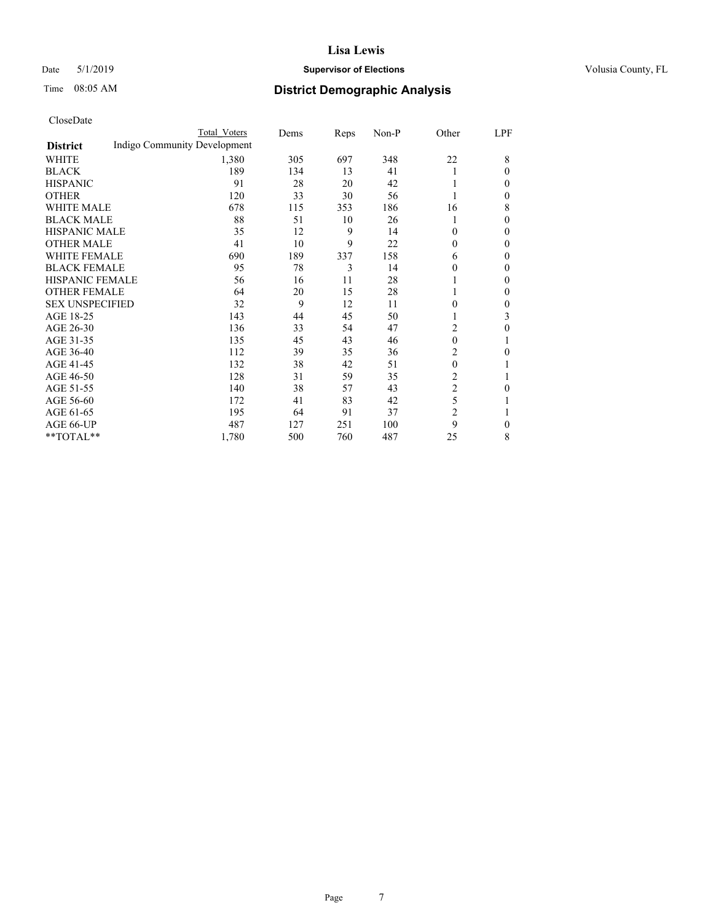# Lisa Lewis

Date 5/1/2019 **Supervisor of Elections** Volusia County, FL

Time 08:05 AM **District Demographic Analysis**

CloseDate

| District | Indigo Community Development Total Voters | Dems | Reps | Non-P | Other | LPF |
|---|---|---|---|---|---|---|
| WHITE | 1,380 | 305 | 697 | 348 | 22 | 8 |
| BLACK | 189 | 134 | 13 | 41 | 1 | 0 |
| HISPANIC | 91 | 28 | 20 | 42 | 1 | 0 |
| OTHER | 120 | 33 | 30 | 56 | 1 | 0 |
| WHITE MALE | 678 | 115 | 353 | 186 | 16 | 8 |
| BLACK MALE | 88 | 51 | 10 | 26 | 1 | 0 |
| HISPANIC MALE | 35 | 12 | 9 | 14 | 0 | 0 |
| OTHER MALE | 41 | 10 | 9 | 22 | 0 | 0 |
| WHITE FEMALE | 690 | 189 | 337 | 158 | 6 | 0 |
| BLACK FEMALE | 95 | 78 | 3 | 14 | 0 | 0 |
| HISPANIC FEMALE | 56 | 16 | 11 | 28 | 1 | 0 |
| OTHER FEMALE | 64 | 20 | 15 | 28 | 1 | 0 |
| SEX UNSPECIFIED | 32 | 9 | 12 | 11 | 0 | 0 |
| AGE 18-25 | 143 | 44 | 45 | 50 | 1 | 3 |
| AGE 26-30 | 136 | 33 | 54 | 47 | 2 | 0 |
| AGE 31-35 | 135 | 45 | 43 | 46 | 0 | 1 |
| AGE 36-40 | 112 | 39 | 35 | 36 | 2 | 0 |
| AGE 41-45 | 132 | 38 | 42 | 51 | 0 | 1 |
| AGE 46-50 | 128 | 31 | 59 | 35 | 2 | 1 |
| AGE 51-55 | 140 | 38 | 57 | 43 | 2 | 0 |
| AGE 56-60 | 172 | 41 | 83 | 42 | 5 | 1 |
| AGE 61-65 | 195 | 64 | 91 | 37 | 2 | 1 |
| AGE 66-UP | 487 | 127 | 251 | 100 | 9 | 0 |
| **TOTAL** | 1,780 | 500 | 760 | 487 | 25 | 8 |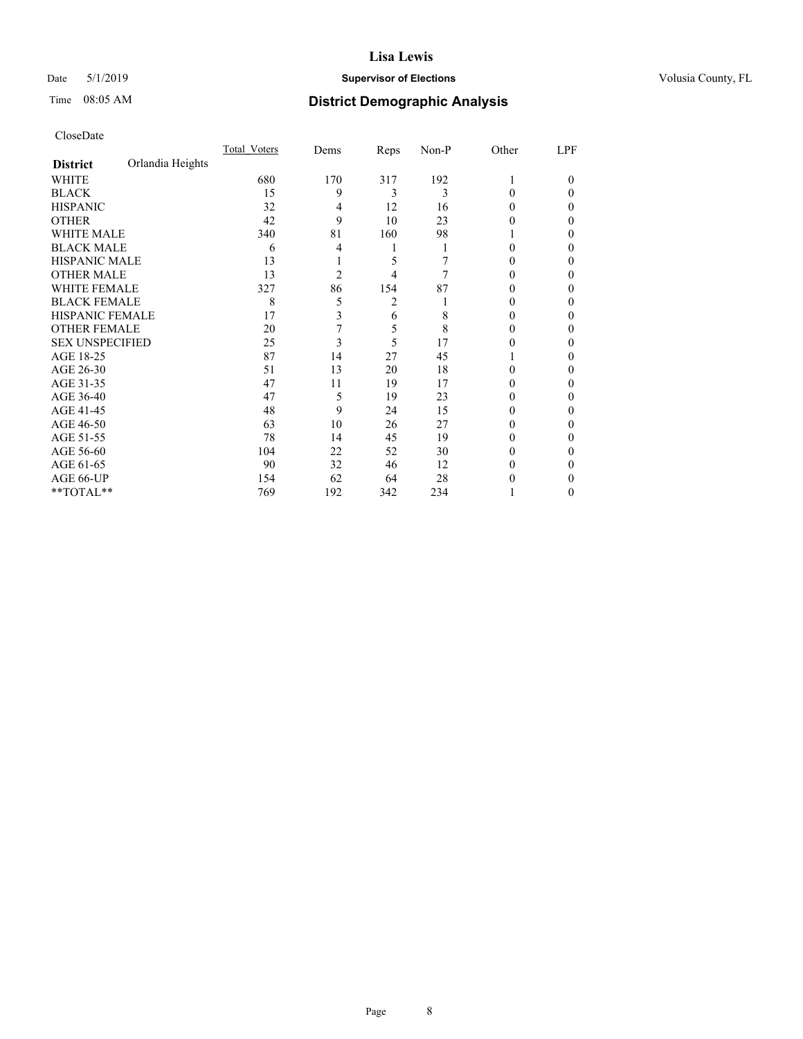# Lisa Lewis

Date 5/1/2019 **Supervisor of Elections** Volusia County, FL

Time 08:05 AM **District Demographic Analysis**

CloseDate

| District: Orlandia Heights | Total_Voters | Dems | Reps | Non-P | Other | LPF |
|---|---|---|---|---|---|---|
| WHITE | 680 | 170 | 317 | 192 | 1 | 0 |
| BLACK | 15 | 9 | 3 | 3 | 0 | 0 |
| HISPANIC | 32 | 4 | 12 | 16 | 0 | 0 |
| OTHER | 42 | 9 | 10 | 23 | 0 | 0 |
| WHITE MALE | 340 | 81 | 160 | 98 | 1 | 0 |
| BLACK MALE | 6 | 4 | 1 | 1 | 0 | 0 |
| HISPANIC MALE | 13 | 1 | 5 | 7 | 0 | 0 |
| OTHER MALE | 13 | 2 | 4 | 7 | 0 | 0 |
| WHITE FEMALE | 327 | 86 | 154 | 87 | 0 | 0 |
| BLACK FEMALE | 8 | 5 | 2 | 1 | 0 | 0 |
| HISPANIC FEMALE | 17 | 3 | 6 | 8 | 0 | 0 |
| OTHER FEMALE | 20 | 7 | 5 | 8 | 0 | 0 |
| SEX UNSPECIFIED | 25 | 3 | 5 | 17 | 0 | 0 |
| AGE 18-25 | 87 | 14 | 27 | 45 | 1 | 0 |
| AGE 26-30 | 51 | 13 | 20 | 18 | 0 | 0 |
| AGE 31-35 | 47 | 11 | 19 | 17 | 0 | 0 |
| AGE 36-40 | 47 | 5 | 19 | 23 | 0 | 0 |
| AGE 41-45 | 48 | 9 | 24 | 15 | 0 | 0 |
| AGE 46-50 | 63 | 10 | 26 | 27 | 0 | 0 |
| AGE 51-55 | 78 | 14 | 45 | 19 | 0 | 0 |
| AGE 56-60 | 104 | 22 | 52 | 30 | 0 | 0 |
| AGE 61-65 | 90 | 32 | 46 | 12 | 0 | 0 |
| AGE 66-UP | 154 | 62 | 64 | 28 | 0 | 0 |
| **TOTAL** | 769 | 192 | 342 | 234 | 1 | 0 |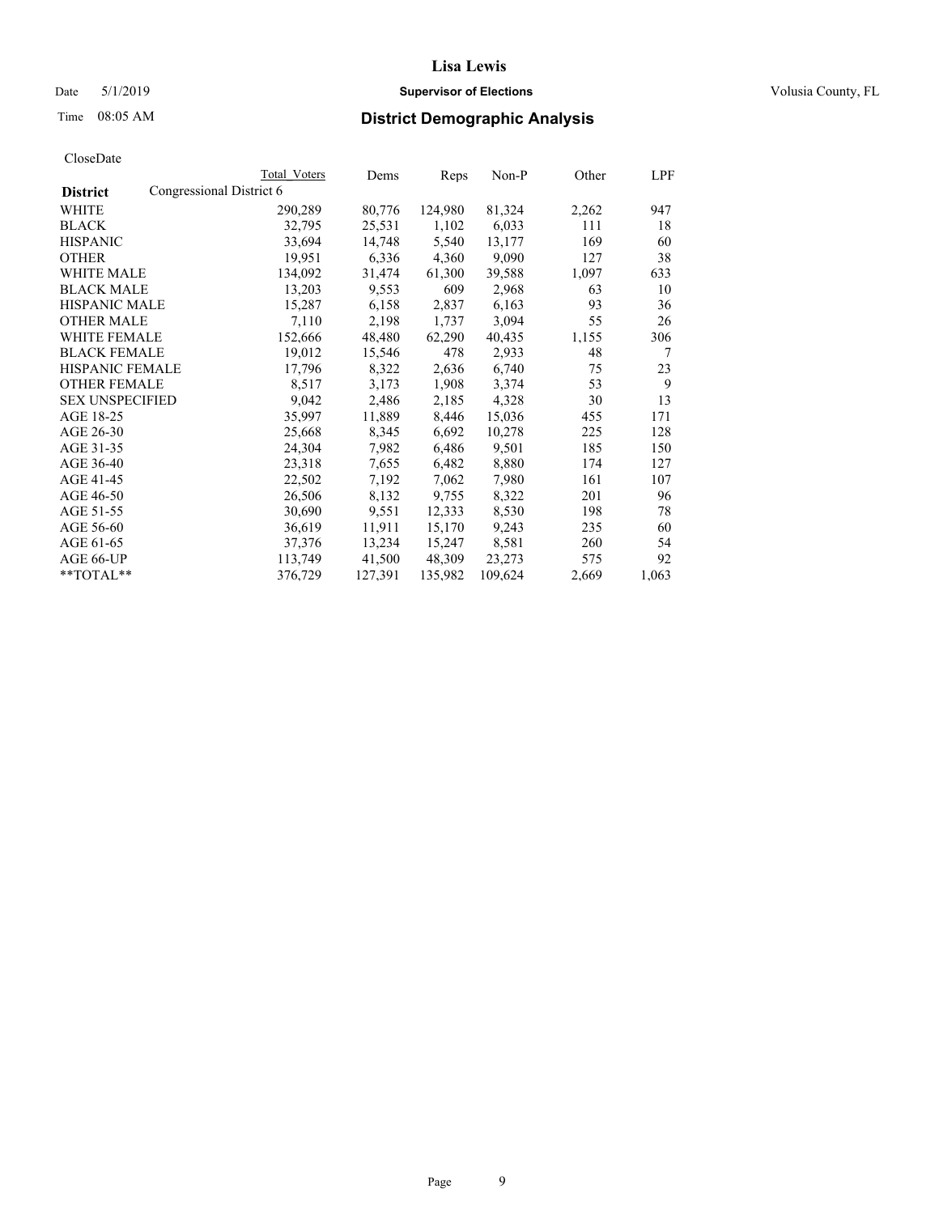**Lisa Lewis**

Date 5/1/2019 **Supervisor of Elections** Volusia County, FL

Time 08:05 AM

## District Demographic Analysis

CloseDate

| **District** | Congressional District 6 | Total Voters | Dems | Reps | Non-P | Other | LPF |
|---|---|---|---|---|---|---|---|
| WHITE | | 290,289 | 80,776 | 124,980 | 81,324 | 2,262 | 947 |
| BLACK | | 32,795 | 25,531 | 1,102 | 6,033 | 111 | 18 |
| HISPANIC | | 33,694 | 14,748 | 5,540 | 13,177 | 169 | 60 |
| OTHER | | 19,951 | 6,336 | 4,360 | 9,090 | 127 | 38 |
| WHITE MALE | | 134,092 | 31,474 | 61,300 | 39,588 | 1,097 | 633 |
| BLACK MALE | | 13,203 | 9,553 | 609 | 2,968 | 63 | 10 |
| HISPANIC MALE | | 15,287 | 6,158 | 2,837 | 6,163 | 93 | 36 |
| OTHER MALE | | 7,110 | 2,198 | 1,737 | 3,094 | 55 | 26 |
| WHITE FEMALE | | 152,666 | 48,480 | 62,290 | 40,435 | 1,155 | 306 |
| BLACK FEMALE | | 19,012 | 15,546 | 478 | 2,933 | 48 | 7 |
| HISPANIC FEMALE | | 17,796 | 8,322 | 2,636 | 6,740 | 75 | 23 |
| OTHER FEMALE | | 8,517 | 3,173 | 1,908 | 3,374 | 53 | 9 |
| SEX UNSPECIFIED | | 9,042 | 2,486 | 2,185 | 4,328 | 30 | 13 |
| AGE 18-25 | | 35,997 | 11,889 | 8,446 | 15,036 | 455 | 171 |
| AGE 26-30 | | 25,668 | 8,345 | 6,692 | 10,278 | 225 | 128 |
| AGE 31-35 | | 24,304 | 7,982 | 6,486 | 9,501 | 185 | 150 |
| AGE 36-40 | | 23,318 | 7,655 | 6,482 | 8,880 | 174 | 127 |
| AGE 41-45 | | 22,502 | 7,192 | 7,062 | 7,980 | 161 | 107 |
| AGE 46-50 | | 26,506 | 8,132 | 9,755 | 8,322 | 201 | 96 |
| AGE 51-55 | | 30,690 | 9,551 | 12,333 | 8,530 | 198 | 78 |
| AGE 56-60 | | 36,619 | 11,911 | 15,170 | 9,243 | 235 | 60 |
| AGE 61-65 | | 37,376 | 13,234 | 15,247 | 8,581 | 260 | 54 |
| AGE 66-UP | | 113,749 | 41,500 | 48,309 | 23,273 | 575 | 92 |
| **TOTAL** | | 376,729 | 127,391 | 135,982 | 109,624 | 2,669 | 1,063 |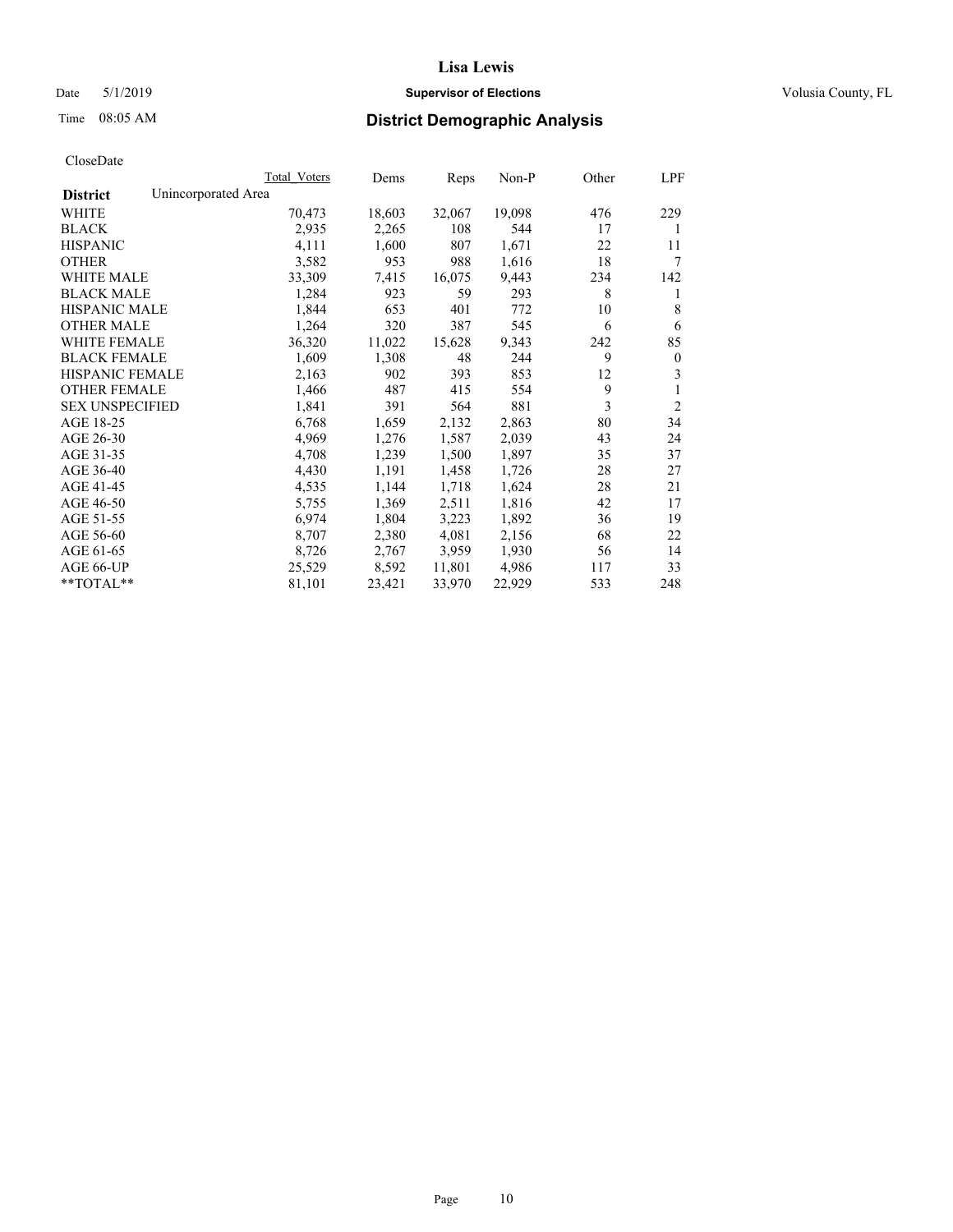**Lisa Lewis**

Date 5/1/2019 **Supervisor of Elections** Volusia County, FL

Time 08:05 AM **District Demographic Analysis**

CloseDate

| | Total_Voters | Dems | Reps | Non-P | Other | LPF |
|---|---|---|---|---|---|---|
| **District** Unincorporated Area | | | | | | |
| WHITE | 70,473 | 18,603 | 32,067 | 19,098 | 476 | 229 |
| BLACK | 2,935 | 2,265 | 108 | 544 | 17 | 1 |
| HISPANIC | 4,111 | 1,600 | 807 | 1,671 | 22 | 11 |
| OTHER | 3,582 | 953 | 988 | 1,616 | 18 | 7 |
| WHITE MALE | 33,309 | 7,415 | 16,075 | 9,443 | 234 | 142 |
| BLACK MALE | 1,284 | 923 | 59 | 293 | 8 | 1 |
| HISPANIC MALE | 1,844 | 653 | 401 | 772 | 10 | 8 |
| OTHER MALE | 1,264 | 320 | 387 | 545 | 6 | 6 |
| WHITE FEMALE | 36,320 | 11,022 | 15,628 | 9,343 | 242 | 85 |
| BLACK FEMALE | 1,609 | 1,308 | 48 | 244 | 9 | 0 |
| HISPANIC FEMALE | 2,163 | 902 | 393 | 853 | 12 | 3 |
| OTHER FEMALE | 1,466 | 487 | 415 | 554 | 9 | 1 |
| SEX UNSPECIFIED | 1,841 | 391 | 564 | 881 | 3 | 2 |
| AGE 18-25 | 6,768 | 1,659 | 2,132 | 2,863 | 80 | 34 |
| AGE 26-30 | 4,969 | 1,276 | 1,587 | 2,039 | 43 | 24 |
| AGE 31-35 | 4,708 | 1,239 | 1,500 | 1,897 | 35 | 37 |
| AGE 36-40 | 4,430 | 1,191 | 1,458 | 1,726 | 28 | 27 |
| AGE 41-45 | 4,535 | 1,144 | 1,718 | 1,624 | 28 | 21 |
| AGE 46-50 | 5,755 | 1,369 | 2,511 | 1,816 | 42 | 17 |
| AGE 51-55 | 6,974 | 1,804 | 3,223 | 1,892 | 36 | 19 |
| AGE 56-60 | 8,707 | 2,380 | 4,081 | 2,156 | 68 | 22 |
| AGE 61-65 | 8,726 | 2,767 | 3,959 | 1,930 | 56 | 14 |
| AGE 66-UP | 25,529 | 8,592 | 11,801 | 4,986 | 117 | 33 |
| **TOTAL** | 81,101 | 23,421 | 33,970 | 22,929 | 533 | 248 |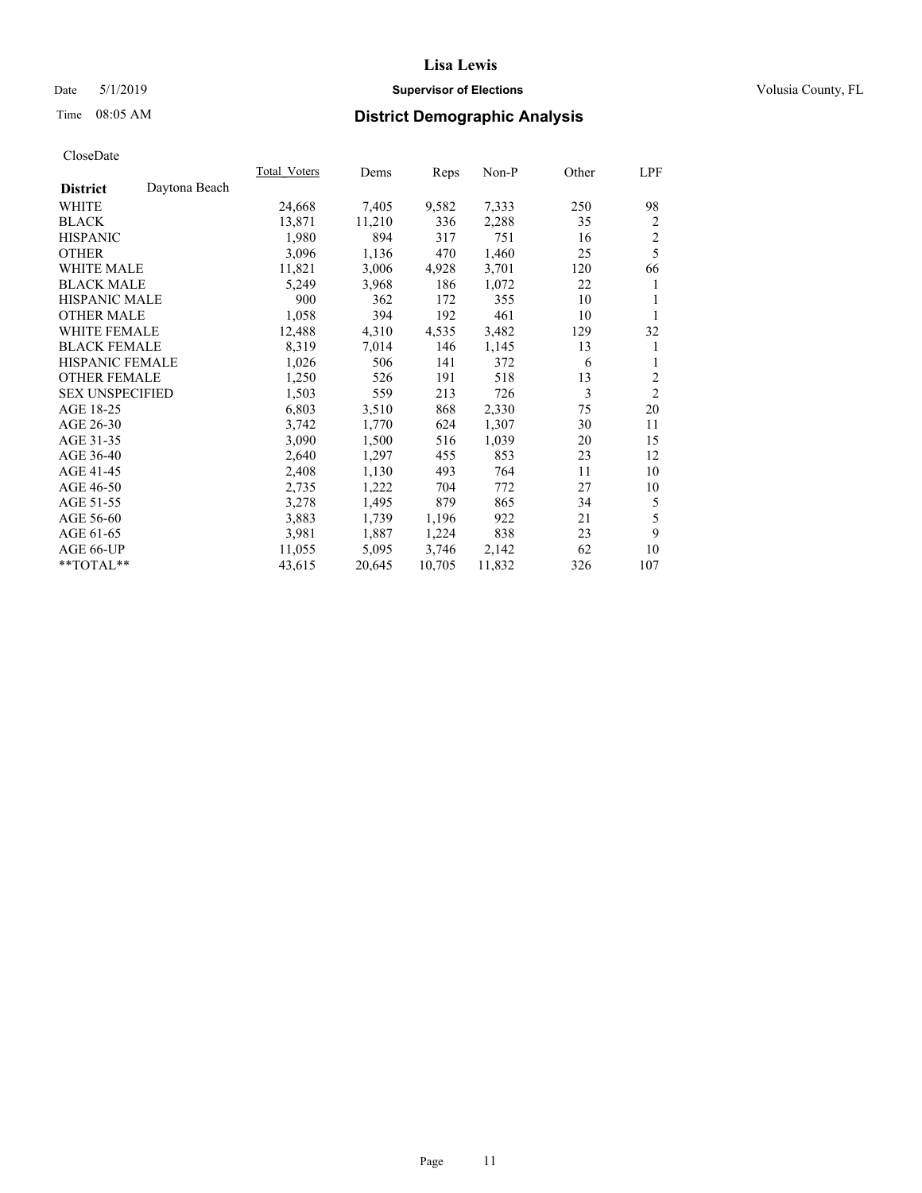# Lisa Lewis

Date 5/1/2019 **Supervisor of Elections** Volusia County, FL

Time 08:05 AM **District Demographic Analysis**

CloseDate

| District: Daytona Beach | Total_Voters | Dems | Reps | Non-P | Other | LPF |
|---|---|---|---|---|---|---|
| WHITE | 24,668 | 7,405 | 9,582 | 7,333 | 250 | 98 |
| BLACK | 13,871 | 11,210 | 336 | 2,288 | 35 | 2 |
| HISPANIC | 1,980 | 894 | 317 | 751 | 16 | 2 |
| OTHER | 3,096 | 1,136 | 470 | 1,460 | 25 | 5 |
| WHITE MALE | 11,821 | 3,006 | 4,928 | 3,701 | 120 | 66 |
| BLACK MALE | 5,249 | 3,968 | 186 | 1,072 | 22 | 1 |
| HISPANIC MALE | 900 | 362 | 172 | 355 | 10 | 1 |
| OTHER MALE | 1,058 | 394 | 192 | 461 | 10 | 1 |
| WHITE FEMALE | 12,488 | 4,310 | 4,535 | 3,482 | 129 | 32 |
| BLACK FEMALE | 8,319 | 7,014 | 146 | 1,145 | 13 | 1 |
| HISPANIC FEMALE | 1,026 | 506 | 141 | 372 | 6 | 1 |
| OTHER FEMALE | 1,250 | 526 | 191 | 518 | 13 | 2 |
| SEX UNSPECIFIED | 1,503 | 559 | 213 | 726 | 3 | 2 |
| AGE 18-25 | 6,803 | 3,510 | 868 | 2,330 | 75 | 20 |
| AGE 26-30 | 3,742 | 1,770 | 624 | 1,307 | 30 | 11 |
| AGE 31-35 | 3,090 | 1,500 | 516 | 1,039 | 20 | 15 |
| AGE 36-40 | 2,640 | 1,297 | 455 | 853 | 23 | 12 |
| AGE 41-45 | 2,408 | 1,130 | 493 | 764 | 11 | 10 |
| AGE 46-50 | 2,735 | 1,222 | 704 | 772 | 27 | 10 |
| AGE 51-55 | 3,278 | 1,495 | 879 | 865 | 34 | 5 |
| AGE 56-60 | 3,883 | 1,739 | 1,196 | 922 | 21 | 5 |
| AGE 61-65 | 3,981 | 1,887 | 1,224 | 838 | 23 | 9 |
| AGE 66-UP | 11,055 | 5,095 | 3,746 | 2,142 | 62 | 10 |
| **TOTAL** | 43,615 | 20,645 | 10,705 | 11,832 | 326 | 107 |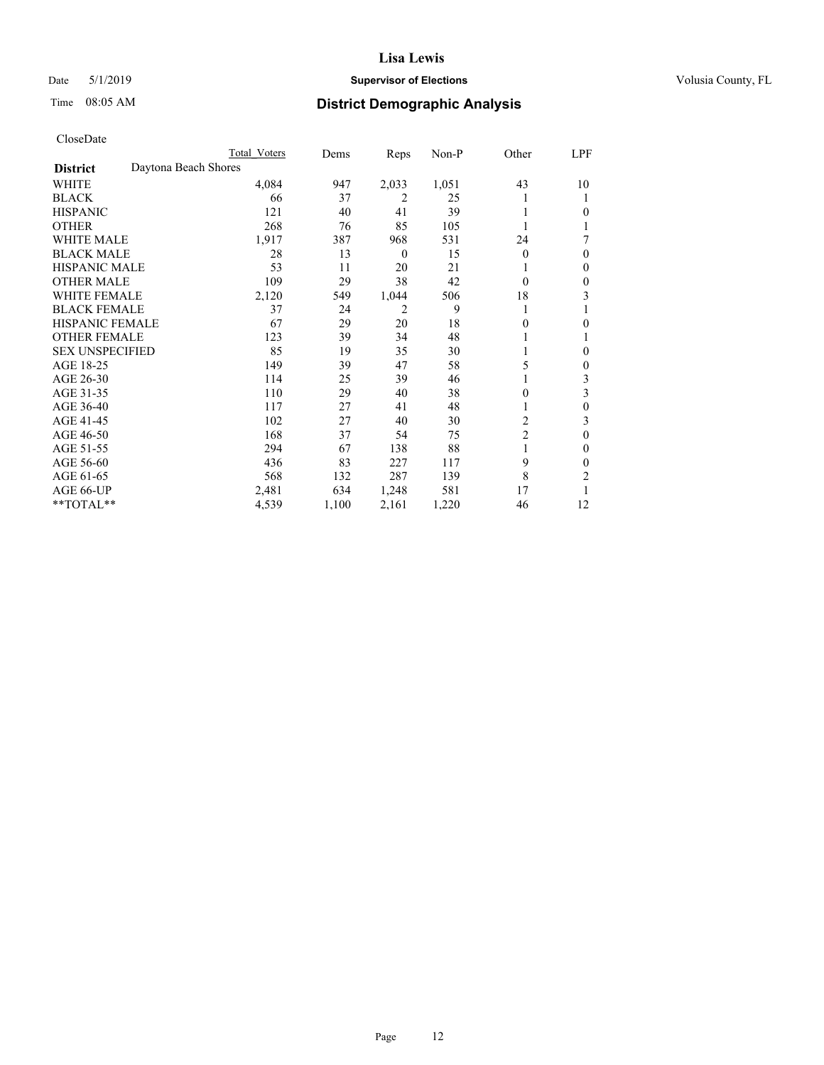**Lisa Lewis**

Date 5/1/2019 **Supervisor of Elections** Volusia County, FL

Time 08:05 AM **District Demographic Analysis**

CloseDate

| | Total Voters | Dems | Reps | Non-P | Other | LPF |
|---|---|---|---|---|---|---|
| **District** Daytona Beach Shores | | | | | | |
| WHITE | 4,084 | 947 | 2,033 | 1,051 | 43 | 10 |
| BLACK | 66 | 37 | 2 | 25 | 1 | 1 |
| HISPANIC | 121 | 40 | 41 | 39 | 1 | 0 |
| OTHER | 268 | 76 | 85 | 105 | 1 | 1 |
| WHITE MALE | 1,917 | 387 | 968 | 531 | 24 | 7 |
| BLACK MALE | 28 | 13 | 0 | 15 | 0 | 0 |
| HISPANIC MALE | 53 | 11 | 20 | 21 | 1 | 0 |
| OTHER MALE | 109 | 29 | 38 | 42 | 0 | 0 |
| WHITE FEMALE | 2,120 | 549 | 1,044 | 506 | 18 | 3 |
| BLACK FEMALE | 37 | 24 | 2 | 9 | 1 | 1 |
| HISPANIC FEMALE | 67 | 29 | 20 | 18 | 0 | 0 |
| OTHER FEMALE | 123 | 39 | 34 | 48 | 1 | 1 |
| SEX UNSPECIFIED | 85 | 19 | 35 | 30 | 1 | 0 |
| AGE 18-25 | 149 | 39 | 47 | 58 | 5 | 0 |
| AGE 26-30 | 114 | 25 | 39 | 46 | 1 | 3 |
| AGE 31-35 | 110 | 29 | 40 | 38 | 0 | 3 |
| AGE 36-40 | 117 | 27 | 41 | 48 | 1 | 0 |
| AGE 41-45 | 102 | 27 | 40 | 30 | 2 | 3 |
| AGE 46-50 | 168 | 37 | 54 | 75 | 2 | 0 |
| AGE 51-55 | 294 | 67 | 138 | 88 | 1 | 0 |
| AGE 56-60 | 436 | 83 | 227 | 117 | 9 | 0 |
| AGE 61-65 | 568 | 132 | 287 | 139 | 8 | 2 |
| AGE 66-UP | 2,481 | 634 | 1,248 | 581 | 17 | 1 |
| **TOTAL** | 4,539 | 1,100 | 2,161 | 1,220 | 46 | 12 |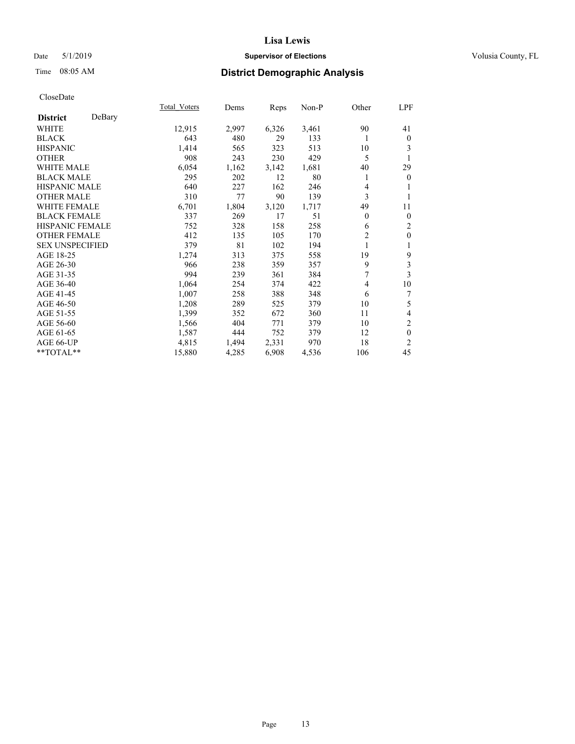# Lisa Lewis

Date 5/1/2019 **Supervisor of Elections** Volusia County, FL

Time 08:05 AM **District Demographic Analysis**

CloseDate

| | Total_Voters | Dems | Reps | Non-P | Other | LPF |
|---|---|---|---|---|---|---|
| **District** DeBary | | | | | | |
| WHITE | 12,915 | 2,997 | 6,326 | 3,461 | 90 | 41 |
| BLACK | 643 | 480 | 29 | 133 | 1 | 0 |
| HISPANIC | 1,414 | 565 | 323 | 513 | 10 | 3 |
| OTHER | 908 | 243 | 230 | 429 | 5 | 1 |
| WHITE MALE | 6,054 | 1,162 | 3,142 | 1,681 | 40 | 29 |
| BLACK MALE | 295 | 202 | 12 | 80 | 1 | 0 |
| HISPANIC MALE | 640 | 227 | 162 | 246 | 4 | 1 |
| OTHER MALE | 310 | 77 | 90 | 139 | 3 | 1 |
| WHITE FEMALE | 6,701 | 1,804 | 3,120 | 1,717 | 49 | 11 |
| BLACK FEMALE | 337 | 269 | 17 | 51 | 0 | 0 |
| HISPANIC FEMALE | 752 | 328 | 158 | 258 | 6 | 2 |
| OTHER FEMALE | 412 | 135 | 105 | 170 | 2 | 0 |
| SEX UNSPECIFIED | 379 | 81 | 102 | 194 | 1 | 1 |
| AGE 18-25 | 1,274 | 313 | 375 | 558 | 19 | 9 |
| AGE 26-30 | 966 | 238 | 359 | 357 | 9 | 3 |
| AGE 31-35 | 994 | 239 | 361 | 384 | 7 | 3 |
| AGE 36-40 | 1,064 | 254 | 374 | 422 | 4 | 10 |
| AGE 41-45 | 1,007 | 258 | 388 | 348 | 6 | 7 |
| AGE 46-50 | 1,208 | 289 | 525 | 379 | 10 | 5 |
| AGE 51-55 | 1,399 | 352 | 672 | 360 | 11 | 4 |
| AGE 56-60 | 1,566 | 404 | 771 | 379 | 10 | 2 |
| AGE 61-65 | 1,587 | 444 | 752 | 379 | 12 | 0 |
| AGE 66-UP | 4,815 | 1,494 | 2,331 | 970 | 18 | 2 |
| **TOTAL** | 15,880 | 4,285 | 6,908 | 4,536 | 106 | 45 |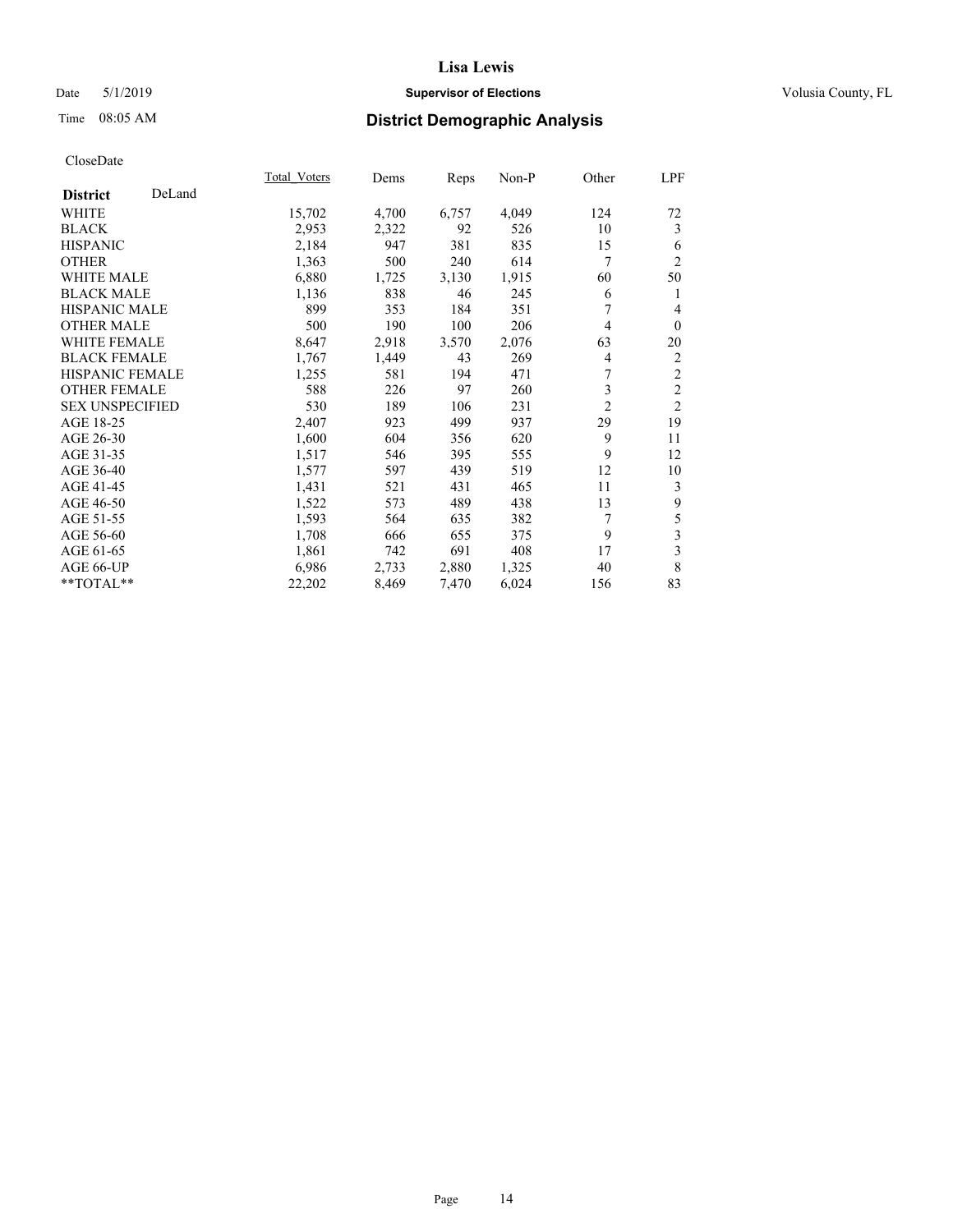# Lisa Lewis

Date 5/1/2019 **Supervisor of Elections** Volusia County, FL

Time 08:05 AM **District Demographic Analysis**

CloseDate

| **District** DeLand | Total_Voters | Dems | Reps | Non-P | Other | LPF |
|---|---|---|---|---|---|---|
| WHITE | 15,702 | 4,700 | 6,757 | 4,049 | 124 | 72 |
| BLACK | 2,953 | 2,322 | 92 | 526 | 10 | 3 |
| HISPANIC | 2,184 | 947 | 381 | 835 | 15 | 6 |
| OTHER | 1,363 | 500 | 240 | 614 | 7 | 2 |
| WHITE MALE | 6,880 | 1,725 | 3,130 | 1,915 | 60 | 50 |
| BLACK MALE | 1,136 | 838 | 46 | 245 | 6 | 1 |
| HISPANIC MALE | 899 | 353 | 184 | 351 | 7 | 4 |
| OTHER MALE | 500 | 190 | 100 | 206 | 4 | 0 |
| WHITE FEMALE | 8,647 | 2,918 | 3,570 | 2,076 | 63 | 20 |
| BLACK FEMALE | 1,767 | 1,449 | 43 | 269 | 4 | 2 |
| HISPANIC FEMALE | 1,255 | 581 | 194 | 471 | 7 | 2 |
| OTHER FEMALE | 588 | 226 | 97 | 260 | 3 | 2 |
| SEX UNSPECIFIED | 530 | 189 | 106 | 231 | 2 | 2 |
| AGE 18-25 | 2,407 | 923 | 499 | 937 | 29 | 19 |
| AGE 26-30 | 1,600 | 604 | 356 | 620 | 9 | 11 |
| AGE 31-35 | 1,517 | 546 | 395 | 555 | 9 | 12 |
| AGE 36-40 | 1,577 | 597 | 439 | 519 | 12 | 10 |
| AGE 41-45 | 1,431 | 521 | 431 | 465 | 11 | 3 |
| AGE 46-50 | 1,522 | 573 | 489 | 438 | 13 | 9 |
| AGE 51-55 | 1,593 | 564 | 635 | 382 | 7 | 5 |
| AGE 56-60 | 1,708 | 666 | 655 | 375 | 9 | 3 |
| AGE 61-65 | 1,861 | 742 | 691 | 408 | 17 | 3 |
| AGE 66-UP | 6,986 | 2,733 | 2,880 | 1,325 | 40 | 8 |
| **TOTAL** | 22,202 | 8,469 | 7,470 | 6,024 | 156 | 83 |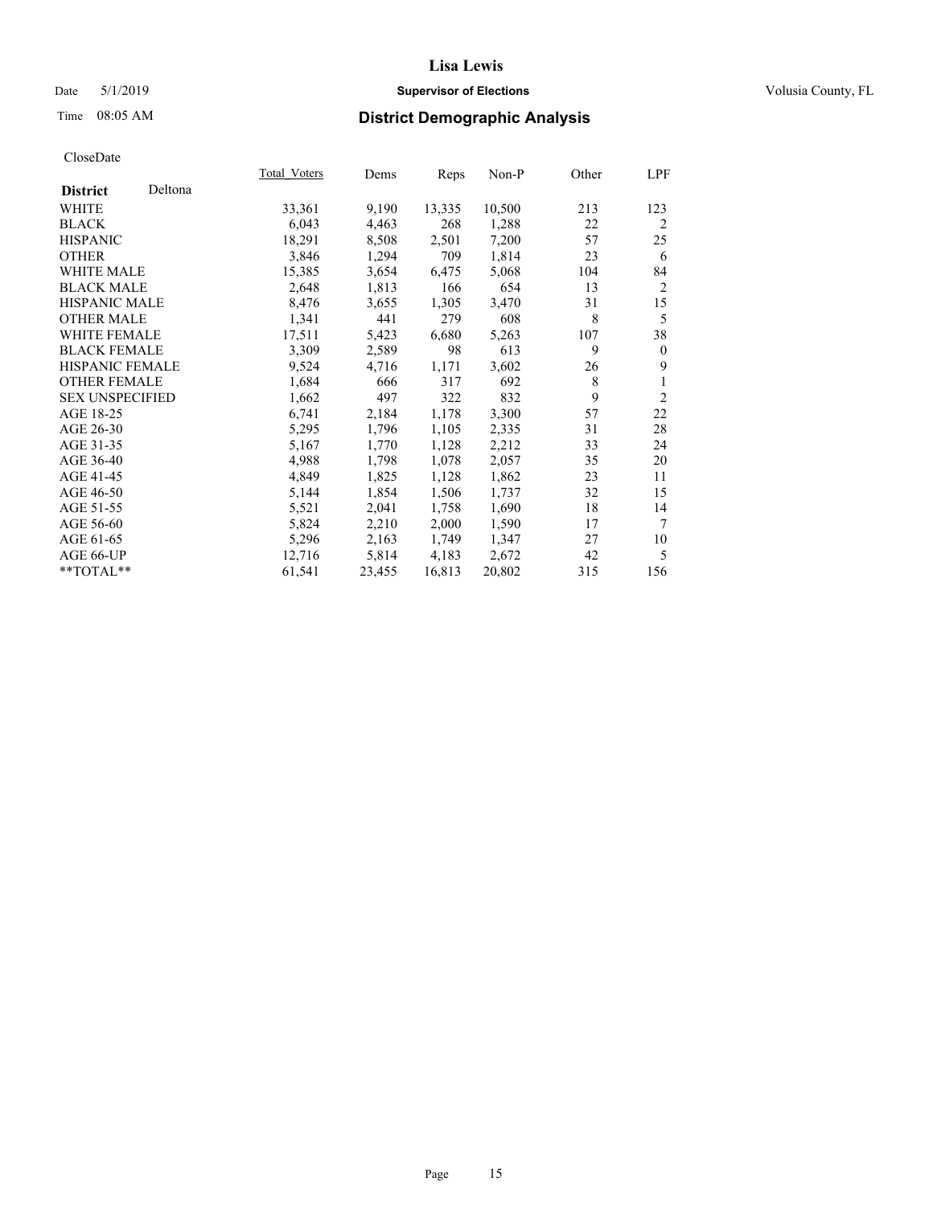# Lisa Lewis

Date 5/1/2019 **Supervisor of Elections** Volusia County, FL

Time 08:05 AM **District Demographic Analysis**

CloseDate

| **District** Deltona | Total_Voters | Dems | Reps | Non-P | Other | LPF |
|---|---|---|---|---|---|---|
| WHITE | 33,361 | 9,190 | 13,335 | 10,500 | 213 | 123 |
| BLACK | 6,043 | 4,463 | 268 | 1,288 | 22 | 2 |
| HISPANIC | 18,291 | 8,508 | 2,501 | 7,200 | 57 | 25 |
| OTHER | 3,846 | 1,294 | 709 | 1,814 | 23 | 6 |
| WHITE MALE | 15,385 | 3,654 | 6,475 | 5,068 | 104 | 84 |
| BLACK MALE | 2,648 | 1,813 | 166 | 654 | 13 | 2 |
| HISPANIC MALE | 8,476 | 3,655 | 1,305 | 3,470 | 31 | 15 |
| OTHER MALE | 1,341 | 441 | 279 | 608 | 8 | 5 |
| WHITE FEMALE | 17,511 | 5,423 | 6,680 | 5,263 | 107 | 38 |
| BLACK FEMALE | 3,309 | 2,589 | 98 | 613 | 9 | 0 |
| HISPANIC FEMALE | 9,524 | 4,716 | 1,171 | 3,602 | 26 | 9 |
| OTHER FEMALE | 1,684 | 666 | 317 | 692 | 8 | 1 |
| SEX UNSPECIFIED | 1,662 | 497 | 322 | 832 | 9 | 2 |
| AGE 18-25 | 6,741 | 2,184 | 1,178 | 3,300 | 57 | 22 |
| AGE 26-30 | 5,295 | 1,796 | 1,105 | 2,335 | 31 | 28 |
| AGE 31-35 | 5,167 | 1,770 | 1,128 | 2,212 | 33 | 24 |
| AGE 36-40 | 4,988 | 1,798 | 1,078 | 2,057 | 35 | 20 |
| AGE 41-45 | 4,849 | 1,825 | 1,128 | 1,862 | 23 | 11 |
| AGE 46-50 | 5,144 | 1,854 | 1,506 | 1,737 | 32 | 15 |
| AGE 51-55 | 5,521 | 2,041 | 1,758 | 1,690 | 18 | 14 |
| AGE 56-60 | 5,824 | 2,210 | 2,000 | 1,590 | 17 | 7 |
| AGE 61-65 | 5,296 | 2,163 | 1,749 | 1,347 | 27 | 10 |
| AGE 66-UP | 12,716 | 5,814 | 4,183 | 2,672 | 42 | 5 |
| **TOTAL** | 61,541 | 23,455 | 16,813 | 20,802 | 315 | 156 |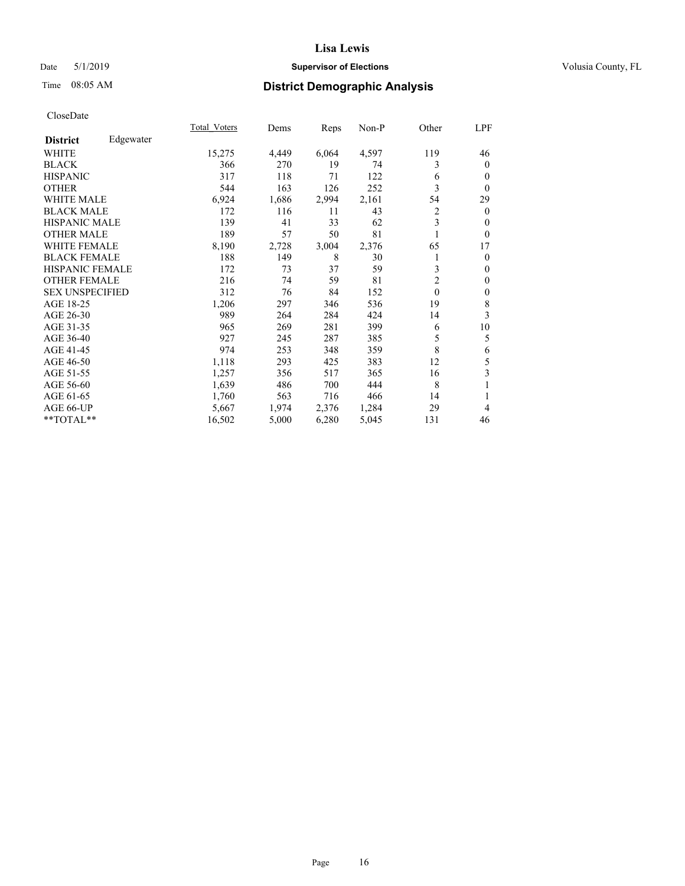# Lisa Lewis

Date 5/1/2019 **Supervisor of Elections** Volusia County, FL

Time 08:05 AM **District Demographic Analysis**

CloseDate

| **District** Edgewater | Total_Voters | Dems | Reps | Non-P | Other | LPF |
|---|---|---|---|---|---|---|
| WHITE | 15,275 | 4,449 | 6,064 | 4,597 | 119 | 46 |
| BLACK | 366 | 270 | 19 | 74 | 3 | 0 |
| HISPANIC | 317 | 118 | 71 | 122 | 6 | 0 |
| OTHER | 544 | 163 | 126 | 252 | 3 | 0 |
| WHITE MALE | 6,924 | 1,686 | 2,994 | 2,161 | 54 | 29 |
| BLACK MALE | 172 | 116 | 11 | 43 | 2 | 0 |
| HISPANIC MALE | 139 | 41 | 33 | 62 | 3 | 0 |
| OTHER MALE | 189 | 57 | 50 | 81 | 1 | 0 |
| WHITE FEMALE | 8,190 | 2,728 | 3,004 | 2,376 | 65 | 17 |
| BLACK FEMALE | 188 | 149 | 8 | 30 | 1 | 0 |
| HISPANIC FEMALE | 172 | 73 | 37 | 59 | 3 | 0 |
| OTHER FEMALE | 216 | 74 | 59 | 81 | 2 | 0 |
| SEX UNSPECIFIED | 312 | 76 | 84 | 152 | 0 | 0 |
| AGE 18-25 | 1,206 | 297 | 346 | 536 | 19 | 8 |
| AGE 26-30 | 989 | 264 | 284 | 424 | 14 | 3 |
| AGE 31-35 | 965 | 269 | 281 | 399 | 6 | 10 |
| AGE 36-40 | 927 | 245 | 287 | 385 | 5 | 5 |
| AGE 41-45 | 974 | 253 | 348 | 359 | 8 | 6 |
| AGE 46-50 | 1,118 | 293 | 425 | 383 | 12 | 5 |
| AGE 51-55 | 1,257 | 356 | 517 | 365 | 16 | 3 |
| AGE 56-60 | 1,639 | 486 | 700 | 444 | 8 | 1 |
| AGE 61-65 | 1,760 | 563 | 716 | 466 | 14 | 1 |
| AGE 66-UP | 5,667 | 1,974 | 2,376 | 1,284 | 29 | 4 |
| **TOTAL** | 16,502 | 5,000 | 6,280 | 5,045 | 131 | 46 |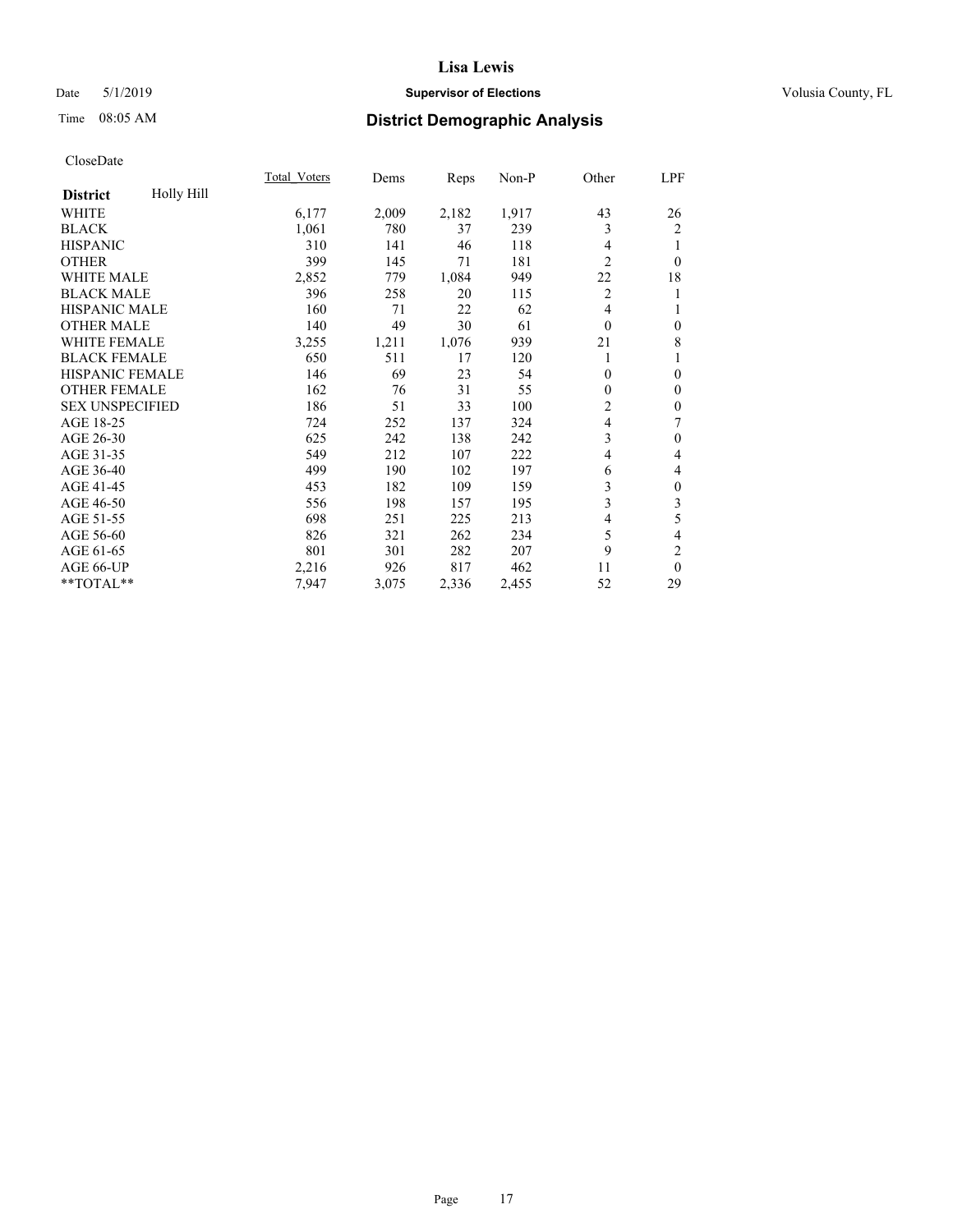# Lisa Lewis

Date 5/1/2019 **Supervisor of Elections** Volusia County, FL

Time 08:05 AM **District Demographic Analysis**

CloseDate

| **District** Holly Hill | Total_Voters | Dems | Reps | Non-P | Other | LPF |
|---|---|---|---|---|---|---|
| WHITE | 6,177 | 2,009 | 2,182 | 1,917 | 43 | 26 |
| BLACK | 1,061 | 780 | 37 | 239 | 3 | 2 |
| HISPANIC | 310 | 141 | 46 | 118 | 4 | 1 |
| OTHER | 399 | 145 | 71 | 181 | 2 | 0 |
| WHITE MALE | 2,852 | 779 | 1,084 | 949 | 22 | 18 |
| BLACK MALE | 396 | 258 | 20 | 115 | 2 | 1 |
| HISPANIC MALE | 160 | 71 | 22 | 62 | 4 | 1 |
| OTHER MALE | 140 | 49 | 30 | 61 | 0 | 0 |
| WHITE FEMALE | 3,255 | 1,211 | 1,076 | 939 | 21 | 8 |
| BLACK FEMALE | 650 | 511 | 17 | 120 | 1 | 1 |
| HISPANIC FEMALE | 146 | 69 | 23 | 54 | 0 | 0 |
| OTHER FEMALE | 162 | 76 | 31 | 55 | 0 | 0 |
| SEX UNSPECIFIED | 186 | 51 | 33 | 100 | 2 | 0 |
| AGE 18-25 | 724 | 252 | 137 | 324 | 4 | 7 |
| AGE 26-30 | 625 | 242 | 138 | 242 | 3 | 0 |
| AGE 31-35 | 549 | 212 | 107 | 222 | 4 | 4 |
| AGE 36-40 | 499 | 190 | 102 | 197 | 6 | 4 |
| AGE 41-45 | 453 | 182 | 109 | 159 | 3 | 0 |
| AGE 46-50 | 556 | 198 | 157 | 195 | 3 | 3 |
| AGE 51-55 | 698 | 251 | 225 | 213 | 4 | 5 |
| AGE 56-60 | 826 | 321 | 262 | 234 | 5 | 4 |
| AGE 61-65 | 801 | 301 | 282 | 207 | 9 | 2 |
| AGE 66-UP | 2,216 | 926 | 817 | 462 | 11 | 0 |
| **TOTAL** | 7,947 | 3,075 | 2,336 | 2,455 | 52 | 29 |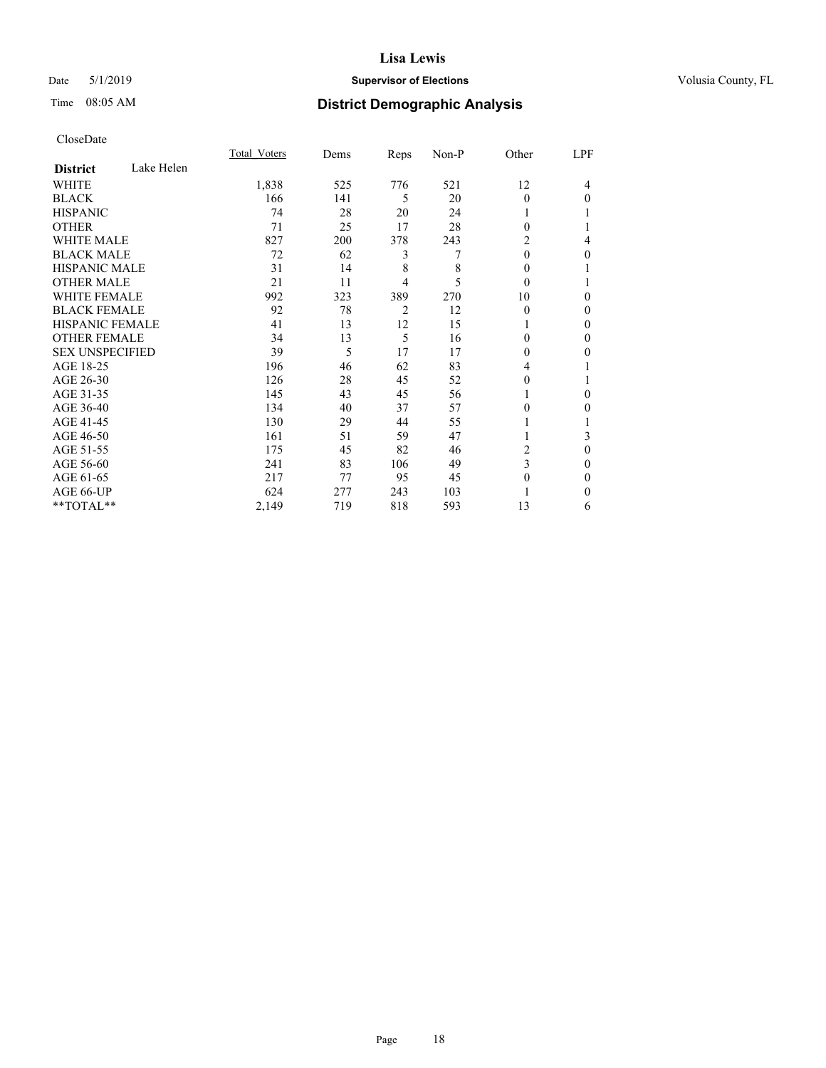# Lisa Lewis

Date 5/1/2019 **Supervisor of Elections** Volusia County, FL

Time 08:05 AM **District Demographic Analysis**

CloseDate

| District Lake Helen | Total_Voters | Dems | Reps | Non-P | Other | LPF |
|---|---|---|---|---|---|---|
| WHITE | 1,838 | 525 | 776 | 521 | 12 | 4 |
| BLACK | 166 | 141 | 5 | 20 | 0 | 0 |
| HISPANIC | 74 | 28 | 20 | 24 | 1 | 1 |
| OTHER | 71 | 25 | 17 | 28 | 0 | 1 |
| WHITE MALE | 827 | 200 | 378 | 243 | 2 | 4 |
| BLACK MALE | 72 | 62 | 3 | 7 | 0 | 0 |
| HISPANIC MALE | 31 | 14 | 8 | 8 | 0 | 1 |
| OTHER MALE | 21 | 11 | 4 | 5 | 0 | 1 |
| WHITE FEMALE | 992 | 323 | 389 | 270 | 10 | 0 |
| BLACK FEMALE | 92 | 78 | 2 | 12 | 0 | 0 |
| HISPANIC FEMALE | 41 | 13 | 12 | 15 | 1 | 0 |
| OTHER FEMALE | 34 | 13 | 5 | 16 | 0 | 0 |
| SEX UNSPECIFIED | 39 | 5 | 17 | 17 | 0 | 0 |
| AGE 18-25 | 196 | 46 | 62 | 83 | 4 | 1 |
| AGE 26-30 | 126 | 28 | 45 | 52 | 0 | 1 |
| AGE 31-35 | 145 | 43 | 45 | 56 | 1 | 0 |
| AGE 36-40 | 134 | 40 | 37 | 57 | 0 | 0 |
| AGE 41-45 | 130 | 29 | 44 | 55 | 1 | 1 |
| AGE 46-50 | 161 | 51 | 59 | 47 | 1 | 3 |
| AGE 51-55 | 175 | 45 | 82 | 46 | 2 | 0 |
| AGE 56-60 | 241 | 83 | 106 | 49 | 3 | 0 |
| AGE 61-65 | 217 | 77 | 95 | 45 | 0 | 0 |
| AGE 66-UP | 624 | 277 | 243 | 103 | 1 | 0 |
| **TOTAL** | 2,149 | 719 | 818 | 593 | 13 | 6 |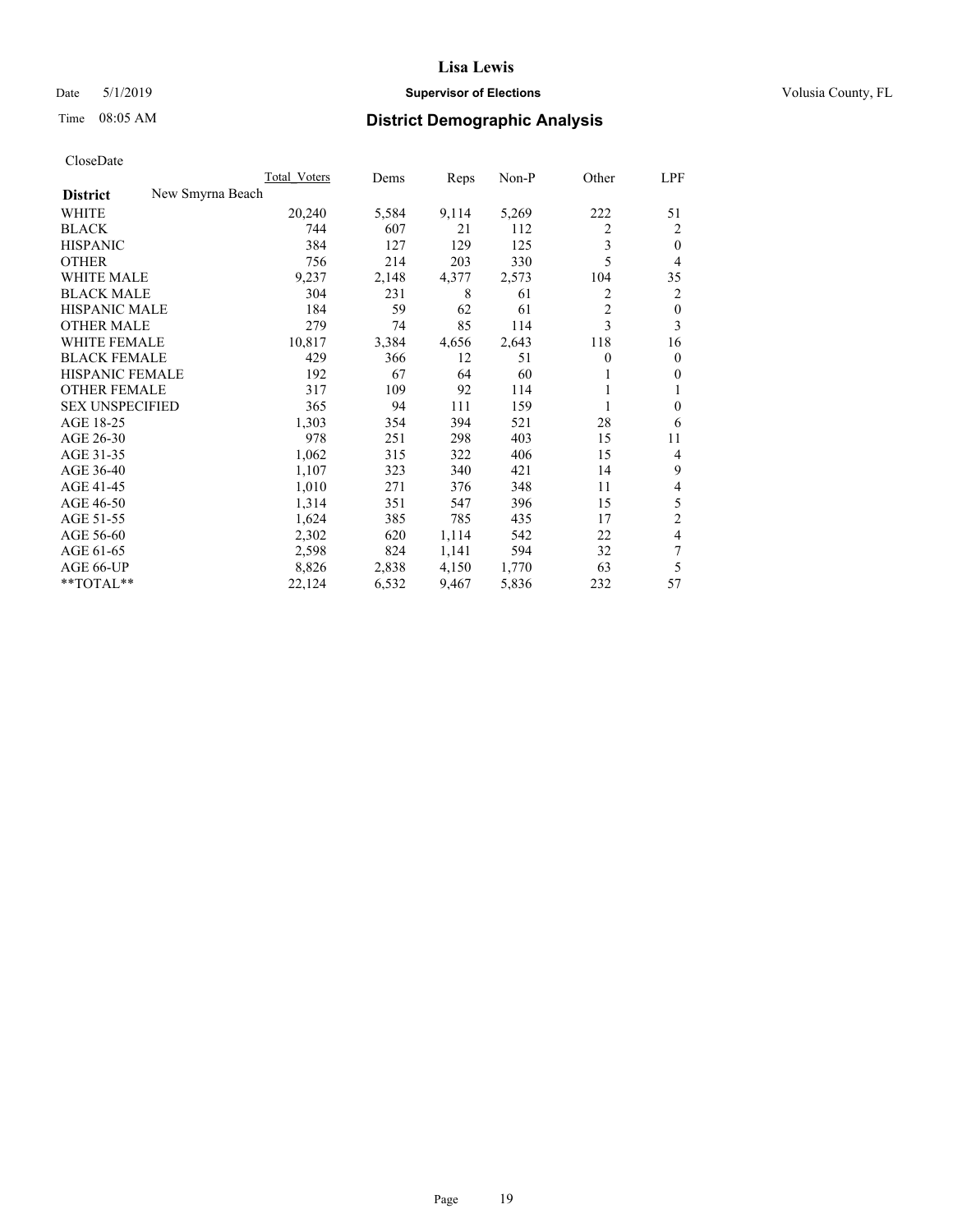# Lisa Lewis

Date 5/1/2019 **Supervisor of Elections** Volusia County, FL

Time 08:05 AM **District Demographic Analysis**

CloseDate

| | Total_Voters | Dems | Reps | Non-P | Other | LPF |
|---|---|---|---|---|---|---|
| **District** New Smyrna Beach | | | | | | |
| WHITE | 20,240 | 5,584 | 9,114 | 5,269 | 222 | 51 |
| BLACK | 744 | 607 | 21 | 112 | 2 | 2 |
| HISPANIC | 384 | 127 | 129 | 125 | 3 | 0 |
| OTHER | 756 | 214 | 203 | 330 | 5 | 4 |
| WHITE MALE | 9,237 | 2,148 | 4,377 | 2,573 | 104 | 35 |
| BLACK MALE | 304 | 231 | 8 | 61 | 2 | 2 |
| HISPANIC MALE | 184 | 59 | 62 | 61 | 2 | 0 |
| OTHER MALE | 279 | 74 | 85 | 114 | 3 | 3 |
| WHITE FEMALE | 10,817 | 3,384 | 4,656 | 2,643 | 118 | 16 |
| BLACK FEMALE | 429 | 366 | 12 | 51 | 0 | 0 |
| HISPANIC FEMALE | 192 | 67 | 64 | 60 | 1 | 0 |
| OTHER FEMALE | 317 | 109 | 92 | 114 | 1 | 1 |
| SEX UNSPECIFIED | 365 | 94 | 111 | 159 | 1 | 0 |
| AGE 18-25 | 1,303 | 354 | 394 | 521 | 28 | 6 |
| AGE 26-30 | 978 | 251 | 298 | 403 | 15 | 11 |
| AGE 31-35 | 1,062 | 315 | 322 | 406 | 15 | 4 |
| AGE 36-40 | 1,107 | 323 | 340 | 421 | 14 | 9 |
| AGE 41-45 | 1,010 | 271 | 376 | 348 | 11 | 4 |
| AGE 46-50 | 1,314 | 351 | 547 | 396 | 15 | 5 |
| AGE 51-55 | 1,624 | 385 | 785 | 435 | 17 | 2 |
| AGE 56-60 | 2,302 | 620 | 1,114 | 542 | 22 | 4 |
| AGE 61-65 | 2,598 | 824 | 1,141 | 594 | 32 | 7 |
| AGE 66-UP | 8,826 | 2,838 | 4,150 | 1,770 | 63 | 5 |
| **TOTAL** | 22,124 | 6,532 | 9,467 | 5,836 | 232 | 57 |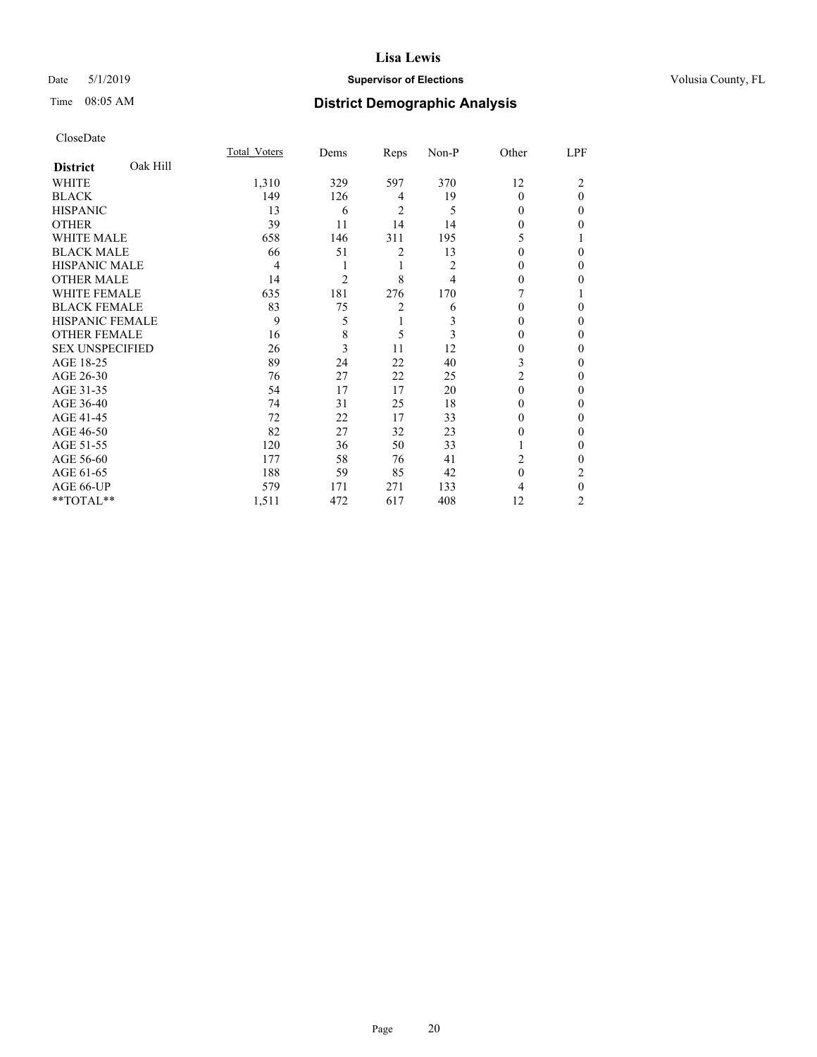# Lisa Lewis

Date 5/1/2019 **Supervisor of Elections** Volusia County, FL

Time 08:05 AM **District Demographic Analysis**

CloseDate

| **District** Oak Hill | Total_Voters | Dems | Reps | Non-P | Other | LPF |
|---|---|---|---|---|---|---|
| WHITE | 1,310 | 329 | 597 | 370 | 12 | 2 |
| BLACK | 149 | 126 | 4 | 19 | 0 | 0 |
| HISPANIC | 13 | 6 | 2 | 5 | 0 | 0 |
| OTHER | 39 | 11 | 14 | 14 | 0 | 0 |
| WHITE MALE | 658 | 146 | 311 | 195 | 5 | 1 |
| BLACK MALE | 66 | 51 | 2 | 13 | 0 | 0 |
| HISPANIC MALE | 4 | 1 | 1 | 2 | 0 | 0 |
| OTHER MALE | 14 | 2 | 8 | 4 | 0 | 0 |
| WHITE FEMALE | 635 | 181 | 276 | 170 | 7 | 1 |
| BLACK FEMALE | 83 | 75 | 2 | 6 | 0 | 0 |
| HISPANIC FEMALE | 9 | 5 | 1 | 3 | 0 | 0 |
| OTHER FEMALE | 16 | 8 | 5 | 3 | 0 | 0 |
| SEX UNSPECIFIED | 26 | 3 | 11 | 12 | 0 | 0 |
| AGE 18-25 | 89 | 24 | 22 | 40 | 3 | 0 |
| AGE 26-30 | 76 | 27 | 22 | 25 | 2 | 0 |
| AGE 31-35 | 54 | 17 | 17 | 20 | 0 | 0 |
| AGE 36-40 | 74 | 31 | 25 | 18 | 0 | 0 |
| AGE 41-45 | 72 | 22 | 17 | 33 | 0 | 0 |
| AGE 46-50 | 82 | 27 | 32 | 23 | 0 | 0 |
| AGE 51-55 | 120 | 36 | 50 | 33 | 1 | 0 |
| AGE 56-60 | 177 | 58 | 76 | 41 | 2 | 0 |
| AGE 61-65 | 188 | 59 | 85 | 42 | 0 | 2 |
| AGE 66-UP | 579 | 171 | 271 | 133 | 4 | 0 |
| **TOTAL** | 1,511 | 472 | 617 | 408 | 12 | 2 |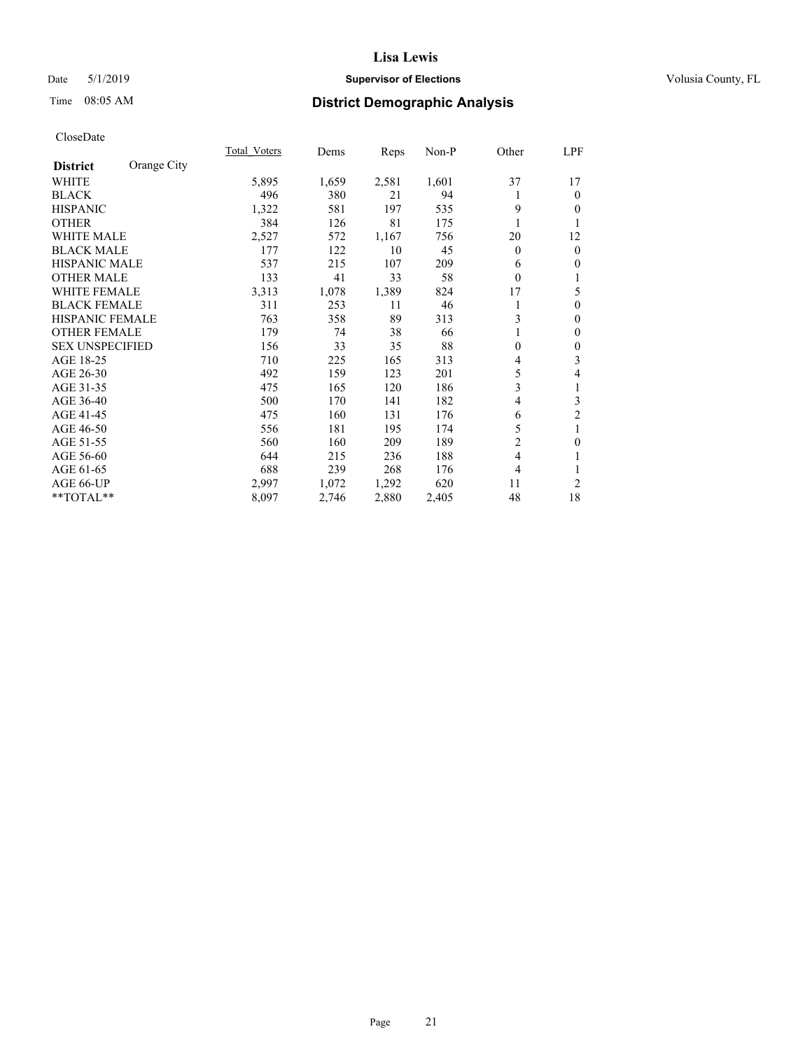# Lisa Lewis

Date 5/1/2019 **Supervisor of Elections** Volusia County, FL

Time 08:05 AM **District Demographic Analysis**

CloseDate

| **District** Orange City | Total_Voters | Dems | Reps | Non-P | Other | LPF |
|---|---|---|---|---|---|---|
| WHITE | 5,895 | 1,659 | 2,581 | 1,601 | 37 | 17 |
| BLACK | 496 | 380 | 21 | 94 | 1 | 0 |
| HISPANIC | 1,322 | 581 | 197 | 535 | 9 | 0 |
| OTHER | 384 | 126 | 81 | 175 | 1 | 1 |
| WHITE MALE | 2,527 | 572 | 1,167 | 756 | 20 | 12 |
| BLACK MALE | 177 | 122 | 10 | 45 | 0 | 0 |
| HISPANIC MALE | 537 | 215 | 107 | 209 | 6 | 0 |
| OTHER MALE | 133 | 41 | 33 | 58 | 0 | 1 |
| WHITE FEMALE | 3,313 | 1,078 | 1,389 | 824 | 17 | 5 |
| BLACK FEMALE | 311 | 253 | 11 | 46 | 1 | 0 |
| HISPANIC FEMALE | 763 | 358 | 89 | 313 | 3 | 0 |
| OTHER FEMALE | 179 | 74 | 38 | 66 | 1 | 0 |
| SEX UNSPECIFIED | 156 | 33 | 35 | 88 | 0 | 0 |
| AGE 18-25 | 710 | 225 | 165 | 313 | 4 | 3 |
| AGE 26-30 | 492 | 159 | 123 | 201 | 5 | 4 |
| AGE 31-35 | 475 | 165 | 120 | 186 | 3 | 1 |
| AGE 36-40 | 500 | 170 | 141 | 182 | 4 | 3 |
| AGE 41-45 | 475 | 160 | 131 | 176 | 6 | 2 |
| AGE 46-50 | 556 | 181 | 195 | 174 | 5 | 1 |
| AGE 51-55 | 560 | 160 | 209 | 189 | 2 | 0 |
| AGE 56-60 | 644 | 215 | 236 | 188 | 4 | 1 |
| AGE 61-65 | 688 | 239 | 268 | 176 | 4 | 1 |
| AGE 66-UP | 2,997 | 1,072 | 1,292 | 620 | 11 | 2 |
| **TOTAL** | 8,097 | 2,746 | 2,880 | 2,405 | 48 | 18 |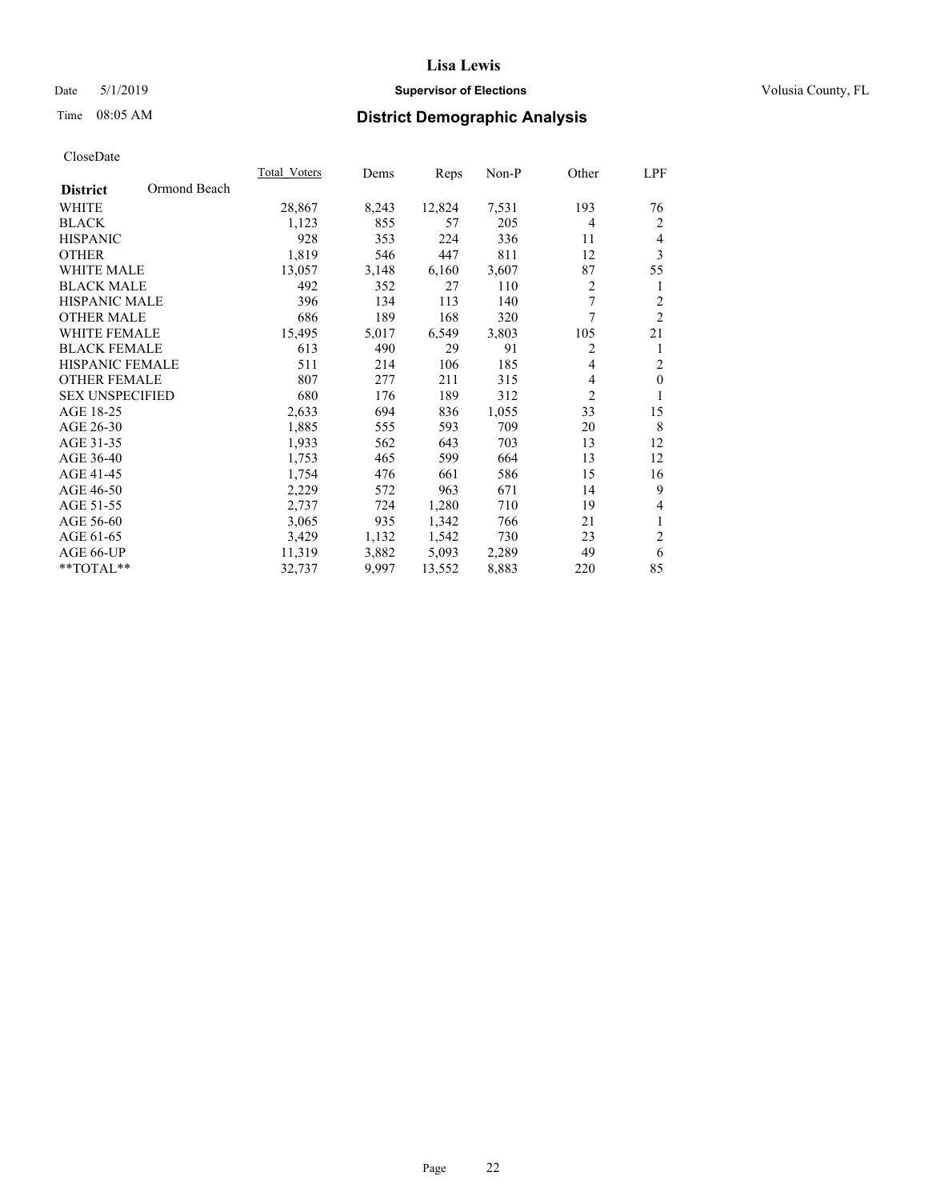# Lisa Lewis

Date 5/1/2019 **Supervisor of Elections** Volusia County, FL

Time 08:05 AM **District Demographic Analysis**

CloseDate

| District: Ormond Beach | Total_Voters | Dems | Reps | Non-P | Other | LPF |
|---|---|---|---|---|---|---|
| WHITE | 28,867 | 8,243 | 12,824 | 7,531 | 193 | 76 |
| BLACK | 1,123 | 855 | 57 | 205 | 4 | 2 |
| HISPANIC | 928 | 353 | 224 | 336 | 11 | 4 |
| OTHER | 1,819 | 546 | 447 | 811 | 12 | 3 |
| WHITE MALE | 13,057 | 3,148 | 6,160 | 3,607 | 87 | 55 |
| BLACK MALE | 492 | 352 | 27 | 110 | 2 | 1 |
| HISPANIC MALE | 396 | 134 | 113 | 140 | 7 | 2 |
| OTHER MALE | 686 | 189 | 168 | 320 | 7 | 2 |
| WHITE FEMALE | 15,495 | 5,017 | 6,549 | 3,803 | 105 | 21 |
| BLACK FEMALE | 613 | 490 | 29 | 91 | 2 | 1 |
| HISPANIC FEMALE | 511 | 214 | 106 | 185 | 4 | 2 |
| OTHER FEMALE | 807 | 277 | 211 | 315 | 4 | 0 |
| SEX UNSPECIFIED | 680 | 176 | 189 | 312 | 2 | 1 |
| AGE 18-25 | 2,633 | 694 | 836 | 1,055 | 33 | 15 |
| AGE 26-30 | 1,885 | 555 | 593 | 709 | 20 | 8 |
| AGE 31-35 | 1,933 | 562 | 643 | 703 | 13 | 12 |
| AGE 36-40 | 1,753 | 465 | 599 | 664 | 13 | 12 |
| AGE 41-45 | 1,754 | 476 | 661 | 586 | 15 | 16 |
| AGE 46-50 | 2,229 | 572 | 963 | 671 | 14 | 9 |
| AGE 51-55 | 2,737 | 724 | 1,280 | 710 | 19 | 4 |
| AGE 56-60 | 3,065 | 935 | 1,342 | 766 | 21 | 1 |
| AGE 61-65 | 3,429 | 1,132 | 1,542 | 730 | 23 | 2 |
| AGE 66-UP | 11,319 | 3,882 | 5,093 | 2,289 | 49 | 6 |
| **TOTAL** | 32,737 | 9,997 | 13,552 | 8,883 | 220 | 85 |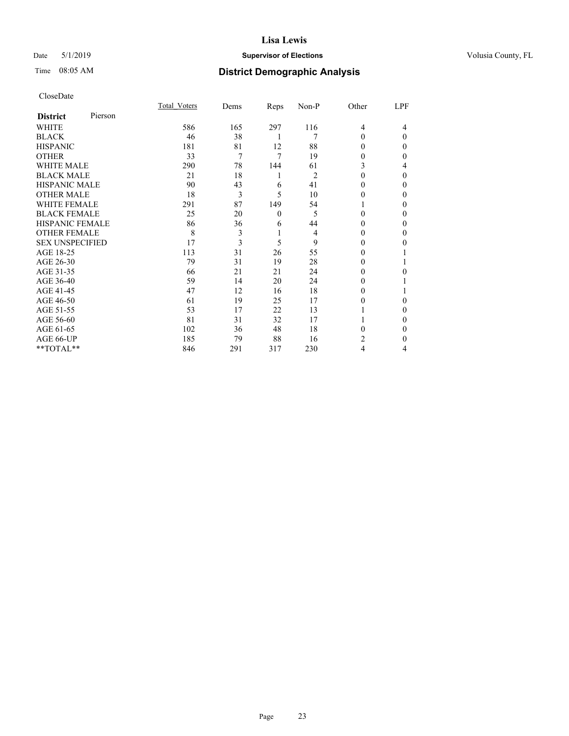# Lisa Lewis

Date 5/1/2019 **Supervisor of Elections** Volusia County, FL

Time 08:05 AM **District Demographic Analysis**

CloseDate

| **District** Pierson | Total_Voters | Dems | Reps | Non-P | Other | LPF |
|---|---|---|---|---|---|---|
| WHITE | 586 | 165 | 297 | 116 | 4 | 4 |
| BLACK | 46 | 38 | 1 | 7 | 0 | 0 |
| HISPANIC | 181 | 81 | 12 | 88 | 0 | 0 |
| OTHER | 33 | 7 | 7 | 19 | 0 | 0 |
| WHITE MALE | 290 | 78 | 144 | 61 | 3 | 4 |
| BLACK MALE | 21 | 18 | 1 | 2 | 0 | 0 |
| HISPANIC MALE | 90 | 43 | 6 | 41 | 0 | 0 |
| OTHER MALE | 18 | 3 | 5 | 10 | 0 | 0 |
| WHITE FEMALE | 291 | 87 | 149 | 54 | 1 | 0 |
| BLACK FEMALE | 25 | 20 | 0 | 5 | 0 | 0 |
| HISPANIC FEMALE | 86 | 36 | 6 | 44 | 0 | 0 |
| OTHER FEMALE | 8 | 3 | 1 | 4 | 0 | 0 |
| SEX UNSPECIFIED | 17 | 3 | 5 | 9 | 0 | 0 |
| AGE 18-25 | 113 | 31 | 26 | 55 | 0 | 1 |
| AGE 26-30 | 79 | 31 | 19 | 28 | 0 | 1 |
| AGE 31-35 | 66 | 21 | 21 | 24 | 0 | 0 |
| AGE 36-40 | 59 | 14 | 20 | 24 | 0 | 1 |
| AGE 41-45 | 47 | 12 | 16 | 18 | 0 | 1 |
| AGE 46-50 | 61 | 19 | 25 | 17 | 0 | 0 |
| AGE 51-55 | 53 | 17 | 22 | 13 | 1 | 0 |
| AGE 56-60 | 81 | 31 | 32 | 17 | 1 | 0 |
| AGE 61-65 | 102 | 36 | 48 | 18 | 0 | 0 |
| AGE 66-UP | 185 | 79 | 88 | 16 | 2 | 0 |
| **TOTAL** | 846 | 291 | 317 | 230 | 4 | 4 |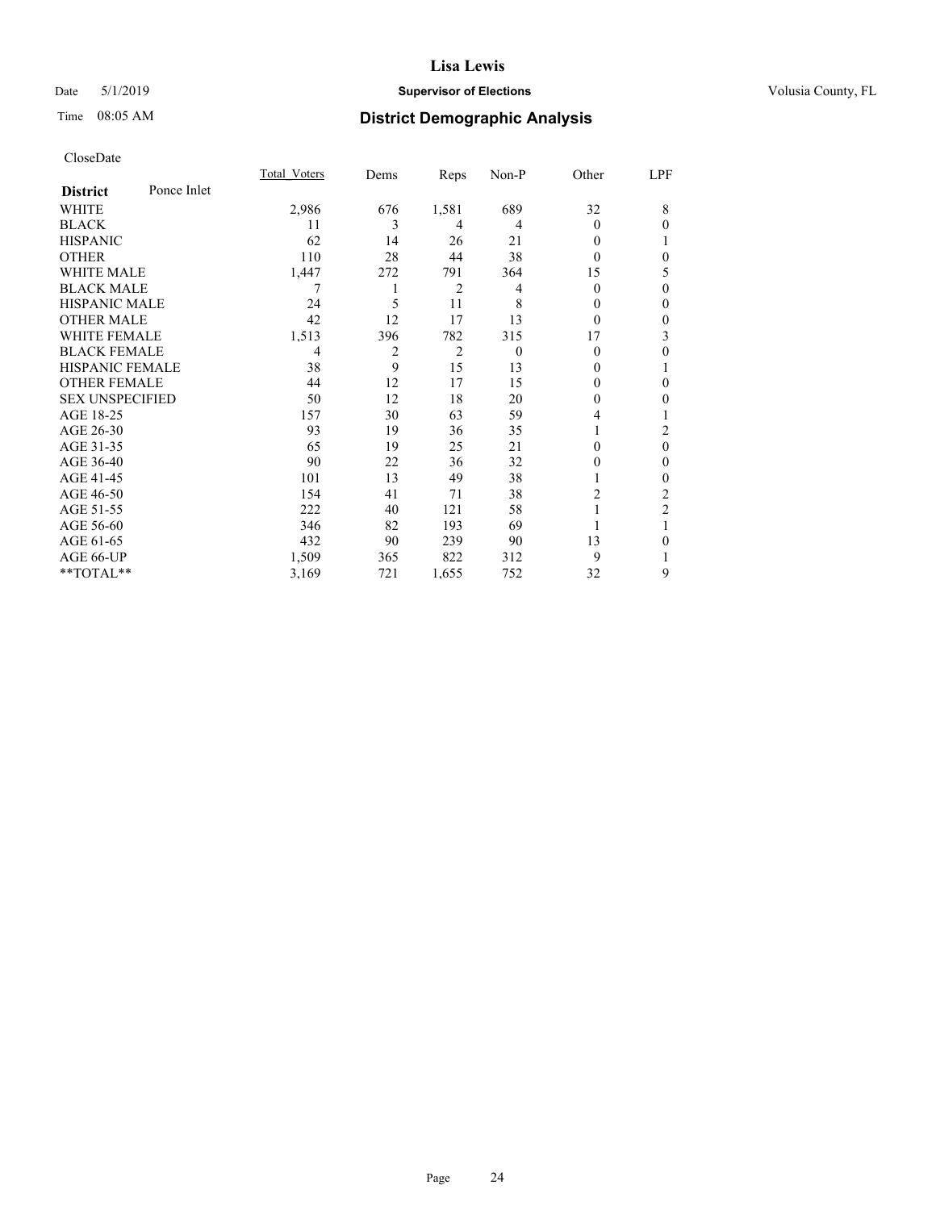# Lisa Lewis

Date 5/1/2019 **Supervisor of Elections** Volusia County, FL

Time 08:05 AM **District Demographic Analysis**

CloseDate

| **District** Ponce Inlet | Total_Voters | Dems | Reps | Non-P | Other | LPF |
|---|---|---|---|---|---|---|
| WHITE | 2,986 | 676 | 1,581 | 689 | 32 | 8 |
| BLACK | 11 | 3 | 4 | 4 | 0 | 0 |
| HISPANIC | 62 | 14 | 26 | 21 | 0 | 1 |
| OTHER | 110 | 28 | 44 | 38 | 0 | 0 |
| WHITE MALE | 1,447 | 272 | 791 | 364 | 15 | 5 |
| BLACK MALE | 7 | 1 | 2 | 4 | 0 | 0 |
| HISPANIC MALE | 24 | 5 | 11 | 8 | 0 | 0 |
| OTHER MALE | 42 | 12 | 17 | 13 | 0 | 0 |
| WHITE FEMALE | 1,513 | 396 | 782 | 315 | 17 | 3 |
| BLACK FEMALE | 4 | 2 | 2 | 0 | 0 | 0 |
| HISPANIC FEMALE | 38 | 9 | 15 | 13 | 0 | 1 |
| OTHER FEMALE | 44 | 12 | 17 | 15 | 0 | 0 |
| SEX UNSPECIFIED | 50 | 12 | 18 | 20 | 0 | 0 |
| AGE 18-25 | 157 | 30 | 63 | 59 | 4 | 1 |
| AGE 26-30 | 93 | 19 | 36 | 35 | 1 | 2 |
| AGE 31-35 | 65 | 19 | 25 | 21 | 0 | 0 |
| AGE 36-40 | 90 | 22 | 36 | 32 | 0 | 0 |
| AGE 41-45 | 101 | 13 | 49 | 38 | 1 | 0 |
| AGE 46-50 | 154 | 41 | 71 | 38 | 2 | 2 |
| AGE 51-55 | 222 | 40 | 121 | 58 | 1 | 2 |
| AGE 56-60 | 346 | 82 | 193 | 69 | 1 | 1 |
| AGE 61-65 | 432 | 90 | 239 | 90 | 13 | 0 |
| AGE 66-UP | 1,509 | 365 | 822 | 312 | 9 | 1 |
| **TOTAL** | 3,169 | 721 | 1,655 | 752 | 32 | 9 |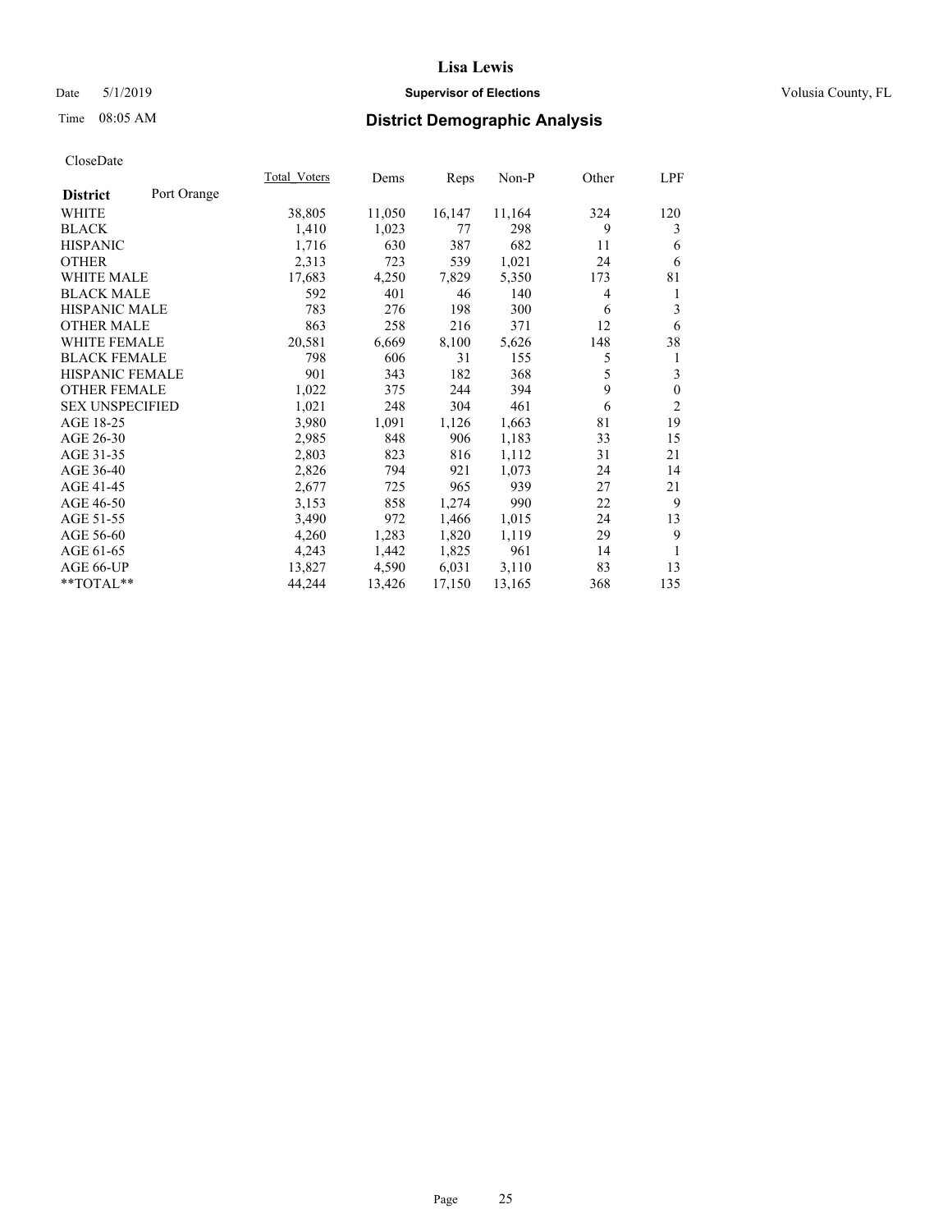# District Demographic Analysis

CloseDate

| District: Port Orange | Total_Voters | Dems | Reps | Non-P | Other | LPF |
|---|---|---|---|---|---|---|
| WHITE | 38,805 | 11,050 | 16,147 | 11,164 | 324 | 120 |
| BLACK | 1,410 | 1,023 | 77 | 298 | 9 | 3 |
| HISPANIC | 1,716 | 630 | 387 | 682 | 11 | 6 |
| OTHER | 2,313 | 723 | 539 | 1,021 | 24 | 6 |
| WHITE MALE | 17,683 | 4,250 | 7,829 | 5,350 | 173 | 81 |
| BLACK MALE | 592 | 401 | 46 | 140 | 4 | 1 |
| HISPANIC MALE | 783 | 276 | 198 | 300 | 6 | 3 |
| OTHER MALE | 863 | 258 | 216 | 371 | 12 | 6 |
| WHITE FEMALE | 20,581 | 6,669 | 8,100 | 5,626 | 148 | 38 |
| BLACK FEMALE | 798 | 606 | 31 | 155 | 5 | 1 |
| HISPANIC FEMALE | 901 | 343 | 182 | 368 | 5 | 3 |
| OTHER FEMALE | 1,022 | 375 | 244 | 394 | 9 | 0 |
| SEX UNSPECIFIED | 1,021 | 248 | 304 | 461 | 6 | 2 |
| AGE 18-25 | 3,980 | 1,091 | 1,126 | 1,663 | 81 | 19 |
| AGE 26-30 | 2,985 | 848 | 906 | 1,183 | 33 | 15 |
| AGE 31-35 | 2,803 | 823 | 816 | 1,112 | 31 | 21 |
| AGE 36-40 | 2,826 | 794 | 921 | 1,073 | 24 | 14 |
| AGE 41-45 | 2,677 | 725 | 965 | 939 | 27 | 21 |
| AGE 46-50 | 3,153 | 858 | 1,274 | 990 | 22 | 9 |
| AGE 51-55 | 3,490 | 972 | 1,466 | 1,015 | 24 | 13 |
| AGE 56-60 | 4,260 | 1,283 | 1,820 | 1,119 | 29 | 9 |
| AGE 61-65 | 4,243 | 1,442 | 1,825 | 961 | 14 | 1 |
| AGE 66-UP | 13,827 | 4,590 | 6,031 | 3,110 | 83 | 13 |
| **TOTAL** | 44,244 | 13,426 | 17,150 | 13,165 | 368 | 135 |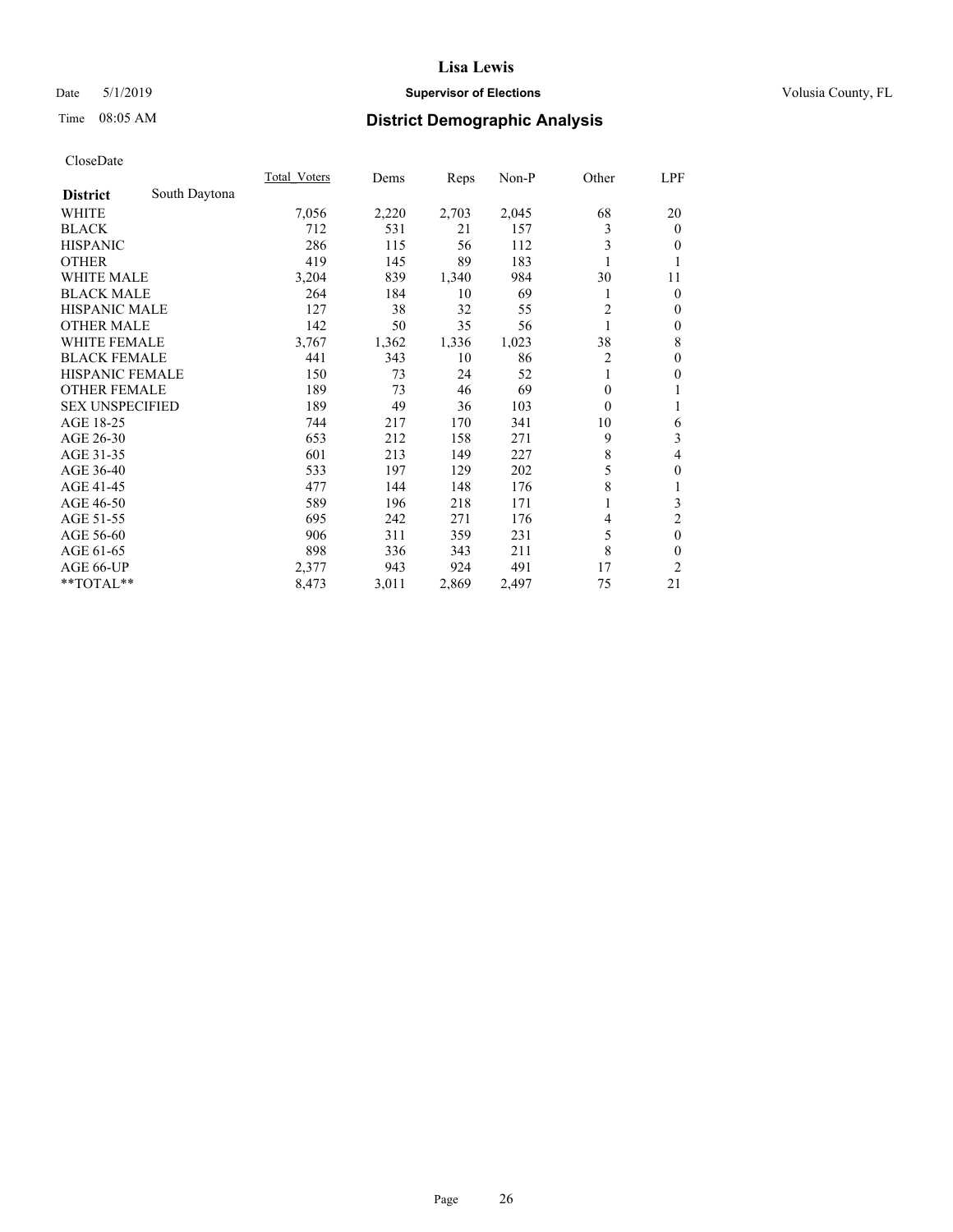Lisa Lewis

Date 5/1/2019 **Supervisor of Elections** Volusia County, FL

Time 08:05 AM

## District Demographic Analysis

CloseDate

| **District** South Daytona | Total_Voters | Dems | Reps | Non-P | Other | LPF |
|---|---|---|---|---|---|---|
| WHITE | 7,056 | 2,220 | 2,703 | 2,045 | 68 | 20 |
| BLACK | 712 | 531 | 21 | 157 | 3 | 0 |
| HISPANIC | 286 | 115 | 56 | 112 | 3 | 0 |
| OTHER | 419 | 145 | 89 | 183 | 1 | 1 |
| WHITE MALE | 3,204 | 839 | 1,340 | 984 | 30 | 11 |
| BLACK MALE | 264 | 184 | 10 | 69 | 1 | 0 |
| HISPANIC MALE | 127 | 38 | 32 | 55 | 2 | 0 |
| OTHER MALE | 142 | 50 | 35 | 56 | 1 | 0 |
| WHITE FEMALE | 3,767 | 1,362 | 1,336 | 1,023 | 38 | 8 |
| BLACK FEMALE | 441 | 343 | 10 | 86 | 2 | 0 |
| HISPANIC FEMALE | 150 | 73 | 24 | 52 | 1 | 0 |
| OTHER FEMALE | 189 | 73 | 46 | 69 | 0 | 1 |
| SEX UNSPECIFIED | 189 | 49 | 36 | 103 | 0 | 1 |
| AGE 18-25 | 744 | 217 | 170 | 341 | 10 | 6 |
| AGE 26-30 | 653 | 212 | 158 | 271 | 9 | 3 |
| AGE 31-35 | 601 | 213 | 149 | 227 | 8 | 4 |
| AGE 36-40 | 533 | 197 | 129 | 202 | 5 | 0 |
| AGE 41-45 | 477 | 144 | 148 | 176 | 8 | 1 |
| AGE 46-50 | 589 | 196 | 218 | 171 | 1 | 3 |
| AGE 51-55 | 695 | 242 | 271 | 176 | 4 | 2 |
| AGE 56-60 | 906 | 311 | 359 | 231 | 5 | 0 |
| AGE 61-65 | 898 | 336 | 343 | 211 | 8 | 0 |
| AGE 66-UP | 2,377 | 943 | 924 | 491 | 17 | 2 |
| **TOTAL** | 8,473 | 3,011 | 2,869 | 2,497 | 75 | 21 |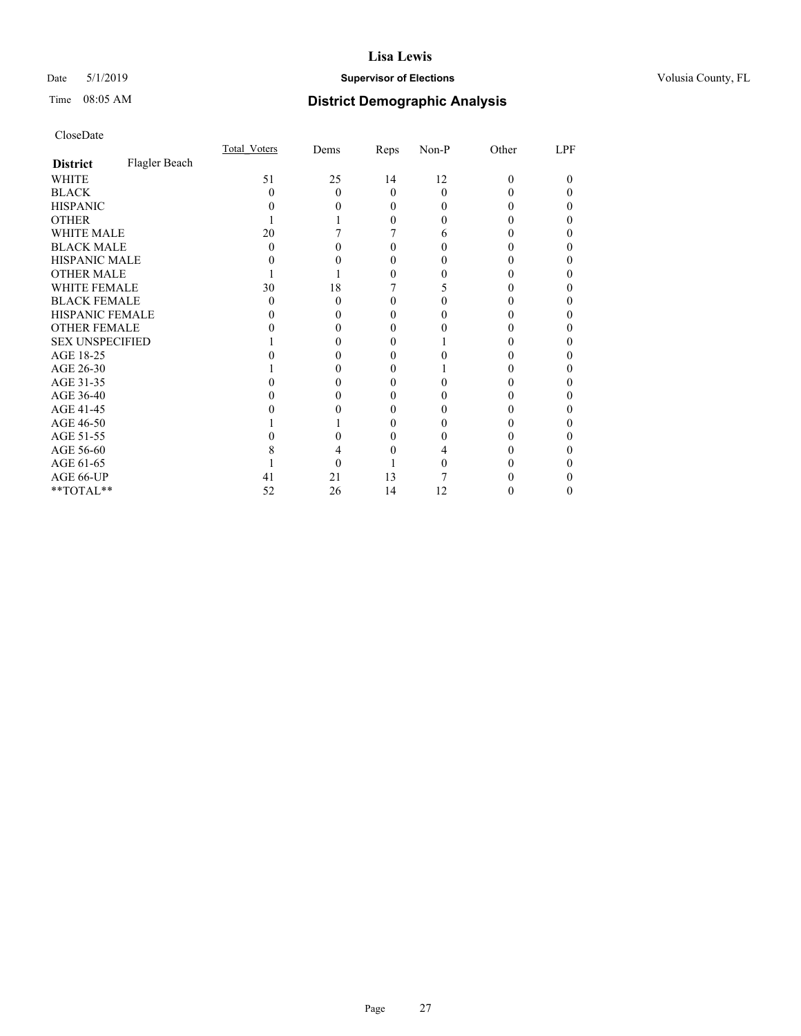**Lisa Lewis**

Date 5/1/2019 **Supervisor of Elections** Volusia County, FL

Time 08:05 AM **District Demographic Analysis**

CloseDate

| **District** Flagler Beach | Total_Voters | Dems | Reps | Non-P | Other | LPF |
|---|---|---|---|---|---|---|
| WHITE | 51 | 25 | 14 | 12 | 0 | 0 |
| BLACK | 0 | 0 | 0 | 0 | 0 | 0 |
| HISPANIC | 0 | 0 | 0 | 0 | 0 | 0 |
| OTHER | 1 | 1 | 0 | 0 | 0 | 0 |
| WHITE MALE | 20 | 7 | 7 | 6 | 0 | 0 |
| BLACK MALE | 0 | 0 | 0 | 0 | 0 | 0 |
| HISPANIC MALE | 0 | 0 | 0 | 0 | 0 | 0 |
| OTHER MALE | 1 | 1 | 0 | 0 | 0 | 0 |
| WHITE FEMALE | 30 | 18 | 7 | 5 | 0 | 0 |
| BLACK FEMALE | 0 | 0 | 0 | 0 | 0 | 0 |
| HISPANIC FEMALE | 0 | 0 | 0 | 0 | 0 | 0 |
| OTHER FEMALE | 0 | 0 | 0 | 0 | 0 | 0 |
| SEX UNSPECIFIED | 1 | 0 | 0 | 1 | 0 | 0 |
| AGE 18-25 | 0 | 0 | 0 | 0 | 0 | 0 |
| AGE 26-30 | 1 | 0 | 0 | 1 | 0 | 0 |
| AGE 31-35 | 0 | 0 | 0 | 0 | 0 | 0 |
| AGE 36-40 | 0 | 0 | 0 | 0 | 0 | 0 |
| AGE 41-45 | 0 | 0 | 0 | 0 | 0 | 0 |
| AGE 46-50 | 1 | 1 | 0 | 0 | 0 | 0 |
| AGE 51-55 | 0 | 0 | 0 | 0 | 0 | 0 |
| AGE 56-60 | 8 | 4 | 0 | 4 | 0 | 0 |
| AGE 61-65 | 1 | 0 | 1 | 0 | 0 | 0 |
| AGE 66-UP | 41 | 21 | 13 | 7 | 0 | 0 |
| **TOTAL** | 52 | 26 | 14 | 12 | 0 | 0 |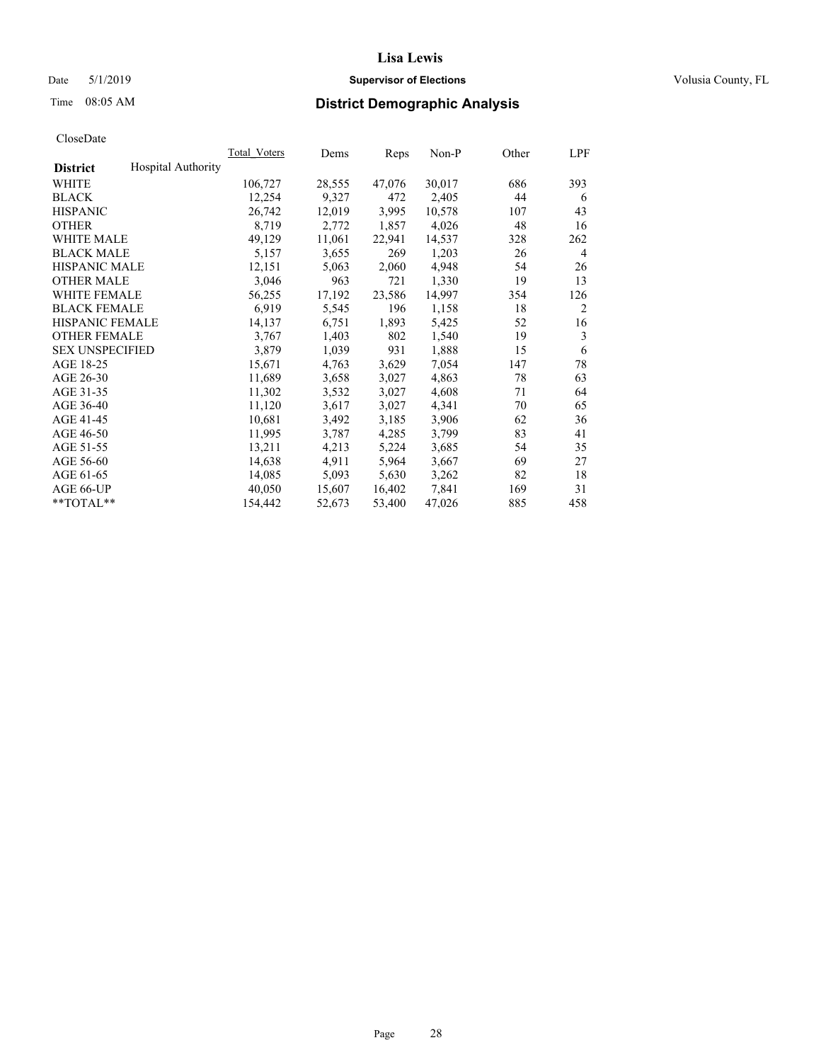**Lisa Lewis**

Date 5/1/2019 **Supervisor of Elections** Volusia County, FL

Time 08:05 AM **District Demographic Analysis**

CloseDate

| District | Hospital Authority | Total_Voters | Dems | Reps | Non-P | Other | LPF |
|---|---|---|---|---|---|---|---|
| WHITE | | 106,727 | 28,555 | 47,076 | 30,017 | 686 | 393 |
| BLACK | | 12,254 | 9,327 | 472 | 2,405 | 44 | 6 |
| HISPANIC | | 26,742 | 12,019 | 3,995 | 10,578 | 107 | 43 |
| OTHER | | 8,719 | 2,772 | 1,857 | 4,026 | 48 | 16 |
| WHITE MALE | | 49,129 | 11,061 | 22,941 | 14,537 | 328 | 262 |
| BLACK MALE | | 5,157 | 3,655 | 269 | 1,203 | 26 | 4 |
| HISPANIC MALE | | 12,151 | 5,063 | 2,060 | 4,948 | 54 | 26 |
| OTHER MALE | | 3,046 | 963 | 721 | 1,330 | 19 | 13 |
| WHITE FEMALE | | 56,255 | 17,192 | 23,586 | 14,997 | 354 | 126 |
| BLACK FEMALE | | 6,919 | 5,545 | 196 | 1,158 | 18 | 2 |
| HISPANIC FEMALE | | 14,137 | 6,751 | 1,893 | 5,425 | 52 | 16 |
| OTHER FEMALE | | 3,767 | 1,403 | 802 | 1,540 | 19 | 3 |
| SEX UNSPECIFIED | | 3,879 | 1,039 | 931 | 1,888 | 15 | 6 |
| AGE 18-25 | | 15,671 | 4,763 | 3,629 | 7,054 | 147 | 78 |
| AGE 26-30 | | 11,689 | 3,658 | 3,027 | 4,863 | 78 | 63 |
| AGE 31-35 | | 11,302 | 3,532 | 3,027 | 4,608 | 71 | 64 |
| AGE 36-40 | | 11,120 | 3,617 | 3,027 | 4,341 | 70 | 65 |
| AGE 41-45 | | 10,681 | 3,492 | 3,185 | 3,906 | 62 | 36 |
| AGE 46-50 | | 11,995 | 3,787 | 4,285 | 3,799 | 83 | 41 |
| AGE 51-55 | | 13,211 | 4,213 | 5,224 | 3,685 | 54 | 35 |
| AGE 56-60 | | 14,638 | 4,911 | 5,964 | 3,667 | 69 | 27 |
| AGE 61-65 | | 14,085 | 5,093 | 5,630 | 3,262 | 82 | 18 |
| AGE 66-UP | | 40,050 | 15,607 | 16,402 | 7,841 | 169 | 31 |
| **TOTAL** | | 154,442 | 52,673 | 53,400 | 47,026 | 885 | 458 |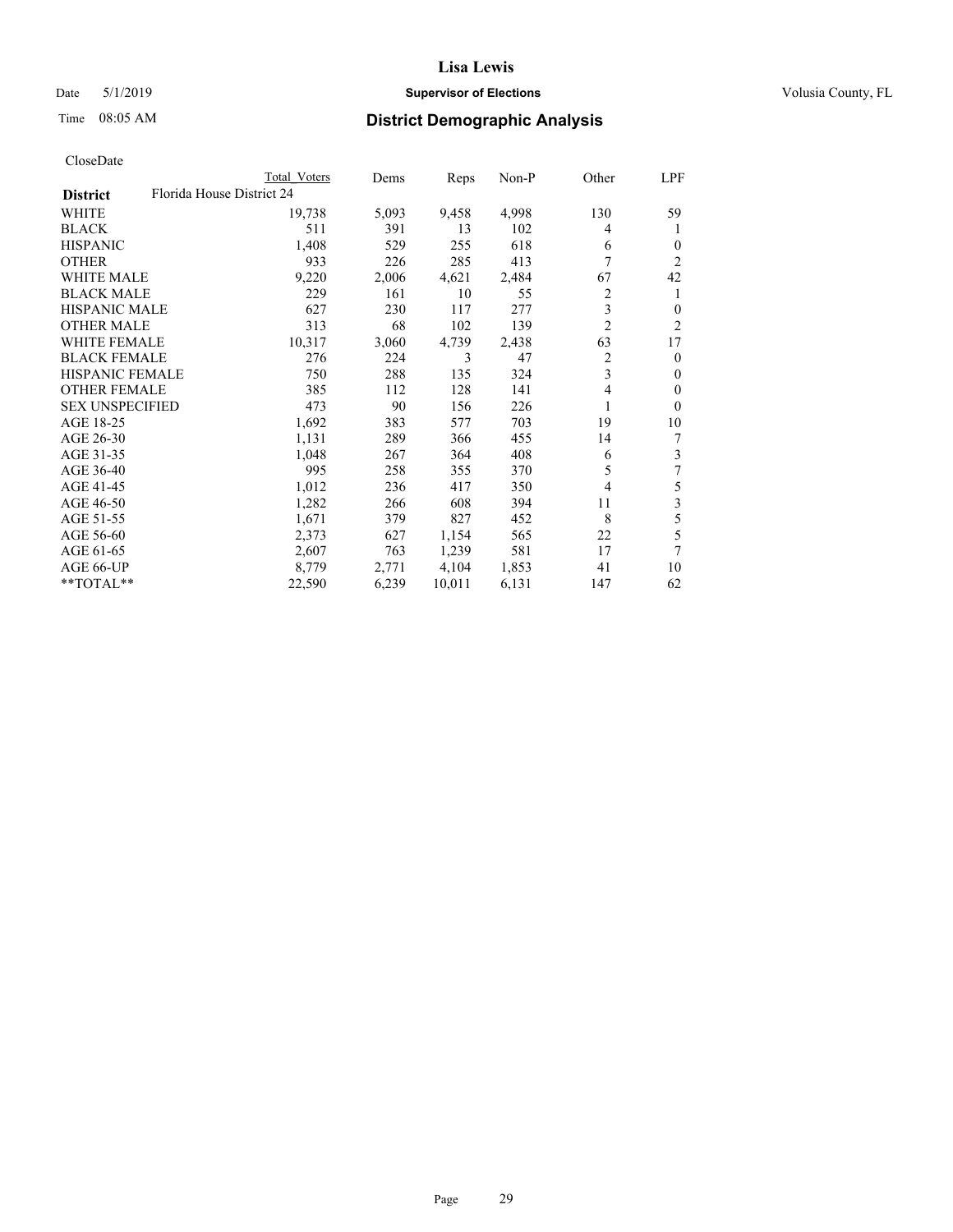# Lisa Lewis

Date 5/1/2019 **Supervisor of Elections** Volusia County, FL

Time 08:05 AM **District Demographic Analysis**

CloseDate

| | Total Voters | Dems | Reps | Non-P | Other | LPF |
|---|---|---|---|---|---|---|
| **District** Florida House District 24 | | | | | | |
| WHITE | 19,738 | 5,093 | 9,458 | 4,998 | 130 | 59 |
| BLACK | 511 | 391 | 13 | 102 | 4 | 1 |
| HISPANIC | 1,408 | 529 | 255 | 618 | 6 | 0 |
| OTHER | 933 | 226 | 285 | 413 | 7 | 2 |
| WHITE MALE | 9,220 | 2,006 | 4,621 | 2,484 | 67 | 42 |
| BLACK MALE | 229 | 161 | 10 | 55 | 2 | 1 |
| HISPANIC MALE | 627 | 230 | 117 | 277 | 3 | 0 |
| OTHER MALE | 313 | 68 | 102 | 139 | 2 | 2 |
| WHITE FEMALE | 10,317 | 3,060 | 4,739 | 2,438 | 63 | 17 |
| BLACK FEMALE | 276 | 224 | 3 | 47 | 2 | 0 |
| HISPANIC FEMALE | 750 | 288 | 135 | 324 | 3 | 0 |
| OTHER FEMALE | 385 | 112 | 128 | 141 | 4 | 0 |
| SEX UNSPECIFIED | 473 | 90 | 156 | 226 | 1 | 0 |
| AGE 18-25 | 1,692 | 383 | 577 | 703 | 19 | 10 |
| AGE 26-30 | 1,131 | 289 | 366 | 455 | 14 | 7 |
| AGE 31-35 | 1,048 | 267 | 364 | 408 | 6 | 3 |
| AGE 36-40 | 995 | 258 | 355 | 370 | 5 | 7 |
| AGE 41-45 | 1,012 | 236 | 417 | 350 | 4 | 5 |
| AGE 46-50 | 1,282 | 266 | 608 | 394 | 11 | 3 |
| AGE 51-55 | 1,671 | 379 | 827 | 452 | 8 | 5 |
| AGE 56-60 | 2,373 | 627 | 1,154 | 565 | 22 | 5 |
| AGE 61-65 | 2,607 | 763 | 1,239 | 581 | 17 | 7 |
| AGE 66-UP | 8,779 | 2,771 | 4,104 | 1,853 | 41 | 10 |
| **TOTAL** | 22,590 | 6,239 | 10,011 | 6,131 | 147 | 62 |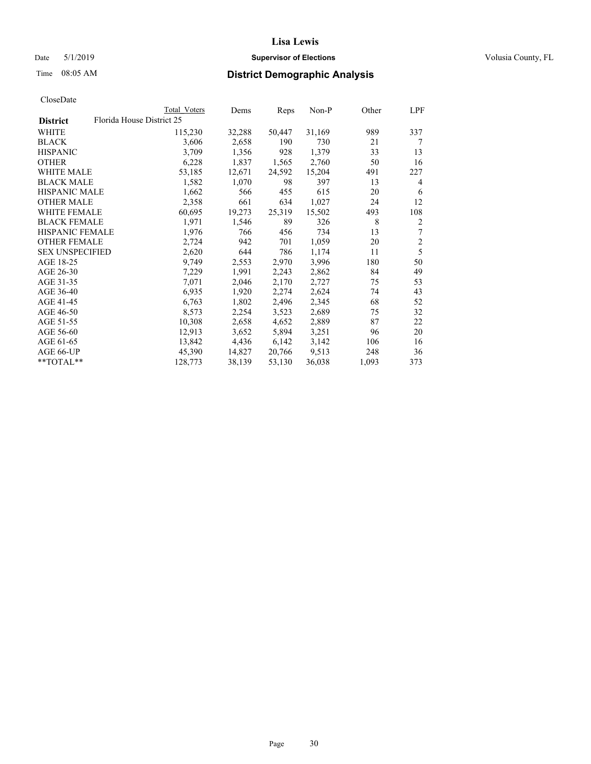# Lisa Lewis

Date 5/1/2019 **Supervisor of Elections** Volusia County, FL

Time 08:05 AM **District Demographic Analysis**

CloseDate

| District | Florida House District 25 | Total Voters | Dems | Reps | Non-P | Other | LPF |
|---|---|---|---|---|---|---|---|
| WHITE | | 115,230 | 32,288 | 50,447 | 31,169 | 989 | 337 |
| BLACK | | 3,606 | 2,658 | 190 | 730 | 21 | 7 |
| HISPANIC | | 3,709 | 1,356 | 928 | 1,379 | 33 | 13 |
| OTHER | | 6,228 | 1,837 | 1,565 | 2,760 | 50 | 16 |
| WHITE MALE | | 53,185 | 12,671 | 24,592 | 15,204 | 491 | 227 |
| BLACK MALE | | 1,582 | 1,070 | 98 | 397 | 13 | 4 |
| HISPANIC MALE | | 1,662 | 566 | 455 | 615 | 20 | 6 |
| OTHER MALE | | 2,358 | 661 | 634 | 1,027 | 24 | 12 |
| WHITE FEMALE | | 60,695 | 19,273 | 25,319 | 15,502 | 493 | 108 |
| BLACK FEMALE | | 1,971 | 1,546 | 89 | 326 | 8 | 2 |
| HISPANIC FEMALE | | 1,976 | 766 | 456 | 734 | 13 | 7 |
| OTHER FEMALE | | 2,724 | 942 | 701 | 1,059 | 20 | 2 |
| SEX UNSPECIFIED | | 2,620 | 644 | 786 | 1,174 | 11 | 5 |
| AGE 18-25 | | 9,749 | 2,553 | 2,970 | 3,996 | 180 | 50 |
| AGE 26-30 | | 7,229 | 1,991 | 2,243 | 2,862 | 84 | 49 |
| AGE 31-35 | | 7,071 | 2,046 | 2,170 | 2,727 | 75 | 53 |
| AGE 36-40 | | 6,935 | 1,920 | 2,274 | 2,624 | 74 | 43 |
| AGE 41-45 | | 6,763 | 1,802 | 2,496 | 2,345 | 68 | 52 |
| AGE 46-50 | | 8,573 | 2,254 | 3,523 | 2,689 | 75 | 32 |
| AGE 51-55 | | 10,308 | 2,658 | 4,652 | 2,889 | 87 | 22 |
| AGE 56-60 | | 12,913 | 3,652 | 5,894 | 3,251 | 96 | 20 |
| AGE 61-65 | | 13,842 | 4,436 | 6,142 | 3,142 | 106 | 16 |
| AGE 66-UP | | 45,390 | 14,827 | 20,766 | 9,513 | 248 | 36 |
| **TOTAL** | | 128,773 | 38,139 | 53,130 | 36,038 | 1,093 | 373 |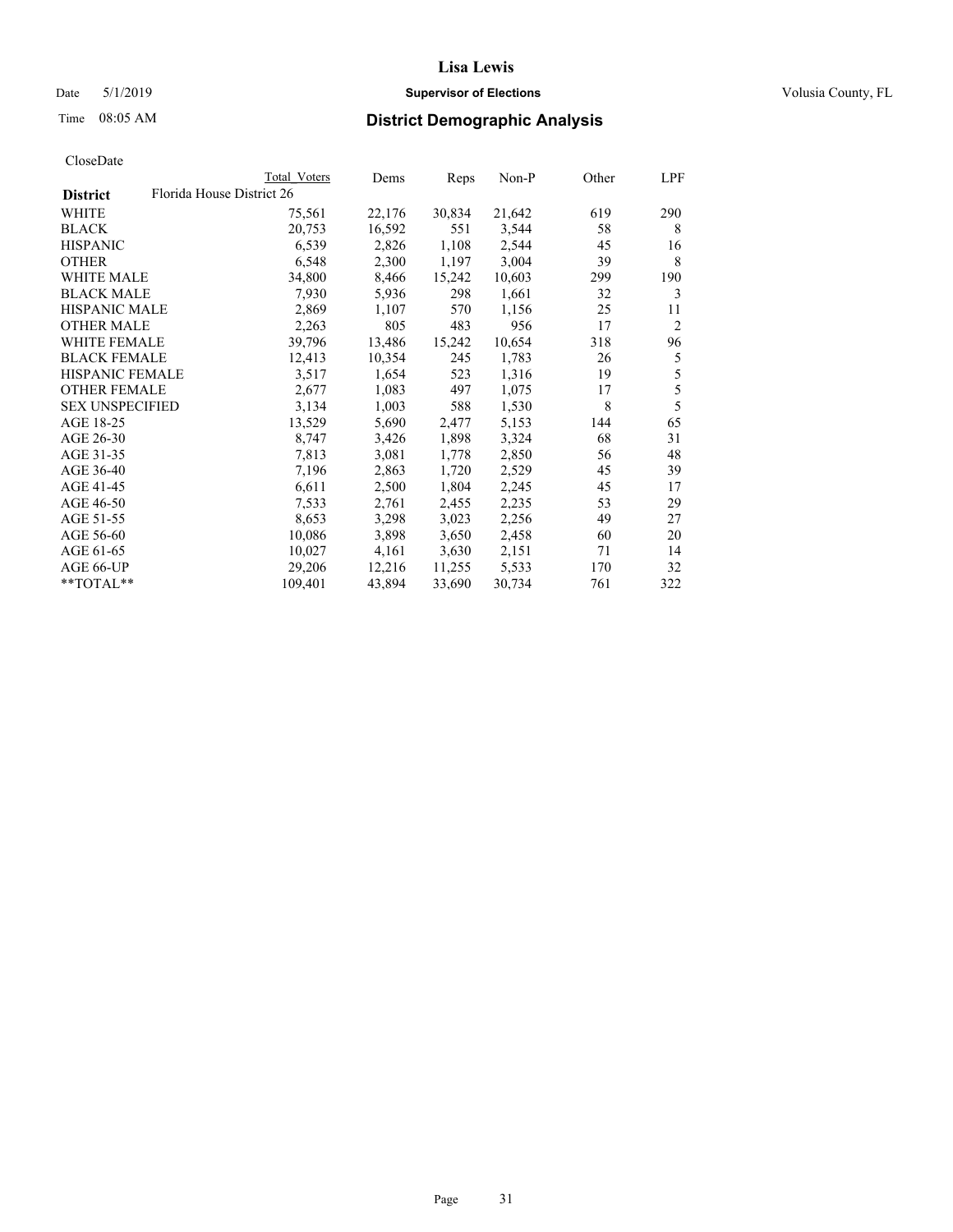Lisa Lewis

Date 5/1/2019 **Supervisor of Elections** Volusia County, FL

Time 08:05 AM **District Demographic Analysis**

CloseDate

| | Total Voters | Dems | Reps | Non-P | Other | LPF |
|---|---|---|---|---|---|---|
| **District** Florida House District 26 | | | | | | |
| WHITE | 75,561 | 22,176 | 30,834 | 21,642 | 619 | 290 |
| BLACK | 20,753 | 16,592 | 551 | 3,544 | 58 | 8 |
| HISPANIC | 6,539 | 2,826 | 1,108 | 2,544 | 45 | 16 |
| OTHER | 6,548 | 2,300 | 1,197 | 3,004 | 39 | 8 |
| WHITE MALE | 34,800 | 8,466 | 15,242 | 10,603 | 299 | 190 |
| BLACK MALE | 7,930 | 5,936 | 298 | 1,661 | 32 | 3 |
| HISPANIC MALE | 2,869 | 1,107 | 570 | 1,156 | 25 | 11 |
| OTHER MALE | 2,263 | 805 | 483 | 956 | 17 | 2 |
| WHITE FEMALE | 39,796 | 13,486 | 15,242 | 10,654 | 318 | 96 |
| BLACK FEMALE | 12,413 | 10,354 | 245 | 1,783 | 26 | 5 |
| HISPANIC FEMALE | 3,517 | 1,654 | 523 | 1,316 | 19 | 5 |
| OTHER FEMALE | 2,677 | 1,083 | 497 | 1,075 | 17 | 5 |
| SEX UNSPECIFIED | 3,134 | 1,003 | 588 | 1,530 | 8 | 5 |
| AGE 18-25 | 13,529 | 5,690 | 2,477 | 5,153 | 144 | 65 |
| AGE 26-30 | 8,747 | 3,426 | 1,898 | 3,324 | 68 | 31 |
| AGE 31-35 | 7,813 | 3,081 | 1,778 | 2,850 | 56 | 48 |
| AGE 36-40 | 7,196 | 2,863 | 1,720 | 2,529 | 45 | 39 |
| AGE 41-45 | 6,611 | 2,500 | 1,804 | 2,245 | 45 | 17 |
| AGE 46-50 | 7,533 | 2,761 | 2,455 | 2,235 | 53 | 29 |
| AGE 51-55 | 8,653 | 3,298 | 3,023 | 2,256 | 49 | 27 |
| AGE 56-60 | 10,086 | 3,898 | 3,650 | 2,458 | 60 | 20 |
| AGE 61-65 | 10,027 | 4,161 | 3,630 | 2,151 | 71 | 14 |
| AGE 66-UP | 29,206 | 12,216 | 11,255 | 5,533 | 170 | 32 |
| **TOTAL** | 109,401 | 43,894 | 33,690 | 30,734 | 761 | 322 |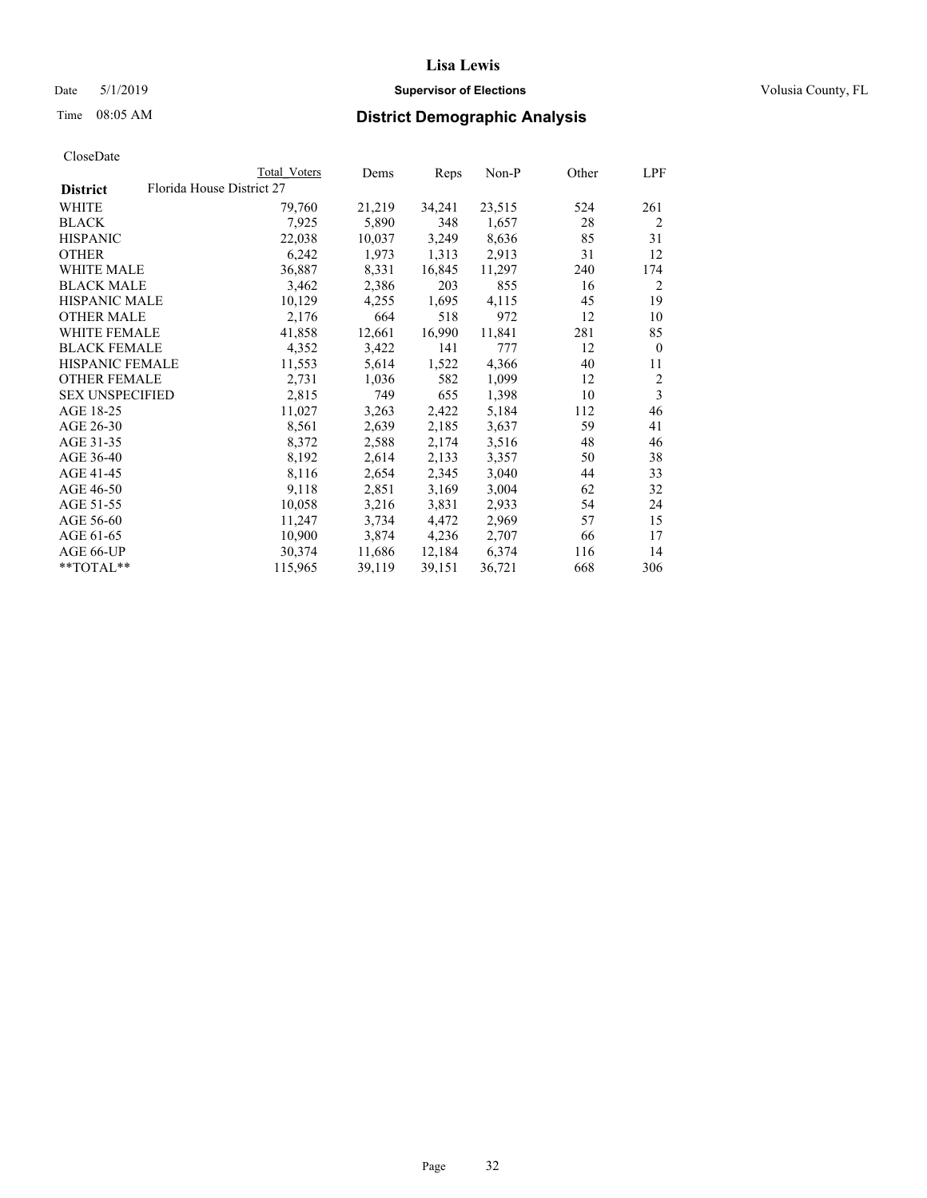# Lisa Lewis

Date 5/1/2019 **Supervisor of Elections** Volusia County, FL

Time 08:05 AM **District Demographic Analysis**

CloseDate

| | Total Voters | Dems | Reps | Non-P | Other | LPF |
|---|---|---|---|---|---|---|
| **District** Florida House District 27 | | | | | | |
| WHITE | 79,760 | 21,219 | 34,241 | 23,515 | 524 | 261 |
| BLACK | 7,925 | 5,890 | 348 | 1,657 | 28 | 2 |
| HISPANIC | 22,038 | 10,037 | 3,249 | 8,636 | 85 | 31 |
| OTHER | 6,242 | 1,973 | 1,313 | 2,913 | 31 | 12 |
| WHITE MALE | 36,887 | 8,331 | 16,845 | 11,297 | 240 | 174 |
| BLACK MALE | 3,462 | 2,386 | 203 | 855 | 16 | 2 |
| HISPANIC MALE | 10,129 | 4,255 | 1,695 | 4,115 | 45 | 19 |
| OTHER MALE | 2,176 | 664 | 518 | 972 | 12 | 10 |
| WHITE FEMALE | 41,858 | 12,661 | 16,990 | 11,841 | 281 | 85 |
| BLACK FEMALE | 4,352 | 3,422 | 141 | 777 | 12 | 0 |
| HISPANIC FEMALE | 11,553 | 5,614 | 1,522 | 4,366 | 40 | 11 |
| OTHER FEMALE | 2,731 | 1,036 | 582 | 1,099 | 12 | 2 |
| SEX UNSPECIFIED | 2,815 | 749 | 655 | 1,398 | 10 | 3 |
| AGE 18-25 | 11,027 | 3,263 | 2,422 | 5,184 | 112 | 46 |
| AGE 26-30 | 8,561 | 2,639 | 2,185 | 3,637 | 59 | 41 |
| AGE 31-35 | 8,372 | 2,588 | 2,174 | 3,516 | 48 | 46 |
| AGE 36-40 | 8,192 | 2,614 | 2,133 | 3,357 | 50 | 38 |
| AGE 41-45 | 8,116 | 2,654 | 2,345 | 3,040 | 44 | 33 |
| AGE 46-50 | 9,118 | 2,851 | 3,169 | 3,004 | 62 | 32 |
| AGE 51-55 | 10,058 | 3,216 | 3,831 | 2,933 | 54 | 24 |
| AGE 56-60 | 11,247 | 3,734 | 4,472 | 2,969 | 57 | 15 |
| AGE 61-65 | 10,900 | 3,874 | 4,236 | 2,707 | 66 | 17 |
| AGE 66-UP | 30,374 | 11,686 | 12,184 | 6,374 | 116 | 14 |
| **TOTAL** | 115,965 | 39,119 | 39,151 | 36,721 | 668 | 306 |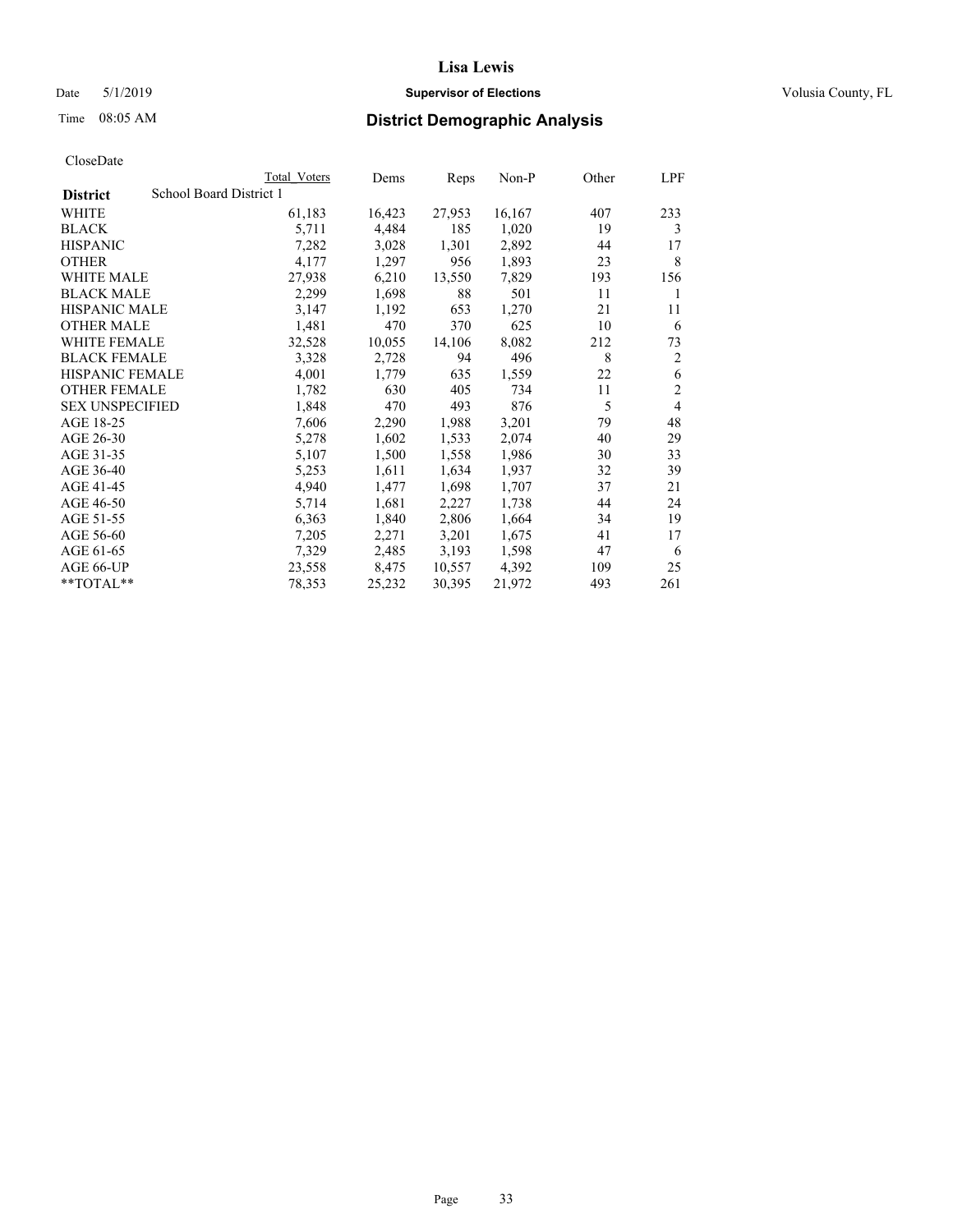**Lisa Lewis**

Date 5/1/2019 **Supervisor of Elections** Volusia County, FL

Time 08:05 AM **District Demographic Analysis**

CloseDate

| | Total Voters | Dems | Reps | Non-P | Other | LPF |
|---|---|---|---|---|---|---|
| **District** School Board District 1 | | | | | | |
| WHITE | 61,183 | 16,423 | 27,953 | 16,167 | 407 | 233 |
| BLACK | 5,711 | 4,484 | 185 | 1,020 | 19 | 3 |
| HISPANIC | 7,282 | 3,028 | 1,301 | 2,892 | 44 | 17 |
| OTHER | 4,177 | 1,297 | 956 | 1,893 | 23 | 8 |
| WHITE MALE | 27,938 | 6,210 | 13,550 | 7,829 | 193 | 156 |
| BLACK MALE | 2,299 | 1,698 | 88 | 501 | 11 | 1 |
| HISPANIC MALE | 3,147 | 1,192 | 653 | 1,270 | 21 | 11 |
| OTHER MALE | 1,481 | 470 | 370 | 625 | 10 | 6 |
| WHITE FEMALE | 32,528 | 10,055 | 14,106 | 8,082 | 212 | 73 |
| BLACK FEMALE | 3,328 | 2,728 | 94 | 496 | 8 | 2 |
| HISPANIC FEMALE | 4,001 | 1,779 | 635 | 1,559 | 22 | 6 |
| OTHER FEMALE | 1,782 | 630 | 405 | 734 | 11 | 2 |
| SEX UNSPECIFIED | 1,848 | 470 | 493 | 876 | 5 | 4 |
| AGE 18-25 | 7,606 | 2,290 | 1,988 | 3,201 | 79 | 48 |
| AGE 26-30 | 5,278 | 1,602 | 1,533 | 2,074 | 40 | 29 |
| AGE 31-35 | 5,107 | 1,500 | 1,558 | 1,986 | 30 | 33 |
| AGE 36-40 | 5,253 | 1,611 | 1,634 | 1,937 | 32 | 39 |
| AGE 41-45 | 4,940 | 1,477 | 1,698 | 1,707 | 37 | 21 |
| AGE 46-50 | 5,714 | 1,681 | 2,227 | 1,738 | 44 | 24 |
| AGE 51-55 | 6,363 | 1,840 | 2,806 | 1,664 | 34 | 19 |
| AGE 56-60 | 7,205 | 2,271 | 3,201 | 1,675 | 41 | 17 |
| AGE 61-65 | 7,329 | 2,485 | 3,193 | 1,598 | 47 | 6 |
| AGE 66-UP | 23,558 | 8,475 | 10,557 | 4,392 | 109 | 25 |
| **TOTAL** | 78,353 | 25,232 | 30,395 | 21,972 | 493 | 261 |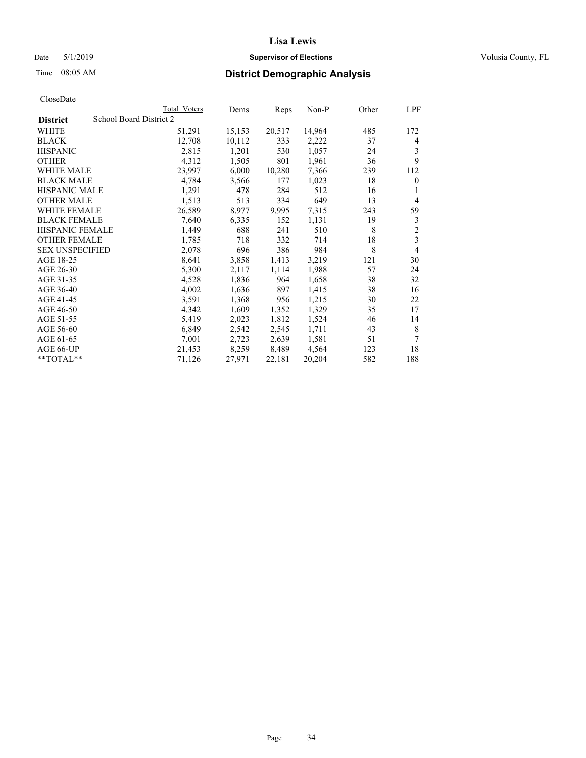**Lisa Lewis**

Date 5/1/2019 **Supervisor of Elections** Volusia County, FL

Time 08:05 AM **District Demographic Analysis**

CloseDate

| | Total Voters | Dems | Reps | Non-P | Other | LPF |
|---|---|---|---|---|---|---|
| **District** School Board District 2 | | | | | | |
| WHITE | 51,291 | 15,153 | 20,517 | 14,964 | 485 | 172 |
| BLACK | 12,708 | 10,112 | 333 | 2,222 | 37 | 4 |
| HISPANIC | 2,815 | 1,201 | 530 | 1,057 | 24 | 3 |
| OTHER | 4,312 | 1,505 | 801 | 1,961 | 36 | 9 |
| WHITE MALE | 23,997 | 6,000 | 10,280 | 7,366 | 239 | 112 |
| BLACK MALE | 4,784 | 3,566 | 177 | 1,023 | 18 | 0 |
| HISPANIC MALE | 1,291 | 478 | 284 | 512 | 16 | 1 |
| OTHER MALE | 1,513 | 513 | 334 | 649 | 13 | 4 |
| WHITE FEMALE | 26,589 | 8,977 | 9,995 | 7,315 | 243 | 59 |
| BLACK FEMALE | 7,640 | 6,335 | 152 | 1,131 | 19 | 3 |
| HISPANIC FEMALE | 1,449 | 688 | 241 | 510 | 8 | 2 |
| OTHER FEMALE | 1,785 | 718 | 332 | 714 | 18 | 3 |
| SEX UNSPECIFIED | 2,078 | 696 | 386 | 984 | 8 | 4 |
| AGE 18-25 | 8,641 | 3,858 | 1,413 | 3,219 | 121 | 30 |
| AGE 26-30 | 5,300 | 2,117 | 1,114 | 1,988 | 57 | 24 |
| AGE 31-35 | 4,528 | 1,836 | 964 | 1,658 | 38 | 32 |
| AGE 36-40 | 4,002 | 1,636 | 897 | 1,415 | 38 | 16 |
| AGE 41-45 | 3,591 | 1,368 | 956 | 1,215 | 30 | 22 |
| AGE 46-50 | 4,342 | 1,609 | 1,352 | 1,329 | 35 | 17 |
| AGE 51-55 | 5,419 | 2,023 | 1,812 | 1,524 | 46 | 14 |
| AGE 56-60 | 6,849 | 2,542 | 2,545 | 1,711 | 43 | 8 |
| AGE 61-65 | 7,001 | 2,723 | 2,639 | 1,581 | 51 | 7 |
| AGE 66-UP | 21,453 | 8,259 | 8,489 | 4,564 | 123 | 18 |
| **TOTAL** | 71,126 | 27,971 | 22,181 | 20,204 | 582 | 188 |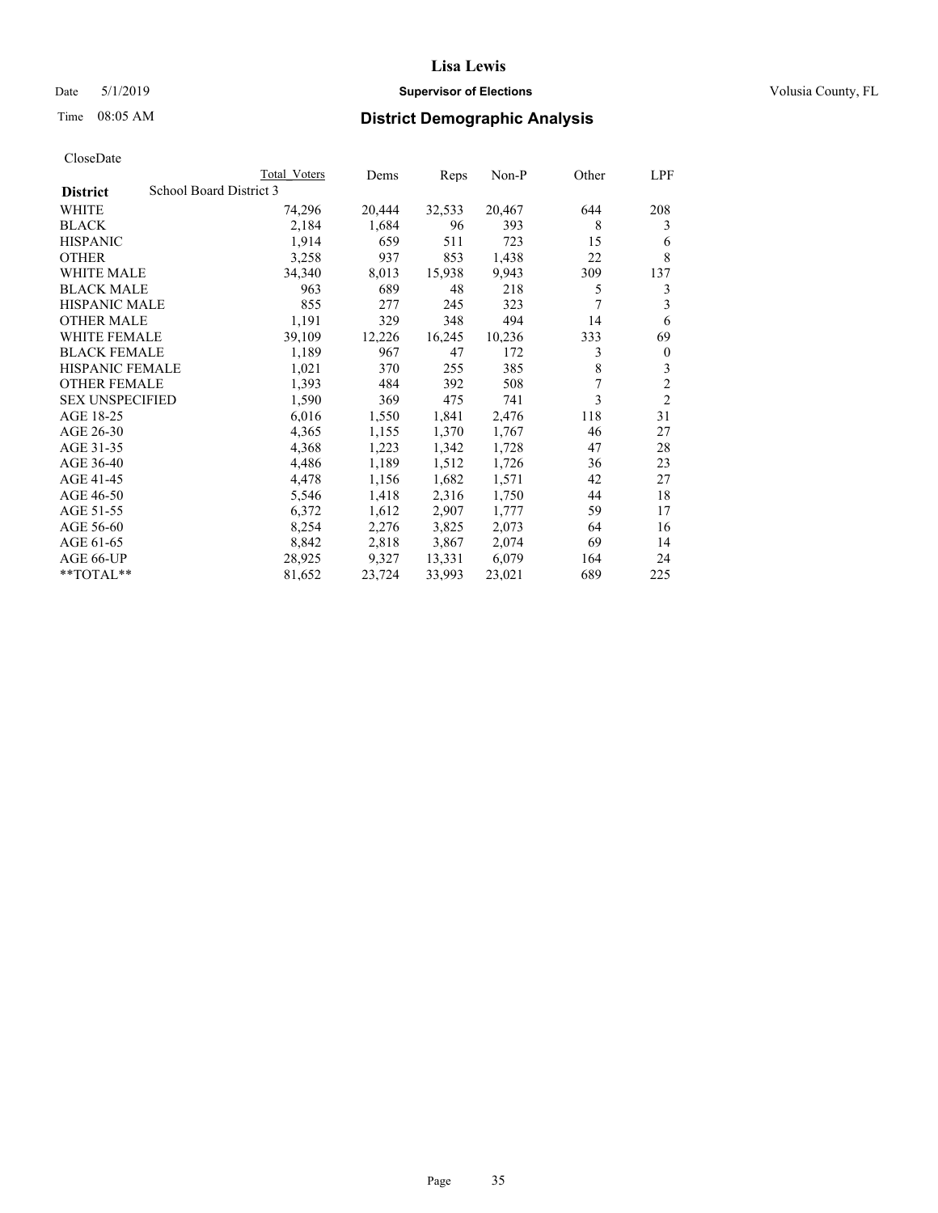**Lisa Lewis**

Date 5/1/2019 **Supervisor of Elections** Volusia County, FL

Time 08:05 AM **District Demographic Analysis**

CloseDate

| District | Total Voters | Dems | Reps | Non-P | Other | LPF |
|---|---|---|---|---|---|---|
| School Board District 3 | | | | | | |
| WHITE | 74,296 | 20,444 | 32,533 | 20,467 | 644 | 208 |
| BLACK | 2,184 | 1,684 | 96 | 393 | 8 | 3 |
| HISPANIC | 1,914 | 659 | 511 | 723 | 15 | 6 |
| OTHER | 3,258 | 937 | 853 | 1,438 | 22 | 8 |
| WHITE MALE | 34,340 | 8,013 | 15,938 | 9,943 | 309 | 137 |
| BLACK MALE | 963 | 689 | 48 | 218 | 5 | 3 |
| HISPANIC MALE | 855 | 277 | 245 | 323 | 7 | 3 |
| OTHER MALE | 1,191 | 329 | 348 | 494 | 14 | 6 |
| WHITE FEMALE | 39,109 | 12,226 | 16,245 | 10,236 | 333 | 69 |
| BLACK FEMALE | 1,189 | 967 | 47 | 172 | 3 | 0 |
| HISPANIC FEMALE | 1,021 | 370 | 255 | 385 | 8 | 3 |
| OTHER FEMALE | 1,393 | 484 | 392 | 508 | 7 | 2 |
| SEX UNSPECIFIED | 1,590 | 369 | 475 | 741 | 3 | 2 |
| AGE 18-25 | 6,016 | 1,550 | 1,841 | 2,476 | 118 | 31 |
| AGE 26-30 | 4,365 | 1,155 | 1,370 | 1,767 | 46 | 27 |
| AGE 31-35 | 4,368 | 1,223 | 1,342 | 1,728 | 47 | 28 |
| AGE 36-40 | 4,486 | 1,189 | 1,512 | 1,726 | 36 | 23 |
| AGE 41-45 | 4,478 | 1,156 | 1,682 | 1,571 | 42 | 27 |
| AGE 46-50 | 5,546 | 1,418 | 2,316 | 1,750 | 44 | 18 |
| AGE 51-55 | 6,372 | 1,612 | 2,907 | 1,777 | 59 | 17 |
| AGE 56-60 | 8,254 | 2,276 | 3,825 | 2,073 | 64 | 16 |
| AGE 61-65 | 8,842 | 2,818 | 3,867 | 2,074 | 69 | 14 |
| AGE 66-UP | 28,925 | 9,327 | 13,331 | 6,079 | 164 | 24 |
| **TOTAL** | 81,652 | 23,724 | 33,993 | 23,021 | 689 | 225 |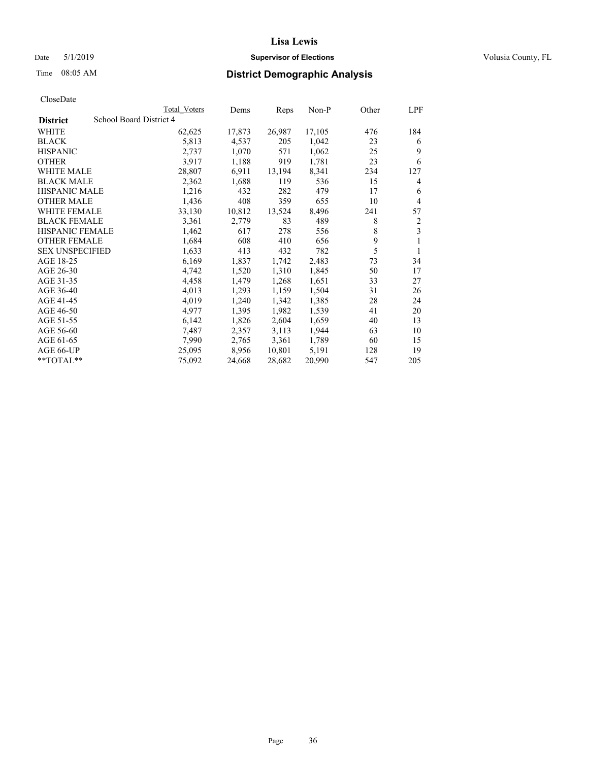# Lisa Lewis

**Supervisor of Elections**

Volusia County, FL

Date 5/1/2019

Time 08:05 AM

## District Demographic Analysis

CloseDate

| District | Total Voters | Dems | Reps | Non-P | Other | LPF |
|---|---|---|---|---|---|---|
| School Board District 4 | | | | | | |
| WHITE | 62,625 | 17,873 | 26,987 | 17,105 | 476 | 184 |
| BLACK | 5,813 | 4,537 | 205 | 1,042 | 23 | 6 |
| HISPANIC | 2,737 | 1,070 | 571 | 1,062 | 25 | 9 |
| OTHER | 3,917 | 1,188 | 919 | 1,781 | 23 | 6 |
| WHITE MALE | 28,807 | 6,911 | 13,194 | 8,341 | 234 | 127 |
| BLACK MALE | 2,362 | 1,688 | 119 | 536 | 15 | 4 |
| HISPANIC MALE | 1,216 | 432 | 282 | 479 | 17 | 6 |
| OTHER MALE | 1,436 | 408 | 359 | 655 | 10 | 4 |
| WHITE FEMALE | 33,130 | 10,812 | 13,524 | 8,496 | 241 | 57 |
| BLACK FEMALE | 3,361 | 2,779 | 83 | 489 | 8 | 2 |
| HISPANIC FEMALE | 1,462 | 617 | 278 | 556 | 8 | 3 |
| OTHER FEMALE | 1,684 | 608 | 410 | 656 | 9 | 1 |
| SEX UNSPECIFIED | 1,633 | 413 | 432 | 782 | 5 | 1 |
| AGE 18-25 | 6,169 | 1,837 | 1,742 | 2,483 | 73 | 34 |
| AGE 26-30 | 4,742 | 1,520 | 1,310 | 1,845 | 50 | 17 |
| AGE 31-35 | 4,458 | 1,479 | 1,268 | 1,651 | 33 | 27 |
| AGE 36-40 | 4,013 | 1,293 | 1,159 | 1,504 | 31 | 26 |
| AGE 41-45 | 4,019 | 1,240 | 1,342 | 1,385 | 28 | 24 |
| AGE 46-50 | 4,977 | 1,395 | 1,982 | 1,539 | 41 | 20 |
| AGE 51-55 | 6,142 | 1,826 | 2,604 | 1,659 | 40 | 13 |
| AGE 56-60 | 7,487 | 2,357 | 3,113 | 1,944 | 63 | 10 |
| AGE 61-65 | 7,990 | 2,765 | 3,361 | 1,789 | 60 | 15 |
| AGE 66-UP | 25,095 | 8,956 | 10,801 | 5,191 | 128 | 19 |
| **TOTAL** | 75,092 | 24,668 | 28,682 | 20,990 | 547 | 205 |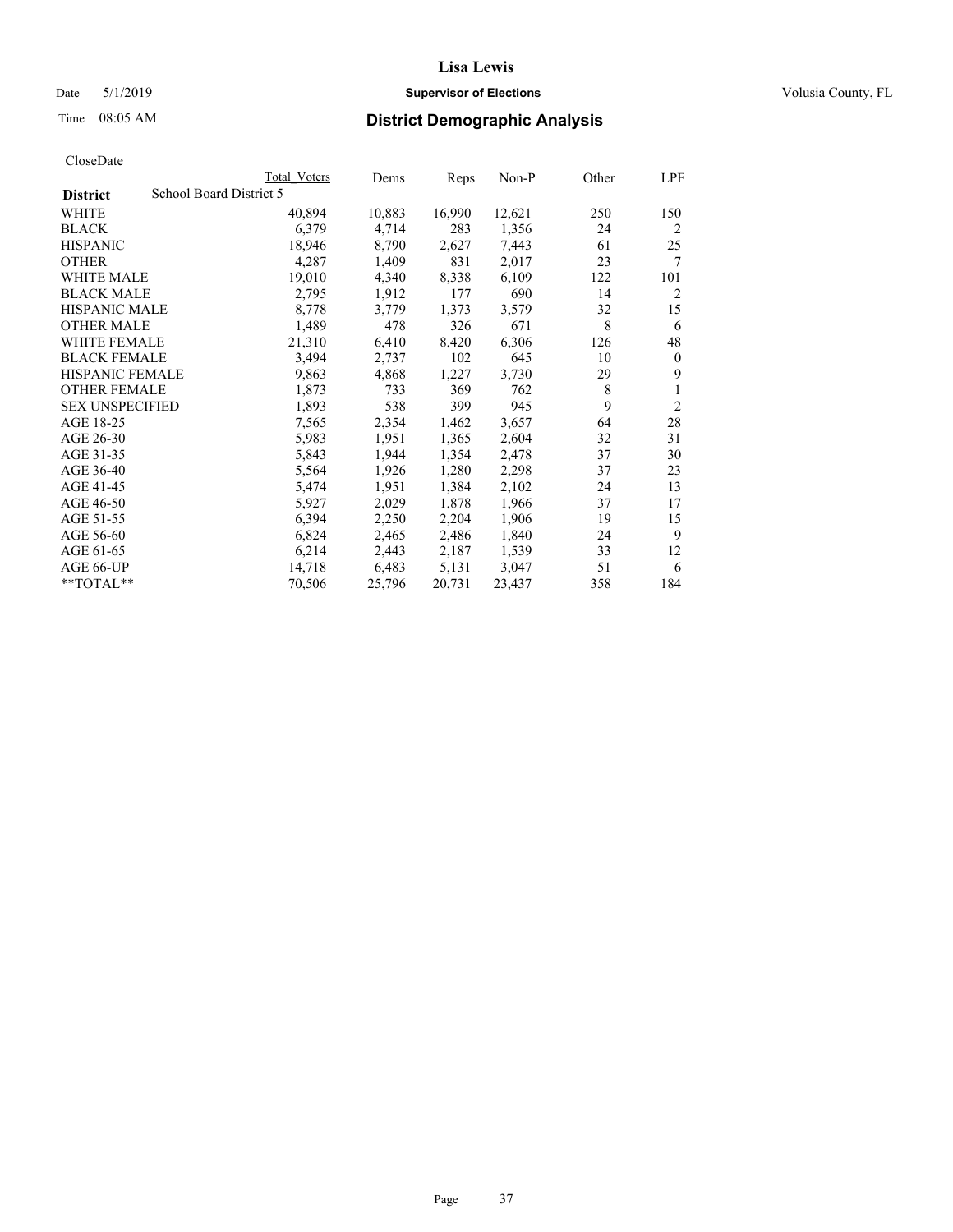Lisa Lewis

Date 5/1/2019 **Supervisor of Elections** Volusia County, FL

Time 08:05 AM **District Demographic Analysis**

CloseDate

| District | Total Voters | Dems | Reps | Non-P | Other | LPF |
|---|---|---|---|---|---|---|
| School Board District 5 | | | | | | |
| WHITE | 40,894 | 10,883 | 16,990 | 12,621 | 250 | 150 |
| BLACK | 6,379 | 4,714 | 283 | 1,356 | 24 | 2 |
| HISPANIC | 18,946 | 8,790 | 2,627 | 7,443 | 61 | 25 |
| OTHER | 4,287 | 1,409 | 831 | 2,017 | 23 | 7 |
| WHITE MALE | 19,010 | 4,340 | 8,338 | 6,109 | 122 | 101 |
| BLACK MALE | 2,795 | 1,912 | 177 | 690 | 14 | 2 |
| HISPANIC MALE | 8,778 | 3,779 | 1,373 | 3,579 | 32 | 15 |
| OTHER MALE | 1,489 | 478 | 326 | 671 | 8 | 6 |
| WHITE FEMALE | 21,310 | 6,410 | 8,420 | 6,306 | 126 | 48 |
| BLACK FEMALE | 3,494 | 2,737 | 102 | 645 | 10 | 0 |
| HISPANIC FEMALE | 9,863 | 4,868 | 1,227 | 3,730 | 29 | 9 |
| OTHER FEMALE | 1,873 | 733 | 369 | 762 | 8 | 1 |
| SEX UNSPECIFIED | 1,893 | 538 | 399 | 945 | 9 | 2 |
| AGE 18-25 | 7,565 | 2,354 | 1,462 | 3,657 | 64 | 28 |
| AGE 26-30 | 5,983 | 1,951 | 1,365 | 2,604 | 32 | 31 |
| AGE 31-35 | 5,843 | 1,944 | 1,354 | 2,478 | 37 | 30 |
| AGE 36-40 | 5,564 | 1,926 | 1,280 | 2,298 | 37 | 23 |
| AGE 41-45 | 5,474 | 1,951 | 1,384 | 2,102 | 24 | 13 |
| AGE 46-50 | 5,927 | 2,029 | 1,878 | 1,966 | 37 | 17 |
| AGE 51-55 | 6,394 | 2,250 | 2,204 | 1,906 | 19 | 15 |
| AGE 56-60 | 6,824 | 2,465 | 2,486 | 1,840 | 24 | 9 |
| AGE 61-65 | 6,214 | 2,443 | 2,187 | 1,539 | 33 | 12 |
| AGE 66-UP | 14,718 | 6,483 | 5,131 | 3,047 | 51 | 6 |
| **TOTAL** | 70,506 | 25,796 | 20,731 | 23,437 | 358 | 184 |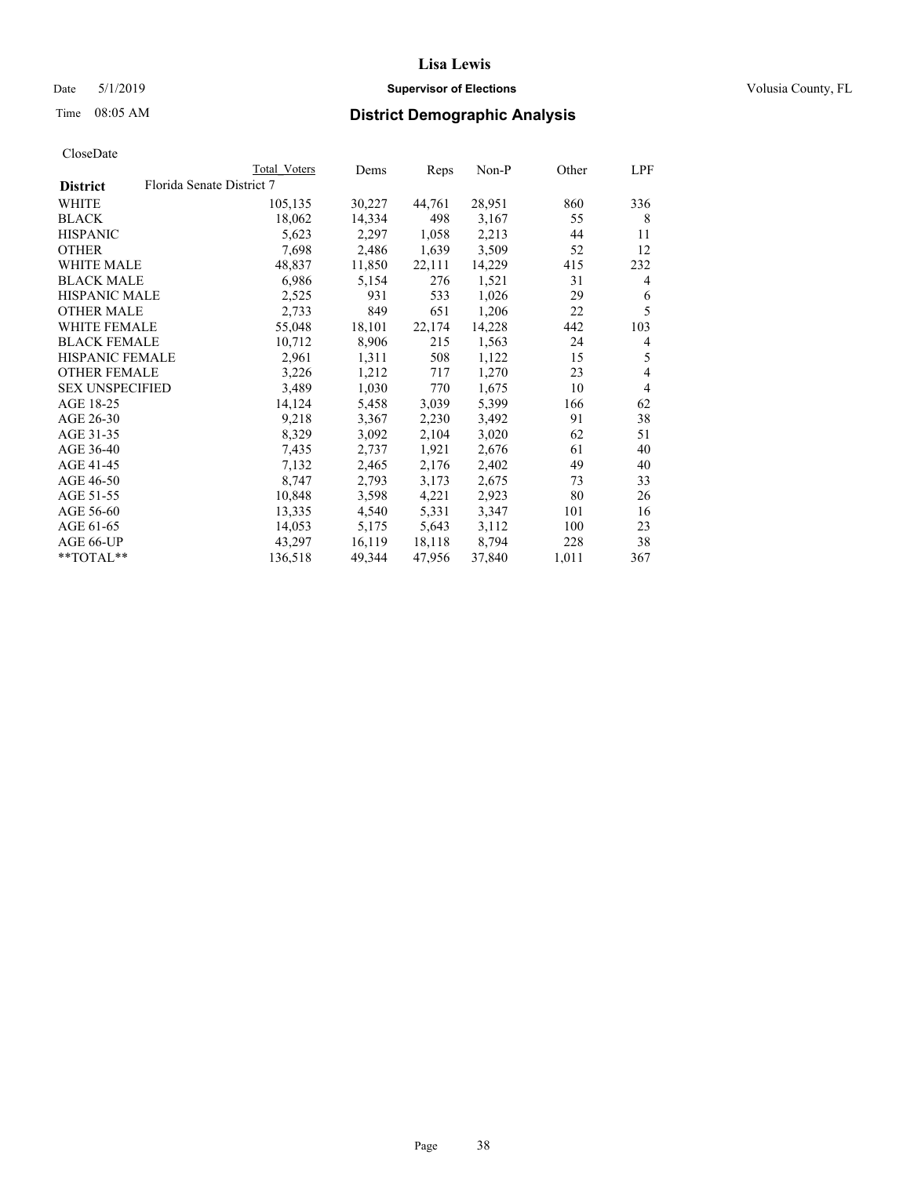**Lisa Lewis**

Date 5/1/2019 **Supervisor of Elections** Volusia County, FL

Time 08:05 AM **District Demographic Analysis**

CloseDate

| | Total Voters | Dems | Reps | Non-P | Other | LPF |
|---|---|---|---|---|---|---|
| **District** Florida Senate District 7 | | | | | | |
| WHITE | 105,135 | 30,227 | 44,761 | 28,951 | 860 | 336 |
| BLACK | 18,062 | 14,334 | 498 | 3,167 | 55 | 8 |
| HISPANIC | 5,623 | 2,297 | 1,058 | 2,213 | 44 | 11 |
| OTHER | 7,698 | 2,486 | 1,639 | 3,509 | 52 | 12 |
| WHITE MALE | 48,837 | 11,850 | 22,111 | 14,229 | 415 | 232 |
| BLACK MALE | 6,986 | 5,154 | 276 | 1,521 | 31 | 4 |
| HISPANIC MALE | 2,525 | 931 | 533 | 1,026 | 29 | 6 |
| OTHER MALE | 2,733 | 849 | 651 | 1,206 | 22 | 5 |
| WHITE FEMALE | 55,048 | 18,101 | 22,174 | 14,228 | 442 | 103 |
| BLACK FEMALE | 10,712 | 8,906 | 215 | 1,563 | 24 | 4 |
| HISPANIC FEMALE | 2,961 | 1,311 | 508 | 1,122 | 15 | 5 |
| OTHER FEMALE | 3,226 | 1,212 | 717 | 1,270 | 23 | 4 |
| SEX UNSPECIFIED | 3,489 | 1,030 | 770 | 1,675 | 10 | 4 |
| AGE 18-25 | 14,124 | 5,458 | 3,039 | 5,399 | 166 | 62 |
| AGE 26-30 | 9,218 | 3,367 | 2,230 | 3,492 | 91 | 38 |
| AGE 31-35 | 8,329 | 3,092 | 2,104 | 3,020 | 62 | 51 |
| AGE 36-40 | 7,435 | 2,737 | 1,921 | 2,676 | 61 | 40 |
| AGE 41-45 | 7,132 | 2,465 | 2,176 | 2,402 | 49 | 40 |
| AGE 46-50 | 8,747 | 2,793 | 3,173 | 2,675 | 73 | 33 |
| AGE 51-55 | 10,848 | 3,598 | 4,221 | 2,923 | 80 | 26 |
| AGE 56-60 | 13,335 | 4,540 | 5,331 | 3,347 | 101 | 16 |
| AGE 61-65 | 14,053 | 5,175 | 5,643 | 3,112 | 100 | 23 |
| AGE 66-UP | 43,297 | 16,119 | 18,118 | 8,794 | 228 | 38 |
| **TOTAL** | 136,518 | 49,344 | 47,956 | 37,840 | 1,011 | 367 |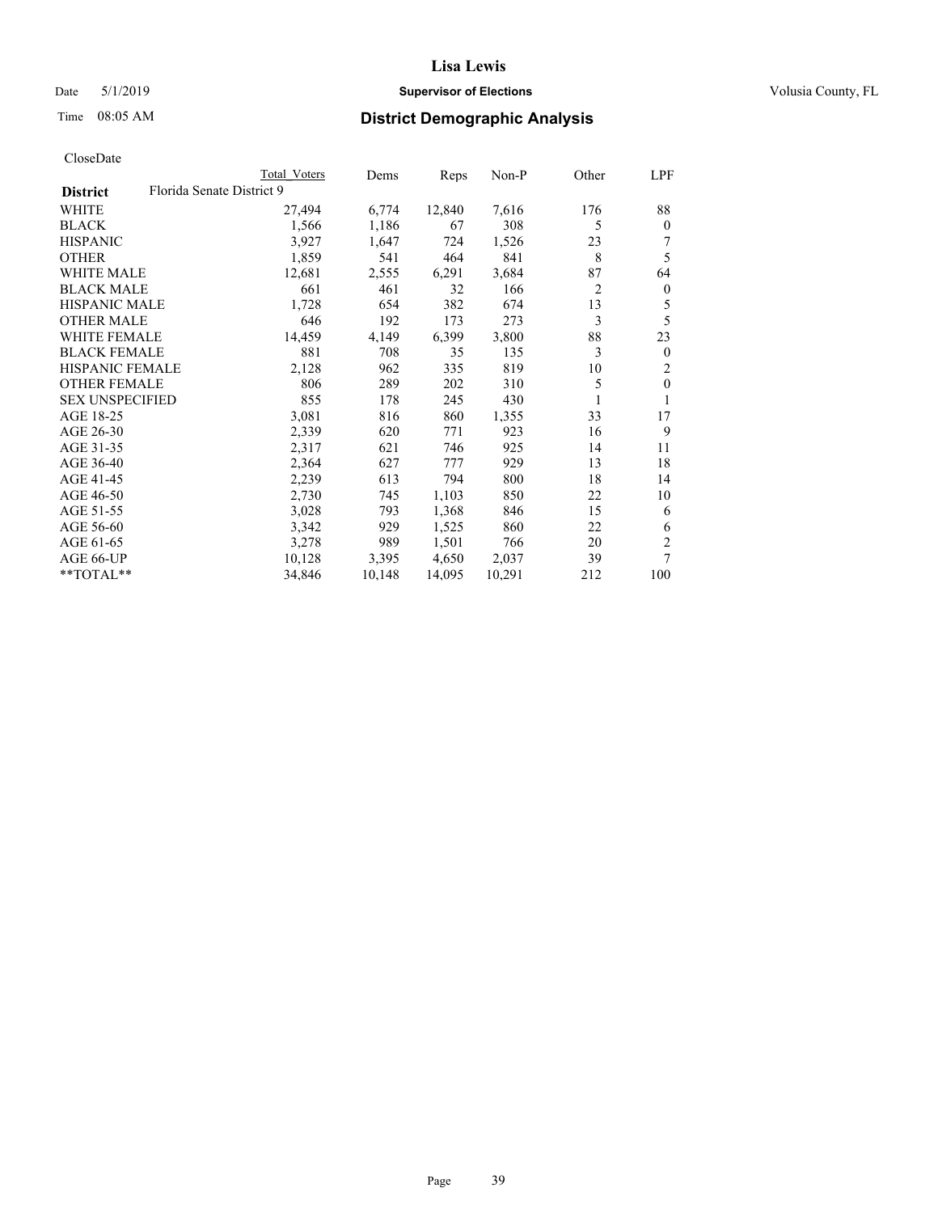**Lisa Lewis**

Date 5/1/2019 **Supervisor of Elections** Volusia County, FL

Time 08:05 AM

## District Demographic Analysis

CloseDate

| | Total Voters | Dems | Reps | Non-P | Other | LPF |
|---|---|---|---|---|---|---|
| **District** Florida Senate District 9 | | | | | | |
| WHITE | 27,494 | 6,774 | 12,840 | 7,616 | 176 | 88 |
| BLACK | 1,566 | 1,186 | 67 | 308 | 5 | 0 |
| HISPANIC | 3,927 | 1,647 | 724 | 1,526 | 23 | 7 |
| OTHER | 1,859 | 541 | 464 | 841 | 8 | 5 |
| WHITE MALE | 12,681 | 2,555 | 6,291 | 3,684 | 87 | 64 |
| BLACK MALE | 661 | 461 | 32 | 166 | 2 | 0 |
| HISPANIC MALE | 1,728 | 654 | 382 | 674 | 13 | 5 |
| OTHER MALE | 646 | 192 | 173 | 273 | 3 | 5 |
| WHITE FEMALE | 14,459 | 4,149 | 6,399 | 3,800 | 88 | 23 |
| BLACK FEMALE | 881 | 708 | 35 | 135 | 3 | 0 |
| HISPANIC FEMALE | 2,128 | 962 | 335 | 819 | 10 | 2 |
| OTHER FEMALE | 806 | 289 | 202 | 310 | 5 | 0 |
| SEX UNSPECIFIED | 855 | 178 | 245 | 430 | 1 | 1 |
| AGE 18-25 | 3,081 | 816 | 860 | 1,355 | 33 | 17 |
| AGE 26-30 | 2,339 | 620 | 771 | 923 | 16 | 9 |
| AGE 31-35 | 2,317 | 621 | 746 | 925 | 14 | 11 |
| AGE 36-40 | 2,364 | 627 | 777 | 929 | 13 | 18 |
| AGE 41-45 | 2,239 | 613 | 794 | 800 | 18 | 14 |
| AGE 46-50 | 2,730 | 745 | 1,103 | 850 | 22 | 10 |
| AGE 51-55 | 3,028 | 793 | 1,368 | 846 | 15 | 6 |
| AGE 56-60 | 3,342 | 929 | 1,525 | 860 | 22 | 6 |
| AGE 61-65 | 3,278 | 989 | 1,501 | 766 | 20 | 2 |
| AGE 66-UP | 10,128 | 3,395 | 4,650 | 2,037 | 39 | 7 |
| **TOTAL** | 34,846 | 10,148 | 14,095 | 10,291 | 212 | 100 |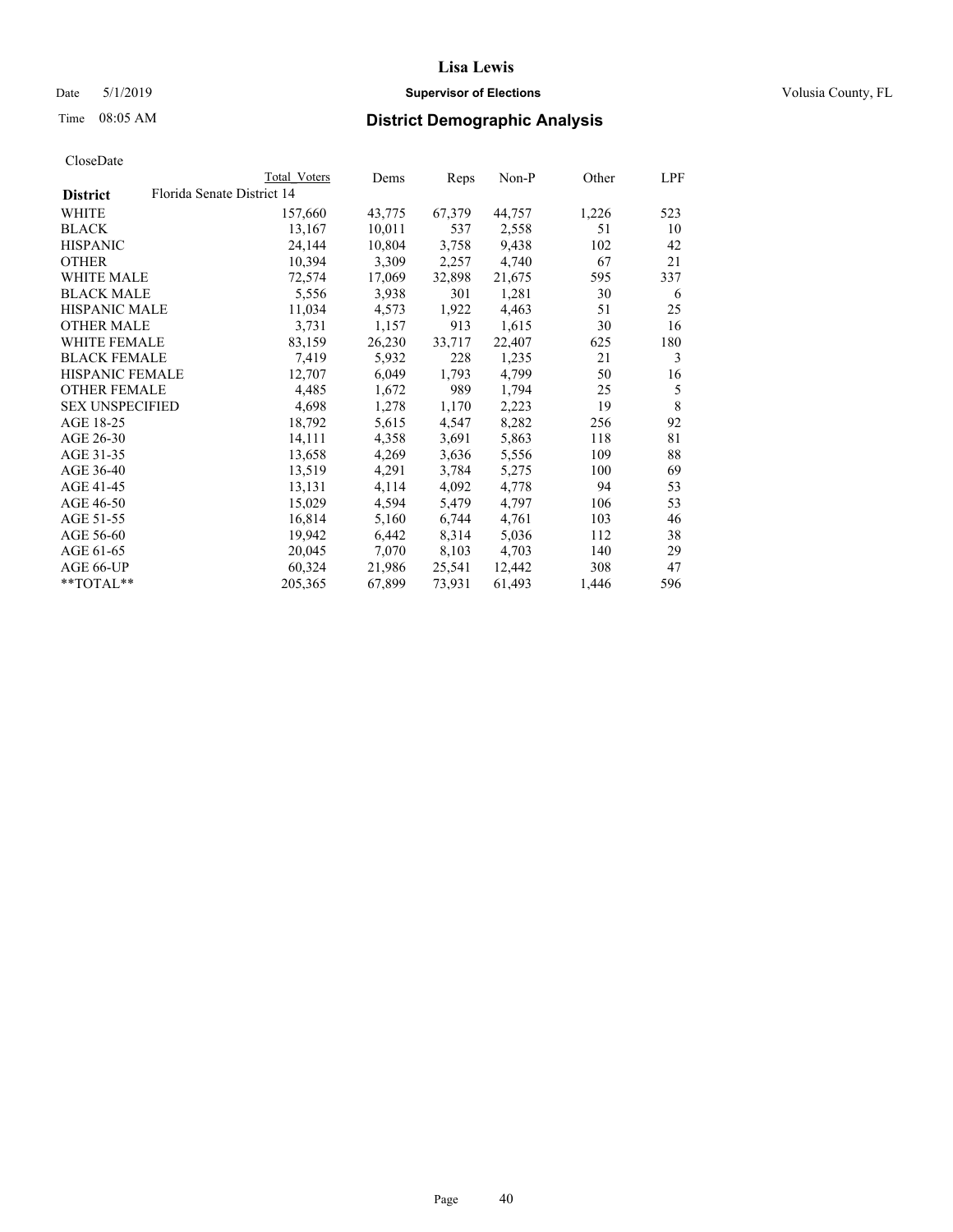# Lisa Lewis

Date 5/1/2019 **Supervisor of Elections** Volusia County, FL

Time 08:05 AM **District Demographic Analysis**

CloseDate

| District | Total Voters | Dems | Reps | Non-P | Other | LPF |
|---|---|---|---|---|---|---|
| **Florida Senate District 14** | | | | | | |
| WHITE | 157,660 | 43,775 | 67,379 | 44,757 | 1,226 | 523 |
| BLACK | 13,167 | 10,011 | 537 | 2,558 | 51 | 10 |
| HISPANIC | 24,144 | 10,804 | 3,758 | 9,438 | 102 | 42 |
| OTHER | 10,394 | 3,309 | 2,257 | 4,740 | 67 | 21 |
| WHITE MALE | 72,574 | 17,069 | 32,898 | 21,675 | 595 | 337 |
| BLACK MALE | 5,556 | 3,938 | 301 | 1,281 | 30 | 6 |
| HISPANIC MALE | 11,034 | 4,573 | 1,922 | 4,463 | 51 | 25 |
| OTHER MALE | 3,731 | 1,157 | 913 | 1,615 | 30 | 16 |
| WHITE FEMALE | 83,159 | 26,230 | 33,717 | 22,407 | 625 | 180 |
| BLACK FEMALE | 7,419 | 5,932 | 228 | 1,235 | 21 | 3 |
| HISPANIC FEMALE | 12,707 | 6,049 | 1,793 | 4,799 | 50 | 16 |
| OTHER FEMALE | 4,485 | 1,672 | 989 | 1,794 | 25 | 5 |
| SEX UNSPECIFIED | 4,698 | 1,278 | 1,170 | 2,223 | 19 | 8 |
| AGE 18-25 | 18,792 | 5,615 | 4,547 | 8,282 | 256 | 92 |
| AGE 26-30 | 14,111 | 4,358 | 3,691 | 5,863 | 118 | 81 |
| AGE 31-35 | 13,658 | 4,269 | 3,636 | 5,556 | 109 | 88 |
| AGE 36-40 | 13,519 | 4,291 | 3,784 | 5,275 | 100 | 69 |
| AGE 41-45 | 13,131 | 4,114 | 4,092 | 4,778 | 94 | 53 |
| AGE 46-50 | 15,029 | 4,594 | 5,479 | 4,797 | 106 | 53 |
| AGE 51-55 | 16,814 | 5,160 | 6,744 | 4,761 | 103 | 46 |
| AGE 56-60 | 19,942 | 6,442 | 8,314 | 5,036 | 112 | 38 |
| AGE 61-65 | 20,045 | 7,070 | 8,103 | 4,703 | 140 | 29 |
| AGE 66-UP | 60,324 | 21,986 | 25,541 | 12,442 | 308 | 47 |
| **TOTAL** | 205,365 | 67,899 | 73,931 | 61,493 | 1,446 | 596 |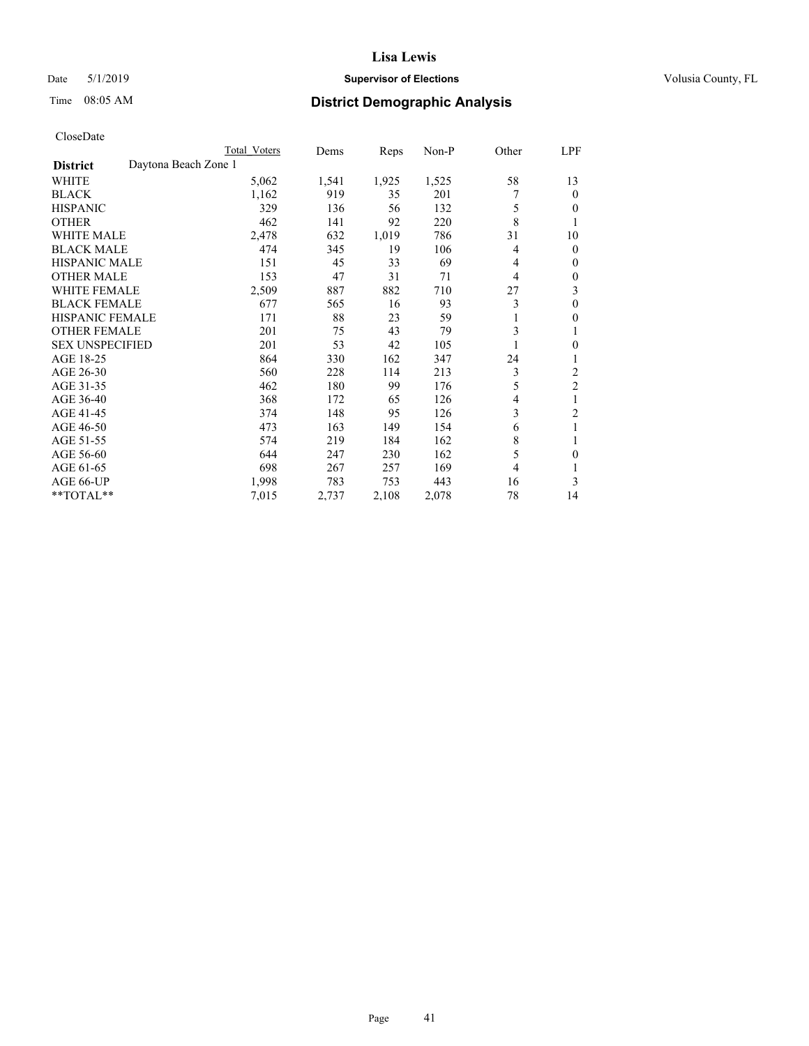# Lisa Lewis

Date 5/1/2019 **Supervisor of Elections** Volusia County, FL

Time 08:05 AM **District Demographic Analysis**

CloseDate

| | Total Voters | Dems | Reps | Non-P | Other | LPF |
|---|---|---|---|---|---|---|
| **District** Daytona Beach Zone 1 | | | | | | |
| WHITE | 5,062 | 1,541 | 1,925 | 1,525 | 58 | 13 |
| BLACK | 1,162 | 919 | 35 | 201 | 7 | 0 |
| HISPANIC | 329 | 136 | 56 | 132 | 5 | 0 |
| OTHER | 462 | 141 | 92 | 220 | 8 | 1 |
| WHITE MALE | 2,478 | 632 | 1,019 | 786 | 31 | 10 |
| BLACK MALE | 474 | 345 | 19 | 106 | 4 | 0 |
| HISPANIC MALE | 151 | 45 | 33 | 69 | 4 | 0 |
| OTHER MALE | 153 | 47 | 31 | 71 | 4 | 0 |
| WHITE FEMALE | 2,509 | 887 | 882 | 710 | 27 | 3 |
| BLACK FEMALE | 677 | 565 | 16 | 93 | 3 | 0 |
| HISPANIC FEMALE | 171 | 88 | 23 | 59 | 1 | 0 |
| OTHER FEMALE | 201 | 75 | 43 | 79 | 3 | 1 |
| SEX UNSPECIFIED | 201 | 53 | 42 | 105 | 1 | 0 |
| AGE 18-25 | 864 | 330 | 162 | 347 | 24 | 1 |
| AGE 26-30 | 560 | 228 | 114 | 213 | 3 | 2 |
| AGE 31-35 | 462 | 180 | 99 | 176 | 5 | 2 |
| AGE 36-40 | 368 | 172 | 65 | 126 | 4 | 1 |
| AGE 41-45 | 374 | 148 | 95 | 126 | 3 | 2 |
| AGE 46-50 | 473 | 163 | 149 | 154 | 6 | 1 |
| AGE 51-55 | 574 | 219 | 184 | 162 | 8 | 1 |
| AGE 56-60 | 644 | 247 | 230 | 162 | 5 | 0 |
| AGE 61-65 | 698 | 267 | 257 | 169 | 4 | 1 |
| AGE 66-UP | 1,998 | 783 | 753 | 443 | 16 | 3 |
| **TOTAL** | 7,015 | 2,737 | 2,108 | 2,078 | 78 | 14 |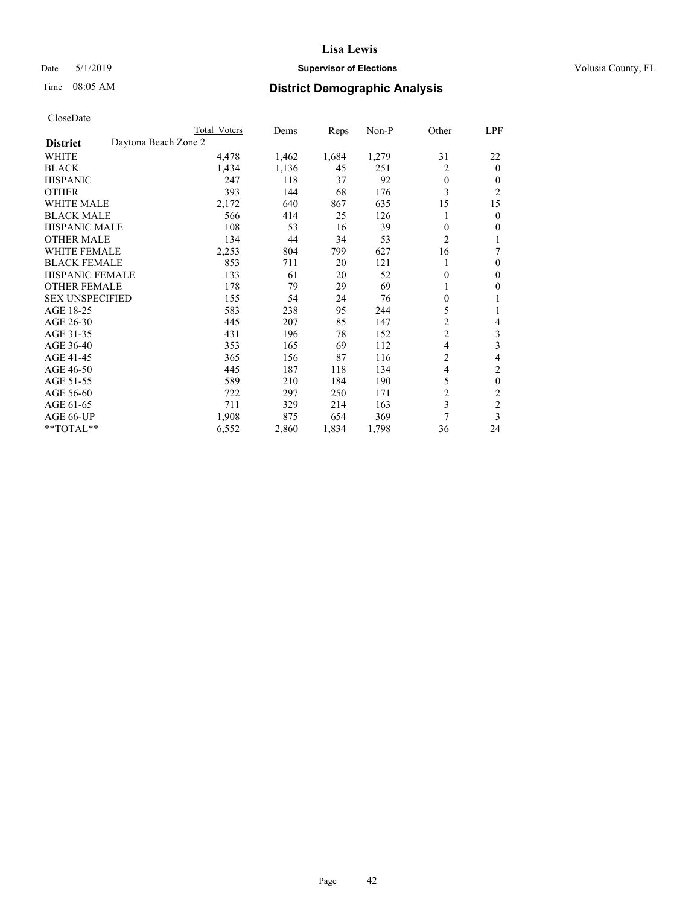# Lisa Lewis

Date 5/1/2019 **Supervisor of Elections** Volusia County, FL

Time 08:05 AM **District Demographic Analysis**

CloseDate

| | Total Voters | Dems | Reps | Non-P | Other | LPF |
|---|---|---|---|---|---|---|
| **District** Daytona Beach Zone 2 | | | | | | |
| WHITE | 4,478 | 1,462 | 1,684 | 1,279 | 31 | 22 |
| BLACK | 1,434 | 1,136 | 45 | 251 | 2 | 0 |
| HISPANIC | 247 | 118 | 37 | 92 | 0 | 0 |
| OTHER | 393 | 144 | 68 | 176 | 3 | 2 |
| WHITE MALE | 2,172 | 640 | 867 | 635 | 15 | 15 |
| BLACK MALE | 566 | 414 | 25 | 126 | 1 | 0 |
| HISPANIC MALE | 108 | 53 | 16 | 39 | 0 | 0 |
| OTHER MALE | 134 | 44 | 34 | 53 | 2 | 1 |
| WHITE FEMALE | 2,253 | 804 | 799 | 627 | 16 | 7 |
| BLACK FEMALE | 853 | 711 | 20 | 121 | 1 | 0 |
| HISPANIC FEMALE | 133 | 61 | 20 | 52 | 0 | 0 |
| OTHER FEMALE | 178 | 79 | 29 | 69 | 1 | 0 |
| SEX UNSPECIFIED | 155 | 54 | 24 | 76 | 0 | 1 |
| AGE 18-25 | 583 | 238 | 95 | 244 | 5 | 1 |
| AGE 26-30 | 445 | 207 | 85 | 147 | 2 | 4 |
| AGE 31-35 | 431 | 196 | 78 | 152 | 2 | 3 |
| AGE 36-40 | 353 | 165 | 69 | 112 | 4 | 3 |
| AGE 41-45 | 365 | 156 | 87 | 116 | 2 | 4 |
| AGE 46-50 | 445 | 187 | 118 | 134 | 4 | 2 |
| AGE 51-55 | 589 | 210 | 184 | 190 | 5 | 0 |
| AGE 56-60 | 722 | 297 | 250 | 171 | 2 | 2 |
| AGE 61-65 | 711 | 329 | 214 | 163 | 3 | 2 |
| AGE 66-UP | 1,908 | 875 | 654 | 369 | 7 | 3 |
| **TOTAL** | 6,552 | 2,860 | 1,834 | 1,798 | 36 | 24 |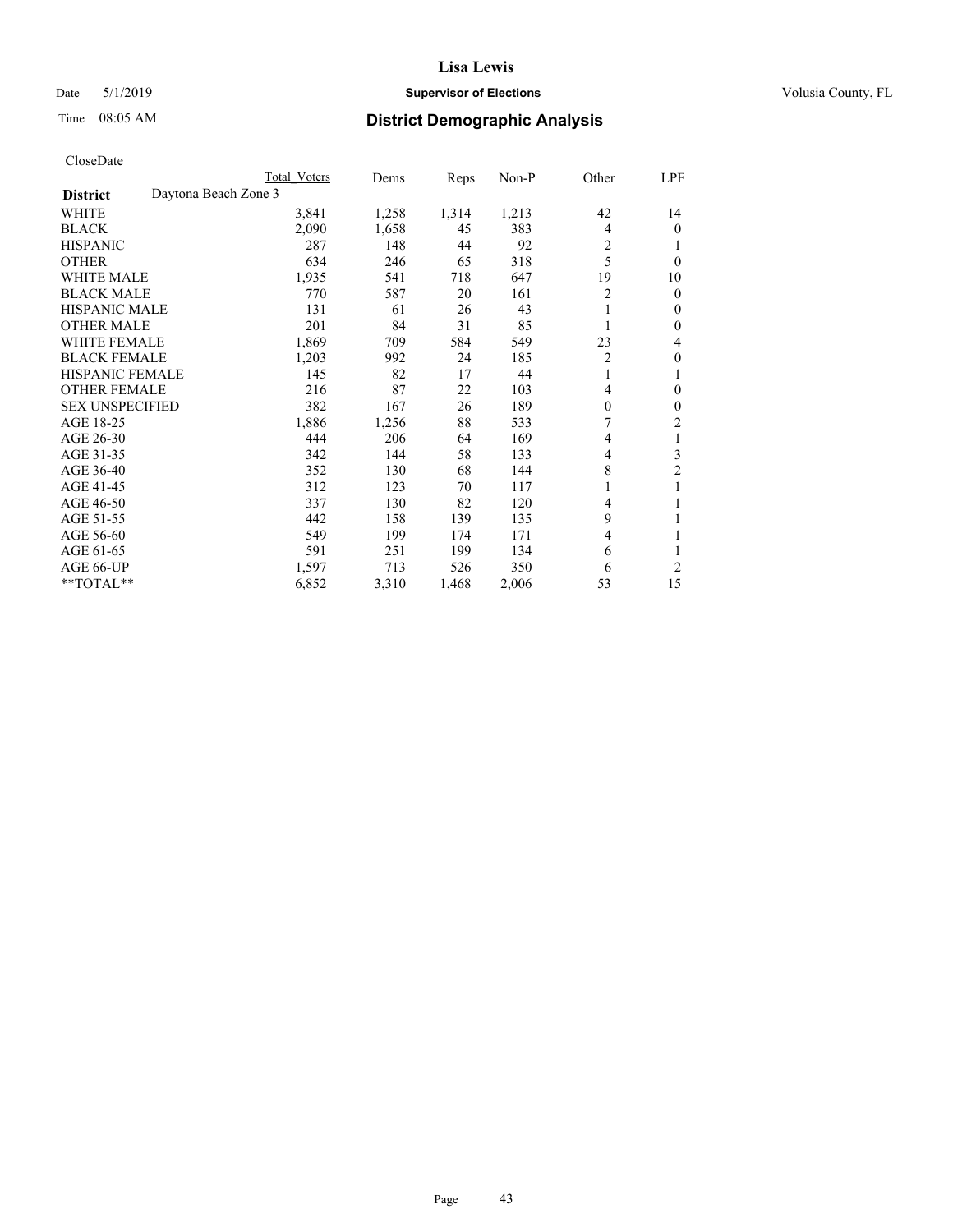# Lisa Lewis

Date 5/1/2019 **Supervisor of Elections** Volusia County, FL

Time 08:05 AM **District Demographic Analysis**

CloseDate

| | Total Voters | Dems | Reps | Non-P | Other | LPF |
|---|---|---|---|---|---|---|
| **District** Daytona Beach Zone 3 | | | | | | |
| WHITE | 3,841 | 1,258 | 1,314 | 1,213 | 42 | 14 |
| BLACK | 2,090 | 1,658 | 45 | 383 | 4 | 0 |
| HISPANIC | 287 | 148 | 44 | 92 | 2 | 1 |
| OTHER | 634 | 246 | 65 | 318 | 5 | 0 |
| WHITE MALE | 1,935 | 541 | 718 | 647 | 19 | 10 |
| BLACK MALE | 770 | 587 | 20 | 161 | 2 | 0 |
| HISPANIC MALE | 131 | 61 | 26 | 43 | 1 | 0 |
| OTHER MALE | 201 | 84 | 31 | 85 | 1 | 0 |
| WHITE FEMALE | 1,869 | 709 | 584 | 549 | 23 | 4 |
| BLACK FEMALE | 1,203 | 992 | 24 | 185 | 2 | 0 |
| HISPANIC FEMALE | 145 | 82 | 17 | 44 | 1 | 1 |
| OTHER FEMALE | 216 | 87 | 22 | 103 | 4 | 0 |
| SEX UNSPECIFIED | 382 | 167 | 26 | 189 | 0 | 0 |
| AGE 18-25 | 1,886 | 1,256 | 88 | 533 | 7 | 2 |
| AGE 26-30 | 444 | 206 | 64 | 169 | 4 | 1 |
| AGE 31-35 | 342 | 144 | 58 | 133 | 4 | 3 |
| AGE 36-40 | 352 | 130 | 68 | 144 | 8 | 2 |
| AGE 41-45 | 312 | 123 | 70 | 117 | 1 | 1 |
| AGE 46-50 | 337 | 130 | 82 | 120 | 4 | 1 |
| AGE 51-55 | 442 | 158 | 139 | 135 | 9 | 1 |
| AGE 56-60 | 549 | 199 | 174 | 171 | 4 | 1 |
| AGE 61-65 | 591 | 251 | 199 | 134 | 6 | 1 |
| AGE 66-UP | 1,597 | 713 | 526 | 350 | 6 | 2 |
| **TOTAL** | 6,852 | 3,310 | 1,468 | 2,006 | 53 | 15 |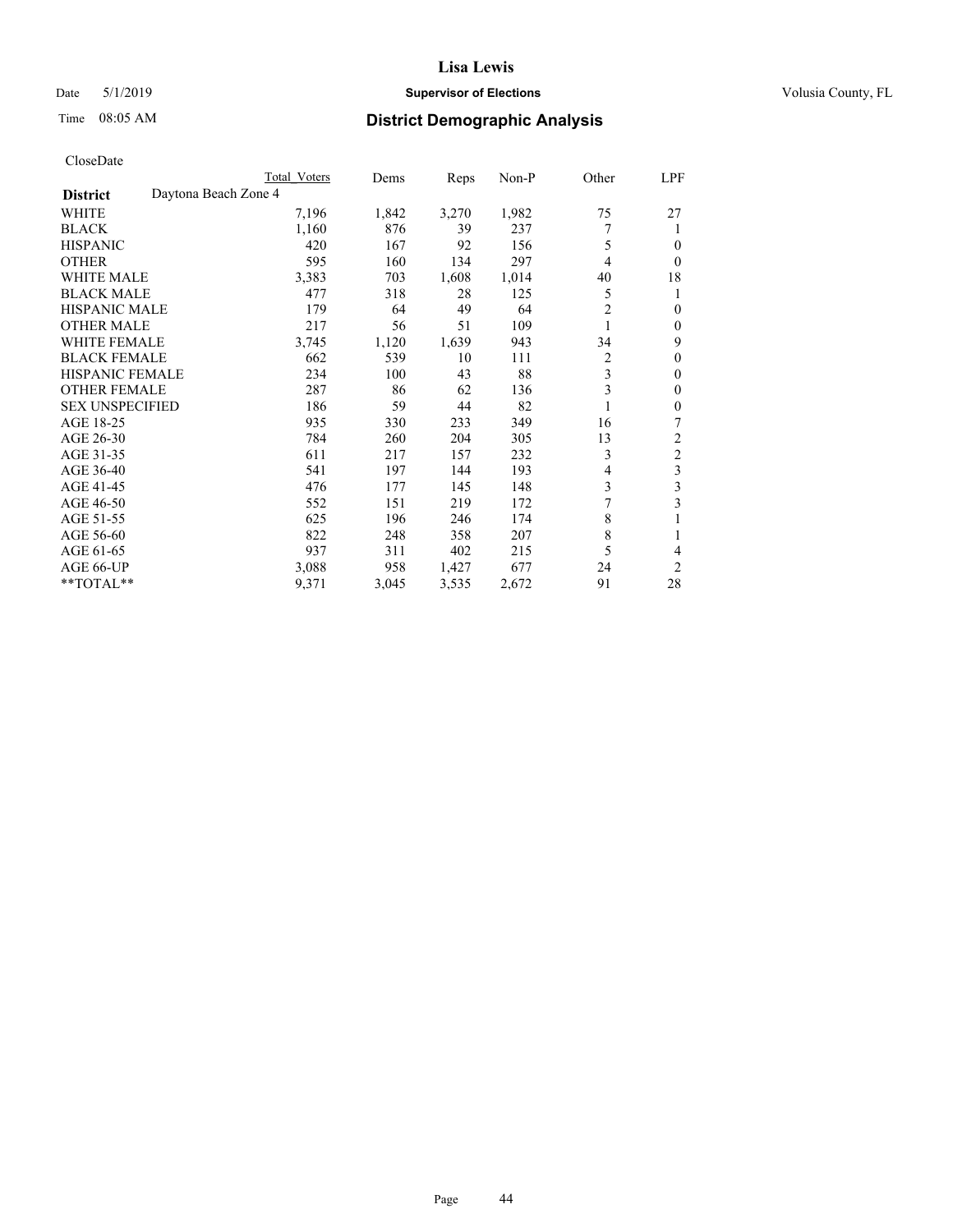Lisa Lewis

Date 5/1/2019

**Supervisor of Elections**

Volusia County, FL

Time 08:05 AM

## District Demographic Analysis

CloseDate

| District | Daytona Beach Zone 4 | Total Voters | Dems | Reps | Non-P | Other | LPF |
|---|---|---|---|---|---|---|---|
| WHITE | | 7,196 | 1,842 | 3,270 | 1,982 | 75 | 27 |
| BLACK | | 1,160 | 876 | 39 | 237 | 7 | 1 |
| HISPANIC | | 420 | 167 | 92 | 156 | 5 | 0 |
| OTHER | | 595 | 160 | 134 | 297 | 4 | 0 |
| WHITE MALE | | 3,383 | 703 | 1,608 | 1,014 | 40 | 18 |
| BLACK MALE | | 477 | 318 | 28 | 125 | 5 | 1 |
| HISPANIC MALE | | 179 | 64 | 49 | 64 | 2 | 0 |
| OTHER MALE | | 217 | 56 | 51 | 109 | 1 | 0 |
| WHITE FEMALE | | 3,745 | 1,120 | 1,639 | 943 | 34 | 9 |
| BLACK FEMALE | | 662 | 539 | 10 | 111 | 2 | 0 |
| HISPANIC FEMALE | | 234 | 100 | 43 | 88 | 3 | 0 |
| OTHER FEMALE | | 287 | 86 | 62 | 136 | 3 | 0 |
| SEX UNSPECIFIED | | 186 | 59 | 44 | 82 | 1 | 0 |
| AGE 18-25 | | 935 | 330 | 233 | 349 | 16 | 7 |
| AGE 26-30 | | 784 | 260 | 204 | 305 | 13 | 2 |
| AGE 31-35 | | 611 | 217 | 157 | 232 | 3 | 2 |
| AGE 36-40 | | 541 | 197 | 144 | 193 | 4 | 3 |
| AGE 41-45 | | 476 | 177 | 145 | 148 | 3 | 3 |
| AGE 46-50 | | 552 | 151 | 219 | 172 | 7 | 3 |
| AGE 51-55 | | 625 | 196 | 246 | 174 | 8 | 1 |
| AGE 56-60 | | 822 | 248 | 358 | 207 | 8 | 1 |
| AGE 61-65 | | 937 | 311 | 402 | 215 | 5 | 4 |
| AGE 66-UP | | 3,088 | 958 | 1,427 | 677 | 24 | 2 |
| **TOTAL** | | 9,371 | 3,045 | 3,535 | 2,672 | 91 | 28 |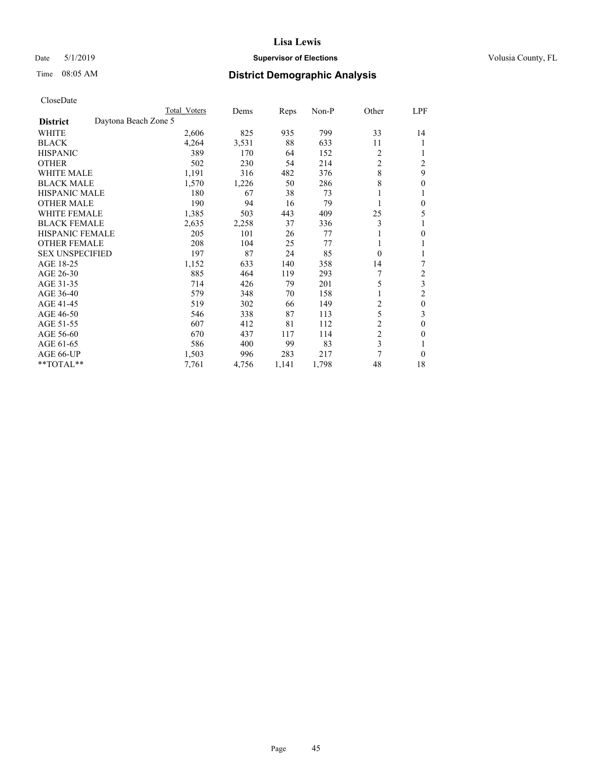CloseDate

| District | Daytona Beach Zone 5 | Total Voters | Dems | Reps | Non-P | Other | LPF |
|---|---|---|---|---|---|---|---|
| WHITE | | 2,606 | 825 | 935 | 799 | 33 | 14 |
| BLACK | | 4,264 | 3,531 | 88 | 633 | 11 | 1 |
| HISPANIC | | 389 | 170 | 64 | 152 | 2 | 1 |
| OTHER | | 502 | 230 | 54 | 214 | 2 | 2 |
| WHITE MALE | | 1,191 | 316 | 482 | 376 | 8 | 9 |
| BLACK MALE | | 1,570 | 1,226 | 50 | 286 | 8 | 0 |
| HISPANIC MALE | | 180 | 67 | 38 | 73 | 1 | 1 |
| OTHER MALE | | 190 | 94 | 16 | 79 | 1 | 0 |
| WHITE FEMALE | | 1,385 | 503 | 443 | 409 | 25 | 5 |
| BLACK FEMALE | | 2,635 | 2,258 | 37 | 336 | 3 | 1 |
| HISPANIC FEMALE | | 205 | 101 | 26 | 77 | 1 | 0 |
| OTHER FEMALE | | 208 | 104 | 25 | 77 | 1 | 1 |
| SEX UNSPECIFIED | | 197 | 87 | 24 | 85 | 0 | 1 |
| AGE 18-25 | | 1,152 | 633 | 140 | 358 | 14 | 7 |
| AGE 26-30 | | 885 | 464 | 119 | 293 | 7 | 2 |
| AGE 31-35 | | 714 | 426 | 79 | 201 | 5 | 3 |
| AGE 36-40 | | 579 | 348 | 70 | 158 | 1 | 2 |
| AGE 41-45 | | 519 | 302 | 66 | 149 | 2 | 0 |
| AGE 46-50 | | 546 | 338 | 87 | 113 | 5 | 3 |
| AGE 51-55 | | 607 | 412 | 81 | 112 | 2 | 0 |
| AGE 56-60 | | 670 | 437 | 117 | 114 | 2 | 0 |
| AGE 61-65 | | 586 | 400 | 99 | 83 | 3 | 1 |
| AGE 66-UP | | 1,503 | 996 | 283 | 217 | 7 | 0 |
| **TOTAL** | | 7,761 | 4,756 | 1,141 | 1,798 | 48 | 18 |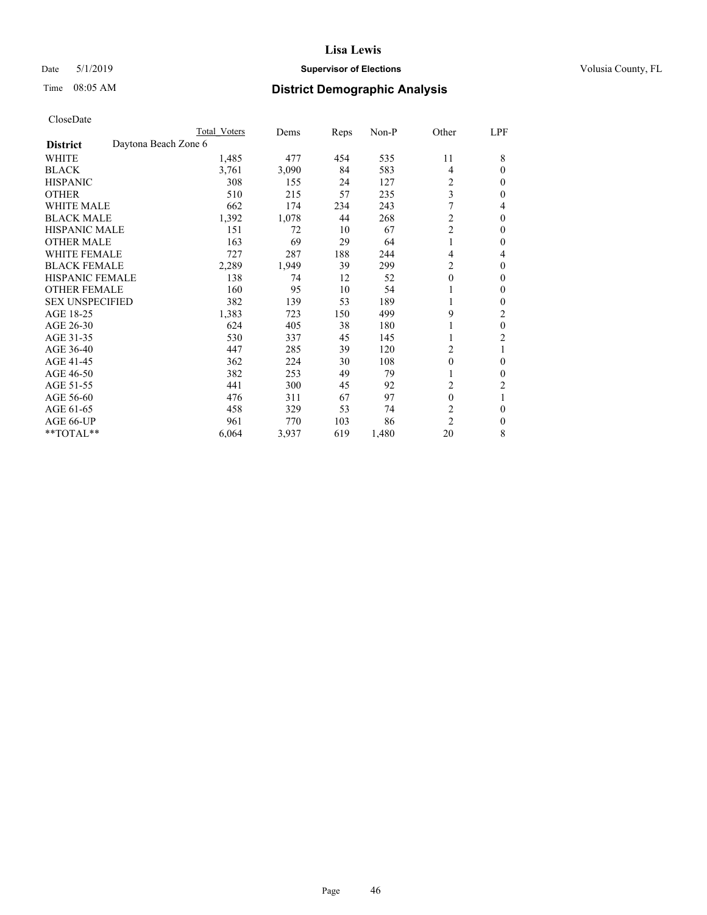# Lisa Lewis

Date 5/1/2019 **Supervisor of Elections** Volusia County, FL

Time 08:05 AM **District Demographic Analysis**

CloseDate

| | Total Voters | Dems | Reps | Non-P | Other | LPF |
|---|---|---|---|---|---|---|
| **District** Daytona Beach Zone 6 | | | | | | |
| WHITE | 1,485 | 477 | 454 | 535 | 11 | 8 |
| BLACK | 3,761 | 3,090 | 84 | 583 | 4 | 0 |
| HISPANIC | 308 | 155 | 24 | 127 | 2 | 0 |
| OTHER | 510 | 215 | 57 | 235 | 3 | 0 |
| WHITE MALE | 662 | 174 | 234 | 243 | 7 | 4 |
| BLACK MALE | 1,392 | 1,078 | 44 | 268 | 2 | 0 |
| HISPANIC MALE | 151 | 72 | 10 | 67 | 2 | 0 |
| OTHER MALE | 163 | 69 | 29 | 64 | 1 | 0 |
| WHITE FEMALE | 727 | 287 | 188 | 244 | 4 | 4 |
| BLACK FEMALE | 2,289 | 1,949 | 39 | 299 | 2 | 0 |
| HISPANIC FEMALE | 138 | 74 | 12 | 52 | 0 | 0 |
| OTHER FEMALE | 160 | 95 | 10 | 54 | 1 | 0 |
| SEX UNSPECIFIED | 382 | 139 | 53 | 189 | 1 | 0 |
| AGE 18-25 | 1,383 | 723 | 150 | 499 | 9 | 2 |
| AGE 26-30 | 624 | 405 | 38 | 180 | 1 | 0 |
| AGE 31-35 | 530 | 337 | 45 | 145 | 1 | 2 |
| AGE 36-40 | 447 | 285 | 39 | 120 | 2 | 1 |
| AGE 41-45 | 362 | 224 | 30 | 108 | 0 | 0 |
| AGE 46-50 | 382 | 253 | 49 | 79 | 1 | 0 |
| AGE 51-55 | 441 | 300 | 45 | 92 | 2 | 2 |
| AGE 56-60 | 476 | 311 | 67 | 97 | 0 | 1 |
| AGE 61-65 | 458 | 329 | 53 | 74 | 2 | 0 |
| AGE 66-UP | 961 | 770 | 103 | 86 | 2 | 0 |
| **TOTAL** | 6,064 | 3,937 | 619 | 1,480 | 20 | 8 |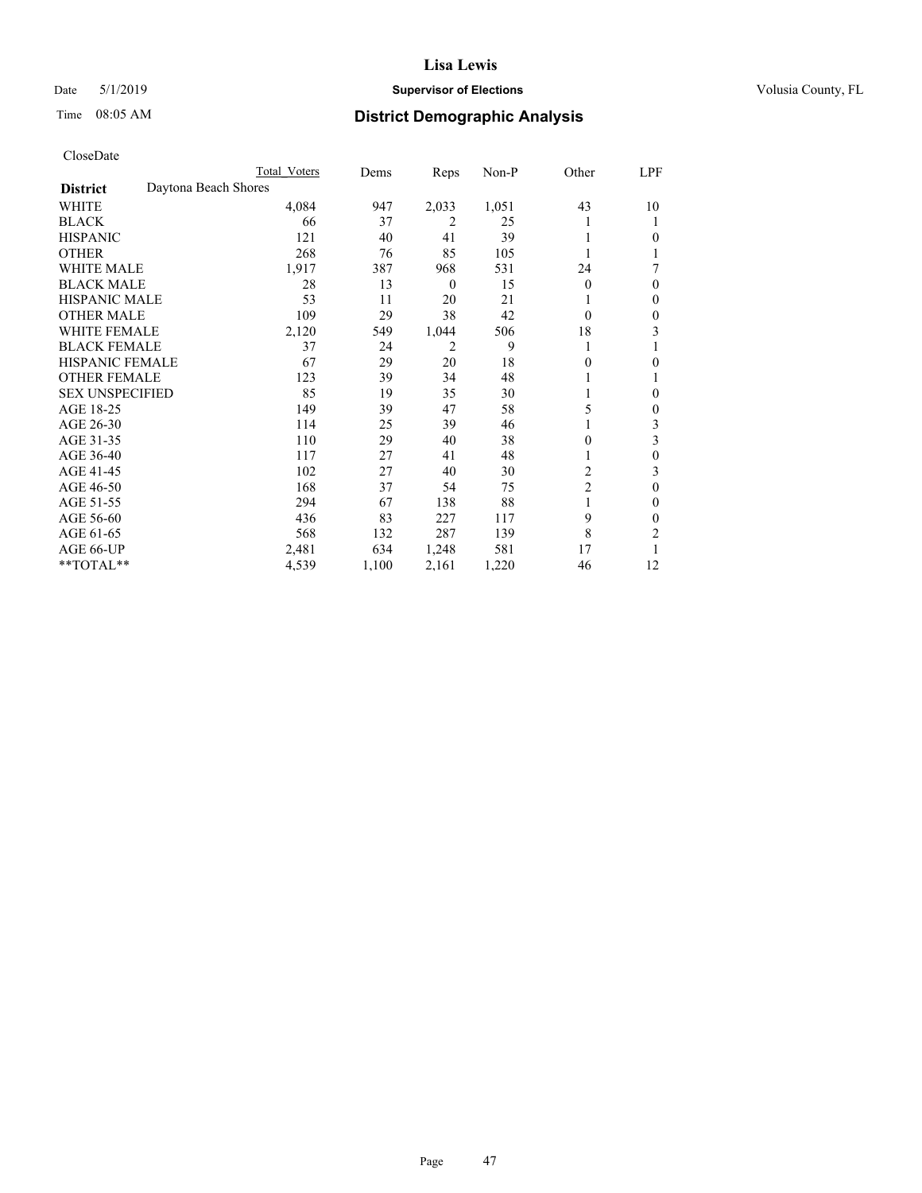# Lisa Lewis

Date 5/1/2019 **Supervisor of Elections** Volusia County, FL

Time 08:05 AM **District Demographic Analysis**

CloseDate

| | Total Voters | Dems | Reps | Non-P | Other | LPF |
|---|---|---|---|---|---|---|
| **District** Daytona Beach Shores | | | | | | |
| WHITE | 4,084 | 947 | 2,033 | 1,051 | 43 | 10 |
| BLACK | 66 | 37 | 2 | 25 | 1 | 1 |
| HISPANIC | 121 | 40 | 41 | 39 | 1 | 0 |
| OTHER | 268 | 76 | 85 | 105 | 1 | 1 |
| WHITE MALE | 1,917 | 387 | 968 | 531 | 24 | 7 |
| BLACK MALE | 28 | 13 | 0 | 15 | 0 | 0 |
| HISPANIC MALE | 53 | 11 | 20 | 21 | 1 | 0 |
| OTHER MALE | 109 | 29 | 38 | 42 | 0 | 0 |
| WHITE FEMALE | 2,120 | 549 | 1,044 | 506 | 18 | 3 |
| BLACK FEMALE | 37 | 24 | 2 | 9 | 1 | 1 |
| HISPANIC FEMALE | 67 | 29 | 20 | 18 | 0 | 0 |
| OTHER FEMALE | 123 | 39 | 34 | 48 | 1 | 1 |
| SEX UNSPECIFIED | 85 | 19 | 35 | 30 | 1 | 0 |
| AGE 18-25 | 149 | 39 | 47 | 58 | 5 | 0 |
| AGE 26-30 | 114 | 25 | 39 | 46 | 1 | 3 |
| AGE 31-35 | 110 | 29 | 40 | 38 | 0 | 3 |
| AGE 36-40 | 117 | 27 | 41 | 48 | 1 | 0 |
| AGE 41-45 | 102 | 27 | 40 | 30 | 2 | 3 |
| AGE 46-50 | 168 | 37 | 54 | 75 | 2 | 0 |
| AGE 51-55 | 294 | 67 | 138 | 88 | 1 | 0 |
| AGE 56-60 | 436 | 83 | 227 | 117 | 9 | 0 |
| AGE 61-65 | 568 | 132 | 287 | 139 | 8 | 2 |
| AGE 66-UP | 2,481 | 634 | 1,248 | 581 | 17 | 1 |
| **TOTAL** | 4,539 | 1,100 | 2,161 | 1,220 | 46 | 12 |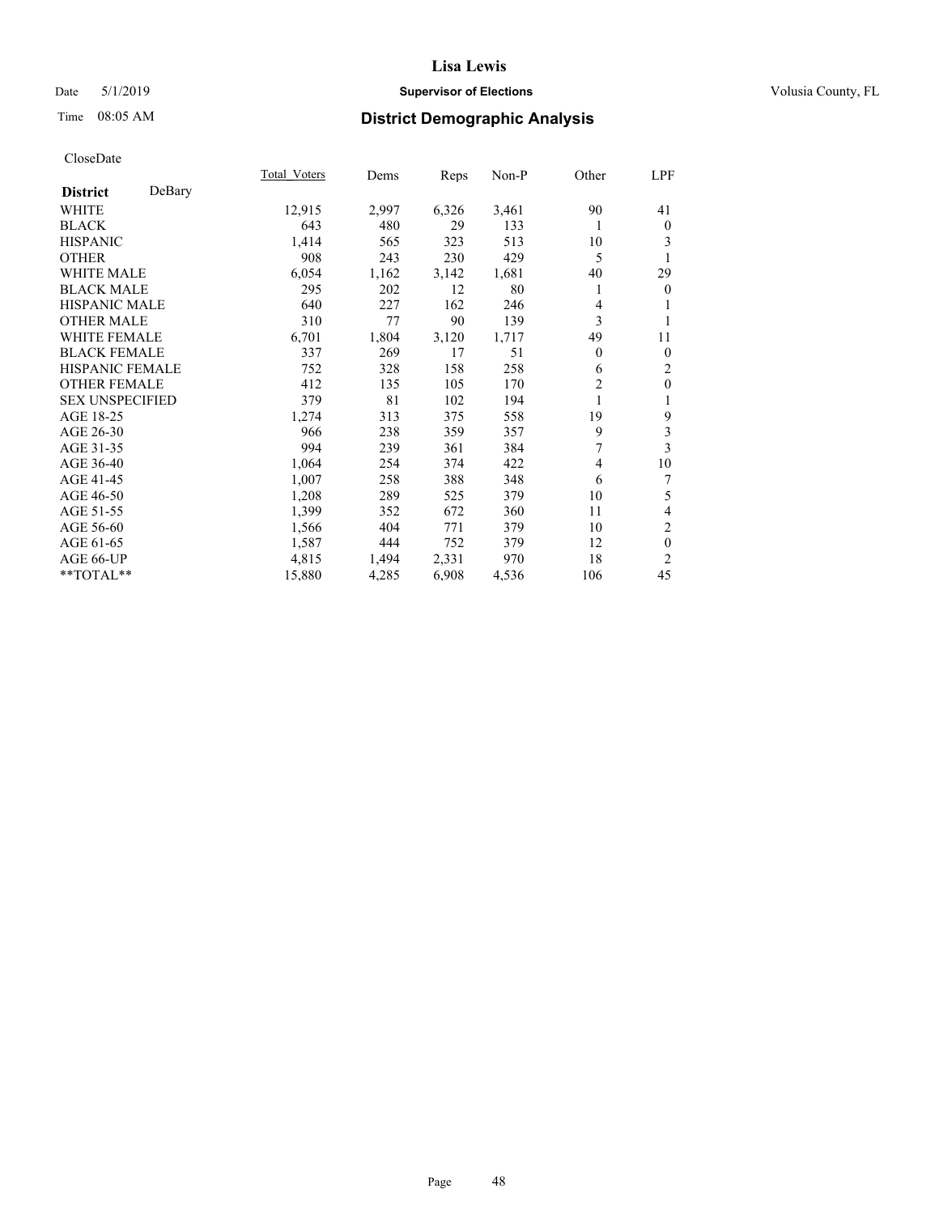# Lisa Lewis

Date 5/1/2019 **Supervisor of Elections** Volusia County, FL

Time 08:05 AM **District Demographic Analysis**

CloseDate

| District DeBary | Total_Voters | Dems | Reps | Non-P | Other | LPF |
|---|---|---|---|---|---|---|
| WHITE | 12,915 | 2,997 | 6,326 | 3,461 | 90 | 41 |
| BLACK | 643 | 480 | 29 | 133 | 1 | 0 |
| HISPANIC | 1,414 | 565 | 323 | 513 | 10 | 3 |
| OTHER | 908 | 243 | 230 | 429 | 5 | 1 |
| WHITE MALE | 6,054 | 1,162 | 3,142 | 1,681 | 40 | 29 |
| BLACK MALE | 295 | 202 | 12 | 80 | 1 | 0 |
| HISPANIC MALE | 640 | 227 | 162 | 246 | 4 | 1 |
| OTHER MALE | 310 | 77 | 90 | 139 | 3 | 1 |
| WHITE FEMALE | 6,701 | 1,804 | 3,120 | 1,717 | 49 | 11 |
| BLACK FEMALE | 337 | 269 | 17 | 51 | 0 | 0 |
| HISPANIC FEMALE | 752 | 328 | 158 | 258 | 6 | 2 |
| OTHER FEMALE | 412 | 135 | 105 | 170 | 2 | 0 |
| SEX UNSPECIFIED | 379 | 81 | 102 | 194 | 1 | 1 |
| AGE 18-25 | 1,274 | 313 | 375 | 558 | 19 | 9 |
| AGE 26-30 | 966 | 238 | 359 | 357 | 9 | 3 |
| AGE 31-35 | 994 | 239 | 361 | 384 | 7 | 3 |
| AGE 36-40 | 1,064 | 254 | 374 | 422 | 4 | 10 |
| AGE 41-45 | 1,007 | 258 | 388 | 348 | 6 | 7 |
| AGE 46-50 | 1,208 | 289 | 525 | 379 | 10 | 5 |
| AGE 51-55 | 1,399 | 352 | 672 | 360 | 11 | 4 |
| AGE 56-60 | 1,566 | 404 | 771 | 379 | 10 | 2 |
| AGE 61-65 | 1,587 | 444 | 752 | 379 | 12 | 0 |
| AGE 66-UP | 4,815 | 1,494 | 2,331 | 970 | 18 | 2 |
| **TOTAL** | 15,880 | 4,285 | 6,908 | 4,536 | 106 | 45 |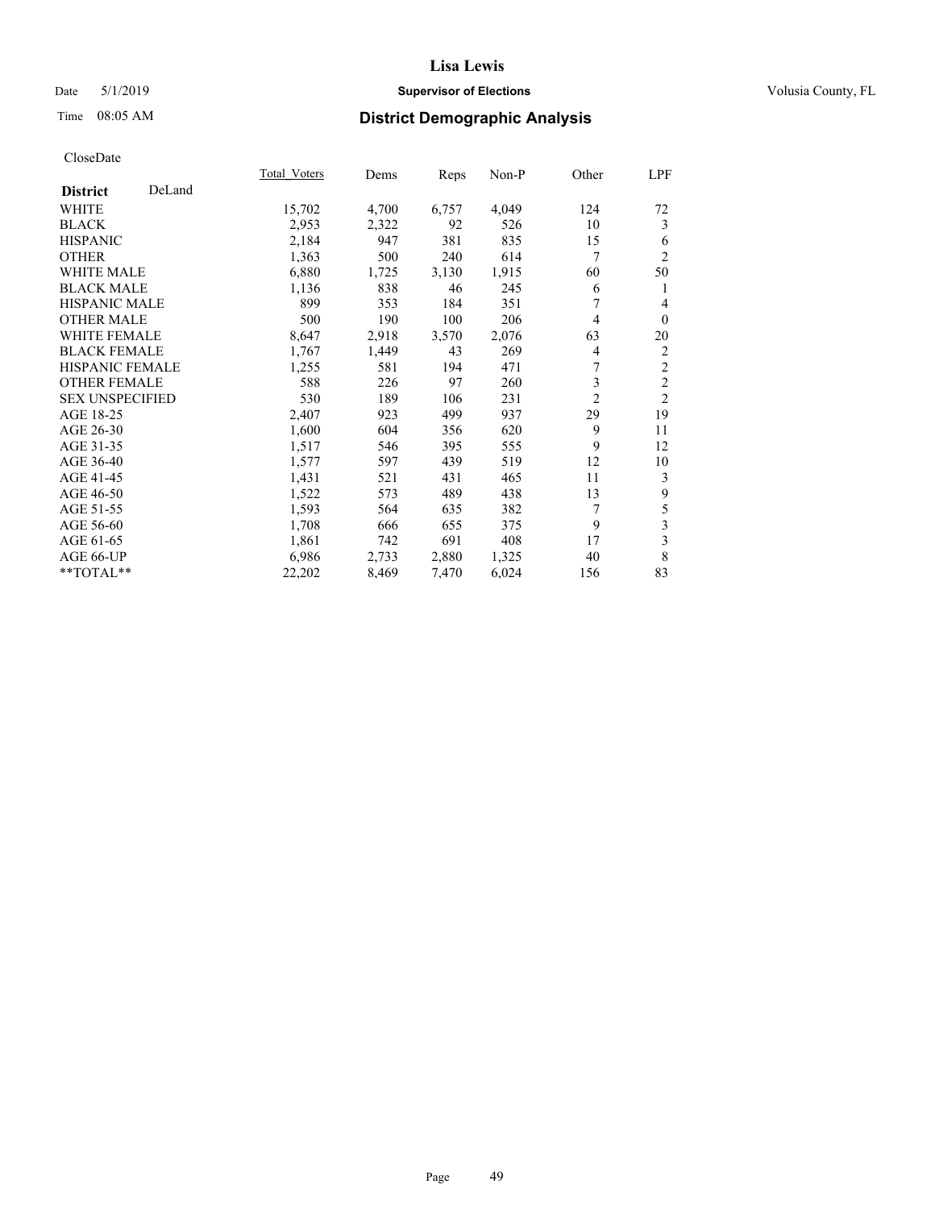# Lisa Lewis

Date 5/1/2019 **Supervisor of Elections** Volusia County, FL

Time 08:05 AM **District Demographic Analysis**

CloseDate

| | Total_Voters | Dems | Reps | Non-P | Other | LPF |
|---|---|---|---|---|---|---|
| **District** DeLand | | | | | | |
| WHITE | 15,702 | 4,700 | 6,757 | 4,049 | 124 | 72 |
| BLACK | 2,953 | 2,322 | 92 | 526 | 10 | 3 |
| HISPANIC | 2,184 | 947 | 381 | 835 | 15 | 6 |
| OTHER | 1,363 | 500 | 240 | 614 | 7 | 2 |
| WHITE MALE | 6,880 | 1,725 | 3,130 | 1,915 | 60 | 50 |
| BLACK MALE | 1,136 | 838 | 46 | 245 | 6 | 1 |
| HISPANIC MALE | 899 | 353 | 184 | 351 | 7 | 4 |
| OTHER MALE | 500 | 190 | 100 | 206 | 4 | 0 |
| WHITE FEMALE | 8,647 | 2,918 | 3,570 | 2,076 | 63 | 20 |
| BLACK FEMALE | 1,767 | 1,449 | 43 | 269 | 4 | 2 |
| HISPANIC FEMALE | 1,255 | 581 | 194 | 471 | 7 | 2 |
| OTHER FEMALE | 588 | 226 | 97 | 260 | 3 | 2 |
| SEX UNSPECIFIED | 530 | 189 | 106 | 231 | 2 | 2 |
| AGE 18-25 | 2,407 | 923 | 499 | 937 | 29 | 19 |
| AGE 26-30 | 1,600 | 604 | 356 | 620 | 9 | 11 |
| AGE 31-35 | 1,517 | 546 | 395 | 555 | 9 | 12 |
| AGE 36-40 | 1,577 | 597 | 439 | 519 | 12 | 10 |
| AGE 41-45 | 1,431 | 521 | 431 | 465 | 11 | 3 |
| AGE 46-50 | 1,522 | 573 | 489 | 438 | 13 | 9 |
| AGE 51-55 | 1,593 | 564 | 635 | 382 | 7 | 5 |
| AGE 56-60 | 1,708 | 666 | 655 | 375 | 9 | 3 |
| AGE 61-65 | 1,861 | 742 | 691 | 408 | 17 | 3 |
| AGE 66-UP | 6,986 | 2,733 | 2,880 | 1,325 | 40 | 8 |
| **TOTAL** | 22,202 | 8,469 | 7,470 | 6,024 | 156 | 83 |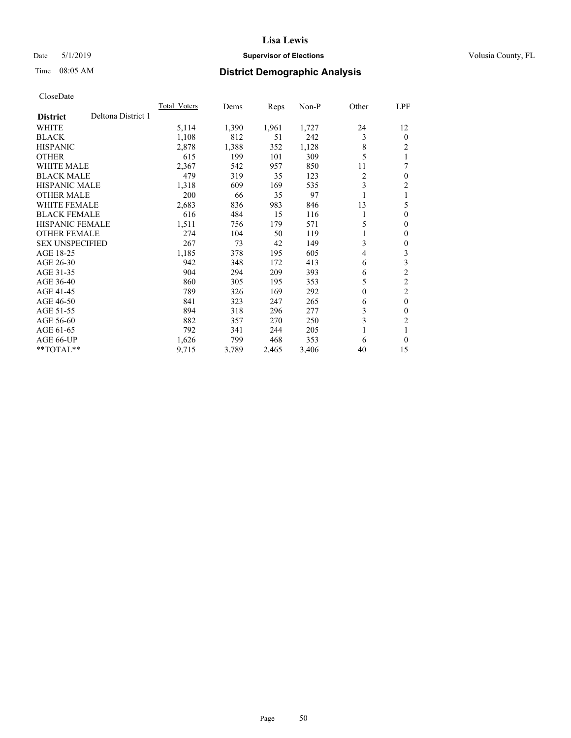# Lisa Lewis

Date 5/1/2019 **Supervisor of Elections** Volusia County, FL

Time 08:05 AM **District Demographic Analysis**

CloseDate

| District | Deltona District 1 | Total_Voters | Dems | Reps | Non-P | Other | LPF |
|---|---|---|---|---|---|---|---|
| WHITE | | 5,114 | 1,390 | 1,961 | 1,727 | 24 | 12 |
| BLACK | | 1,108 | 812 | 51 | 242 | 3 | 0 |
| HISPANIC | | 2,878 | 1,388 | 352 | 1,128 | 8 | 2 |
| OTHER | | 615 | 199 | 101 | 309 | 5 | 1 |
| WHITE MALE | | 2,367 | 542 | 957 | 850 | 11 | 7 |
| BLACK MALE | | 479 | 319 | 35 | 123 | 2 | 0 |
| HISPANIC MALE | | 1,318 | 609 | 169 | 535 | 3 | 2 |
| OTHER MALE | | 200 | 66 | 35 | 97 | 1 | 1 |
| WHITE FEMALE | | 2,683 | 836 | 983 | 846 | 13 | 5 |
| BLACK FEMALE | | 616 | 484 | 15 | 116 | 1 | 0 |
| HISPANIC FEMALE | | 1,511 | 756 | 179 | 571 | 5 | 0 |
| OTHER FEMALE | | 274 | 104 | 50 | 119 | 1 | 0 |
| SEX UNSPECIFIED | | 267 | 73 | 42 | 149 | 3 | 0 |
| AGE 18-25 | | 1,185 | 378 | 195 | 605 | 4 | 3 |
| AGE 26-30 | | 942 | 348 | 172 | 413 | 6 | 3 |
| AGE 31-35 | | 904 | 294 | 209 | 393 | 6 | 2 |
| AGE 36-40 | | 860 | 305 | 195 | 353 | 5 | 2 |
| AGE 41-45 | | 789 | 326 | 169 | 292 | 0 | 2 |
| AGE 46-50 | | 841 | 323 | 247 | 265 | 6 | 0 |
| AGE 51-55 | | 894 | 318 | 296 | 277 | 3 | 0 |
| AGE 56-60 | | 882 | 357 | 270 | 250 | 3 | 2 |
| AGE 61-65 | | 792 | 341 | 244 | 205 | 1 | 1 |
| AGE 66-UP | | 1,626 | 799 | 468 | 353 | 6 | 0 |
| **TOTAL** | | 9,715 | 3,789 | 2,465 | 3,406 | 40 | 15 |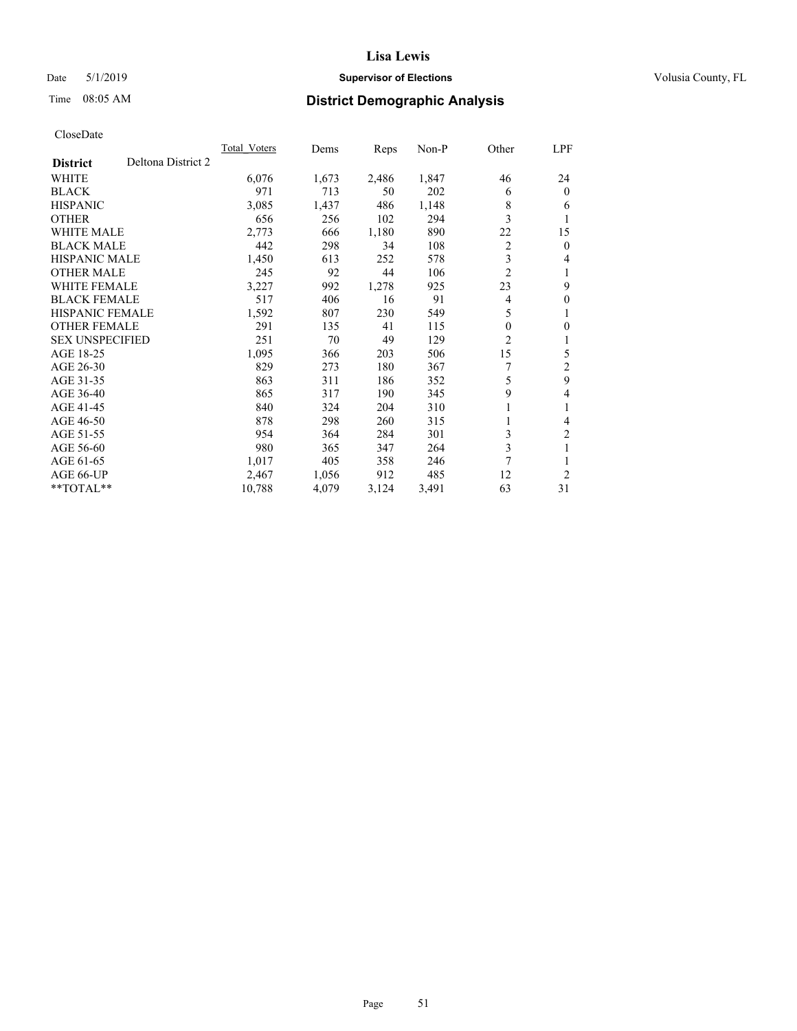# Lisa Lewis

Date 5/1/2019 **Supervisor of Elections** Volusia County, FL

Time 08:05 AM **District Demographic Analysis**

CloseDate

| **District** Deltona District 2 | Total_Voters | Dems | Reps | Non-P | Other | LPF |
|---|---|---|---|---|---|---|
| WHITE | 6,076 | 1,673 | 2,486 | 1,847 | 46 | 24 |
| BLACK | 971 | 713 | 50 | 202 | 6 | 0 |
| HISPANIC | 3,085 | 1,437 | 486 | 1,148 | 8 | 6 |
| OTHER | 656 | 256 | 102 | 294 | 3 | 1 |
| WHITE MALE | 2,773 | 666 | 1,180 | 890 | 22 | 15 |
| BLACK MALE | 442 | 298 | 34 | 108 | 2 | 0 |
| HISPANIC MALE | 1,450 | 613 | 252 | 578 | 3 | 4 |
| OTHER MALE | 245 | 92 | 44 | 106 | 2 | 1 |
| WHITE FEMALE | 3,227 | 992 | 1,278 | 925 | 23 | 9 |
| BLACK FEMALE | 517 | 406 | 16 | 91 | 4 | 0 |
| HISPANIC FEMALE | 1,592 | 807 | 230 | 549 | 5 | 1 |
| OTHER FEMALE | 291 | 135 | 41 | 115 | 0 | 0 |
| SEX UNSPECIFIED | 251 | 70 | 49 | 129 | 2 | 1 |
| AGE 18-25 | 1,095 | 366 | 203 | 506 | 15 | 5 |
| AGE 26-30 | 829 | 273 | 180 | 367 | 7 | 2 |
| AGE 31-35 | 863 | 311 | 186 | 352 | 5 | 9 |
| AGE 36-40 | 865 | 317 | 190 | 345 | 9 | 4 |
| AGE 41-45 | 840 | 324 | 204 | 310 | 1 | 1 |
| AGE 46-50 | 878 | 298 | 260 | 315 | 1 | 4 |
| AGE 51-55 | 954 | 364 | 284 | 301 | 3 | 2 |
| AGE 56-60 | 980 | 365 | 347 | 264 | 3 | 1 |
| AGE 61-65 | 1,017 | 405 | 358 | 246 | 7 | 1 |
| AGE 66-UP | 2,467 | 1,056 | 912 | 485 | 12 | 2 |
| **TOTAL** | 10,788 | 4,079 | 3,124 | 3,491 | 63 | 31 |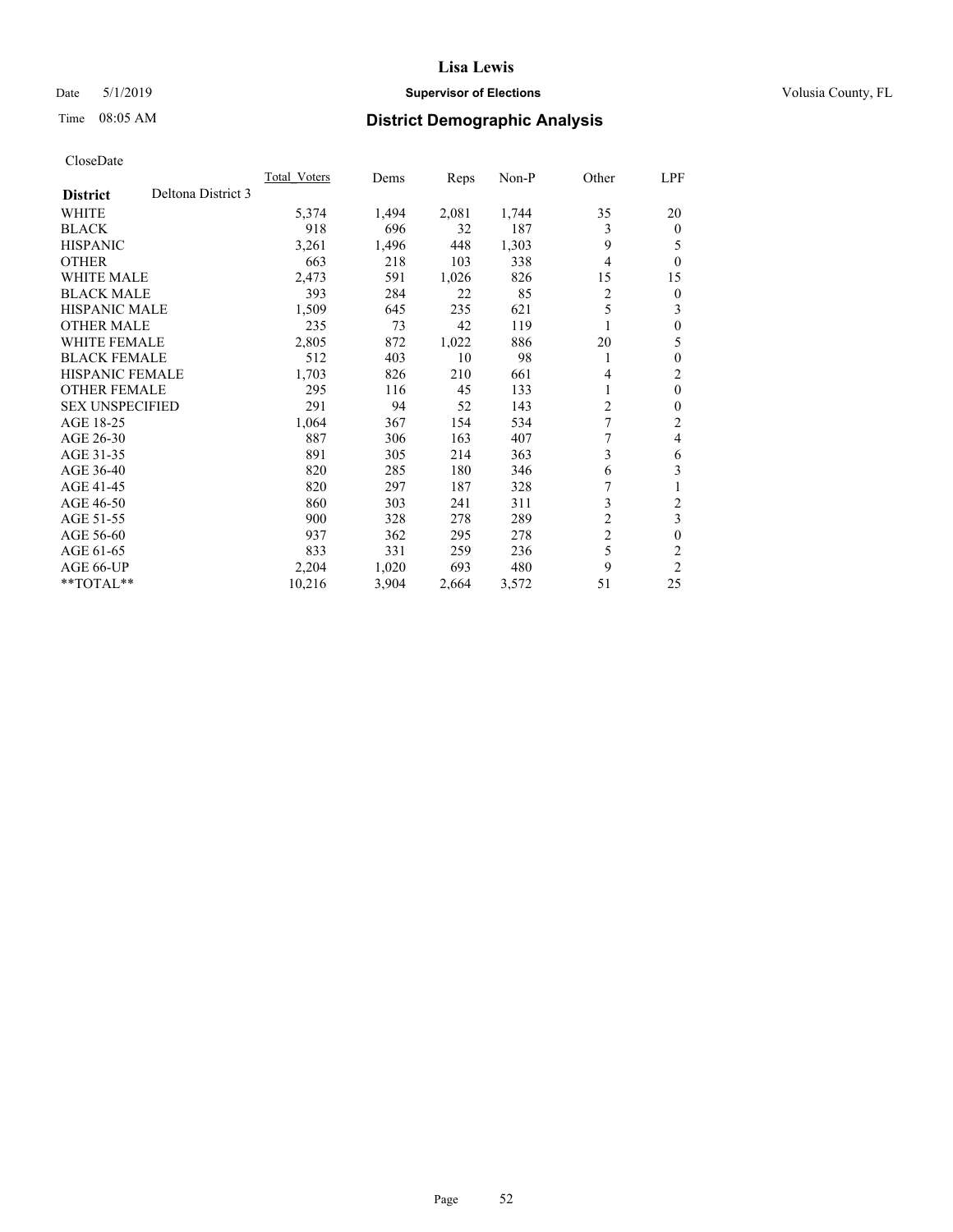# Lisa Lewis

Date 5/1/2019 **Supervisor of Elections** Volusia County, FL

Time 08:05 AM **District Demographic Analysis**

CloseDate

| **District** | Deltona District 3 | Total_Voters | Dems | Reps | Non-P | Other | LPF |
|---|---|---|---|---|---|---|---|
| WHITE | | 5,374 | 1,494 | 2,081 | 1,744 | 35 | 20 |
| BLACK | | 918 | 696 | 32 | 187 | 3 | 0 |
| HISPANIC | | 3,261 | 1,496 | 448 | 1,303 | 9 | 5 |
| OTHER | | 663 | 218 | 103 | 338 | 4 | 0 |
| WHITE MALE | | 2,473 | 591 | 1,026 | 826 | 15 | 15 |
| BLACK MALE | | 393 | 284 | 22 | 85 | 2 | 0 |
| HISPANIC MALE | | 1,509 | 645 | 235 | 621 | 5 | 3 |
| OTHER MALE | | 235 | 73 | 42 | 119 | 1 | 0 |
| WHITE FEMALE | | 2,805 | 872 | 1,022 | 886 | 20 | 5 |
| BLACK FEMALE | | 512 | 403 | 10 | 98 | 1 | 0 |
| HISPANIC FEMALE | | 1,703 | 826 | 210 | 661 | 4 | 2 |
| OTHER FEMALE | | 295 | 116 | 45 | 133 | 1 | 0 |
| SEX UNSPECIFIED | | 291 | 94 | 52 | 143 | 2 | 0 |
| AGE 18-25 | | 1,064 | 367 | 154 | 534 | 7 | 2 |
| AGE 26-30 | | 887 | 306 | 163 | 407 | 7 | 4 |
| AGE 31-35 | | 891 | 305 | 214 | 363 | 3 | 6 |
| AGE 36-40 | | 820 | 285 | 180 | 346 | 6 | 3 |
| AGE 41-45 | | 820 | 297 | 187 | 328 | 7 | 1 |
| AGE 46-50 | | 860 | 303 | 241 | 311 | 3 | 2 |
| AGE 51-55 | | 900 | 328 | 278 | 289 | 2 | 3 |
| AGE 56-60 | | 937 | 362 | 295 | 278 | 2 | 0 |
| AGE 61-65 | | 833 | 331 | 259 | 236 | 5 | 2 |
| AGE 66-UP | | 2,204 | 1,020 | 693 | 480 | 9 | 2 |
| **TOTAL** | | 10,216 | 3,904 | 2,664 | 3,572 | 51 | 25 |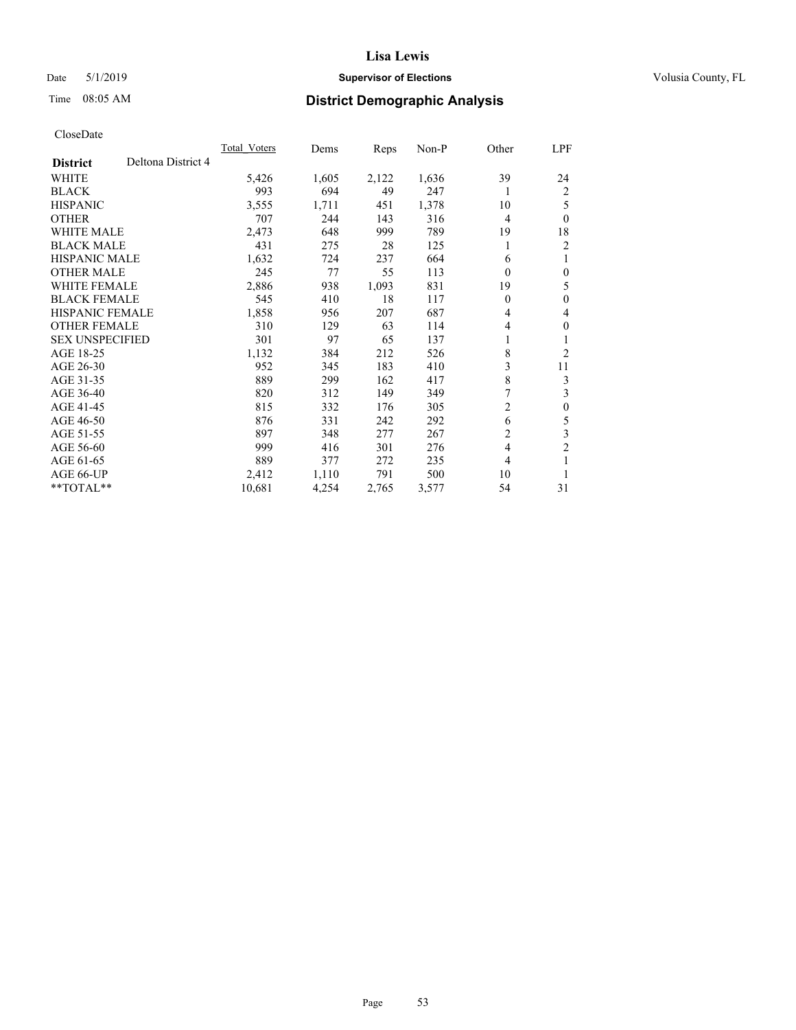**Lisa Lewis**

Date 5/1/2019 **Supervisor of Elections** Volusia County, FL

Time 08:05 AM

## District Demographic Analysis

CloseDate

| District | Deltona District 4 | Total_Voters | Dems | Reps | Non-P | Other | LPF |
|---|---|---|---|---|---|---|---|
| WHITE | | 5,426 | 1,605 | 2,122 | 1,636 | 39 | 24 |
| BLACK | | 993 | 694 | 49 | 247 | 1 | 2 |
| HISPANIC | | 3,555 | 1,711 | 451 | 1,378 | 10 | 5 |
| OTHER | | 707 | 244 | 143 | 316 | 4 | 0 |
| WHITE MALE | | 2,473 | 648 | 999 | 789 | 19 | 18 |
| BLACK MALE | | 431 | 275 | 28 | 125 | 1 | 2 |
| HISPANIC MALE | | 1,632 | 724 | 237 | 664 | 6 | 1 |
| OTHER MALE | | 245 | 77 | 55 | 113 | 0 | 0 |
| WHITE FEMALE | | 2,886 | 938 | 1,093 | 831 | 19 | 5 |
| BLACK FEMALE | | 545 | 410 | 18 | 117 | 0 | 0 |
| HISPANIC FEMALE | | 1,858 | 956 | 207 | 687 | 4 | 4 |
| OTHER FEMALE | | 310 | 129 | 63 | 114 | 4 | 0 |
| SEX UNSPECIFIED | | 301 | 97 | 65 | 137 | 1 | 1 |
| AGE 18-25 | | 1,132 | 384 | 212 | 526 | 8 | 2 |
| AGE 26-30 | | 952 | 345 | 183 | 410 | 3 | 11 |
| AGE 31-35 | | 889 | 299 | 162 | 417 | 8 | 3 |
| AGE 36-40 | | 820 | 312 | 149 | 349 | 7 | 3 |
| AGE 41-45 | | 815 | 332 | 176 | 305 | 2 | 0 |
| AGE 46-50 | | 876 | 331 | 242 | 292 | 6 | 5 |
| AGE 51-55 | | 897 | 348 | 277 | 267 | 2 | 3 |
| AGE 56-60 | | 999 | 416 | 301 | 276 | 4 | 2 |
| AGE 61-65 | | 889 | 377 | 272 | 235 | 4 | 1 |
| AGE 66-UP | | 2,412 | 1,110 | 791 | 500 | 10 | 1 |
| **TOTAL** | | 10,681 | 4,254 | 2,765 | 3,577 | 54 | 31 |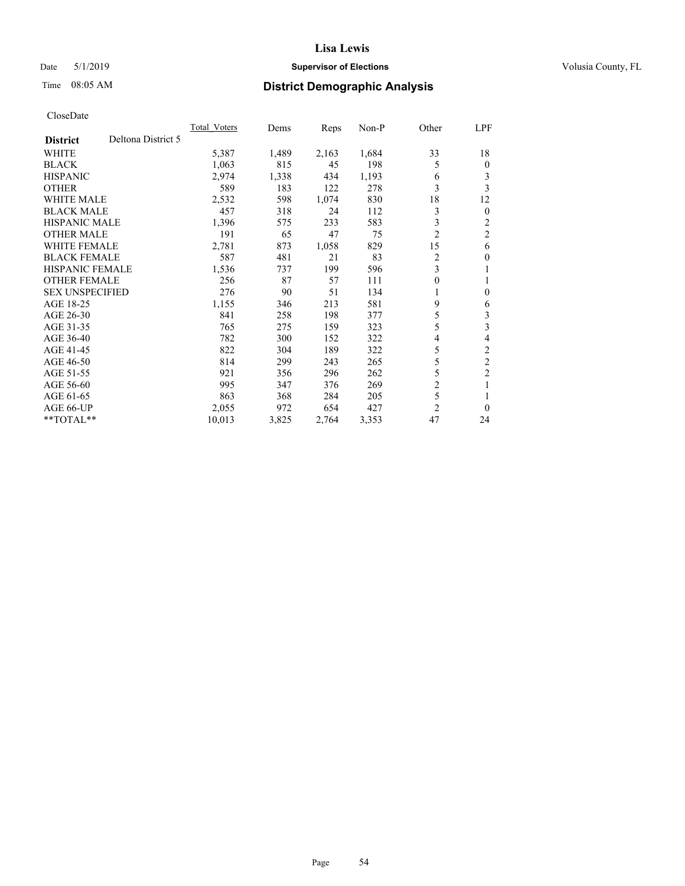# Lisa Lewis

Date 5/1/2019 **Supervisor of Elections** Volusia County, FL

Time 08:05 AM **District Demographic Analysis**

CloseDate

| District | Deltona District 5 | Total_Voters | Dems | Reps | Non-P | Other | LPF |
|---|---|---|---|---|---|---|---|
| WHITE | | 5,387 | 1,489 | 2,163 | 1,684 | 33 | 18 |
| BLACK | | 1,063 | 815 | 45 | 198 | 5 | 0 |
| HISPANIC | | 2,974 | 1,338 | 434 | 1,193 | 6 | 3 |
| OTHER | | 589 | 183 | 122 | 278 | 3 | 3 |
| WHITE MALE | | 2,532 | 598 | 1,074 | 830 | 18 | 12 |
| BLACK MALE | | 457 | 318 | 24 | 112 | 3 | 0 |
| HISPANIC MALE | | 1,396 | 575 | 233 | 583 | 3 | 2 |
| OTHER MALE | | 191 | 65 | 47 | 75 | 2 | 2 |
| WHITE FEMALE | | 2,781 | 873 | 1,058 | 829 | 15 | 6 |
| BLACK FEMALE | | 587 | 481 | 21 | 83 | 2 | 0 |
| HISPANIC FEMALE | | 1,536 | 737 | 199 | 596 | 3 | 1 |
| OTHER FEMALE | | 256 | 87 | 57 | 111 | 0 | 1 |
| SEX UNSPECIFIED | | 276 | 90 | 51 | 134 | 1 | 0 |
| AGE 18-25 | | 1,155 | 346 | 213 | 581 | 9 | 6 |
| AGE 26-30 | | 841 | 258 | 198 | 377 | 5 | 3 |
| AGE 31-35 | | 765 | 275 | 159 | 323 | 5 | 3 |
| AGE 36-40 | | 782 | 300 | 152 | 322 | 4 | 4 |
| AGE 41-45 | | 822 | 304 | 189 | 322 | 5 | 2 |
| AGE 46-50 | | 814 | 299 | 243 | 265 | 5 | 2 |
| AGE 51-55 | | 921 | 356 | 296 | 262 | 5 | 2 |
| AGE 56-60 | | 995 | 347 | 376 | 269 | 2 | 1 |
| AGE 61-65 | | 863 | 368 | 284 | 205 | 5 | 1 |
| AGE 66-UP | | 2,055 | 972 | 654 | 427 | 2 | 0 |
| **TOTAL** | | 10,013 | 3,825 | 2,764 | 3,353 | 47 | 24 |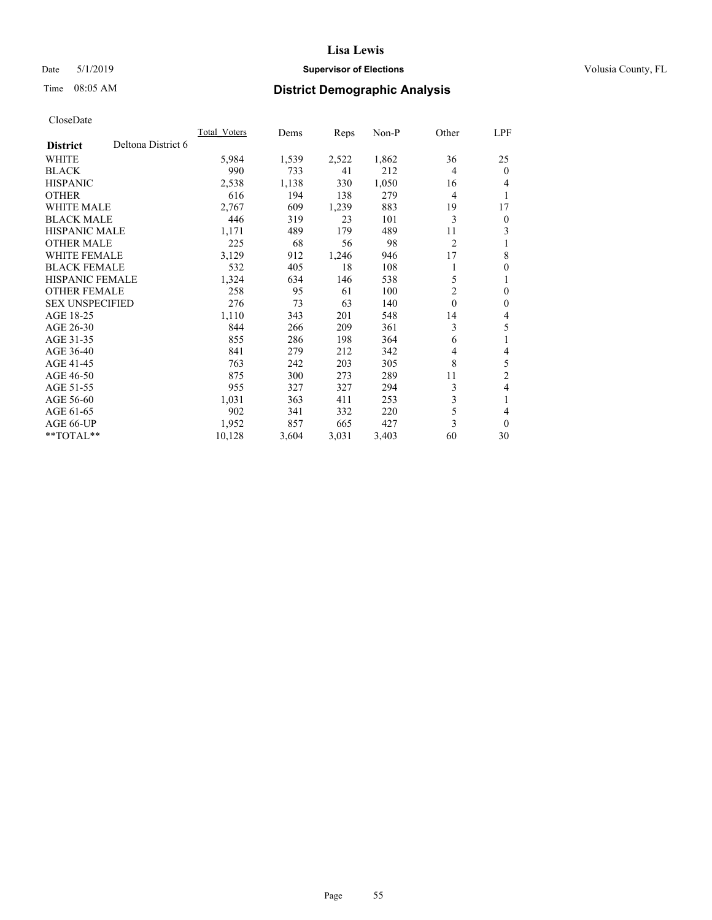# Lisa Lewis

Date 5/1/2019 **Supervisor of Elections** Volusia County, FL

Time 08:05 AM **District Demographic Analysis**

CloseDate

| District | Deltona District 6 | Total_Voters | Dems | Reps | Non-P | Other | LPF |
|---|---|---|---|---|---|---|---|
| WHITE | | 5,984 | 1,539 | 2,522 | 1,862 | 36 | 25 |
| BLACK | | 990 | 733 | 41 | 212 | 4 | 0 |
| HISPANIC | | 2,538 | 1,138 | 330 | 1,050 | 16 | 4 |
| OTHER | | 616 | 194 | 138 | 279 | 4 | 1 |
| WHITE MALE | | 2,767 | 609 | 1,239 | 883 | 19 | 17 |
| BLACK MALE | | 446 | 319 | 23 | 101 | 3 | 0 |
| HISPANIC MALE | | 1,171 | 489 | 179 | 489 | 11 | 3 |
| OTHER MALE | | 225 | 68 | 56 | 98 | 2 | 1 |
| WHITE FEMALE | | 3,129 | 912 | 1,246 | 946 | 17 | 8 |
| BLACK FEMALE | | 532 | 405 | 18 | 108 | 1 | 0 |
| HISPANIC FEMALE | | 1,324 | 634 | 146 | 538 | 5 | 1 |
| OTHER FEMALE | | 258 | 95 | 61 | 100 | 2 | 0 |
| SEX UNSPECIFIED | | 276 | 73 | 63 | 140 | 0 | 0 |
| AGE 18-25 | | 1,110 | 343 | 201 | 548 | 14 | 4 |
| AGE 26-30 | | 844 | 266 | 209 | 361 | 3 | 5 |
| AGE 31-35 | | 855 | 286 | 198 | 364 | 6 | 1 |
| AGE 36-40 | | 841 | 279 | 212 | 342 | 4 | 4 |
| AGE 41-45 | | 763 | 242 | 203 | 305 | 8 | 5 |
| AGE 46-50 | | 875 | 300 | 273 | 289 | 11 | 2 |
| AGE 51-55 | | 955 | 327 | 327 | 294 | 3 | 4 |
| AGE 56-60 | | 1,031 | 363 | 411 | 253 | 3 | 1 |
| AGE 61-65 | | 902 | 341 | 332 | 220 | 5 | 4 |
| AGE 66-UP | | 1,952 | 857 | 665 | 427 | 3 | 0 |
| **TOTAL** | | 10,128 | 3,604 | 3,031 | 3,403 | 60 | 30 |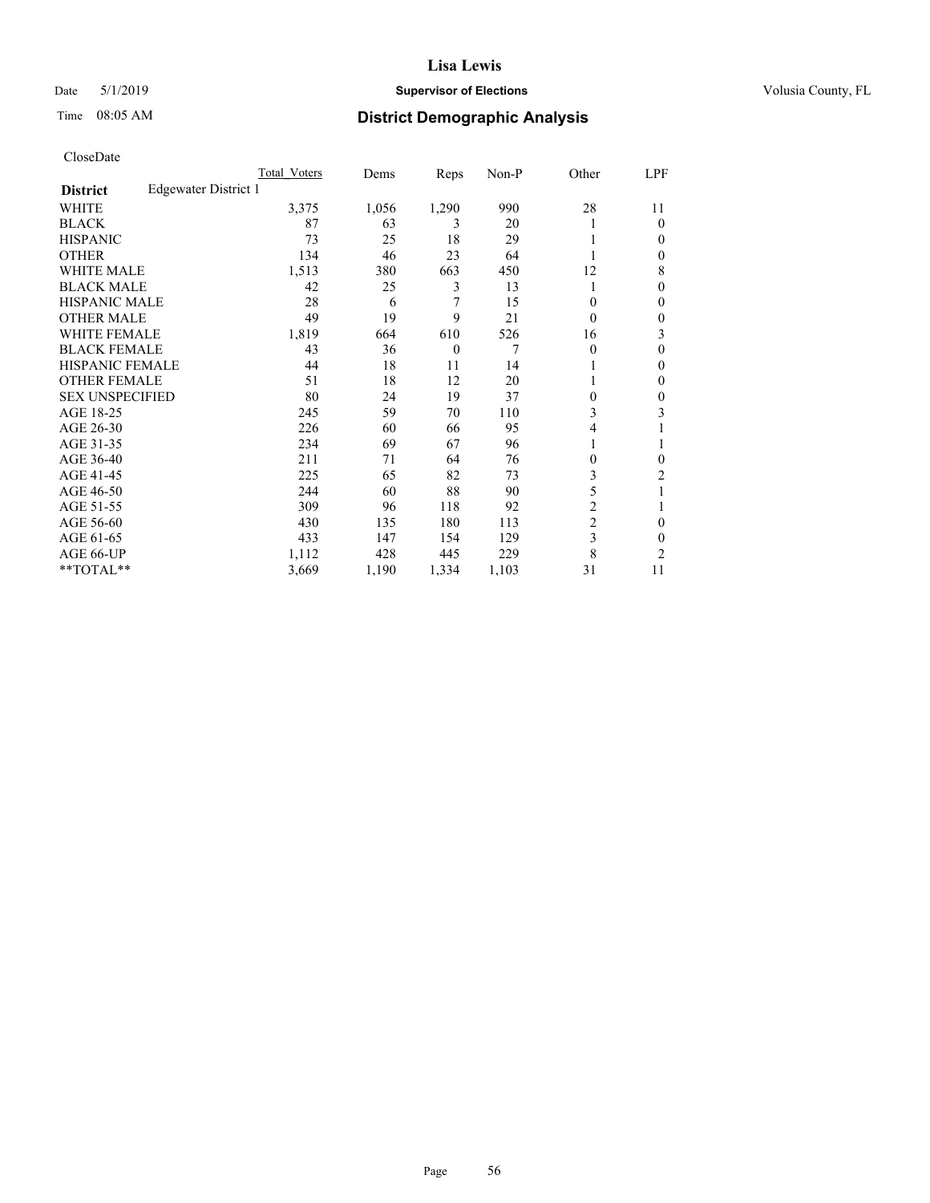# Lisa Lewis

Date 5/1/2019 **Supervisor of Elections** Volusia County, FL

Time 08:05 AM **District Demographic Analysis**

CloseDate

| **District** | Edgewater District 1 | Total Voters | Dems | Reps | Non-P | Other | LPF |
|---|---|---|---|---|---|---|---|
| WHITE | | 3,375 | 1,056 | 1,290 | 990 | 28 | 11 |
| BLACK | | 87 | 63 | 3 | 20 | 1 | 0 |
| HISPANIC | | 73 | 25 | 18 | 29 | 1 | 0 |
| OTHER | | 134 | 46 | 23 | 64 | 1 | 0 |
| WHITE MALE | | 1,513 | 380 | 663 | 450 | 12 | 8 |
| BLACK MALE | | 42 | 25 | 3 | 13 | 1 | 0 |
| HISPANIC MALE | | 28 | 6 | 7 | 15 | 0 | 0 |
| OTHER MALE | | 49 | 19 | 9 | 21 | 0 | 0 |
| WHITE FEMALE | | 1,819 | 664 | 610 | 526 | 16 | 3 |
| BLACK FEMALE | | 43 | 36 | 0 | 7 | 0 | 0 |
| HISPANIC FEMALE | | 44 | 18 | 11 | 14 | 1 | 0 |
| OTHER FEMALE | | 51 | 18 | 12 | 20 | 1 | 0 |
| SEX UNSPECIFIED | | 80 | 24 | 19 | 37 | 0 | 0 |
| AGE 18-25 | | 245 | 59 | 70 | 110 | 3 | 3 |
| AGE 26-30 | | 226 | 60 | 66 | 95 | 4 | 1 |
| AGE 31-35 | | 234 | 69 | 67 | 96 | 1 | 1 |
| AGE 36-40 | | 211 | 71 | 64 | 76 | 0 | 0 |
| AGE 41-45 | | 225 | 65 | 82 | 73 | 3 | 2 |
| AGE 46-50 | | 244 | 60 | 88 | 90 | 5 | 1 |
| AGE 51-55 | | 309 | 96 | 118 | 92 | 2 | 1 |
| AGE 56-60 | | 430 | 135 | 180 | 113 | 2 | 0 |
| AGE 61-65 | | 433 | 147 | 154 | 129 | 3 | 0 |
| AGE 66-UP | | 1,112 | 428 | 445 | 229 | 8 | 2 |
| **TOTAL** | | 3,669 | 1,190 | 1,334 | 1,103 | 31 | 11 |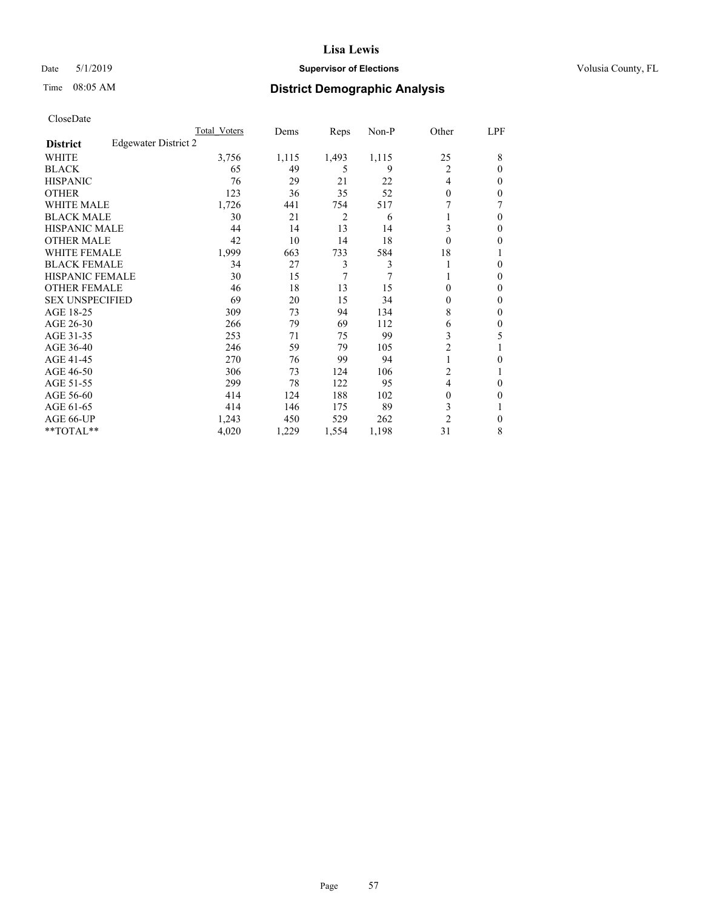# Lisa Lewis

Date 5/1/2019 **Supervisor of Elections** Volusia County, FL

Time 08:05 AM **District Demographic Analysis**

CloseDate

| | Total Voters | Dems | Reps | Non-P | Other | LPF |
|---|---|---|---|---|---|---|
| **District** Edgewater District 2 | | | | | | |
| WHITE | 3,756 | 1,115 | 1,493 | 1,115 | 25 | 8 |
| BLACK | 65 | 49 | 5 | 9 | 2 | 0 |
| HISPANIC | 76 | 29 | 21 | 22 | 4 | 0 |
| OTHER | 123 | 36 | 35 | 52 | 0 | 0 |
| WHITE MALE | 1,726 | 441 | 754 | 517 | 7 | 7 |
| BLACK MALE | 30 | 21 | 2 | 6 | 1 | 0 |
| HISPANIC MALE | 44 | 14 | 13 | 14 | 3 | 0 |
| OTHER MALE | 42 | 10 | 14 | 18 | 0 | 0 |
| WHITE FEMALE | 1,999 | 663 | 733 | 584 | 18 | 1 |
| BLACK FEMALE | 34 | 27 | 3 | 3 | 1 | 0 |
| HISPANIC FEMALE | 30 | 15 | 7 | 7 | 1 | 0 |
| OTHER FEMALE | 46 | 18 | 13 | 15 | 0 | 0 |
| SEX UNSPECIFIED | 69 | 20 | 15 | 34 | 0 | 0 |
| AGE 18-25 | 309 | 73 | 94 | 134 | 8 | 0 |
| AGE 26-30 | 266 | 79 | 69 | 112 | 6 | 0 |
| AGE 31-35 | 253 | 71 | 75 | 99 | 3 | 5 |
| AGE 36-40 | 246 | 59 | 79 | 105 | 2 | 1 |
| AGE 41-45 | 270 | 76 | 99 | 94 | 1 | 0 |
| AGE 46-50 | 306 | 73 | 124 | 106 | 2 | 1 |
| AGE 51-55 | 299 | 78 | 122 | 95 | 4 | 0 |
| AGE 56-60 | 414 | 124 | 188 | 102 | 0 | 0 |
| AGE 61-65 | 414 | 146 | 175 | 89 | 3 | 1 |
| AGE 66-UP | 1,243 | 450 | 529 | 262 | 2 | 0 |
| **TOTAL** | 4,020 | 1,229 | 1,554 | 1,198 | 31 | 8 |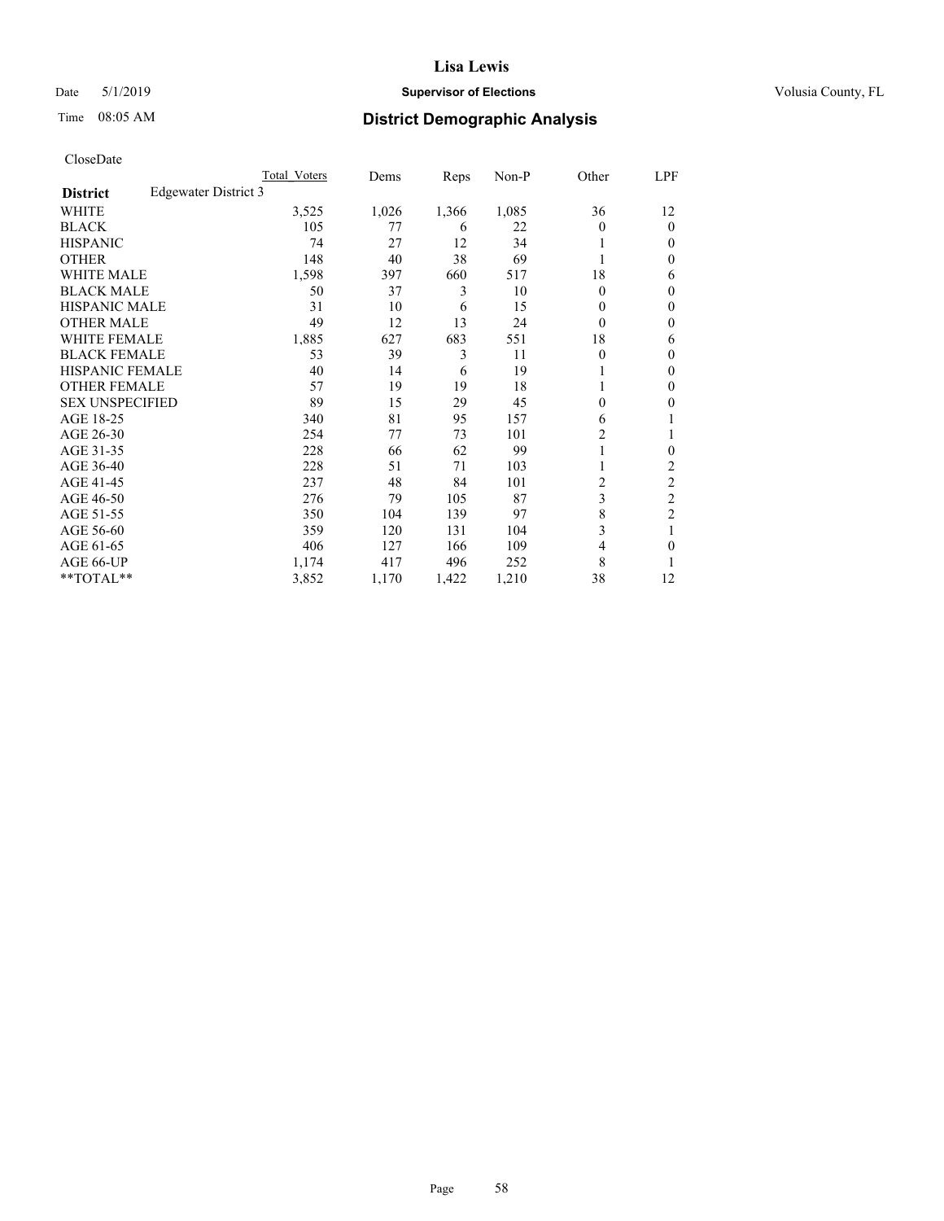# Lisa Lewis

Date 5/1/2019 **Supervisor of Elections** Volusia County, FL

Time 08:05 AM **District Demographic Analysis**

CloseDate

| | Total Voters | Dems | Reps | Non-P | Other | LPF |
|---|---|---|---|---|---|---|
| **District** Edgewater District 3 | | | | | | |
| WHITE | 3,525 | 1,026 | 1,366 | 1,085 | 36 | 12 |
| BLACK | 105 | 77 | 6 | 22 | 0 | 0 |
| HISPANIC | 74 | 27 | 12 | 34 | 1 | 0 |
| OTHER | 148 | 40 | 38 | 69 | 1 | 0 |
| WHITE MALE | 1,598 | 397 | 660 | 517 | 18 | 6 |
| BLACK MALE | 50 | 37 | 3 | 10 | 0 | 0 |
| HISPANIC MALE | 31 | 10 | 6 | 15 | 0 | 0 |
| OTHER MALE | 49 | 12 | 13 | 24 | 0 | 0 |
| WHITE FEMALE | 1,885 | 627 | 683 | 551 | 18 | 6 |
| BLACK FEMALE | 53 | 39 | 3 | 11 | 0 | 0 |
| HISPANIC FEMALE | 40 | 14 | 6 | 19 | 1 | 0 |
| OTHER FEMALE | 57 | 19 | 19 | 18 | 1 | 0 |
| SEX UNSPECIFIED | 89 | 15 | 29 | 45 | 0 | 0 |
| AGE 18-25 | 340 | 81 | 95 | 157 | 6 | 1 |
| AGE 26-30 | 254 | 77 | 73 | 101 | 2 | 1 |
| AGE 31-35 | 228 | 66 | 62 | 99 | 1 | 0 |
| AGE 36-40 | 228 | 51 | 71 | 103 | 1 | 2 |
| AGE 41-45 | 237 | 48 | 84 | 101 | 2 | 2 |
| AGE 46-50 | 276 | 79 | 105 | 87 | 3 | 2 |
| AGE 51-55 | 350 | 104 | 139 | 97 | 8 | 2 |
| AGE 56-60 | 359 | 120 | 131 | 104 | 3 | 1 |
| AGE 61-65 | 406 | 127 | 166 | 109 | 4 | 0 |
| AGE 66-UP | 1,174 | 417 | 496 | 252 | 8 | 1 |
| **TOTAL** | 3,852 | 1,170 | 1,422 | 1,210 | 38 | 12 |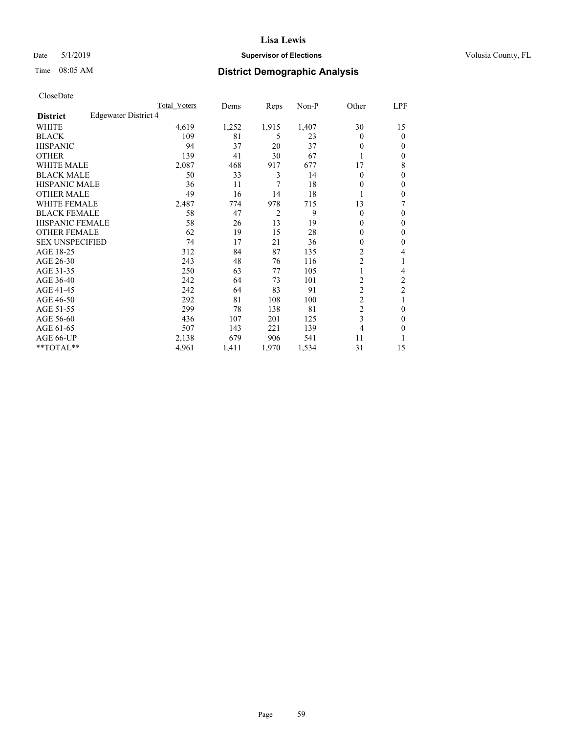# Lisa Lewis

Date 5/1/2019 **Supervisor of Elections** Volusia County, FL

Time 08:05 AM **District Demographic Analysis**

CloseDate

| | Total Voters | Dems | Reps | Non-P | Other | LPF |
|---|---|---|---|---|---|---|
| **District** Edgewater District 4 | | | | | | |
| WHITE | 4,619 | 1,252 | 1,915 | 1,407 | 30 | 15 |
| BLACK | 109 | 81 | 5 | 23 | 0 | 0 |
| HISPANIC | 94 | 37 | 20 | 37 | 0 | 0 |
| OTHER | 139 | 41 | 30 | 67 | 1 | 0 |
| WHITE MALE | 2,087 | 468 | 917 | 677 | 17 | 8 |
| BLACK MALE | 50 | 33 | 3 | 14 | 0 | 0 |
| HISPANIC MALE | 36 | 11 | 7 | 18 | 0 | 0 |
| OTHER MALE | 49 | 16 | 14 | 18 | 1 | 0 |
| WHITE FEMALE | 2,487 | 774 | 978 | 715 | 13 | 7 |
| BLACK FEMALE | 58 | 47 | 2 | 9 | 0 | 0 |
| HISPANIC FEMALE | 58 | 26 | 13 | 19 | 0 | 0 |
| OTHER FEMALE | 62 | 19 | 15 | 28 | 0 | 0 |
| SEX UNSPECIFIED | 74 | 17 | 21 | 36 | 0 | 0 |
| AGE 18-25 | 312 | 84 | 87 | 135 | 2 | 4 |
| AGE 26-30 | 243 | 48 | 76 | 116 | 2 | 1 |
| AGE 31-35 | 250 | 63 | 77 | 105 | 1 | 4 |
| AGE 36-40 | 242 | 64 | 73 | 101 | 2 | 2 |
| AGE 41-45 | 242 | 64 | 83 | 91 | 2 | 2 |
| AGE 46-50 | 292 | 81 | 108 | 100 | 2 | 1 |
| AGE 51-55 | 299 | 78 | 138 | 81 | 2 | 0 |
| AGE 56-60 | 436 | 107 | 201 | 125 | 3 | 0 |
| AGE 61-65 | 507 | 143 | 221 | 139 | 4 | 0 |
| AGE 66-UP | 2,138 | 679 | 906 | 541 | 11 | 1 |
| **TOTAL** | 4,961 | 1,411 | 1,970 | 1,534 | 31 | 15 |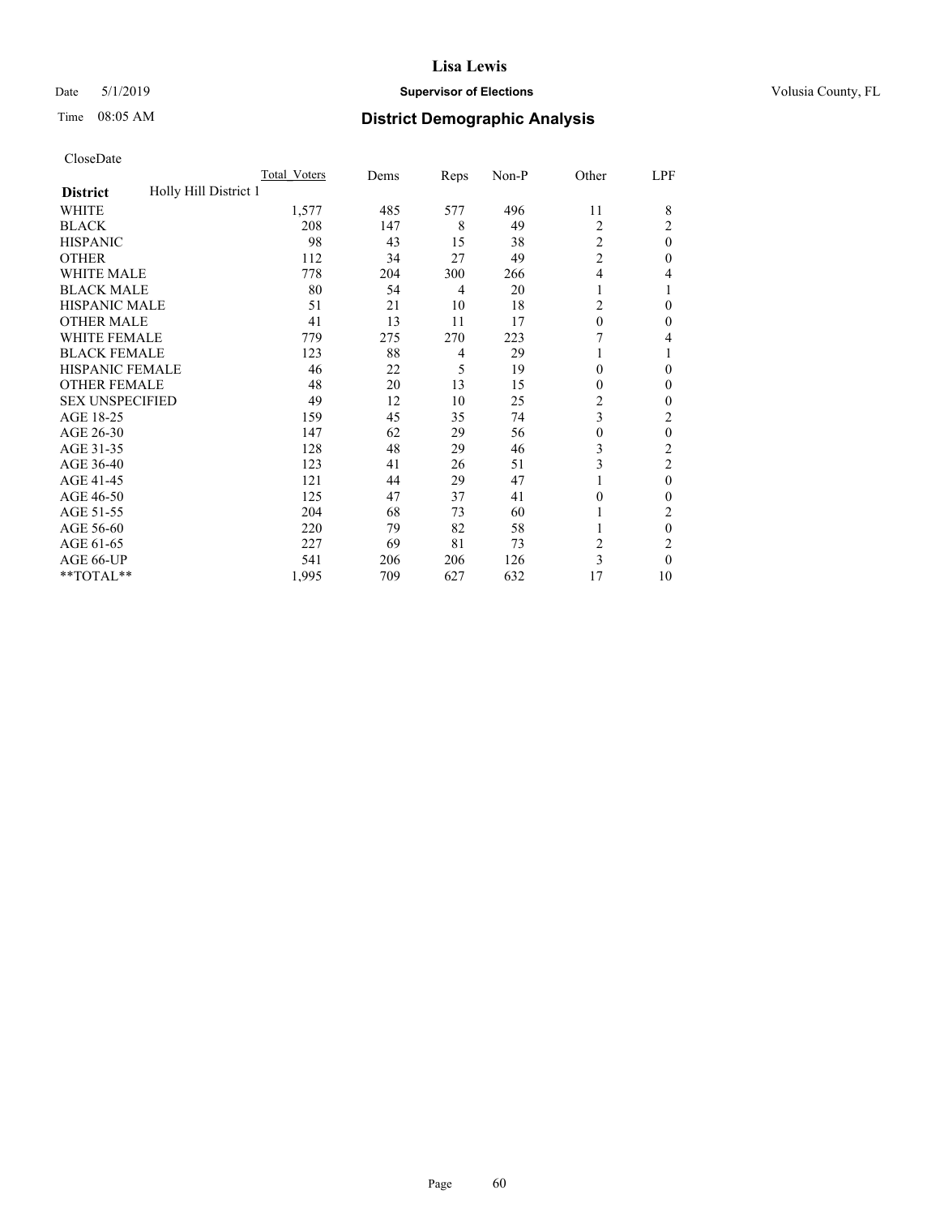# Lisa Lewis

Date 5/1/2019 **Supervisor of Elections** Volusia County, FL

Time 08:05 AM **District Demographic Analysis**

CloseDate

| | Total_Voters | Dems | Reps | Non-P | Other | LPF |
|---|---|---|---|---|---|---|
| **District** Holly Hill District 1 | | | | | | |
| WHITE | 1,577 | 485 | 577 | 496 | 11 | 8 |
| BLACK | 208 | 147 | 8 | 49 | 2 | 2 |
| HISPANIC | 98 | 43 | 15 | 38 | 2 | 0 |
| OTHER | 112 | 34 | 27 | 49 | 2 | 0 |
| WHITE MALE | 778 | 204 | 300 | 266 | 4 | 4 |
| BLACK MALE | 80 | 54 | 4 | 20 | 1 | 1 |
| HISPANIC MALE | 51 | 21 | 10 | 18 | 2 | 0 |
| OTHER MALE | 41 | 13 | 11 | 17 | 0 | 0 |
| WHITE FEMALE | 779 | 275 | 270 | 223 | 7 | 4 |
| BLACK FEMALE | 123 | 88 | 4 | 29 | 1 | 1 |
| HISPANIC FEMALE | 46 | 22 | 5 | 19 | 0 | 0 |
| OTHER FEMALE | 48 | 20 | 13 | 15 | 0 | 0 |
| SEX UNSPECIFIED | 49 | 12 | 10 | 25 | 2 | 0 |
| AGE 18-25 | 159 | 45 | 35 | 74 | 3 | 2 |
| AGE 26-30 | 147 | 62 | 29 | 56 | 0 | 0 |
| AGE 31-35 | 128 | 48 | 29 | 46 | 3 | 2 |
| AGE 36-40 | 123 | 41 | 26 | 51 | 3 | 2 |
| AGE 41-45 | 121 | 44 | 29 | 47 | 1 | 0 |
| AGE 46-50 | 125 | 47 | 37 | 41 | 0 | 0 |
| AGE 51-55 | 204 | 68 | 73 | 60 | 1 | 2 |
| AGE 56-60 | 220 | 79 | 82 | 58 | 1 | 0 |
| AGE 61-65 | 227 | 69 | 81 | 73 | 2 | 2 |
| AGE 66-UP | 541 | 206 | 206 | 126 | 3 | 0 |
| **TOTAL** | 1,995 | 709 | 627 | 632 | 17 | 10 |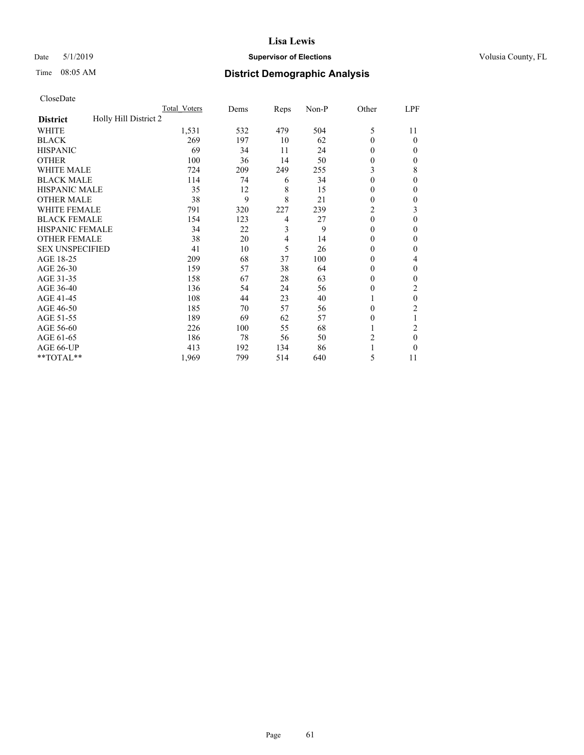**Lisa Lewis**

Date 5/1/2019 **Supervisor of Elections** Volusia County, FL

Time 08:05 AM **District Demographic Analysis**

CloseDate

| | Total_Voters | Dems | Reps | Non-P | Other | LPF |
|---|---|---|---|---|---|---|
| **District** Holly Hill District 2 | | | | | | |
| WHITE | 1,531 | 532 | 479 | 504 | 5 | 11 |
| BLACK | 269 | 197 | 10 | 62 | 0 | 0 |
| HISPANIC | 69 | 34 | 11 | 24 | 0 | 0 |
| OTHER | 100 | 36 | 14 | 50 | 0 | 0 |
| WHITE MALE | 724 | 209 | 249 | 255 | 3 | 8 |
| BLACK MALE | 114 | 74 | 6 | 34 | 0 | 0 |
| HISPANIC MALE | 35 | 12 | 8 | 15 | 0 | 0 |
| OTHER MALE | 38 | 9 | 8 | 21 | 0 | 0 |
| WHITE FEMALE | 791 | 320 | 227 | 239 | 2 | 3 |
| BLACK FEMALE | 154 | 123 | 4 | 27 | 0 | 0 |
| HISPANIC FEMALE | 34 | 22 | 3 | 9 | 0 | 0 |
| OTHER FEMALE | 38 | 20 | 4 | 14 | 0 | 0 |
| SEX UNSPECIFIED | 41 | 10 | 5 | 26 | 0 | 0 |
| AGE 18-25 | 209 | 68 | 37 | 100 | 0 | 4 |
| AGE 26-30 | 159 | 57 | 38 | 64 | 0 | 0 |
| AGE 31-35 | 158 | 67 | 28 | 63 | 0 | 0 |
| AGE 36-40 | 136 | 54 | 24 | 56 | 0 | 2 |
| AGE 41-45 | 108 | 44 | 23 | 40 | 1 | 0 |
| AGE 46-50 | 185 | 70 | 57 | 56 | 0 | 2 |
| AGE 51-55 | 189 | 69 | 62 | 57 | 0 | 1 |
| AGE 56-60 | 226 | 100 | 55 | 68 | 1 | 2 |
| AGE 61-65 | 186 | 78 | 56 | 50 | 2 | 0 |
| AGE 66-UP | 413 | 192 | 134 | 86 | 1 | 0 |
| **TOTAL** | 1,969 | 799 | 514 | 640 | 5 | 11 |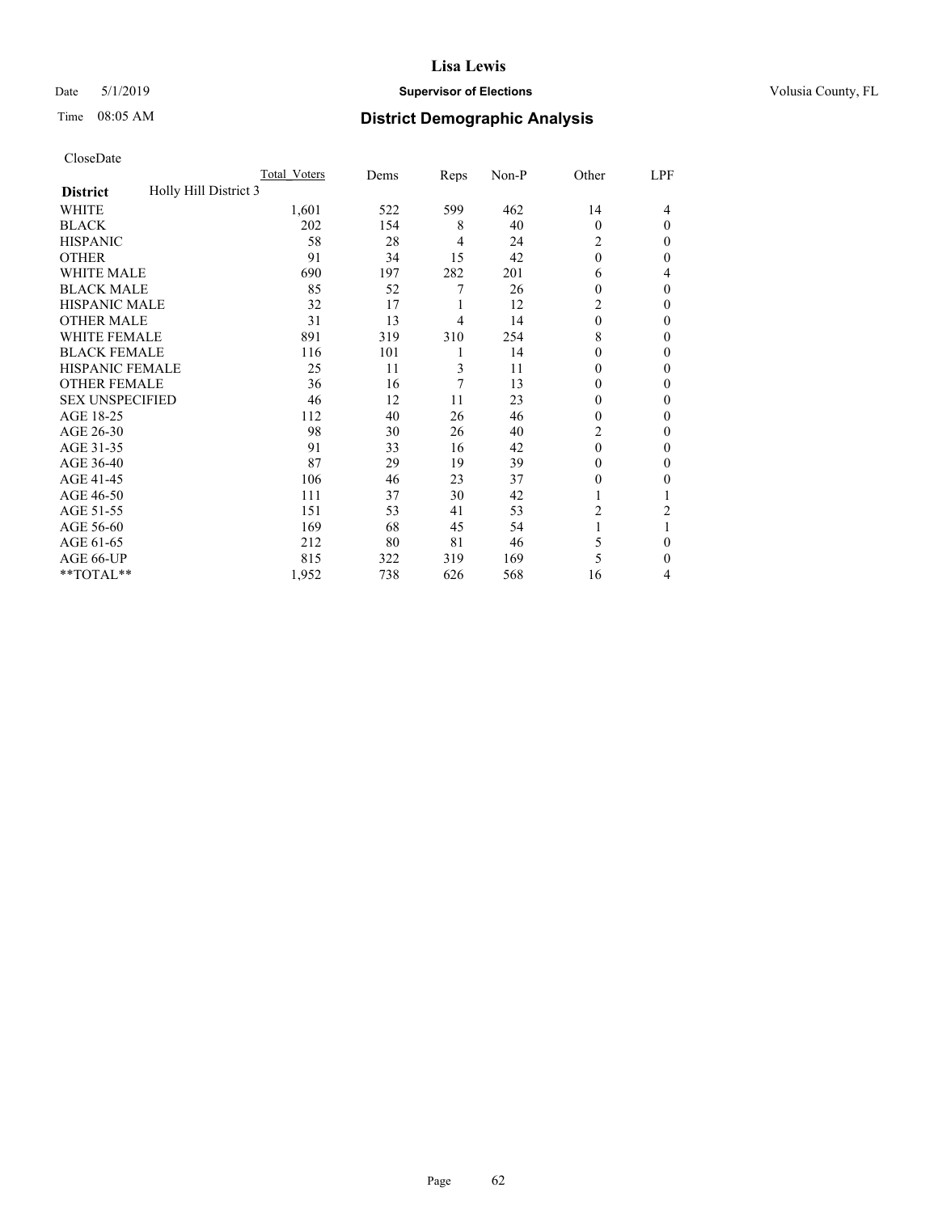# Lisa Lewis

Date 5/1/2019 **Supervisor of Elections** Volusia County, FL

Time 08:05 AM **District Demographic Analysis**

CloseDate

| **District** Holly Hill District 3 | Total Voters | Dems | Reps | Non-P | Other | LPF |
|---|---|---|---|---|---|---|
| WHITE | 1,601 | 522 | 599 | 462 | 14 | 4 |
| BLACK | 202 | 154 | 8 | 40 | 0 | 0 |
| HISPANIC | 58 | 28 | 4 | 24 | 2 | 0 |
| OTHER | 91 | 34 | 15 | 42 | 0 | 0 |
| WHITE MALE | 690 | 197 | 282 | 201 | 6 | 4 |
| BLACK MALE | 85 | 52 | 7 | 26 | 0 | 0 |
| HISPANIC MALE | 32 | 17 | 1 | 12 | 2 | 0 |
| OTHER MALE | 31 | 13 | 4 | 14 | 0 | 0 |
| WHITE FEMALE | 891 | 319 | 310 | 254 | 8 | 0 |
| BLACK FEMALE | 116 | 101 | 1 | 14 | 0 | 0 |
| HISPANIC FEMALE | 25 | 11 | 3 | 11 | 0 | 0 |
| OTHER FEMALE | 36 | 16 | 7 | 13 | 0 | 0 |
| SEX UNSPECIFIED | 46 | 12 | 11 | 23 | 0 | 0 |
| AGE 18-25 | 112 | 40 | 26 | 46 | 0 | 0 |
| AGE 26-30 | 98 | 30 | 26 | 40 | 2 | 0 |
| AGE 31-35 | 91 | 33 | 16 | 42 | 0 | 0 |
| AGE 36-40 | 87 | 29 | 19 | 39 | 0 | 0 |
| AGE 41-45 | 106 | 46 | 23 | 37 | 0 | 0 |
| AGE 46-50 | 111 | 37 | 30 | 42 | 1 | 1 |
| AGE 51-55 | 151 | 53 | 41 | 53 | 2 | 2 |
| AGE 56-60 | 169 | 68 | 45 | 54 | 1 | 1 |
| AGE 61-65 | 212 | 80 | 81 | 46 | 5 | 0 |
| AGE 66-UP | 815 | 322 | 319 | 169 | 5 | 0 |
| **TOTAL** | 1,952 | 738 | 626 | 568 | 16 | 4 |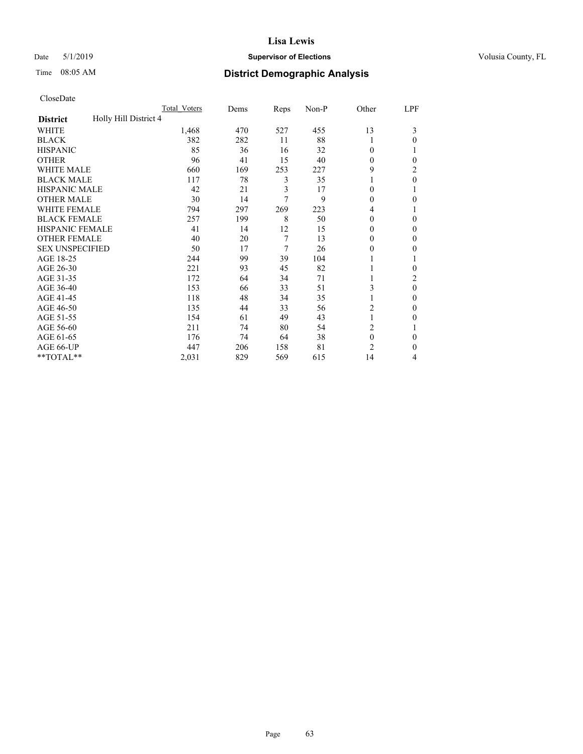# Lisa Lewis

Date 5/1/2019 | **Supervisor of Elections** | Volusia County, FL

Time 08:05 AM | **District Demographic Analysis**

CloseDate

| **District** Holly Hill District 4 | Total Voters | Dems | Reps | Non-P | Other | LPF |
|---|---|---|---|---|---|---|
| WHITE | 1,468 | 470 | 527 | 455 | 13 | 3 |
| BLACK | 382 | 282 | 11 | 88 | 1 | 0 |
| HISPANIC | 85 | 36 | 16 | 32 | 0 | 1 |
| OTHER | 96 | 41 | 15 | 40 | 0 | 0 |
| WHITE MALE | 660 | 169 | 253 | 227 | 9 | 2 |
| BLACK MALE | 117 | 78 | 3 | 35 | 1 | 0 |
| HISPANIC MALE | 42 | 21 | 3 | 17 | 0 | 1 |
| OTHER MALE | 30 | 14 | 7 | 9 | 0 | 0 |
| WHITE FEMALE | 794 | 297 | 269 | 223 | 4 | 1 |
| BLACK FEMALE | 257 | 199 | 8 | 50 | 0 | 0 |
| HISPANIC FEMALE | 41 | 14 | 12 | 15 | 0 | 0 |
| OTHER FEMALE | 40 | 20 | 7 | 13 | 0 | 0 |
| SEX UNSPECIFIED | 50 | 17 | 7 | 26 | 0 | 0 |
| AGE 18-25 | 244 | 99 | 39 | 104 | 1 | 1 |
| AGE 26-30 | 221 | 93 | 45 | 82 | 1 | 0 |
| AGE 31-35 | 172 | 64 | 34 | 71 | 1 | 2 |
| AGE 36-40 | 153 | 66 | 33 | 51 | 3 | 0 |
| AGE 41-45 | 118 | 48 | 34 | 35 | 1 | 0 |
| AGE 46-50 | 135 | 44 | 33 | 56 | 2 | 0 |
| AGE 51-55 | 154 | 61 | 49 | 43 | 1 | 0 |
| AGE 56-60 | 211 | 74 | 80 | 54 | 2 | 1 |
| AGE 61-65 | 176 | 74 | 64 | 38 | 0 | 0 |
| AGE 66-UP | 447 | 206 | 158 | 81 | 2 | 0 |
| **TOTAL** | 2,031 | 829 | 569 | 615 | 14 | 4 |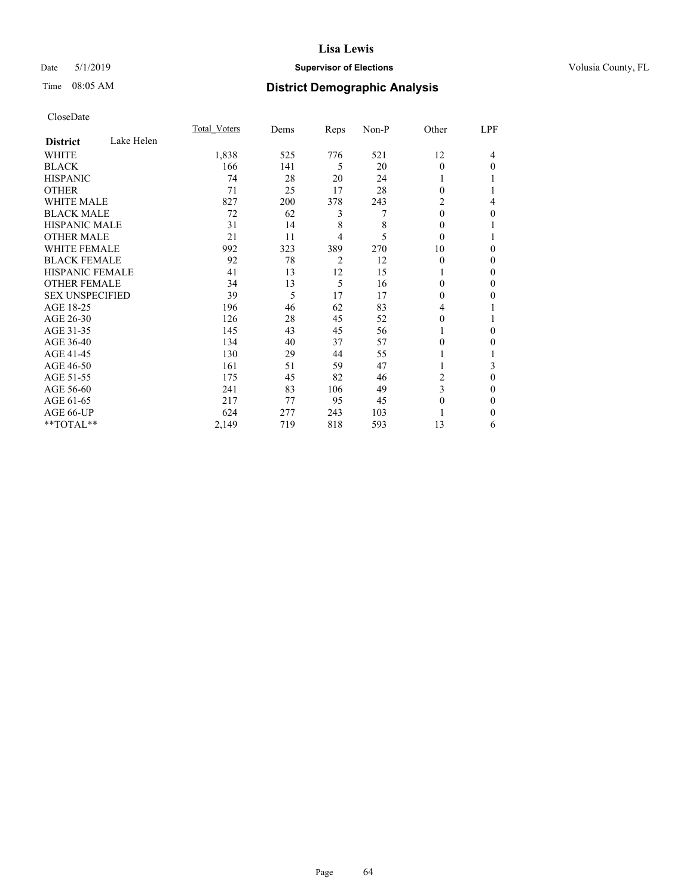# Lisa Lewis

Date 5/1/2019 **Supervisor of Elections** Volusia County, FL

Time 08:05 AM **District Demographic Analysis**

CloseDate

| **District** Lake Helen | Total_Voters | Dems | Reps | Non-P | Other | LPF |
|---|---|---|---|---|---|---|
| WHITE | 1,838 | 525 | 776 | 521 | 12 | 4 |
| BLACK | 166 | 141 | 5 | 20 | 0 | 0 |
| HISPANIC | 74 | 28 | 20 | 24 | 1 | 1 |
| OTHER | 71 | 25 | 17 | 28 | 0 | 1 |
| WHITE MALE | 827 | 200 | 378 | 243 | 2 | 4 |
| BLACK MALE | 72 | 62 | 3 | 7 | 0 | 0 |
| HISPANIC MALE | 31 | 14 | 8 | 8 | 0 | 1 |
| OTHER MALE | 21 | 11 | 4 | 5 | 0 | 1 |
| WHITE FEMALE | 992 | 323 | 389 | 270 | 10 | 0 |
| BLACK FEMALE | 92 | 78 | 2 | 12 | 0 | 0 |
| HISPANIC FEMALE | 41 | 13 | 12 | 15 | 1 | 0 |
| OTHER FEMALE | 34 | 13 | 5 | 16 | 0 | 0 |
| SEX UNSPECIFIED | 39 | 5 | 17 | 17 | 0 | 0 |
| AGE 18-25 | 196 | 46 | 62 | 83 | 4 | 1 |
| AGE 26-30 | 126 | 28 | 45 | 52 | 0 | 1 |
| AGE 31-35 | 145 | 43 | 45 | 56 | 1 | 0 |
| AGE 36-40 | 134 | 40 | 37 | 57 | 0 | 0 |
| AGE 41-45 | 130 | 29 | 44 | 55 | 1 | 1 |
| AGE 46-50 | 161 | 51 | 59 | 47 | 1 | 3 |
| AGE 51-55 | 175 | 45 | 82 | 46 | 2 | 0 |
| AGE 56-60 | 241 | 83 | 106 | 49 | 3 | 0 |
| AGE 61-65 | 217 | 77 | 95 | 45 | 0 | 0 |
| AGE 66-UP | 624 | 277 | 243 | 103 | 1 | 0 |
| **TOTAL** | 2,149 | 719 | 818 | 593 | 13 | 6 |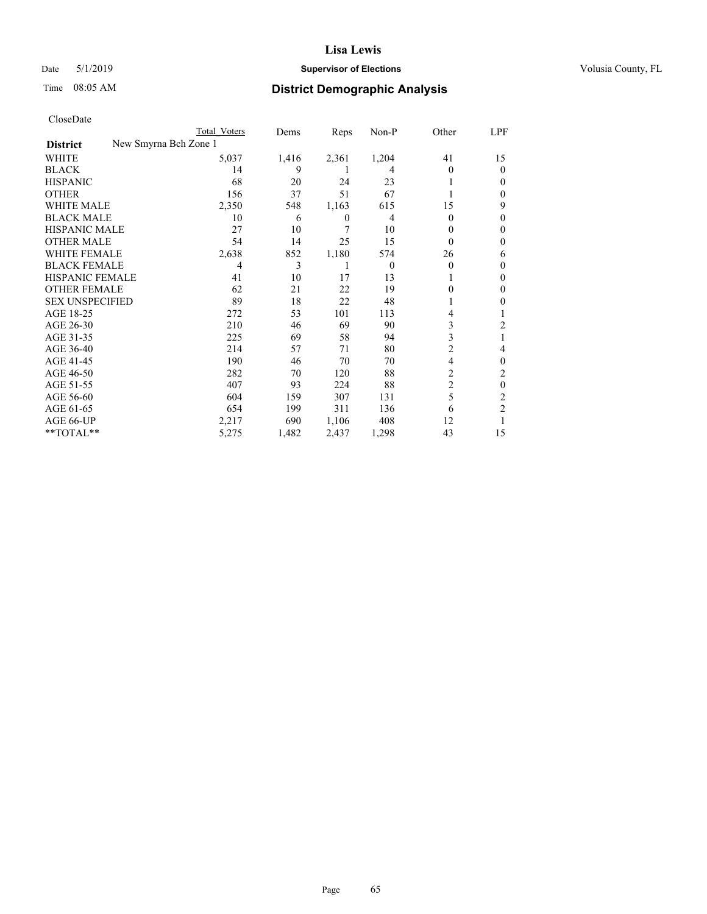Date 5/1/2019

Time 08:05 AM

# Lisa Lewis

## Supervisor of Elections

## District Demographic Analysis

Volusia County, FL

CloseDate

| District | Total Voters | Dems | Reps | Non-P | Other | LPF |
|---|---|---|---|---|---|---|
| New Smyrna Bch Zone 1 | | | | | | |
| WHITE | 5,037 | 1,416 | 2,361 | 1,204 | 41 | 15 |
| BLACK | 14 | 9 | 1 | 4 | 0 | 0 |
| HISPANIC | 68 | 20 | 24 | 23 | 1 | 0 |
| OTHER | 156 | 37 | 51 | 67 | 1 | 0 |
| WHITE MALE | 2,350 | 548 | 1,163 | 615 | 15 | 9 |
| BLACK MALE | 10 | 6 | 0 | 4 | 0 | 0 |
| HISPANIC MALE | 27 | 10 | 7 | 10 | 0 | 0 |
| OTHER MALE | 54 | 14 | 25 | 15 | 0 | 0 |
| WHITE FEMALE | 2,638 | 852 | 1,180 | 574 | 26 | 6 |
| BLACK FEMALE | 4 | 3 | 1 | 0 | 0 | 0 |
| HISPANIC FEMALE | 41 | 10 | 17 | 13 | 1 | 0 |
| OTHER FEMALE | 62 | 21 | 22 | 19 | 0 | 0 |
| SEX UNSPECIFIED | 89 | 18 | 22 | 48 | 1 | 0 |
| AGE 18-25 | 272 | 53 | 101 | 113 | 4 | 1 |
| AGE 26-30 | 210 | 46 | 69 | 90 | 3 | 2 |
| AGE 31-35 | 225 | 69 | 58 | 94 | 3 | 1 |
| AGE 36-40 | 214 | 57 | 71 | 80 | 2 | 4 |
| AGE 41-45 | 190 | 46 | 70 | 70 | 4 | 0 |
| AGE 46-50 | 282 | 70 | 120 | 88 | 2 | 2 |
| AGE 51-55 | 407 | 93 | 224 | 88 | 2 | 0 |
| AGE 56-60 | 604 | 159 | 307 | 131 | 5 | 2 |
| AGE 61-65 | 654 | 199 | 311 | 136 | 6 | 2 |
| AGE 66-UP | 2,217 | 690 | 1,106 | 408 | 12 | 1 |
| **TOTAL** | 5,275 | 1,482 | 2,437 | 1,298 | 43 | 15 |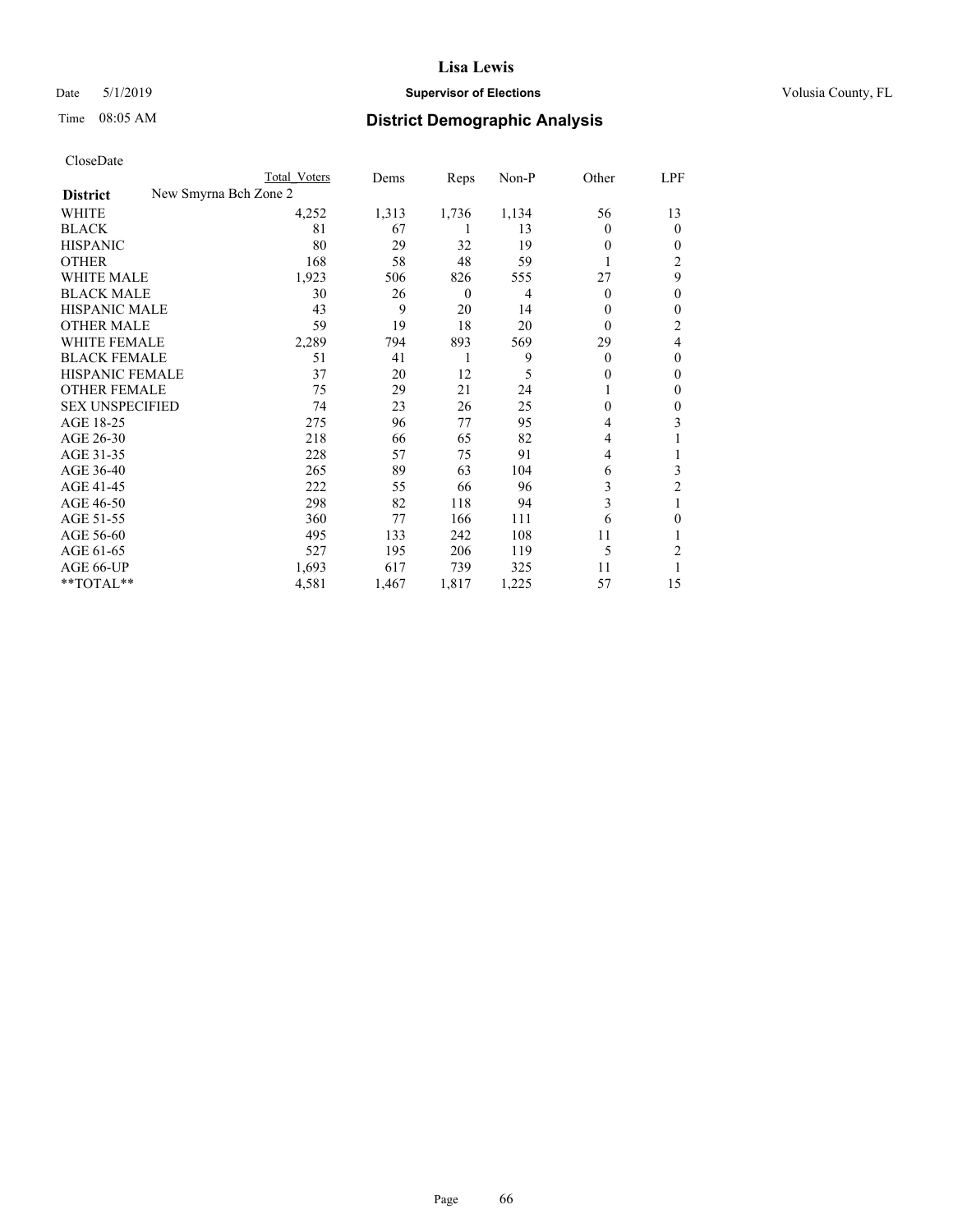Date 5/1/2019

Time 08:05 AM

**Lisa Lewis**

**Supervisor of Elections**

Volusia County, FL

## District Demographic Analysis

CloseDate

| | Total Voters | Dems | Reps | Non-P | Other | LPF |
|---|---|---|---|---|---|---|
| **District** New Smyrna Bch Zone 2 | | | | | | |
| WHITE | 4,252 | 1,313 | 1,736 | 1,134 | 56 | 13 |
| BLACK | 81 | 67 | 1 | 13 | 0 | 0 |
| HISPANIC | 80 | 29 | 32 | 19 | 0 | 0 |
| OTHER | 168 | 58 | 48 | 59 | 1 | 2 |
| WHITE MALE | 1,923 | 506 | 826 | 555 | 27 | 9 |
| BLACK MALE | 30 | 26 | 0 | 4 | 0 | 0 |
| HISPANIC MALE | 43 | 9 | 20 | 14 | 0 | 0 |
| OTHER MALE | 59 | 19 | 18 | 20 | 0 | 2 |
| WHITE FEMALE | 2,289 | 794 | 893 | 569 | 29 | 4 |
| BLACK FEMALE | 51 | 41 | 1 | 9 | 0 | 0 |
| HISPANIC FEMALE | 37 | 20 | 12 | 5 | 0 | 0 |
| OTHER FEMALE | 75 | 29 | 21 | 24 | 1 | 0 |
| SEX UNSPECIFIED | 74 | 23 | 26 | 25 | 0 | 0 |
| AGE 18-25 | 275 | 96 | 77 | 95 | 4 | 3 |
| AGE 26-30 | 218 | 66 | 65 | 82 | 4 | 1 |
| AGE 31-35 | 228 | 57 | 75 | 91 | 4 | 1 |
| AGE 36-40 | 265 | 89 | 63 | 104 | 6 | 3 |
| AGE 41-45 | 222 | 55 | 66 | 96 | 3 | 2 |
| AGE 46-50 | 298 | 82 | 118 | 94 | 3 | 1 |
| AGE 51-55 | 360 | 77 | 166 | 111 | 6 | 0 |
| AGE 56-60 | 495 | 133 | 242 | 108 | 11 | 1 |
| AGE 61-65 | 527 | 195 | 206 | 119 | 5 | 2 |
| AGE 66-UP | 1,693 | 617 | 739 | 325 | 11 | 1 |
| **TOTAL** | 4,581 | 1,467 | 1,817 | 1,225 | 57 | 15 |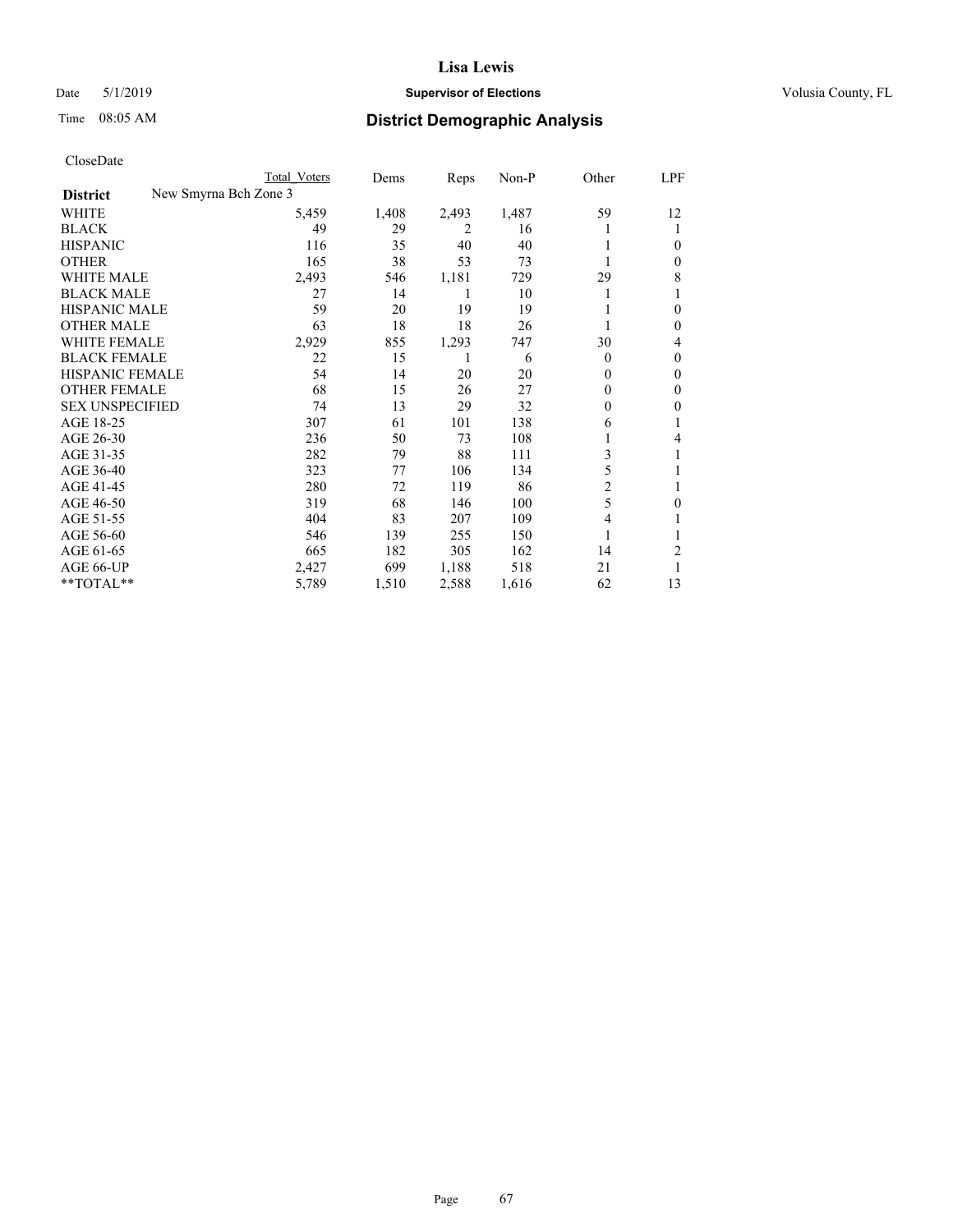# Lisa Lewis

Date 5/1/2019 **Supervisor of Elections** Volusia County, FL

Time 08:05 AM **District Demographic Analysis**

CloseDate

| District | New Smyrna Bch Zone 3 | Total Voters | Dems | Reps | Non-P | Other | LPF |
|---|---|---|---|---|---|---|---|
| WHITE | | 5,459 | 1,408 | 2,493 | 1,487 | 59 | 12 |
| BLACK | | 49 | 29 | 2 | 16 | 1 | 1 |
| HISPANIC | | 116 | 35 | 40 | 40 | 1 | 0 |
| OTHER | | 165 | 38 | 53 | 73 | 1 | 0 |
| WHITE MALE | | 2,493 | 546 | 1,181 | 729 | 29 | 8 |
| BLACK MALE | | 27 | 14 | 1 | 10 | 1 | 1 |
| HISPANIC MALE | | 59 | 20 | 19 | 19 | 1 | 0 |
| OTHER MALE | | 63 | 18 | 18 | 26 | 1 | 0 |
| WHITE FEMALE | | 2,929 | 855 | 1,293 | 747 | 30 | 4 |
| BLACK FEMALE | | 22 | 15 | 1 | 6 | 0 | 0 |
| HISPANIC FEMALE | | 54 | 14 | 20 | 20 | 0 | 0 |
| OTHER FEMALE | | 68 | 15 | 26 | 27 | 0 | 0 |
| SEX UNSPECIFIED | | 74 | 13 | 29 | 32 | 0 | 0 |
| AGE 18-25 | | 307 | 61 | 101 | 138 | 6 | 1 |
| AGE 26-30 | | 236 | 50 | 73 | 108 | 1 | 4 |
| AGE 31-35 | | 282 | 79 | 88 | 111 | 3 | 1 |
| AGE 36-40 | | 323 | 77 | 106 | 134 | 5 | 1 |
| AGE 41-45 | | 280 | 72 | 119 | 86 | 2 | 1 |
| AGE 46-50 | | 319 | 68 | 146 | 100 | 5 | 0 |
| AGE 51-55 | | 404 | 83 | 207 | 109 | 4 | 1 |
| AGE 56-60 | | 546 | 139 | 255 | 150 | 1 | 1 |
| AGE 61-65 | | 665 | 182 | 305 | 162 | 14 | 2 |
| AGE 66-UP | | 2,427 | 699 | 1,188 | 518 | 21 | 1 |
| **TOTAL** | | 5,789 | 1,510 | 2,588 | 1,616 | 62 | 13 |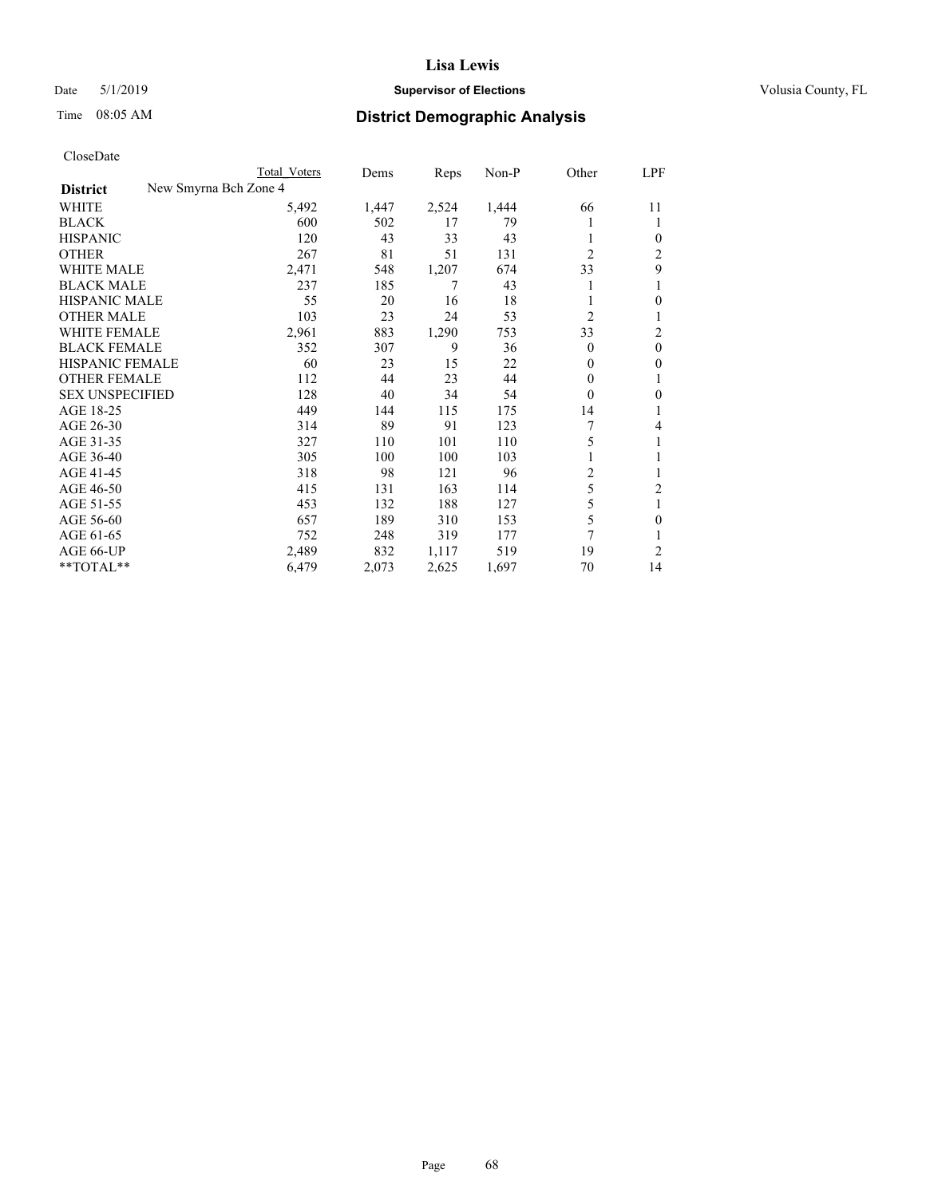# Lisa Lewis

Date 5/1/2019 **Supervisor of Elections** Volusia County, FL

Time 08:05 AM **District Demographic Analysis**

CloseDate

| District | New Smyrna Bch Zone 4 | Total Voters | Dems | Reps | Non-P | Other | LPF |
|---|---|---|---|---|---|---|---|
| WHITE | | 5,492 | 1,447 | 2,524 | 1,444 | 66 | 11 |
| BLACK | | 600 | 502 | 17 | 79 | 1 | 1 |
| HISPANIC | | 120 | 43 | 33 | 43 | 1 | 0 |
| OTHER | | 267 | 81 | 51 | 131 | 2 | 2 |
| WHITE MALE | | 2,471 | 548 | 1,207 | 674 | 33 | 9 |
| BLACK MALE | | 237 | 185 | 7 | 43 | 1 | 1 |
| HISPANIC MALE | | 55 | 20 | 16 | 18 | 1 | 0 |
| OTHER MALE | | 103 | 23 | 24 | 53 | 2 | 1 |
| WHITE FEMALE | | 2,961 | 883 | 1,290 | 753 | 33 | 2 |
| BLACK FEMALE | | 352 | 307 | 9 | 36 | 0 | 0 |
| HISPANIC FEMALE | | 60 | 23 | 15 | 22 | 0 | 0 |
| OTHER FEMALE | | 112 | 44 | 23 | 44 | 0 | 1 |
| SEX UNSPECIFIED | | 128 | 40 | 34 | 54 | 0 | 0 |
| AGE 18-25 | | 449 | 144 | 115 | 175 | 14 | 1 |
| AGE 26-30 | | 314 | 89 | 91 | 123 | 7 | 4 |
| AGE 31-35 | | 327 | 110 | 101 | 110 | 5 | 1 |
| AGE 36-40 | | 305 | 100 | 100 | 103 | 1 | 1 |
| AGE 41-45 | | 318 | 98 | 121 | 96 | 2 | 1 |
| AGE 46-50 | | 415 | 131 | 163 | 114 | 5 | 2 |
| AGE 51-55 | | 453 | 132 | 188 | 127 | 5 | 1 |
| AGE 56-60 | | 657 | 189 | 310 | 153 | 5 | 0 |
| AGE 61-65 | | 752 | 248 | 319 | 177 | 7 | 1 |
| AGE 66-UP | | 2,489 | 832 | 1,117 | 519 | 19 | 2 |
| **TOTAL** | | 6,479 | 2,073 | 2,625 | 1,697 | 70 | 14 |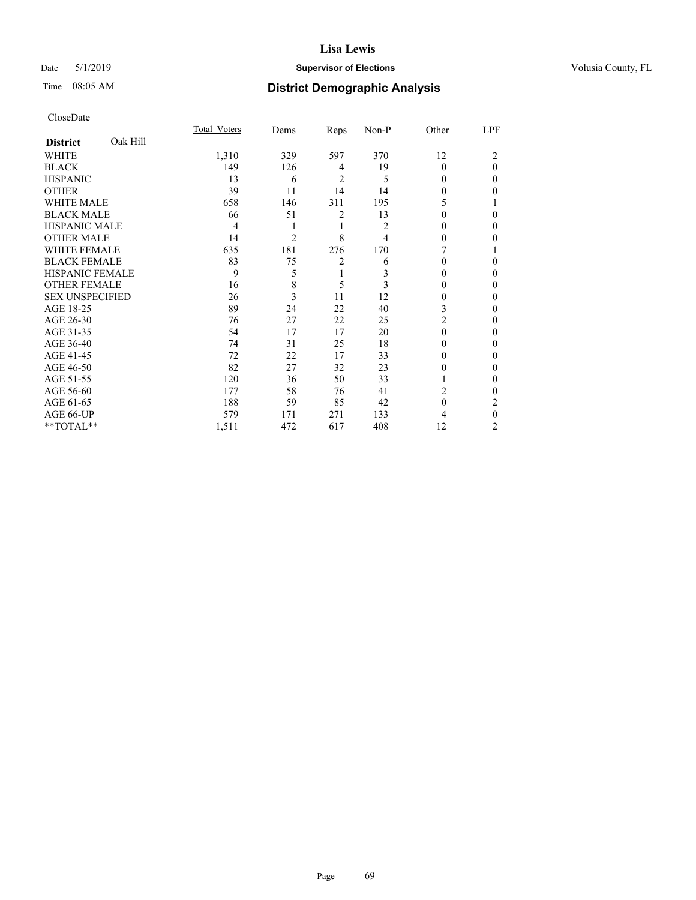**Lisa Lewis**

Date 5/1/2019 **Supervisor of Elections** Volusia County, FL

Time 08:05 AM **District Demographic Analysis**

CloseDate

| **District** Oak Hill | Total_Voters | Dems | Reps | Non-P | Other | LPF |
|---|---|---|---|---|---|---|
| WHITE | 1,310 | 329 | 597 | 370 | 12 | 2 |
| BLACK | 149 | 126 | 4 | 19 | 0 | 0 |
| HISPANIC | 13 | 6 | 2 | 5 | 0 | 0 |
| OTHER | 39 | 11 | 14 | 14 | 0 | 0 |
| WHITE MALE | 658 | 146 | 311 | 195 | 5 | 1 |
| BLACK MALE | 66 | 51 | 2 | 13 | 0 | 0 |
| HISPANIC MALE | 4 | 1 | 1 | 2 | 0 | 0 |
| OTHER MALE | 14 | 2 | 8 | 4 | 0 | 0 |
| WHITE FEMALE | 635 | 181 | 276 | 170 | 7 | 1 |
| BLACK FEMALE | 83 | 75 | 2 | 6 | 0 | 0 |
| HISPANIC FEMALE | 9 | 5 | 1 | 3 | 0 | 0 |
| OTHER FEMALE | 16 | 8 | 5 | 3 | 0 | 0 |
| SEX UNSPECIFIED | 26 | 3 | 11 | 12 | 0 | 0 |
| AGE 18-25 | 89 | 24 | 22 | 40 | 3 | 0 |
| AGE 26-30 | 76 | 27 | 22 | 25 | 2 | 0 |
| AGE 31-35 | 54 | 17 | 17 | 20 | 0 | 0 |
| AGE 36-40 | 74 | 31 | 25 | 18 | 0 | 0 |
| AGE 41-45 | 72 | 22 | 17 | 33 | 0 | 0 |
| AGE 46-50 | 82 | 27 | 32 | 23 | 0 | 0 |
| AGE 51-55 | 120 | 36 | 50 | 33 | 1 | 0 |
| AGE 56-60 | 177 | 58 | 76 | 41 | 2 | 0 |
| AGE 61-65 | 188 | 59 | 85 | 42 | 0 | 2 |
| AGE 66-UP | 579 | 171 | 271 | 133 | 4 | 0 |
| **TOTAL** | 1,511 | 472 | 617 | 408 | 12 | 2 |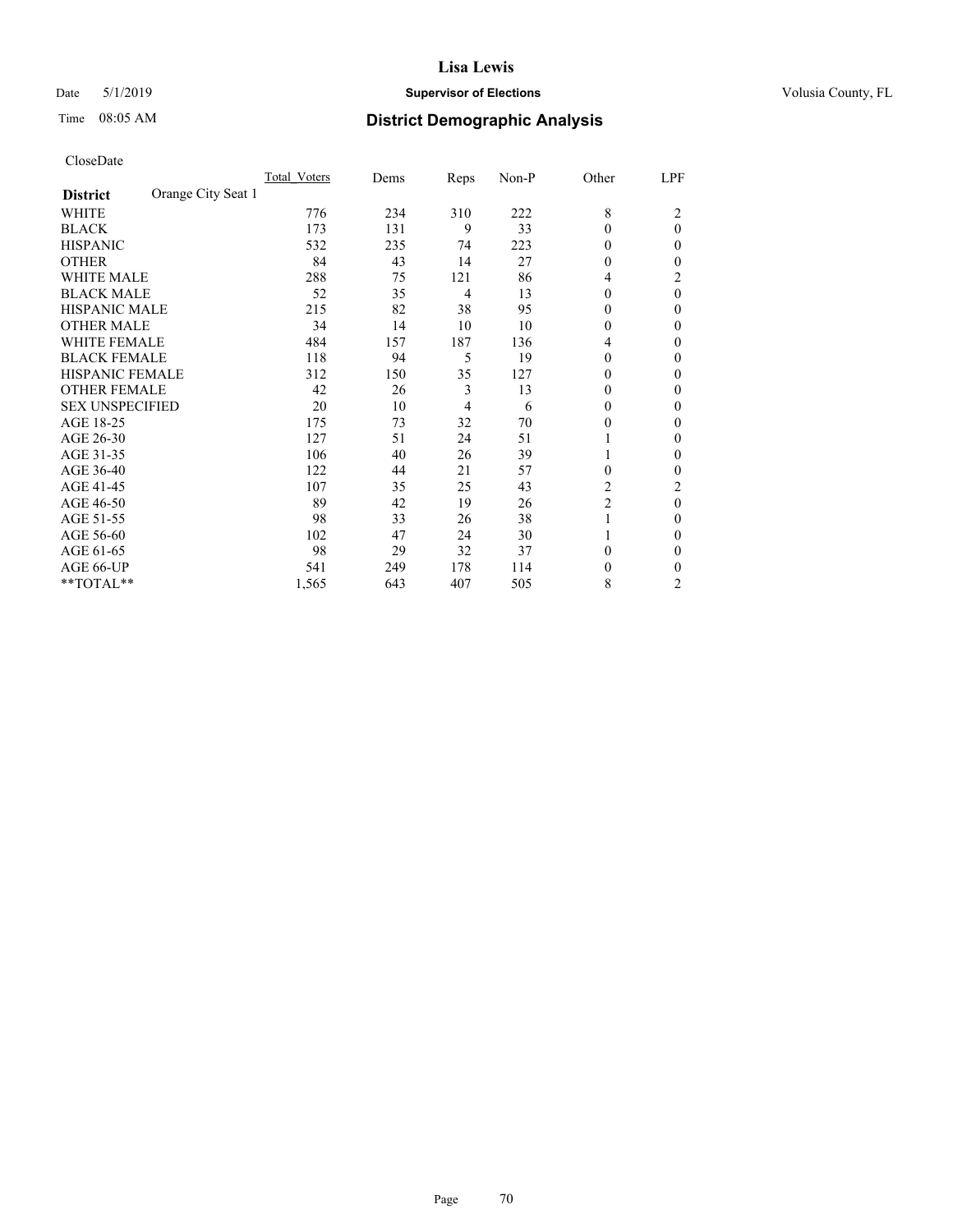# Lisa Lewis

Date 5/1/2019 **Supervisor of Elections** Volusia County, FL

Time 08:05 AM **District Demographic Analysis**

CloseDate

| **District** Orange City Seat 1 | Total Voters | Dems | Reps | Non-P | Other | LPF |
|---|---|---|---|---|---|---|
| WHITE | 776 | 234 | 310 | 222 | 8 | 2 |
| BLACK | 173 | 131 | 9 | 33 | 0 | 0 |
| HISPANIC | 532 | 235 | 74 | 223 | 0 | 0 |
| OTHER | 84 | 43 | 14 | 27 | 0 | 0 |
| WHITE MALE | 288 | 75 | 121 | 86 | 4 | 2 |
| BLACK MALE | 52 | 35 | 4 | 13 | 0 | 0 |
| HISPANIC MALE | 215 | 82 | 38 | 95 | 0 | 0 |
| OTHER MALE | 34 | 14 | 10 | 10 | 0 | 0 |
| WHITE FEMALE | 484 | 157 | 187 | 136 | 4 | 0 |
| BLACK FEMALE | 118 | 94 | 5 | 19 | 0 | 0 |
| HISPANIC FEMALE | 312 | 150 | 35 | 127 | 0 | 0 |
| OTHER FEMALE | 42 | 26 | 3 | 13 | 0 | 0 |
| SEX UNSPECIFIED | 20 | 10 | 4 | 6 | 0 | 0 |
| AGE 18-25 | 175 | 73 | 32 | 70 | 0 | 0 |
| AGE 26-30 | 127 | 51 | 24 | 51 | 1 | 0 |
| AGE 31-35 | 106 | 40 | 26 | 39 | 1 | 0 |
| AGE 36-40 | 122 | 44 | 21 | 57 | 0 | 0 |
| AGE 41-45 | 107 | 35 | 25 | 43 | 2 | 2 |
| AGE 46-50 | 89 | 42 | 19 | 26 | 2 | 0 |
| AGE 51-55 | 98 | 33 | 26 | 38 | 1 | 0 |
| AGE 56-60 | 102 | 47 | 24 | 30 | 1 | 0 |
| AGE 61-65 | 98 | 29 | 32 | 37 | 0 | 0 |
| AGE 66-UP | 541 | 249 | 178 | 114 | 0 | 0 |
| **TOTAL** | 1,565 | 643 | 407 | 505 | 8 | 2 |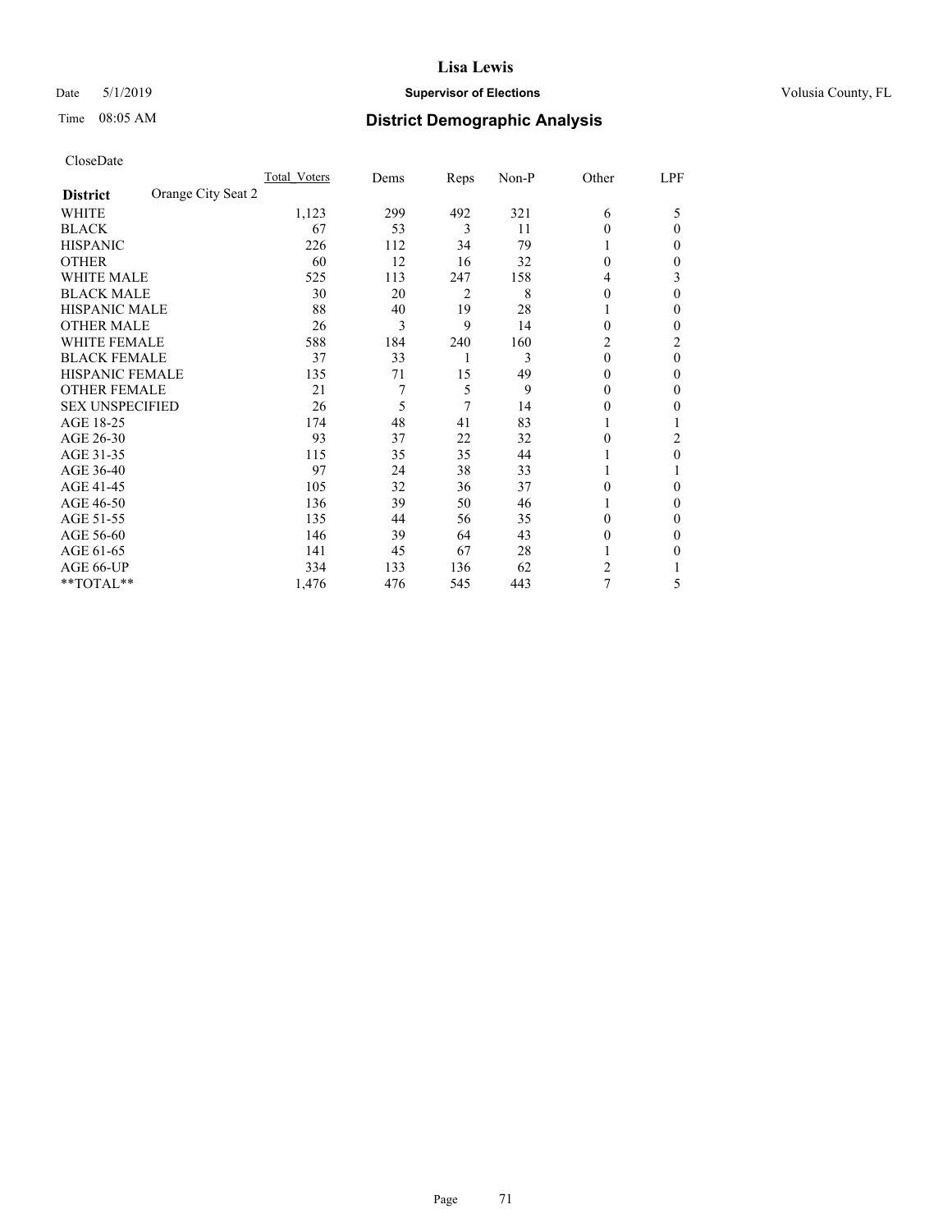# District Demographic Analysis

CloseDate

| District: Orange City Seat 2 | Total_Voters | Dems | Reps | Non-P | Other | LPF |
|---|---|---|---|---|---|---|
| WHITE | 1,123 | 299 | 492 | 321 | 6 | 5 |
| BLACK | 67 | 53 | 3 | 11 | 0 | 0 |
| HISPANIC | 226 | 112 | 34 | 79 | 1 | 0 |
| OTHER | 60 | 12 | 16 | 32 | 0 | 0 |
| WHITE MALE | 525 | 113 | 247 | 158 | 4 | 3 |
| BLACK MALE | 30 | 20 | 2 | 8 | 0 | 0 |
| HISPANIC MALE | 88 | 40 | 19 | 28 | 1 | 0 |
| OTHER MALE | 26 | 3 | 9 | 14 | 0 | 0 |
| WHITE FEMALE | 588 | 184 | 240 | 160 | 2 | 2 |
| BLACK FEMALE | 37 | 33 | 1 | 3 | 0 | 0 |
| HISPANIC FEMALE | 135 | 71 | 15 | 49 | 0 | 0 |
| OTHER FEMALE | 21 | 7 | 5 | 9 | 0 | 0 |
| SEX UNSPECIFIED | 26 | 5 | 7 | 14 | 0 | 0 |
| AGE 18-25 | 174 | 48 | 41 | 83 | 1 | 1 |
| AGE 26-30 | 93 | 37 | 22 | 32 | 0 | 2 |
| AGE 31-35 | 115 | 35 | 35 | 44 | 1 | 0 |
| AGE 36-40 | 97 | 24 | 38 | 33 | 1 | 1 |
| AGE 41-45 | 105 | 32 | 36 | 37 | 0 | 0 |
| AGE 46-50 | 136 | 39 | 50 | 46 | 1 | 0 |
| AGE 51-55 | 135 | 44 | 56 | 35 | 0 | 0 |
| AGE 56-60 | 146 | 39 | 64 | 43 | 0 | 0 |
| AGE 61-65 | 141 | 45 | 67 | 28 | 1 | 0 |
| AGE 66-UP | 334 | 133 | 136 | 62 | 2 | 1 |
| **TOTAL** | 1,476 | 476 | 545 | 443 | 7 | 5 |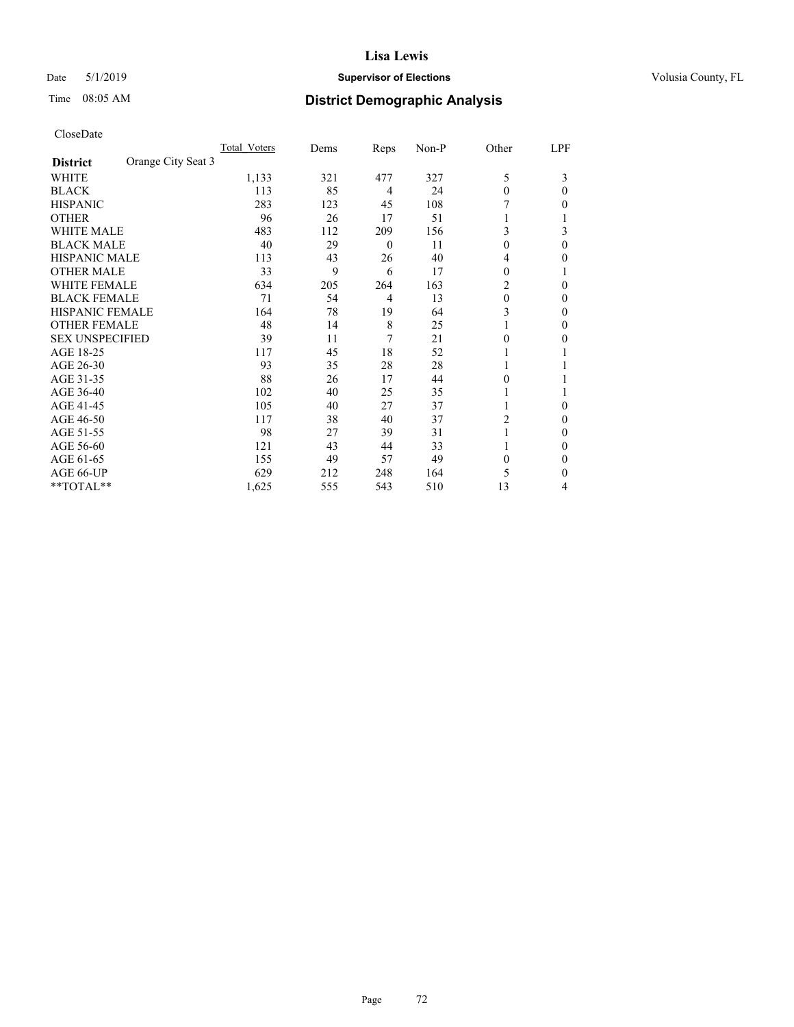**Lisa Lewis**

Date 5/1/2019 **Supervisor of Elections** Volusia County, FL

Time 08:05 AM **District Demographic Analysis**

CloseDate

| **District** Orange City Seat 3 | Total Voters | Dems | Reps | Non-P | Other | LPF |
|---|---|---|---|---|---|---|
| WHITE | 1,133 | 321 | 477 | 327 | 5 | 3 |
| BLACK | 113 | 85 | 4 | 24 | 0 | 0 |
| HISPANIC | 283 | 123 | 45 | 108 | 7 | 0 |
| OTHER | 96 | 26 | 17 | 51 | 1 | 1 |
| WHITE MALE | 483 | 112 | 209 | 156 | 3 | 3 |
| BLACK MALE | 40 | 29 | 0 | 11 | 0 | 0 |
| HISPANIC MALE | 113 | 43 | 26 | 40 | 4 | 0 |
| OTHER MALE | 33 | 9 | 6 | 17 | 0 | 1 |
| WHITE FEMALE | 634 | 205 | 264 | 163 | 2 | 0 |
| BLACK FEMALE | 71 | 54 | 4 | 13 | 0 | 0 |
| HISPANIC FEMALE | 164 | 78 | 19 | 64 | 3 | 0 |
| OTHER FEMALE | 48 | 14 | 8 | 25 | 1 | 0 |
| SEX UNSPECIFIED | 39 | 11 | 7 | 21 | 0 | 0 |
| AGE 18-25 | 117 | 45 | 18 | 52 | 1 | 1 |
| AGE 26-30 | 93 | 35 | 28 | 28 | 1 | 1 |
| AGE 31-35 | 88 | 26 | 17 | 44 | 0 | 1 |
| AGE 36-40 | 102 | 40 | 25 | 35 | 1 | 1 |
| AGE 41-45 | 105 | 40 | 27 | 37 | 1 | 0 |
| AGE 46-50 | 117 | 38 | 40 | 37 | 2 | 0 |
| AGE 51-55 | 98 | 27 | 39 | 31 | 1 | 0 |
| AGE 56-60 | 121 | 43 | 44 | 33 | 1 | 0 |
| AGE 61-65 | 155 | 49 | 57 | 49 | 0 | 0 |
| AGE 66-UP | 629 | 212 | 248 | 164 | 5 | 0 |
| **TOTAL** | 1,625 | 555 | 543 | 510 | 13 | 4 |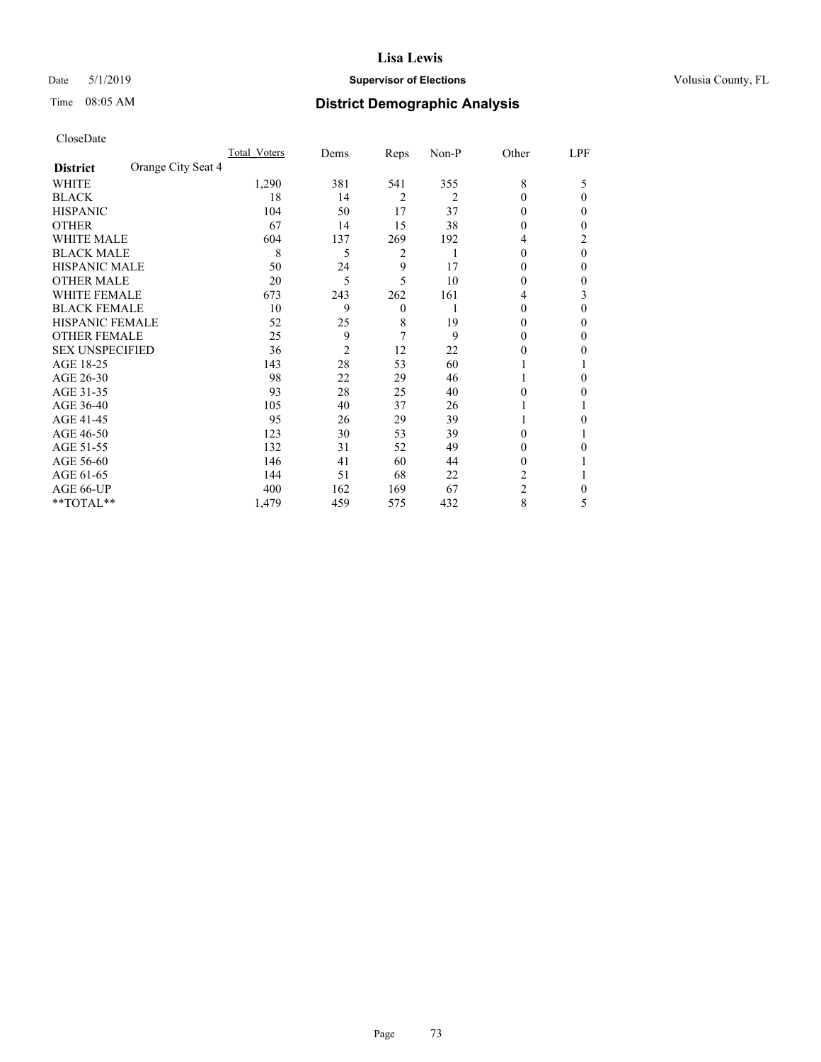# Lisa Lewis

Date 5/1/2019 **Supervisor of Elections** Volusia County, FL

Time 08:05 AM **District Demographic Analysis**

CloseDate

| | Total_Voters | Dems | Reps | Non-P | Other | LPF |
|---|---|---|---|---|---|---|
| **District** Orange City Seat 4 | | | | | | |
| WHITE | 1,290 | 381 | 541 | 355 | 8 | 5 |
| BLACK | 18 | 14 | 2 | 2 | 0 | 0 |
| HISPANIC | 104 | 50 | 17 | 37 | 0 | 0 |
| OTHER | 67 | 14 | 15 | 38 | 0 | 0 |
| WHITE MALE | 604 | 137 | 269 | 192 | 4 | 2 |
| BLACK MALE | 8 | 5 | 2 | 1 | 0 | 0 |
| HISPANIC MALE | 50 | 24 | 9 | 17 | 0 | 0 |
| OTHER MALE | 20 | 5 | 5 | 10 | 0 | 0 |
| WHITE FEMALE | 673 | 243 | 262 | 161 | 4 | 3 |
| BLACK FEMALE | 10 | 9 | 0 | 1 | 0 | 0 |
| HISPANIC FEMALE | 52 | 25 | 8 | 19 | 0 | 0 |
| OTHER FEMALE | 25 | 9 | 7 | 9 | 0 | 0 |
| SEX UNSPECIFIED | 36 | 2 | 12 | 22 | 0 | 0 |
| AGE 18-25 | 143 | 28 | 53 | 60 | 1 | 1 |
| AGE 26-30 | 98 | 22 | 29 | 46 | 1 | 0 |
| AGE 31-35 | 93 | 28 | 25 | 40 | 0 | 0 |
| AGE 36-40 | 105 | 40 | 37 | 26 | 1 | 1 |
| AGE 41-45 | 95 | 26 | 29 | 39 | 1 | 0 |
| AGE 46-50 | 123 | 30 | 53 | 39 | 0 | 1 |
| AGE 51-55 | 132 | 31 | 52 | 49 | 0 | 0 |
| AGE 56-60 | 146 | 41 | 60 | 44 | 0 | 1 |
| AGE 61-65 | 144 | 51 | 68 | 22 | 2 | 1 |
| AGE 66-UP | 400 | 162 | 169 | 67 | 2 | 0 |
| **TOTAL** | 1,479 | 459 | 575 | 432 | 8 | 5 |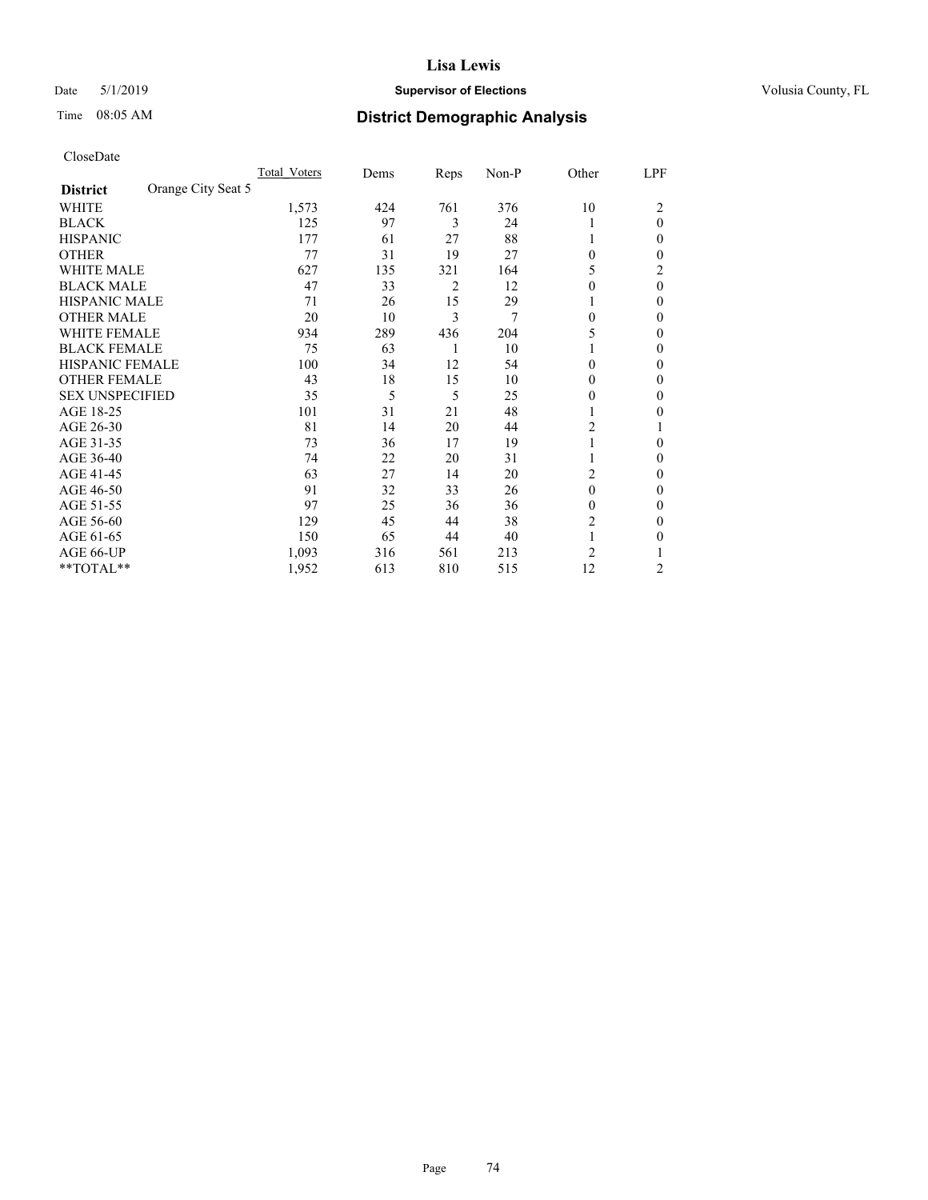# Lisa Lewis

Date 5/1/2019 **Supervisor of Elections** Volusia County, FL

Time 08:05 AM **District Demographic Analysis**

CloseDate

| **District** Orange City Seat 5 | Total_Voters | Dems | Reps | Non-P | Other | LPF |
|---|---|---|---|---|---|---|
| WHITE | 1,573 | 424 | 761 | 376 | 10 | 2 |
| BLACK | 125 | 97 | 3 | 24 | 1 | 0 |
| HISPANIC | 177 | 61 | 27 | 88 | 1 | 0 |
| OTHER | 77 | 31 | 19 | 27 | 0 | 0 |
| WHITE MALE | 627 | 135 | 321 | 164 | 5 | 2 |
| BLACK MALE | 47 | 33 | 2 | 12 | 0 | 0 |
| HISPANIC MALE | 71 | 26 | 15 | 29 | 1 | 0 |
| OTHER MALE | 20 | 10 | 3 | 7 | 0 | 0 |
| WHITE FEMALE | 934 | 289 | 436 | 204 | 5 | 0 |
| BLACK FEMALE | 75 | 63 | 1 | 10 | 1 | 0 |
| HISPANIC FEMALE | 100 | 34 | 12 | 54 | 0 | 0 |
| OTHER FEMALE | 43 | 18 | 15 | 10 | 0 | 0 |
| SEX UNSPECIFIED | 35 | 5 | 5 | 25 | 0 | 0 |
| AGE 18-25 | 101 | 31 | 21 | 48 | 1 | 0 |
| AGE 26-30 | 81 | 14 | 20 | 44 | 2 | 1 |
| AGE 31-35 | 73 | 36 | 17 | 19 | 1 | 0 |
| AGE 36-40 | 74 | 22 | 20 | 31 | 1 | 0 |
| AGE 41-45 | 63 | 27 | 14 | 20 | 2 | 0 |
| AGE 46-50 | 91 | 32 | 33 | 26 | 0 | 0 |
| AGE 51-55 | 97 | 25 | 36 | 36 | 0 | 0 |
| AGE 56-60 | 129 | 45 | 44 | 38 | 2 | 0 |
| AGE 61-65 | 150 | 65 | 44 | 40 | 1 | 0 |
| AGE 66-UP | 1,093 | 316 | 561 | 213 | 2 | 1 |
| **TOTAL** | 1,952 | 613 | 810 | 515 | 12 | 2 |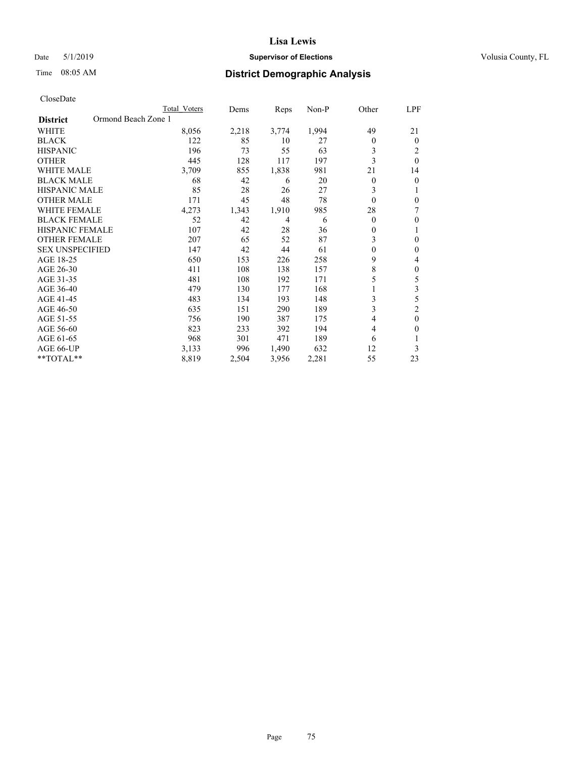# Lisa Lewis

Date 5/1/2019 **Supervisor of Elections** Volusia County, FL

Time 08:05 AM **District Demographic Analysis**

CloseDate

| | Total Voters | Dems | Reps | Non-P | Other | LPF |
|---|---|---|---|---|---|---|
| **District** Ormond Beach Zone 1 | | | | | | |
| WHITE | 8,056 | 2,218 | 3,774 | 1,994 | 49 | 21 |
| BLACK | 122 | 85 | 10 | 27 | 0 | 0 |
| HISPANIC | 196 | 73 | 55 | 63 | 3 | 2 |
| OTHER | 445 | 128 | 117 | 197 | 3 | 0 |
| WHITE MALE | 3,709 | 855 | 1,838 | 981 | 21 | 14 |
| BLACK MALE | 68 | 42 | 6 | 20 | 0 | 0 |
| HISPANIC MALE | 85 | 28 | 26 | 27 | 3 | 1 |
| OTHER MALE | 171 | 45 | 48 | 78 | 0 | 0 |
| WHITE FEMALE | 4,273 | 1,343 | 1,910 | 985 | 28 | 7 |
| BLACK FEMALE | 52 | 42 | 4 | 6 | 0 | 0 |
| HISPANIC FEMALE | 107 | 42 | 28 | 36 | 0 | 1 |
| OTHER FEMALE | 207 | 65 | 52 | 87 | 3 | 0 |
| SEX UNSPECIFIED | 147 | 42 | 44 | 61 | 0 | 0 |
| AGE 18-25 | 650 | 153 | 226 | 258 | 9 | 4 |
| AGE 26-30 | 411 | 108 | 138 | 157 | 8 | 0 |
| AGE 31-35 | 481 | 108 | 192 | 171 | 5 | 5 |
| AGE 36-40 | 479 | 130 | 177 | 168 | 1 | 3 |
| AGE 41-45 | 483 | 134 | 193 | 148 | 3 | 5 |
| AGE 46-50 | 635 | 151 | 290 | 189 | 3 | 2 |
| AGE 51-55 | 756 | 190 | 387 | 175 | 4 | 0 |
| AGE 56-60 | 823 | 233 | 392 | 194 | 4 | 0 |
| AGE 61-65 | 968 | 301 | 471 | 189 | 6 | 1 |
| AGE 66-UP | 3,133 | 996 | 1,490 | 632 | 12 | 3 |
| **TOTAL** | 8,819 | 2,504 | 3,956 | 2,281 | 55 | 23 |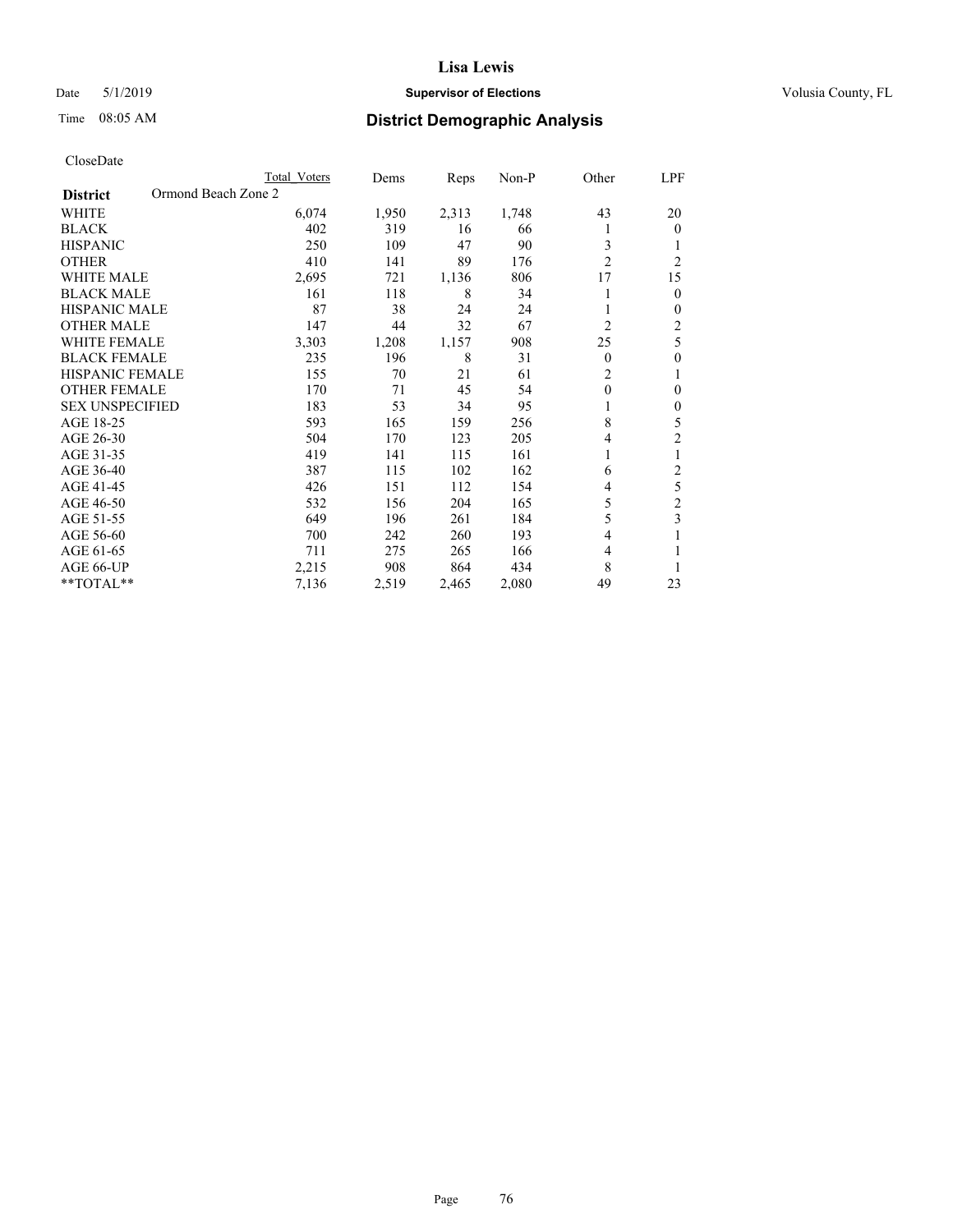# Lisa Lewis

**Supervisor of Elections**

Date 5/1/2019

Time 08:05 AM

Volusia County, FL

## District Demographic Analysis

CloseDate

| **District** Ormond Beach Zone 2 | Total Voters | Dems | Reps | Non-P | Other | LPF |
|---|---|---|---|---|---|---|
| WHITE | 6,074 | 1,950 | 2,313 | 1,748 | 43 | 20 |
| BLACK | 402 | 319 | 16 | 66 | 1 | 0 |
| HISPANIC | 250 | 109 | 47 | 90 | 3 | 1 |
| OTHER | 410 | 141 | 89 | 176 | 2 | 2 |
| WHITE MALE | 2,695 | 721 | 1,136 | 806 | 17 | 15 |
| BLACK MALE | 161 | 118 | 8 | 34 | 1 | 0 |
| HISPANIC MALE | 87 | 38 | 24 | 24 | 1 | 0 |
| OTHER MALE | 147 | 44 | 32 | 67 | 2 | 2 |
| WHITE FEMALE | 3,303 | 1,208 | 1,157 | 908 | 25 | 5 |
| BLACK FEMALE | 235 | 196 | 8 | 31 | 0 | 0 |
| HISPANIC FEMALE | 155 | 70 | 21 | 61 | 2 | 1 |
| OTHER FEMALE | 170 | 71 | 45 | 54 | 0 | 0 |
| SEX UNSPECIFIED | 183 | 53 | 34 | 95 | 1 | 0 |
| AGE 18-25 | 593 | 165 | 159 | 256 | 8 | 5 |
| AGE 26-30 | 504 | 170 | 123 | 205 | 4 | 2 |
| AGE 31-35 | 419 | 141 | 115 | 161 | 1 | 1 |
| AGE 36-40 | 387 | 115 | 102 | 162 | 6 | 2 |
| AGE 41-45 | 426 | 151 | 112 | 154 | 4 | 5 |
| AGE 46-50 | 532 | 156 | 204 | 165 | 5 | 2 |
| AGE 51-55 | 649 | 196 | 261 | 184 | 5 | 3 |
| AGE 56-60 | 700 | 242 | 260 | 193 | 4 | 1 |
| AGE 61-65 | 711 | 275 | 265 | 166 | 4 | 1 |
| AGE 66-UP | 2,215 | 908 | 864 | 434 | 8 | 1 |
| **TOTAL** | 7,136 | 2,519 | 2,465 | 2,080 | 49 | 23 |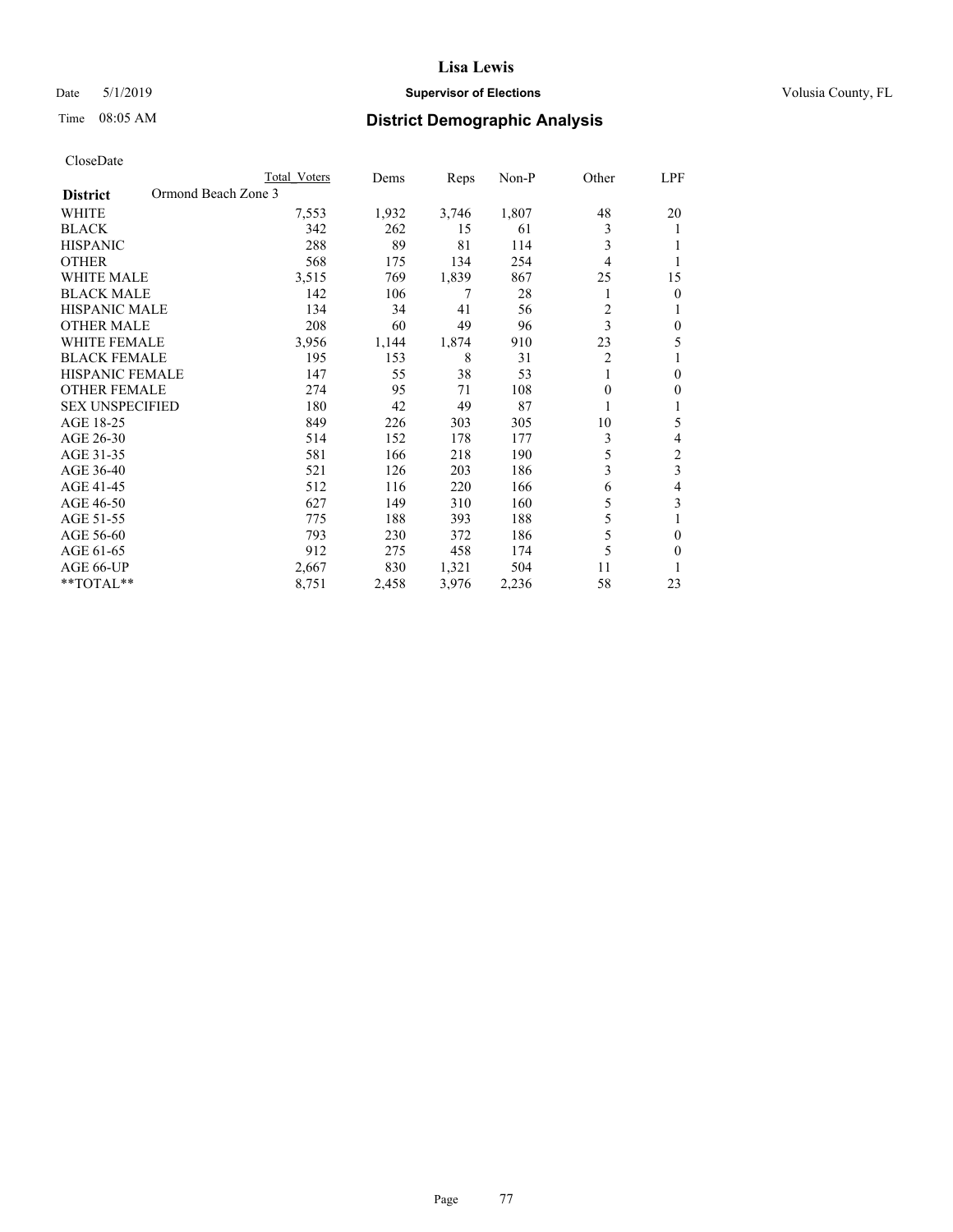Lisa Lewis

Date 5/1/2019 **Supervisor of Elections** Volusia County, FL

Time 08:05 AM **District Demographic Analysis**

CloseDate

| **District** Ormond Beach Zone 3 | Total Voters | Dems | Reps | Non-P | Other | LPF |
|---|---|---|---|---|---|---|
| WHITE | 7,553 | 1,932 | 3,746 | 1,807 | 48 | 20 |
| BLACK | 342 | 262 | 15 | 61 | 3 | 1 |
| HISPANIC | 288 | 89 | 81 | 114 | 3 | 1 |
| OTHER | 568 | 175 | 134 | 254 | 4 | 1 |
| WHITE MALE | 3,515 | 769 | 1,839 | 867 | 25 | 15 |
| BLACK MALE | 142 | 106 | 7 | 28 | 1 | 0 |
| HISPANIC MALE | 134 | 34 | 41 | 56 | 2 | 1 |
| OTHER MALE | 208 | 60 | 49 | 96 | 3 | 0 |
| WHITE FEMALE | 3,956 | 1,144 | 1,874 | 910 | 23 | 5 |
| BLACK FEMALE | 195 | 153 | 8 | 31 | 2 | 1 |
| HISPANIC FEMALE | 147 | 55 | 38 | 53 | 1 | 0 |
| OTHER FEMALE | 274 | 95 | 71 | 108 | 0 | 0 |
| SEX UNSPECIFIED | 180 | 42 | 49 | 87 | 1 | 1 |
| AGE 18-25 | 849 | 226 | 303 | 305 | 10 | 5 |
| AGE 26-30 | 514 | 152 | 178 | 177 | 3 | 4 |
| AGE 31-35 | 581 | 166 | 218 | 190 | 5 | 2 |
| AGE 36-40 | 521 | 126 | 203 | 186 | 3 | 3 |
| AGE 41-45 | 512 | 116 | 220 | 166 | 6 | 4 |
| AGE 46-50 | 627 | 149 | 310 | 160 | 5 | 3 |
| AGE 51-55 | 775 | 188 | 393 | 188 | 5 | 1 |
| AGE 56-60 | 793 | 230 | 372 | 186 | 5 | 0 |
| AGE 61-65 | 912 | 275 | 458 | 174 | 5 | 0 |
| AGE 66-UP | 2,667 | 830 | 1,321 | 504 | 11 | 1 |
| **TOTAL** | 8,751 | 2,458 | 3,976 | 2,236 | 58 | 23 |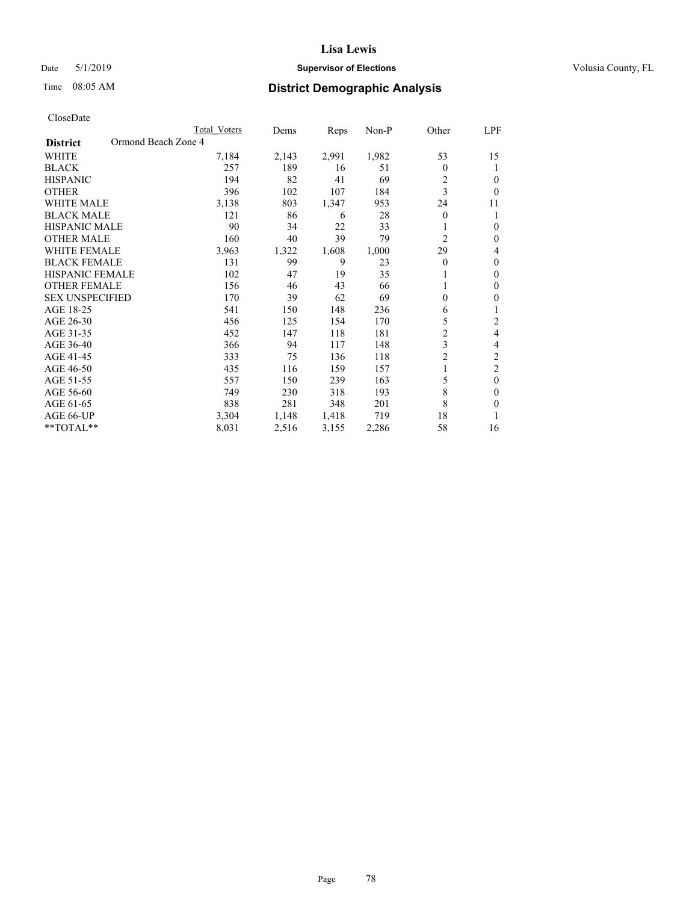# Lisa Lewis

Date 5/1/2019 **Supervisor of Elections** Volusia County, FL

Time 08:05 AM **District Demographic Analysis**

CloseDate

| **District** Ormond Beach Zone 4 | Total Voters | Dems | Reps | Non-P | Other | LPF |
|---|---|---|---|---|---|---|
| WHITE | 7,184 | 2,143 | 2,991 | 1,982 | 53 | 15 |
| BLACK | 257 | 189 | 16 | 51 | 0 | 1 |
| HISPANIC | 194 | 82 | 41 | 69 | 2 | 0 |
| OTHER | 396 | 102 | 107 | 184 | 3 | 0 |
| WHITE MALE | 3,138 | 803 | 1,347 | 953 | 24 | 11 |
| BLACK MALE | 121 | 86 | 6 | 28 | 0 | 1 |
| HISPANIC MALE | 90 | 34 | 22 | 33 | 1 | 0 |
| OTHER MALE | 160 | 40 | 39 | 79 | 2 | 0 |
| WHITE FEMALE | 3,963 | 1,322 | 1,608 | 1,000 | 29 | 4 |
| BLACK FEMALE | 131 | 99 | 9 | 23 | 0 | 0 |
| HISPANIC FEMALE | 102 | 47 | 19 | 35 | 1 | 0 |
| OTHER FEMALE | 156 | 46 | 43 | 66 | 1 | 0 |
| SEX UNSPECIFIED | 170 | 39 | 62 | 69 | 0 | 0 |
| AGE 18-25 | 541 | 150 | 148 | 236 | 6 | 1 |
| AGE 26-30 | 456 | 125 | 154 | 170 | 5 | 2 |
| AGE 31-35 | 452 | 147 | 118 | 181 | 2 | 4 |
| AGE 36-40 | 366 | 94 | 117 | 148 | 3 | 4 |
| AGE 41-45 | 333 | 75 | 136 | 118 | 2 | 2 |
| AGE 46-50 | 435 | 116 | 159 | 157 | 1 | 2 |
| AGE 51-55 | 557 | 150 | 239 | 163 | 5 | 0 |
| AGE 56-60 | 749 | 230 | 318 | 193 | 8 | 0 |
| AGE 61-65 | 838 | 281 | 348 | 201 | 8 | 0 |
| AGE 66-UP | 3,304 | 1,148 | 1,418 | 719 | 18 | 1 |
| **TOTAL** | 8,031 | 2,516 | 3,155 | 2,286 | 58 | 16 |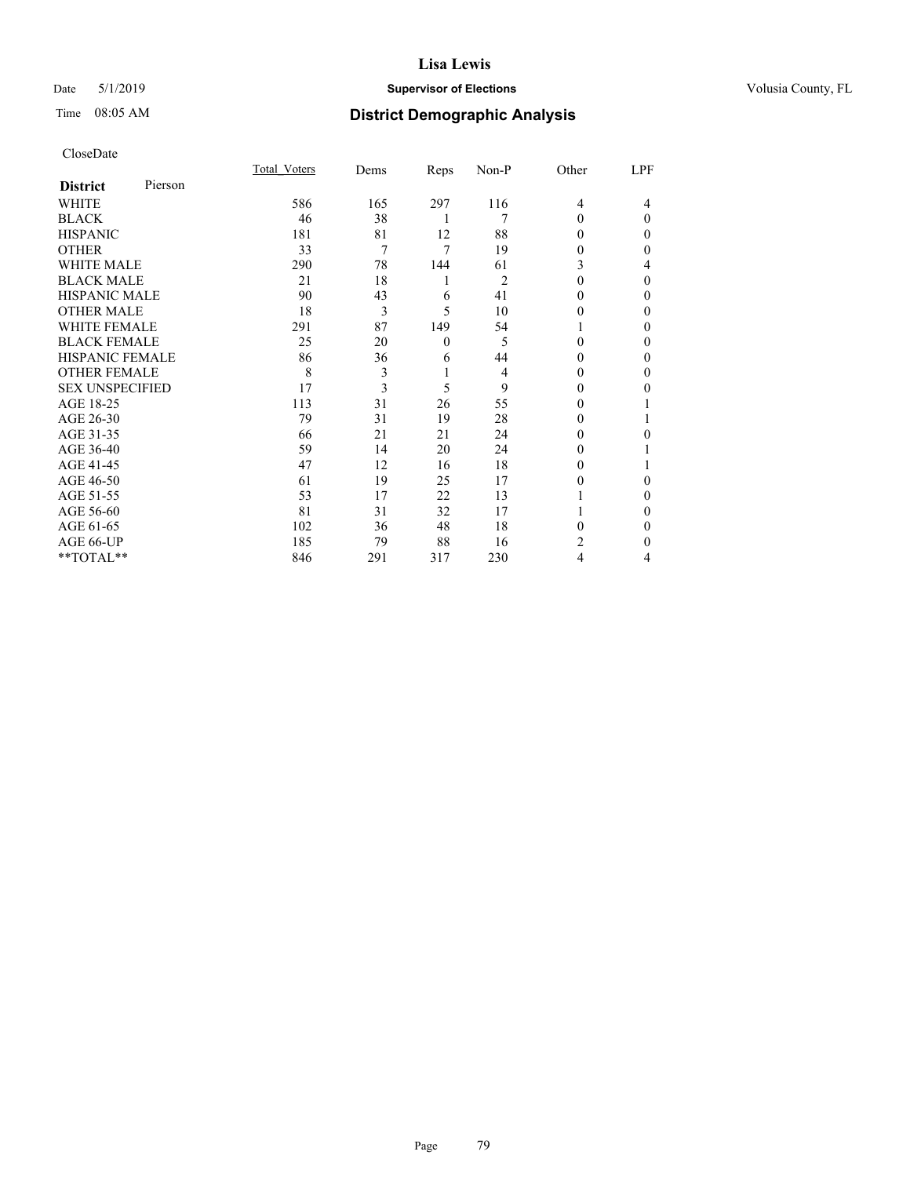# Lisa Lewis

Date 5/1/2019 **Supervisor of Elections** Volusia County, FL

Time 08:05 AM **District Demographic Analysis**

CloseDate

| **District** Pierson | Total_Voters | Dems | Reps | Non-P | Other | LPF |
|---|---|---|---|---|---|---|
| WHITE | 586 | 165 | 297 | 116 | 4 | 4 |
| BLACK | 46 | 38 | 1 | 7 | 0 | 0 |
| HISPANIC | 181 | 81 | 12 | 88 | 0 | 0 |
| OTHER | 33 | 7 | 7 | 19 | 0 | 0 |
| WHITE MALE | 290 | 78 | 144 | 61 | 3 | 4 |
| BLACK MALE | 21 | 18 | 1 | 2 | 0 | 0 |
| HISPANIC MALE | 90 | 43 | 6 | 41 | 0 | 0 |
| OTHER MALE | 18 | 3 | 5 | 10 | 0 | 0 |
| WHITE FEMALE | 291 | 87 | 149 | 54 | 1 | 0 |
| BLACK FEMALE | 25 | 20 | 0 | 5 | 0 | 0 |
| HISPANIC FEMALE | 86 | 36 | 6 | 44 | 0 | 0 |
| OTHER FEMALE | 8 | 3 | 1 | 4 | 0 | 0 |
| SEX UNSPECIFIED | 17 | 3 | 5 | 9 | 0 | 0 |
| AGE 18-25 | 113 | 31 | 26 | 55 | 0 | 1 |
| AGE 26-30 | 79 | 31 | 19 | 28 | 0 | 1 |
| AGE 31-35 | 66 | 21 | 21 | 24 | 0 | 0 |
| AGE 36-40 | 59 | 14 | 20 | 24 | 0 | 1 |
| AGE 41-45 | 47 | 12 | 16 | 18 | 0 | 1 |
| AGE 46-50 | 61 | 19 | 25 | 17 | 0 | 0 |
| AGE 51-55 | 53 | 17 | 22 | 13 | 1 | 0 |
| AGE 56-60 | 81 | 31 | 32 | 17 | 1 | 0 |
| AGE 61-65 | 102 | 36 | 48 | 18 | 0 | 0 |
| AGE 66-UP | 185 | 79 | 88 | 16 | 2 | 0 |
| **TOTAL** | 846 | 291 | 317 | 230 | 4 | 4 |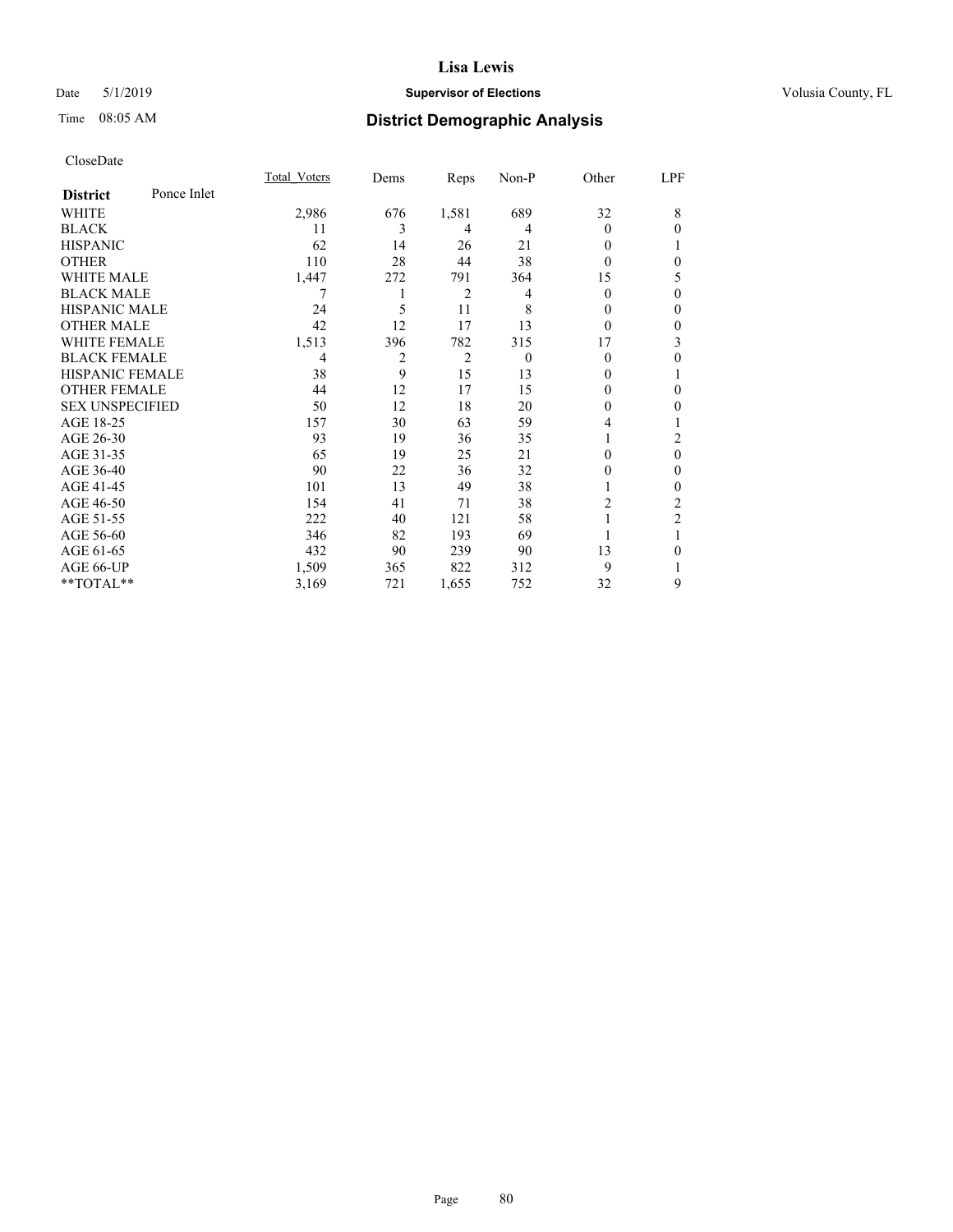Date 5/1/2019

**Lisa Lewis**

**Supervisor of Elections**

Volusia County, FL

Time 08:05 AM

## District Demographic Analysis

CloseDate

| **District** Ponce Inlet | Total_Voters | Dems | Reps | Non-P | Other | LPF |
|---|---|---|---|---|---|---|
| WHITE | 2,986 | 676 | 1,581 | 689 | 32 | 8 |
| BLACK | 11 | 3 | 4 | 4 | 0 | 0 |
| HISPANIC | 62 | 14 | 26 | 21 | 0 | 1 |
| OTHER | 110 | 28 | 44 | 38 | 0 | 0 |
| WHITE MALE | 1,447 | 272 | 791 | 364 | 15 | 5 |
| BLACK MALE | 7 | 1 | 2 | 4 | 0 | 0 |
| HISPANIC MALE | 24 | 5 | 11 | 8 | 0 | 0 |
| OTHER MALE | 42 | 12 | 17 | 13 | 0 | 0 |
| WHITE FEMALE | 1,513 | 396 | 782 | 315 | 17 | 3 |
| BLACK FEMALE | 4 | 2 | 2 | 0 | 0 | 0 |
| HISPANIC FEMALE | 38 | 9 | 15 | 13 | 0 | 1 |
| OTHER FEMALE | 44 | 12 | 17 | 15 | 0 | 0 |
| SEX UNSPECIFIED | 50 | 12 | 18 | 20 | 0 | 0 |
| AGE 18-25 | 157 | 30 | 63 | 59 | 4 | 1 |
| AGE 26-30 | 93 | 19 | 36 | 35 | 1 | 2 |
| AGE 31-35 | 65 | 19 | 25 | 21 | 0 | 0 |
| AGE 36-40 | 90 | 22 | 36 | 32 | 0 | 0 |
| AGE 41-45 | 101 | 13 | 49 | 38 | 1 | 0 |
| AGE 46-50 | 154 | 41 | 71 | 38 | 2 | 2 |
| AGE 51-55 | 222 | 40 | 121 | 58 | 1 | 2 |
| AGE 56-60 | 346 | 82 | 193 | 69 | 1 | 1 |
| AGE 61-65 | 432 | 90 | 239 | 90 | 13 | 0 |
| AGE 66-UP | 1,509 | 365 | 822 | 312 | 9 | 1 |
| **TOTAL** | 3,169 | 721 | 1,655 | 752 | 32 | 9 |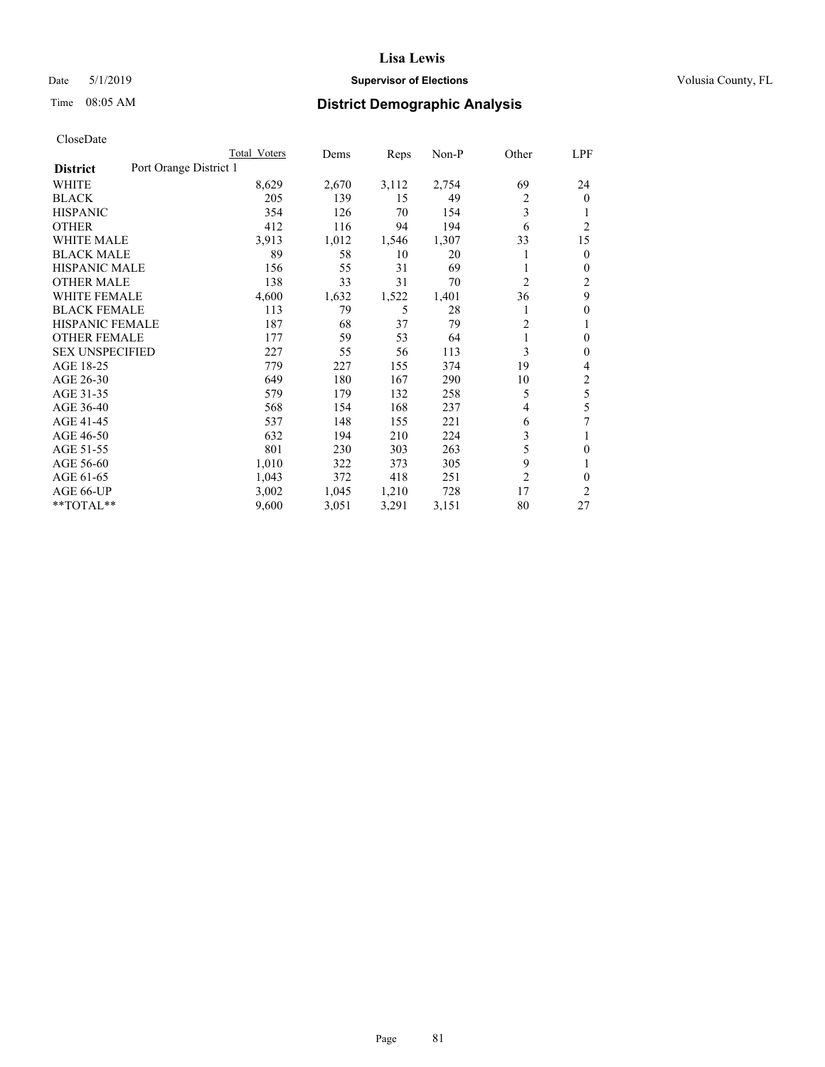Lisa Lewis

Date 5/1/2019 **Supervisor of Elections** Volusia County, FL

Time 08:05 AM **District Demographic Analysis**

CloseDate

| **District** Port Orange District 1 | Total Voters | Dems | Reps | Non-P | Other | LPF |
|---|---|---|---|---|---|---|
| WHITE | 8,629 | 2,670 | 3,112 | 2,754 | 69 | 24 |
| BLACK | 205 | 139 | 15 | 49 | 2 | 0 |
| HISPANIC | 354 | 126 | 70 | 154 | 3 | 1 |
| OTHER | 412 | 116 | 94 | 194 | 6 | 2 |
| WHITE MALE | 3,913 | 1,012 | 1,546 | 1,307 | 33 | 15 |
| BLACK MALE | 89 | 58 | 10 | 20 | 1 | 0 |
| HISPANIC MALE | 156 | 55 | 31 | 69 | 1 | 0 |
| OTHER MALE | 138 | 33 | 31 | 70 | 2 | 2 |
| WHITE FEMALE | 4,600 | 1,632 | 1,522 | 1,401 | 36 | 9 |
| BLACK FEMALE | 113 | 79 | 5 | 28 | 1 | 0 |
| HISPANIC FEMALE | 187 | 68 | 37 | 79 | 2 | 1 |
| OTHER FEMALE | 177 | 59 | 53 | 64 | 1 | 0 |
| SEX UNSPECIFIED | 227 | 55 | 56 | 113 | 3 | 0 |
| AGE 18-25 | 779 | 227 | 155 | 374 | 19 | 4 |
| AGE 26-30 | 649 | 180 | 167 | 290 | 10 | 2 |
| AGE 31-35 | 579 | 179 | 132 | 258 | 5 | 5 |
| AGE 36-40 | 568 | 154 | 168 | 237 | 4 | 5 |
| AGE 41-45 | 537 | 148 | 155 | 221 | 6 | 7 |
| AGE 46-50 | 632 | 194 | 210 | 224 | 3 | 1 |
| AGE 51-55 | 801 | 230 | 303 | 263 | 5 | 0 |
| AGE 56-60 | 1,010 | 322 | 373 | 305 | 9 | 1 |
| AGE 61-65 | 1,043 | 372 | 418 | 251 | 2 | 0 |
| AGE 66-UP | 3,002 | 1,045 | 1,210 | 728 | 17 | 2 |
| **TOTAL** | 9,600 | 3,051 | 3,291 | 3,151 | 80 | 27 |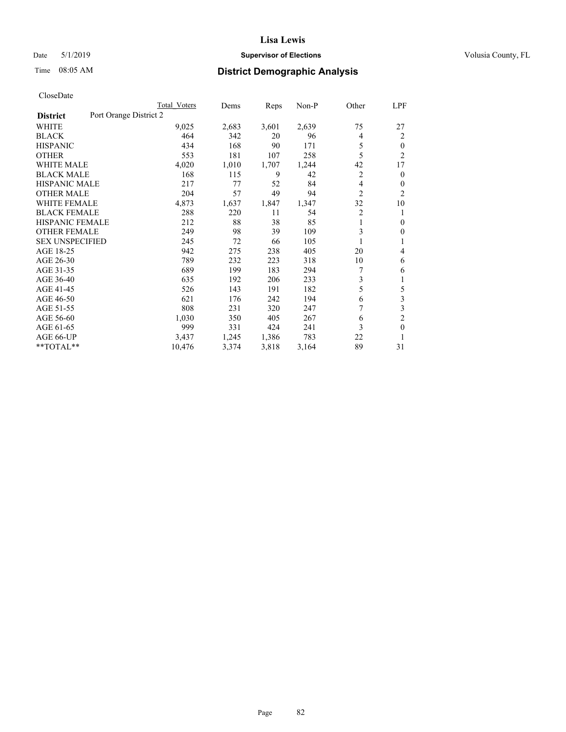CloseDate

| District | Port Orange District 2 | Total Voters | Dems | Reps | Non-P | Other | LPF |
|---|---|---|---|---|---|---|---|
| WHITE | | 9,025 | 2,683 | 3,601 | 2,639 | 75 | 27 |
| BLACK | | 464 | 342 | 20 | 96 | 4 | 2 |
| HISPANIC | | 434 | 168 | 90 | 171 | 5 | 0 |
| OTHER | | 553 | 181 | 107 | 258 | 5 | 2 |
| WHITE MALE | | 4,020 | 1,010 | 1,707 | 1,244 | 42 | 17 |
| BLACK MALE | | 168 | 115 | 9 | 42 | 2 | 0 |
| HISPANIC MALE | | 217 | 77 | 52 | 84 | 4 | 0 |
| OTHER MALE | | 204 | 57 | 49 | 94 | 2 | 2 |
| WHITE FEMALE | | 4,873 | 1,637 | 1,847 | 1,347 | 32 | 10 |
| BLACK FEMALE | | 288 | 220 | 11 | 54 | 2 | 1 |
| HISPANIC FEMALE | | 212 | 88 | 38 | 85 | 1 | 0 |
| OTHER FEMALE | | 249 | 98 | 39 | 109 | 3 | 0 |
| SEX UNSPECIFIED | | 245 | 72 | 66 | 105 | 1 | 1 |
| AGE 18-25 | | 942 | 275 | 238 | 405 | 20 | 4 |
| AGE 26-30 | | 789 | 232 | 223 | 318 | 10 | 6 |
| AGE 31-35 | | 689 | 199 | 183 | 294 | 7 | 6 |
| AGE 36-40 | | 635 | 192 | 206 | 233 | 3 | 1 |
| AGE 41-45 | | 526 | 143 | 191 | 182 | 5 | 5 |
| AGE 46-50 | | 621 | 176 | 242 | 194 | 6 | 3 |
| AGE 51-55 | | 808 | 231 | 320 | 247 | 7 | 3 |
| AGE 56-60 | | 1,030 | 350 | 405 | 267 | 6 | 2 |
| AGE 61-65 | | 999 | 331 | 424 | 241 | 3 | 0 |
| AGE 66-UP | | 3,437 | 1,245 | 1,386 | 783 | 22 | 1 |
| **TOTAL** | | 10,476 | 3,374 | 3,818 | 3,164 | 89 | 31 |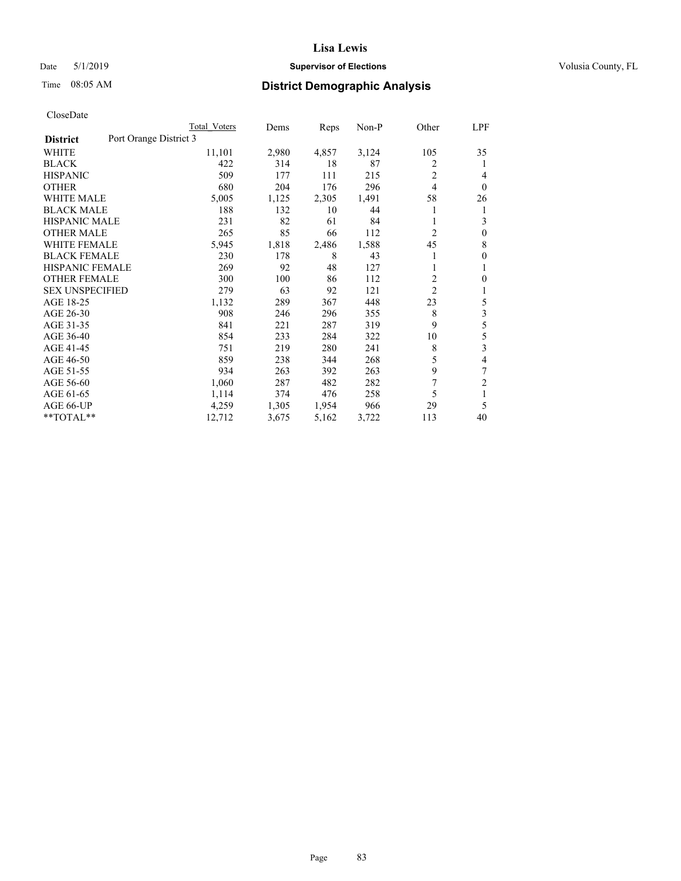**Lisa Lewis**

Date 5/1/2019 **Supervisor of Elections** Volusia County, FL

Time 08:05 AM **District Demographic Analysis**

CloseDate

| District | Port Orange District 3 | Total Voters | Dems | Reps | Non-P | Other | LPF |
|---|---|---|---|---|---|---|---|
| WHITE | | 11,101 | 2,980 | 4,857 | 3,124 | 105 | 35 |
| BLACK | | 422 | 314 | 18 | 87 | 2 | 1 |
| HISPANIC | | 509 | 177 | 111 | 215 | 2 | 4 |
| OTHER | | 680 | 204 | 176 | 296 | 4 | 0 |
| WHITE MALE | | 5,005 | 1,125 | 2,305 | 1,491 | 58 | 26 |
| BLACK MALE | | 188 | 132 | 10 | 44 | 1 | 1 |
| HISPANIC MALE | | 231 | 82 | 61 | 84 | 1 | 3 |
| OTHER MALE | | 265 | 85 | 66 | 112 | 2 | 0 |
| WHITE FEMALE | | 5,945 | 1,818 | 2,486 | 1,588 | 45 | 8 |
| BLACK FEMALE | | 230 | 178 | 8 | 43 | 1 | 0 |
| HISPANIC FEMALE | | 269 | 92 | 48 | 127 | 1 | 1 |
| OTHER FEMALE | | 300 | 100 | 86 | 112 | 2 | 0 |
| SEX UNSPECIFIED | | 279 | 63 | 92 | 121 | 2 | 1 |
| AGE 18-25 | | 1,132 | 289 | 367 | 448 | 23 | 5 |
| AGE 26-30 | | 908 | 246 | 296 | 355 | 8 | 3 |
| AGE 31-35 | | 841 | 221 | 287 | 319 | 9 | 5 |
| AGE 36-40 | | 854 | 233 | 284 | 322 | 10 | 5 |
| AGE 41-45 | | 751 | 219 | 280 | 241 | 8 | 3 |
| AGE 46-50 | | 859 | 238 | 344 | 268 | 5 | 4 |
| AGE 51-55 | | 934 | 263 | 392 | 263 | 9 | 7 |
| AGE 56-60 | | 1,060 | 287 | 482 | 282 | 7 | 2 |
| AGE 61-65 | | 1,114 | 374 | 476 | 258 | 5 | 1 |
| AGE 66-UP | | 4,259 | 1,305 | 1,954 | 966 | 29 | 5 |
| **TOTAL** | | 12,712 | 3,675 | 5,162 | 3,722 | 113 | 40 |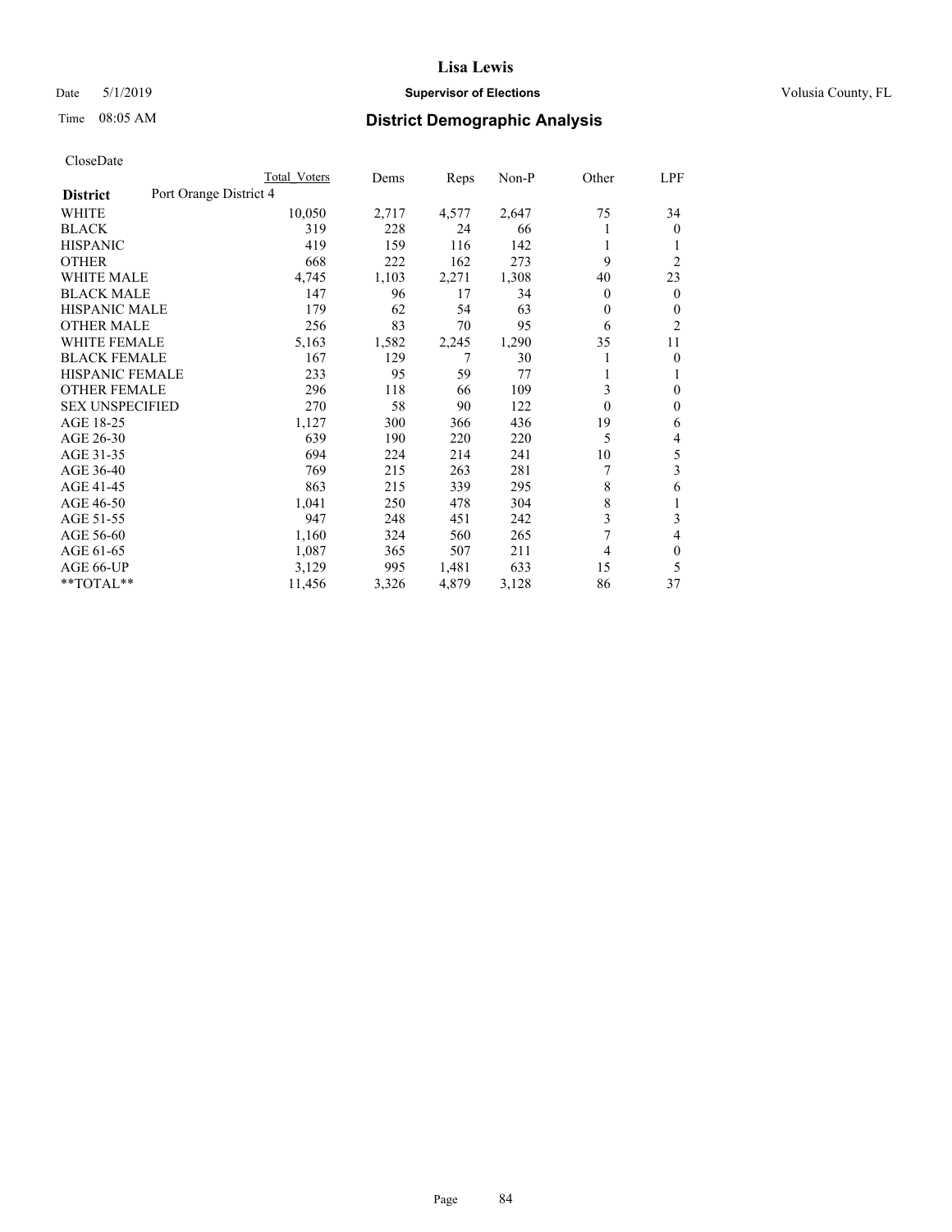# Lisa Lewis

Date 5/1/2019 **Supervisor of Elections** Volusia County, FL

Time 08:05 AM **District Demographic Analysis**

CloseDate

| | Total Voters | Dems | Reps | Non-P | Other | LPF |
|---|---|---|---|---|---|---|
| **District** Port Orange District 4 | | | | | | |
| WHITE | 10,050 | 2,717 | 4,577 | 2,647 | 75 | 34 |
| BLACK | 319 | 228 | 24 | 66 | 1 | 0 |
| HISPANIC | 419 | 159 | 116 | 142 | 1 | 1 |
| OTHER | 668 | 222 | 162 | 273 | 9 | 2 |
| WHITE MALE | 4,745 | 1,103 | 2,271 | 1,308 | 40 | 23 |
| BLACK MALE | 147 | 96 | 17 | 34 | 0 | 0 |
| HISPANIC MALE | 179 | 62 | 54 | 63 | 0 | 0 |
| OTHER MALE | 256 | 83 | 70 | 95 | 6 | 2 |
| WHITE FEMALE | 5,163 | 1,582 | 2,245 | 1,290 | 35 | 11 |
| BLACK FEMALE | 167 | 129 | 7 | 30 | 1 | 0 |
| HISPANIC FEMALE | 233 | 95 | 59 | 77 | 1 | 1 |
| OTHER FEMALE | 296 | 118 | 66 | 109 | 3 | 0 |
| SEX UNSPECIFIED | 270 | 58 | 90 | 122 | 0 | 0 |
| AGE 18-25 | 1,127 | 300 | 366 | 436 | 19 | 6 |
| AGE 26-30 | 639 | 190 | 220 | 220 | 5 | 4 |
| AGE 31-35 | 694 | 224 | 214 | 241 | 10 | 5 |
| AGE 36-40 | 769 | 215 | 263 | 281 | 7 | 3 |
| AGE 41-45 | 863 | 215 | 339 | 295 | 8 | 6 |
| AGE 46-50 | 1,041 | 250 | 478 | 304 | 8 | 1 |
| AGE 51-55 | 947 | 248 | 451 | 242 | 3 | 3 |
| AGE 56-60 | 1,160 | 324 | 560 | 265 | 7 | 4 |
| AGE 61-65 | 1,087 | 365 | 507 | 211 | 4 | 0 |
| AGE 66-UP | 3,129 | 995 | 1,481 | 633 | 15 | 5 |
| **TOTAL** | 11,456 | 3,326 | 4,879 | 3,128 | 86 | 37 |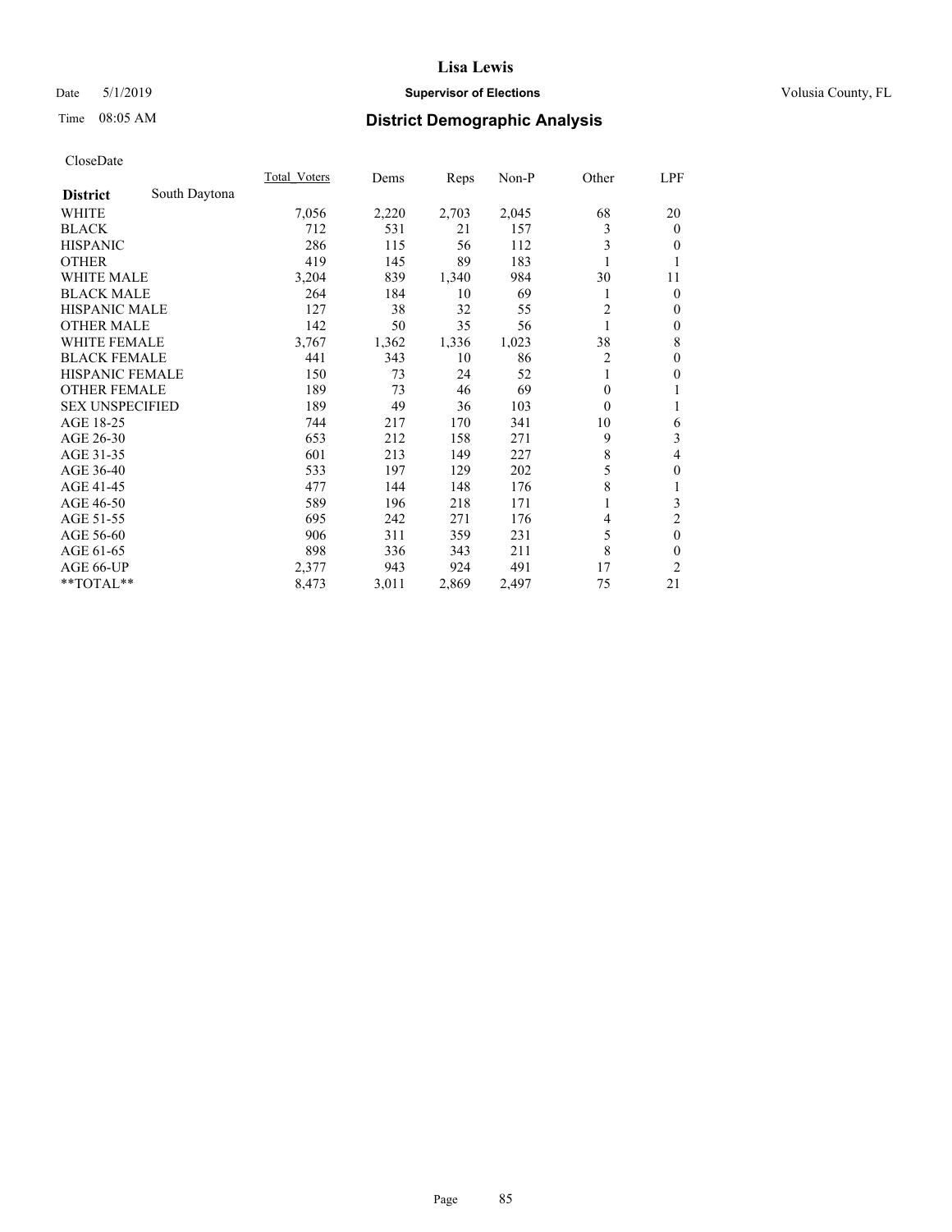Date 5/1/2019 **Supervisor of Elections** Volusia County, FL

Time 08:05 AM **District Demographic Analysis**

CloseDate

| **District** South Daytona | Total_Voters | Dems | Reps | Non-P | Other | LPF |
|---|---|---|---|---|---|---|
| WHITE | 7,056 | 2,220 | 2,703 | 2,045 | 68 | 20 |
| BLACK | 712 | 531 | 21 | 157 | 3 | 0 |
| HISPANIC | 286 | 115 | 56 | 112 | 3 | 0 |
| OTHER | 419 | 145 | 89 | 183 | 1 | 1 |
| WHITE MALE | 3,204 | 839 | 1,340 | 984 | 30 | 11 |
| BLACK MALE | 264 | 184 | 10 | 69 | 1 | 0 |
| HISPANIC MALE | 127 | 38 | 32 | 55 | 2 | 0 |
| OTHER MALE | 142 | 50 | 35 | 56 | 1 | 0 |
| WHITE FEMALE | 3,767 | 1,362 | 1,336 | 1,023 | 38 | 8 |
| BLACK FEMALE | 441 | 343 | 10 | 86 | 2 | 0 |
| HISPANIC FEMALE | 150 | 73 | 24 | 52 | 1 | 0 |
| OTHER FEMALE | 189 | 73 | 46 | 69 | 0 | 1 |
| SEX UNSPECIFIED | 189 | 49 | 36 | 103 | 0 | 1 |
| AGE 18-25 | 744 | 217 | 170 | 341 | 10 | 6 |
| AGE 26-30 | 653 | 212 | 158 | 271 | 9 | 3 |
| AGE 31-35 | 601 | 213 | 149 | 227 | 8 | 4 |
| AGE 36-40 | 533 | 197 | 129 | 202 | 5 | 0 |
| AGE 41-45 | 477 | 144 | 148 | 176 | 8 | 1 |
| AGE 46-50 | 589 | 196 | 218 | 171 | 1 | 3 |
| AGE 51-55 | 695 | 242 | 271 | 176 | 4 | 2 |
| AGE 56-60 | 906 | 311 | 359 | 231 | 5 | 0 |
| AGE 61-65 | 898 | 336 | 343 | 211 | 8 | 0 |
| AGE 66-UP | 2,377 | 943 | 924 | 491 | 17 | 2 |
| **TOTAL** | 8,473 | 3,011 | 2,869 | 2,497 | 75 | 21 |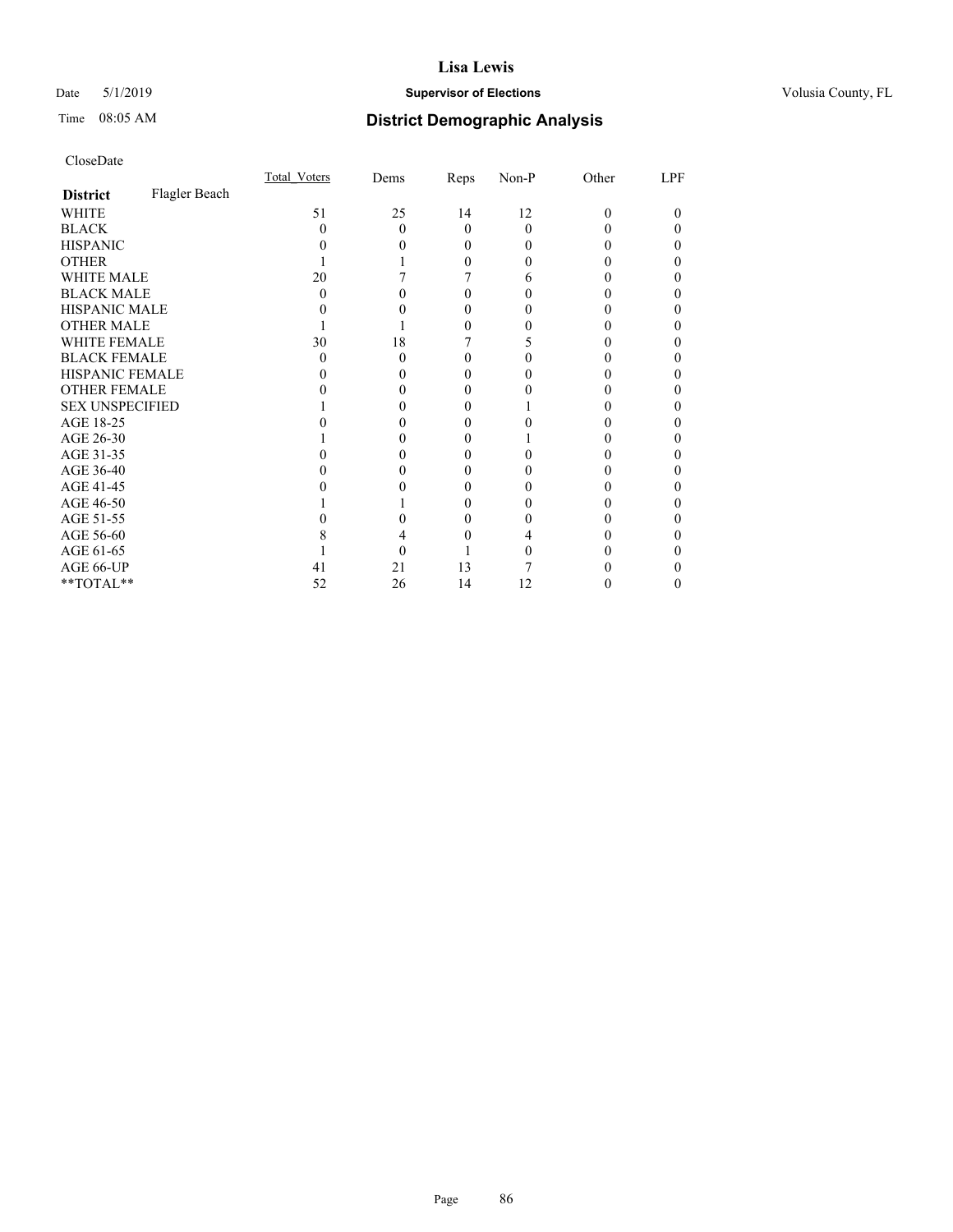**Lisa Lewis**

Date 5/1/2019 **Supervisor of Elections** Volusia County, FL

Time 08:05 AM **District Demographic Analysis**

CloseDate

| | Total_Voters | Dems | Reps | Non-P | Other | LPF |
|---|---|---|---|---|---|---|
| **District** Flagler Beach | | | | | | |
| WHITE | 51 | 25 | 14 | 12 | 0 | 0 |
| BLACK | 0 | 0 | 0 | 0 | 0 | 0 |
| HISPANIC | 0 | 0 | 0 | 0 | 0 | 0 |
| OTHER | 1 | 1 | 0 | 0 | 0 | 0 |
| WHITE MALE | 20 | 7 | 7 | 6 | 0 | 0 |
| BLACK MALE | 0 | 0 | 0 | 0 | 0 | 0 |
| HISPANIC MALE | 0 | 0 | 0 | 0 | 0 | 0 |
| OTHER MALE | 1 | 1 | 0 | 0 | 0 | 0 |
| WHITE FEMALE | 30 | 18 | 7 | 5 | 0 | 0 |
| BLACK FEMALE | 0 | 0 | 0 | 0 | 0 | 0 |
| HISPANIC FEMALE | 0 | 0 | 0 | 0 | 0 | 0 |
| OTHER FEMALE | 0 | 0 | 0 | 0 | 0 | 0 |
| SEX UNSPECIFIED | 1 | 0 | 0 | 1 | 0 | 0 |
| AGE 18-25 | 0 | 0 | 0 | 0 | 0 | 0 |
| AGE 26-30 | 1 | 0 | 0 | 1 | 0 | 0 |
| AGE 31-35 | 0 | 0 | 0 | 0 | 0 | 0 |
| AGE 36-40 | 0 | 0 | 0 | 0 | 0 | 0 |
| AGE 41-45 | 0 | 0 | 0 | 0 | 0 | 0 |
| AGE 46-50 | 1 | 1 | 0 | 0 | 0 | 0 |
| AGE 51-55 | 0 | 0 | 0 | 0 | 0 | 0 |
| AGE 56-60 | 8 | 4 | 0 | 4 | 0 | 0 |
| AGE 61-65 | 1 | 0 | 1 | 0 | 0 | 0 |
| AGE 66-UP | 41 | 21 | 13 | 7 | 0 | 0 |
| **TOTAL** | 52 | 26 | 14 | 12 | 0 | 0 |